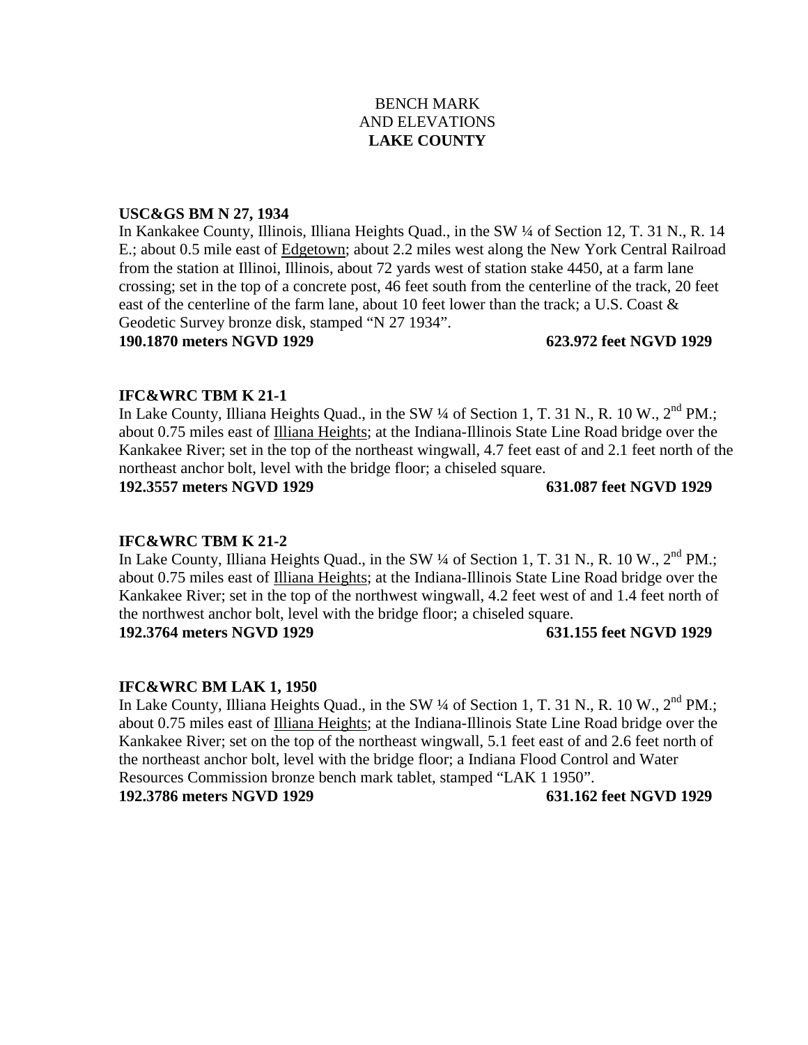# BENCH MARK
# AND ELEVATIONS
# LAKE COUNTY

**USC&GS BM N 27, 1934**
In Kankakee County, Illinois, Illiana Heights Quad., in the SW ¼ of Section 12, T. 31 N., R. 14 E.; about 0.5 mile east of Edgetown; about 2.2 miles west along the New York Central Railroad from the station at Illinoi, Illinois, about 72 yards west of station stake 4450, at a farm lane crossing; set in the top of a concrete post, 46 feet south from the centerline of the track, 20 feet east of the centerline of the farm lane, about 10 feet lower than the track; a U.S. Coast & Geodetic Survey bronze disk, stamped "N 27 1934".
**190.1870 meters NGVD 1929** **623.972 feet NGVD 1929**

**IFC&WRC TBM K 21-1**
In Lake County, Illiana Heights Quad., in the SW ¼ of Section 1, T. 31 N., R. 10 W., 2nd PM.; about 0.75 miles east of Illiana Heights; at the Indiana-Illinois State Line Road bridge over the Kankakee River; set in the top of the northeast wingwall, 4.7 feet east of and 2.1 feet north of the northeast anchor bolt, level with the bridge floor; a chiseled square.
**192.3557 meters NGVD 1929** **631.087 feet NGVD 1929**

**IFC&WRC TBM K 21-2**
In Lake County, Illiana Heights Quad., in the SW ¼ of Section 1, T. 31 N., R. 10 W., 2nd PM.; about 0.75 miles east of Illiana Heights; at the Indiana-Illinois State Line Road bridge over the Kankakee River; set in the top of the northwest wingwall, 4.2 feet west of and 1.4 feet north of the northwest anchor bolt, level with the bridge floor; a chiseled square.
**192.3764 meters NGVD 1929** **631.155 feet NGVD 1929**

**IFC&WRC BM LAK 1, 1950**
In Lake County, Illiana Heights Quad., in the SW ¼ of Section 1, T. 31 N., R. 10 W., 2nd PM.; about 0.75 miles east of Illiana Heights; at the Indiana-Illinois State Line Road bridge over the Kankakee River; set on the top of the northeast wingwall, 5.1 feet east of and 2.6 feet north of the northeast anchor bolt, level with the bridge floor; a Indiana Flood Control and Water Resources Commission bronze bench mark tablet, stamped "LAK 1 1950".
**192.3786 meters NGVD 1929** **631.162 feet NGVD 1929**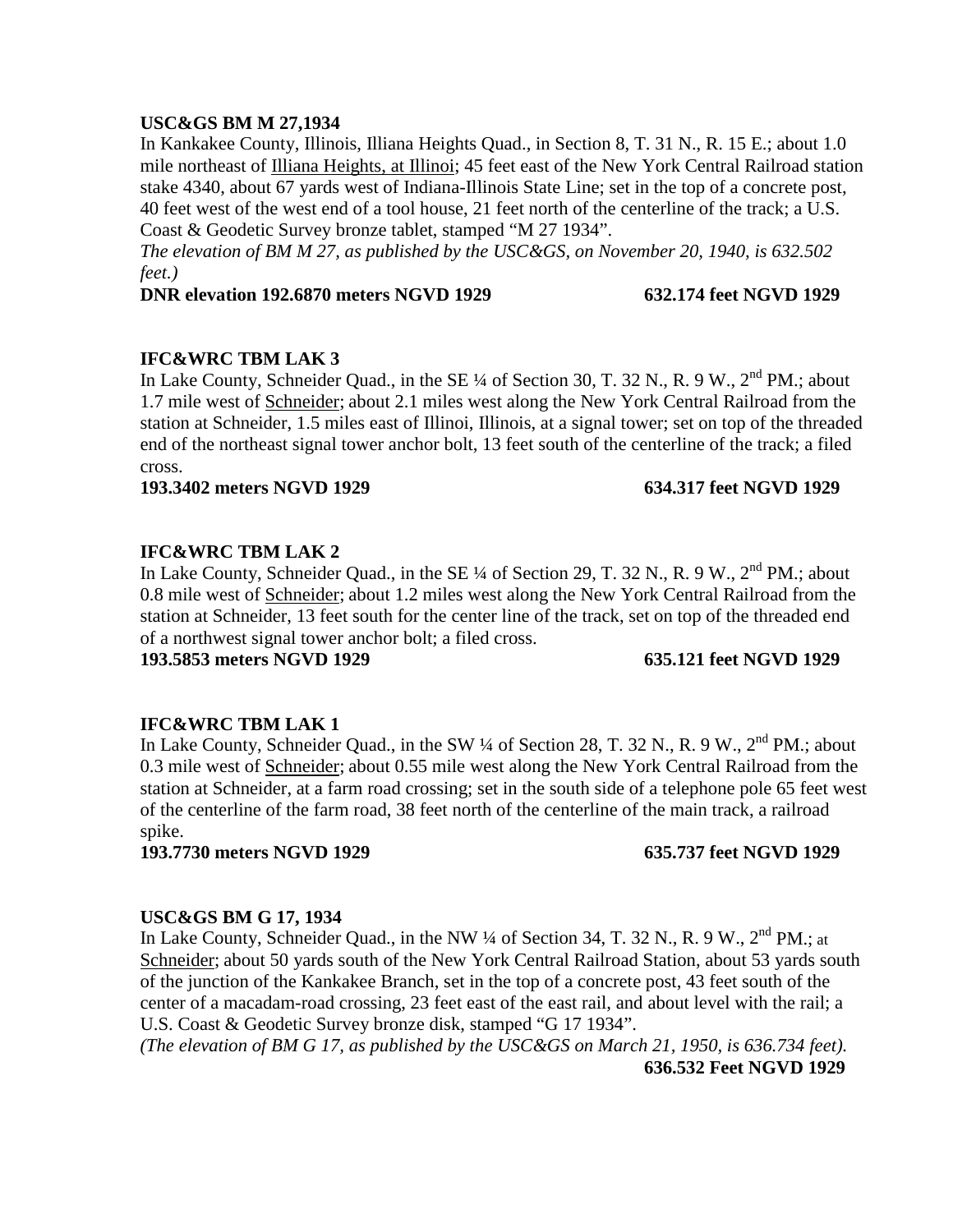**USC&GS BM M 27,1934**

In Kankakee County, Illinois, Illiana Heights Quad., in Section 8, T. 31 N., R. 15 E.; about 1.0 mile northeast of Illiana Heights, at Illinoi; 45 feet east of the New York Central Railroad station stake 4340, about 67 yards west of Indiana-Illinois State Line; set in the top of a concrete post, 40 feet west of the west end of a tool house, 21 feet north of the centerline of the track; a U.S. Coast & Geodetic Survey bronze tablet, stamped "M 27 1934".

*The elevation of BM M 27, as published by the USC&GS, on November 20, 1940, is 632.502 feet.)*

**DNR elevation 192.6870 meters NGVD 1929 632.174 feet NGVD 1929**

**IFC&WRC TBM LAK 3**

In Lake County, Schneider Quad., in the SE ¼ of Section 30, T. 32 N., R. 9 W., 2nd PM.; about 1.7 mile west of Schneider; about 2.1 miles west along the New York Central Railroad from the station at Schneider, 1.5 miles east of Illinoi, Illinois, at a signal tower; set on top of the threaded end of the northeast signal tower anchor bolt, 13 feet south of the centerline of the track; a filed cross.

**193.3402 meters NGVD 1929 634.317 feet NGVD 1929**

**IFC&WRC TBM LAK 2**

In Lake County, Schneider Quad., in the SE ¼ of Section 29, T. 32 N., R. 9 W., 2nd PM.; about 0.8 mile west of Schneider; about 1.2 miles west along the New York Central Railroad from the station at Schneider, 13 feet south for the center line of the track, set on top of the threaded end of a northwest signal tower anchor bolt; a filed cross.

**193.5853 meters NGVD 1929 635.121 feet NGVD 1929**

**IFC&WRC TBM LAK 1**

In Lake County, Schneider Quad., in the SW ¼ of Section 28, T. 32 N., R. 9 W., 2nd PM.; about 0.3 mile west of Schneider; about 0.55 mile west along the New York Central Railroad from the station at Schneider, at a farm road crossing; set in the south side of a telephone pole 65 feet west of the centerline of the farm road, 38 feet north of the centerline of the main track, a railroad spike.

**193.7730 meters NGVD 1929 635.737 feet NGVD 1929**

**USC&GS BM G 17, 1934**

In Lake County, Schneider Quad., in the NW ¼ of Section 34, T. 32 N., R. 9 W., 2nd PM.; at Schneider; about 50 yards south of the New York Central Railroad Station, about 53 yards south of the junction of the Kankakee Branch, set in the top of a concrete post, 43 feet south of the center of a macadam-road crossing, 23 feet east of the east rail, and about level with the rail; a U.S. Coast & Geodetic Survey bronze disk, stamped "G 17 1934".

*(The elevation of BM G 17, as published by the USC&GS on March 21, 1950, is 636.734 feet).*

**636.532 Feet NGVD 1929**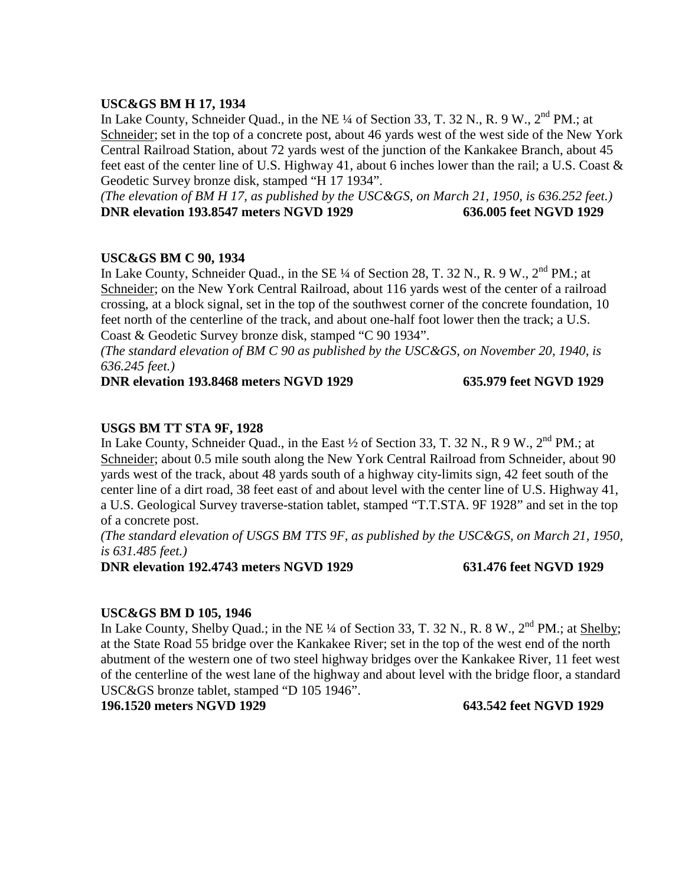**USC&GS BM H 17, 1934**

In Lake County, Schneider Quad., in the NE ¼ of Section 33, T. 32 N., R. 9 W., 2nd PM.; at Schneider; set in the top of a concrete post, about 46 yards west of the west side of the New York Central Railroad Station, about 72 yards west of the junction of the Kankakee Branch, about 45 feet east of the center line of U.S. Highway 41, about 6 inches lower than the rail; a U.S. Coast & Geodetic Survey bronze disk, stamped "H 17 1934".

*(The elevation of BM H 17, as published by the USC&GS, on March 21, 1950, is 636.252 feet.)*

**DNR elevation 193.8547 meters NGVD 1929 636.005 feet NGVD 1929**

**USC&GS BM C 90, 1934**

In Lake County, Schneider Quad., in the SE ¼ of Section 28, T. 32 N., R. 9 W., 2nd PM.; at Schneider; on the New York Central Railroad, about 116 yards west of the center of a railroad crossing, at a block signal, set in the top of the southwest corner of the concrete foundation, 10 feet north of the centerline of the track, and about one-half foot lower then the track; a U.S. Coast & Geodetic Survey bronze disk, stamped "C 90 1934".

*(The standard elevation of BM C 90 as published by the USC&GS, on November 20, 1940, is 636.245 feet.)*

**DNR elevation 193.8468 meters NGVD 1929 635.979 feet NGVD 1929**

**USGS BM TT STA 9F, 1928**

In Lake County, Schneider Quad., in the East ½ of Section 33, T. 32 N., R 9 W., 2nd PM.; at Schneider; about 0.5 mile south along the New York Central Railroad from Schneider, about 90 yards west of the track, about 48 yards south of a highway city-limits sign, 42 feet south of the center line of a dirt road, 38 feet east of and about level with the center line of U.S. Highway 41, a U.S. Geological Survey traverse-station tablet, stamped "T.T.STA. 9F 1928" and set in the top of a concrete post.

*(The standard elevation of USGS BM TTS 9F, as published by the USC&GS, on March 21, 1950, is 631.485 feet.)*

**DNR elevation 192.4743 meters NGVD 1929 631.476 feet NGVD 1929**

**USC&GS BM D 105, 1946**

In Lake County, Shelby Quad.; in the NE ¼ of Section 33, T. 32 N., R. 8 W., 2nd PM.; at Shelby; at the State Road 55 bridge over the Kankakee River; set in the top of the west end of the north abutment of the western one of two steel highway bridges over the Kankakee River, 11 feet west of the centerline of the west lane of the highway and about level with the bridge floor, a standard USC&GS bronze tablet, stamped "D 105 1946".

**196.1520 meters NGVD 1929 643.542 feet NGVD 1929**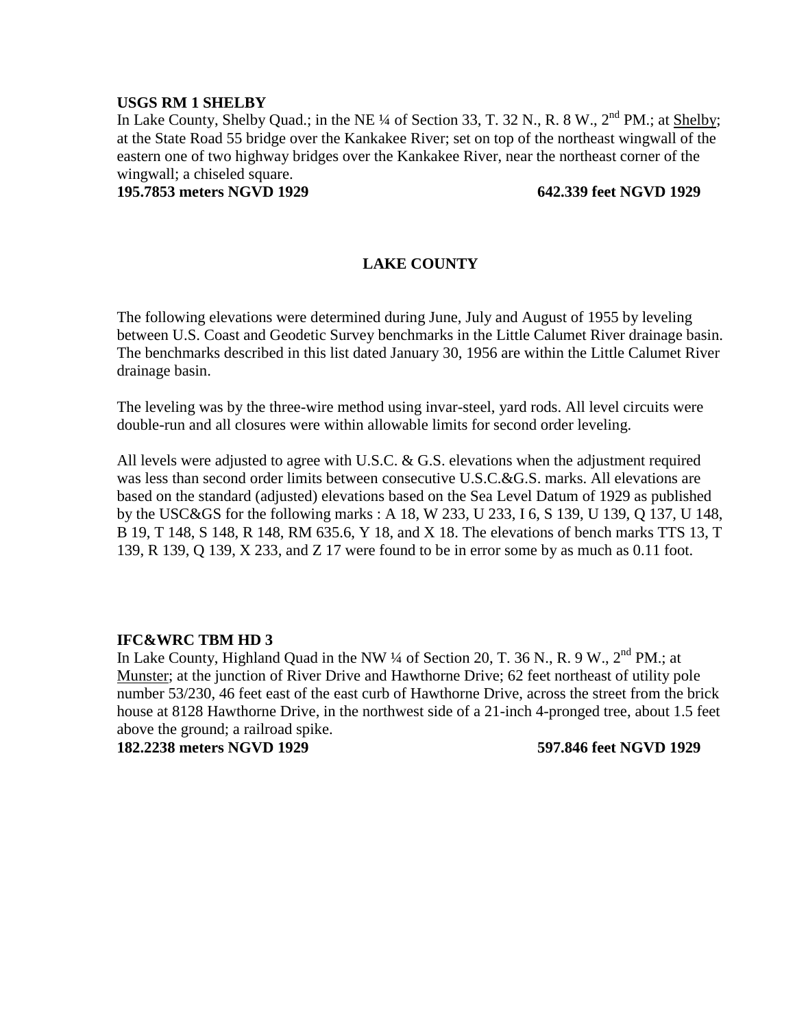**USGS RM 1 SHELBY**

In Lake County, Shelby Quad.; in the NE ¼ of Section 33, T. 32 N., R. 8 W., 2nd PM.; at Shelby; at the State Road 55 bridge over the Kankakee River; set on top of the northeast wingwall of the eastern one of two highway bridges over the Kankakee River, near the northeast corner of the wingwall; a chiseled square.

**195.7853 meters NGVD 1929** **642.339 feet NGVD 1929**

## LAKE COUNTY

The following elevations were determined during June, July and August of 1955 by leveling between U.S. Coast and Geodetic Survey benchmarks in the Little Calumet River drainage basin. The benchmarks described in this list dated January 30, 1956 are within the Little Calumet River drainage basin.

The leveling was by the three-wire method using invar-steel, yard rods. All level circuits were double-run and all closures were within allowable limits for second order leveling.

All levels were adjusted to agree with U.S.C. & G.S. elevations when the adjustment required was less than second order limits between consecutive U.S.C.&G.S. marks. All elevations are based on the standard (adjusted) elevations based on the Sea Level Datum of 1929 as published by the USC&GS for the following marks : A 18, W 233, U 233, I 6, S 139, U 139, Q 137, U 148, B 19, T 148, S 148, R 148, RM 635.6, Y 18, and X 18. The elevations of bench marks TTS 13, T 139, R 139, Q 139, X 233, and Z 17 were found to be in error some by as much as 0.11 foot.

**IFC&WRC TBM HD 3**

In Lake County, Highland Quad in the NW ¼ of Section 20, T. 36 N., R. 9 W., 2nd PM.; at Munster; at the junction of River Drive and Hawthorne Drive; 62 feet northeast of utility pole number 53/230, 46 feet east of the east curb of Hawthorne Drive, across the street from the brick house at 8128 Hawthorne Drive, in the northwest side of a 21-inch 4-pronged tree, about 1.5 feet above the ground; a railroad spike.

**182.2238 meters NGVD 1929** **597.846 feet NGVD 1929**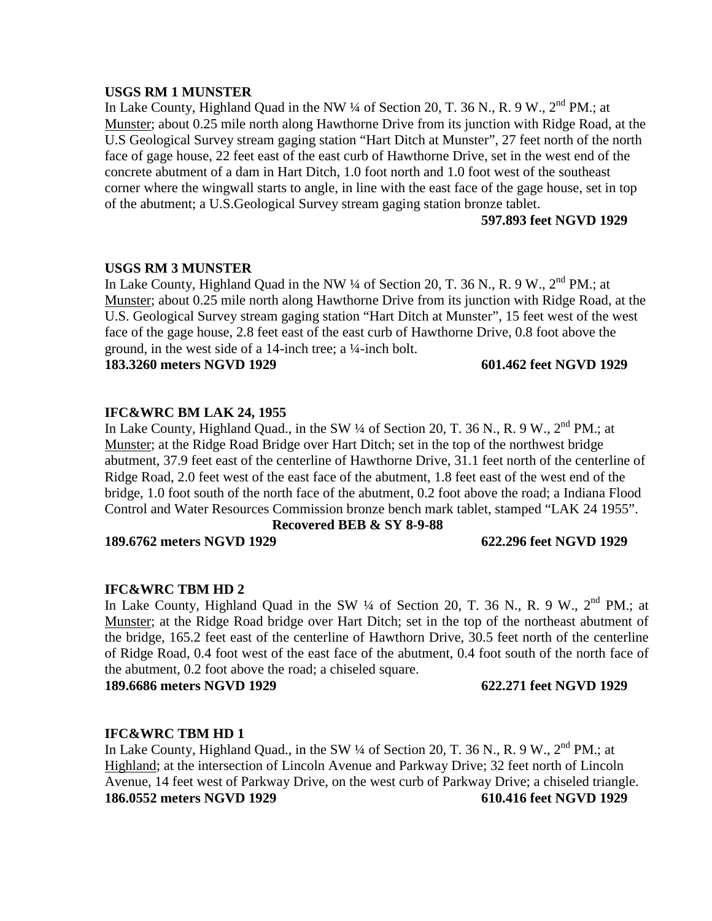**USGS RM 1 MUNSTER**

In Lake County, Highland Quad in the NW ¼ of Section 20, T. 36 N., R. 9 W., 2nd PM.; at Munster; about 0.25 mile north along Hawthorne Drive from its junction with Ridge Road, at the U.S Geological Survey stream gaging station "Hart Ditch at Munster", 27 feet north of the north face of gage house, 22 feet east of the east curb of Hawthorne Drive, set in the west end of the concrete abutment of a dam in Hart Ditch, 1.0 foot north and 1.0 foot west of the southeast corner where the wingwall starts to angle, in line with the east face of the gage house, set in top of the abutment; a U.S.Geological Survey stream gaging station bronze tablet.

**597.893 feet NGVD 1929**

**USGS RM 3 MUNSTER**

In Lake County, Highland Quad in the NW ¼ of Section 20, T. 36 N., R. 9 W., 2nd PM.; at Munster; about 0.25 mile north along Hawthorne Drive from its junction with Ridge Road, at the U.S. Geological Survey stream gaging station "Hart Ditch at Munster", 15 feet west of the west face of the gage house, 2.8 feet east of the east curb of Hawthorne Drive, 0.8 foot above the ground, in the west side of a 14-inch tree; a ¼-inch bolt.

**183.3260 meters NGVD 1929** **601.462 feet NGVD 1929**

**IFC&WRC BM LAK 24, 1955**

In Lake County, Highland Quad., in the SW ¼ of Section 20, T. 36 N., R. 9 W., 2nd PM.; at Munster; at the Ridge Road Bridge over Hart Ditch; set in the top of the northwest bridge abutment, 37.9 feet east of the centerline of Hawthorne Drive, 31.1 feet north of the centerline of Ridge Road, 2.0 feet west of the east face of the abutment, 1.8 feet east of the west end of the bridge, 1.0 foot south of the north face of the abutment, 0.2 foot above the road; a Indiana Flood Control and Water Resources Commission bronze bench mark tablet, stamped "LAK 24 1955".

**Recovered BEB & SY 8-9-88**

**189.6762 meters NGVD 1929** **622.296 feet NGVD 1929**

**IFC&WRC TBM HD 2**

In Lake County, Highland Quad in the SW ¼ of Section 20, T. 36 N., R. 9 W., 2nd PM.; at Munster; at the Ridge Road bridge over Hart Ditch; set in the top of the northeast abutment of the bridge, 165.2 feet east of the centerline of Hawthorn Drive, 30.5 feet north of the centerline of Ridge Road, 0.4 foot west of the east face of the abutment, 0.4 foot south of the north face of the abutment, 0.2 foot above the road; a chiseled square.

**189.6686 meters NGVD 1929** **622.271 feet NGVD 1929**

**IFC&WRC TBM HD 1**

In Lake County, Highland Quad., in the SW ¼ of Section 20, T. 36 N., R. 9 W., 2nd PM.; at Highland; at the intersection of Lincoln Avenue and Parkway Drive; 32 feet north of Lincoln Avenue, 14 feet west of Parkway Drive, on the west curb of Parkway Drive; a chiseled triangle.

**186.0552 meters NGVD 1929** **610.416 feet NGVD 1929**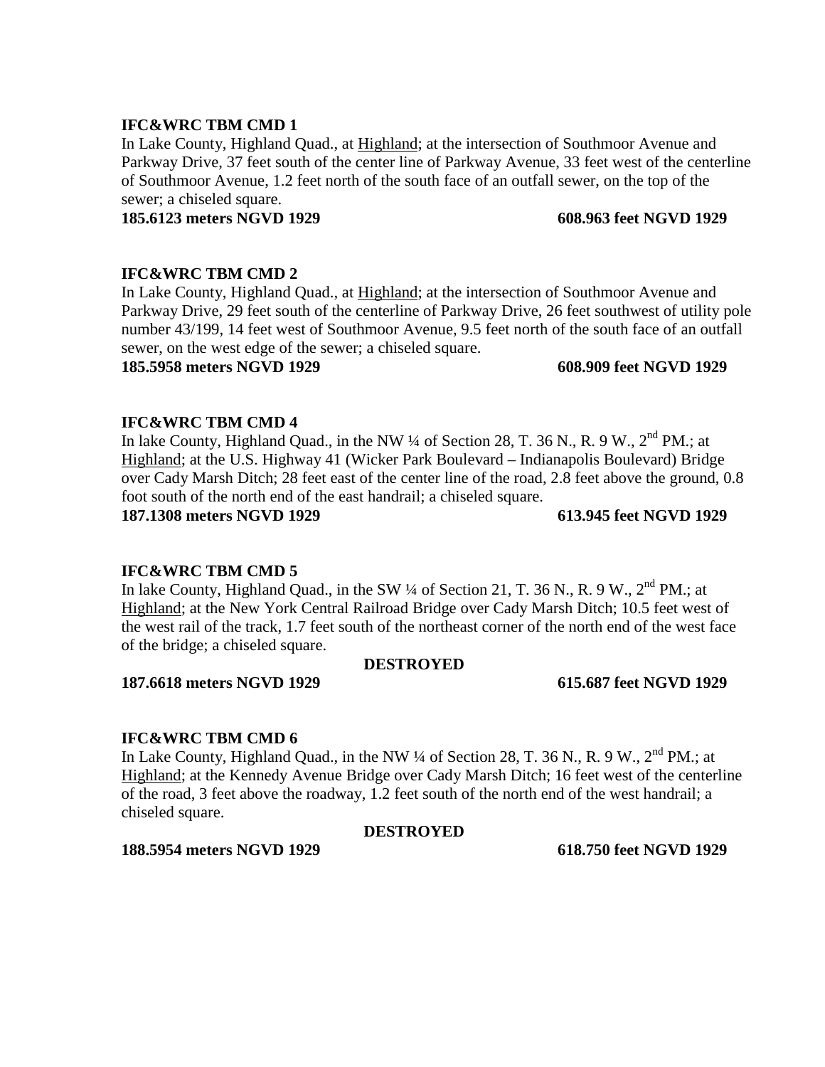**IFC&WRC TBM CMD 1**

In Lake County, Highland Quad., at Highland; at the intersection of Southmoor Avenue and Parkway Drive, 37 feet south of the center line of Parkway Avenue, 33 feet west of the centerline of Southmoor Avenue, 1.2 feet north of the south face of an outfall sewer, on the top of the sewer; a chiseled square.

**185.6123 meters NGVD 1929** **608.963 feet NGVD 1929**

**IFC&WRC TBM CMD 2**

In Lake County, Highland Quad., at Highland; at the intersection of Southmoor Avenue and Parkway Drive, 29 feet south of the centerline of Parkway Drive, 26 feet southwest of utility pole number 43/199, 14 feet west of Southmoor Avenue, 9.5 feet north of the south face of an outfall sewer, on the west edge of the sewer; a chiseled square.

**185.5958 meters NGVD 1929** **608.909 feet NGVD 1929**

**IFC&WRC TBM CMD 4**

In lake County, Highland Quad., in the NW ¼ of Section 28, T. 36 N., R. 9 W., 2nd PM.; at Highland; at the U.S. Highway 41 (Wicker Park Boulevard – Indianapolis Boulevard) Bridge over Cady Marsh Ditch; 28 feet east of the center line of the road, 2.8 feet above the ground, 0.8 foot south of the north end of the east handrail; a chiseled square.

**187.1308 meters NGVD 1929** **613.945 feet NGVD 1929**

**IFC&WRC TBM CMD 5**

In lake County, Highland Quad., in the SW ¼ of Section 21, T. 36 N., R. 9 W., 2nd PM.; at Highland; at the New York Central Railroad Bridge over Cady Marsh Ditch; 10.5 feet west of the west rail of the track, 1.7 feet south of the northeast corner of the north end of the west face of the bridge; a chiseled square.

**DESTROYED**

**187.6618 meters NGVD 1929** **615.687 feet NGVD 1929**

**IFC&WRC TBM CMD 6**

In Lake County, Highland Quad., in the NW ¼ of Section 28, T. 36 N., R. 9 W., 2nd PM.; at Highland; at the Kennedy Avenue Bridge over Cady Marsh Ditch; 16 feet west of the centerline of the road, 3 feet above the roadway, 1.2 feet south of the north end of the west handrail; a chiseled square.

**DESTROYED**

**188.5954 meters NGVD 1929** **618.750 feet NGVD 1929**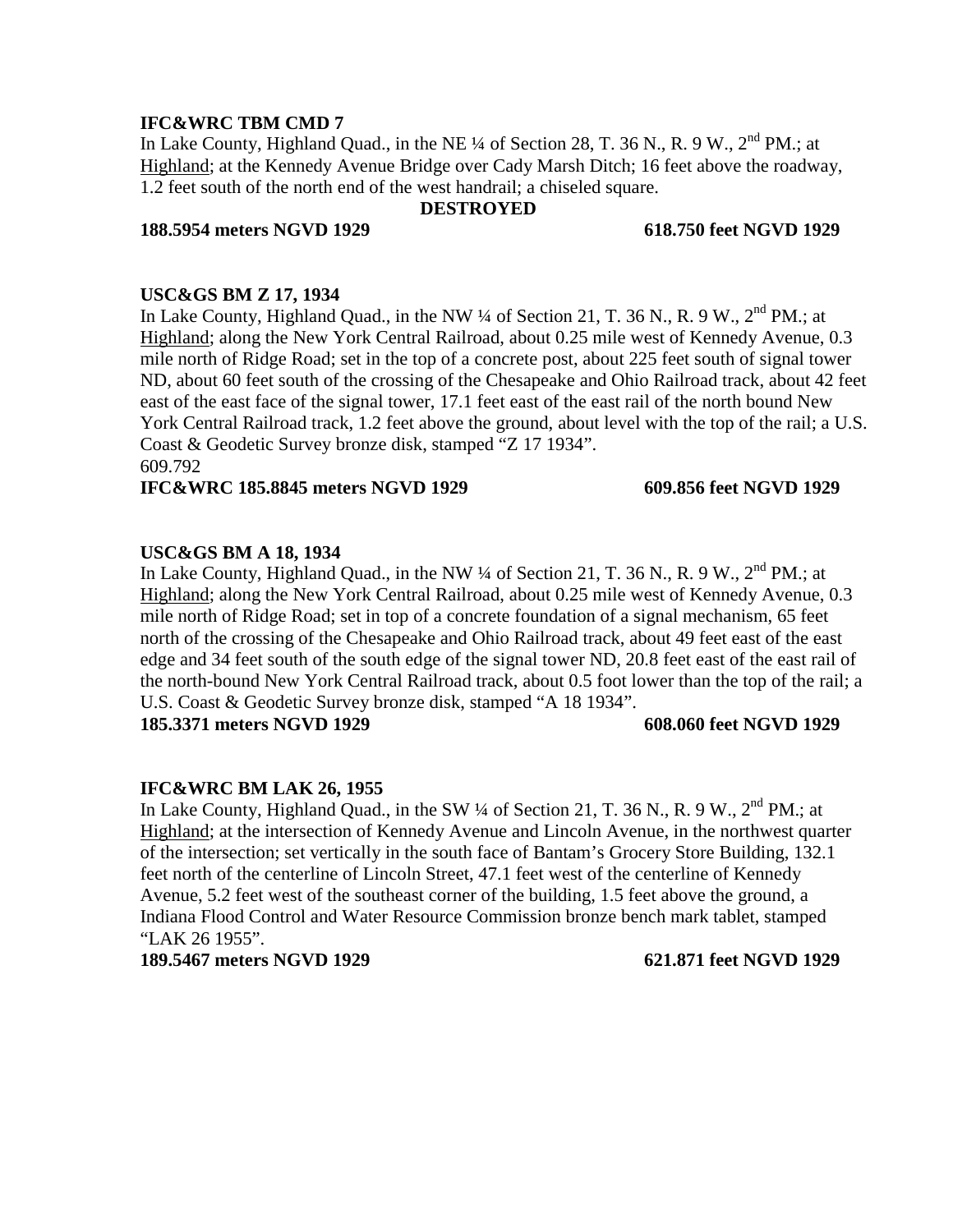**IFC&WRC TBM CMD 7**

In Lake County, Highland Quad., in the NE ¼ of Section 28, T. 36 N., R. 9 W., 2nd PM.; at Highland; at the Kennedy Avenue Bridge over Cady Marsh Ditch; 16 feet above the roadway, 1.2 feet south of the north end of the west handrail; a chiseled square.

**DESTROYED**

**188.5954 meters NGVD 1929 618.750 feet NGVD 1929**

**USC&GS BM Z 17, 1934**

In Lake County, Highland Quad., in the NW ¼ of Section 21, T. 36 N., R. 9 W., 2nd PM.; at Highland; along the New York Central Railroad, about 0.25 mile west of Kennedy Avenue, 0.3 mile north of Ridge Road; set in the top of a concrete post, about 225 feet south of signal tower ND, about 60 feet south of the crossing of the Chesapeake and Ohio Railroad track, about 42 feet east of the east face of the signal tower, 17.1 feet east of the east rail of the north bound New York Central Railroad track, 1.2 feet above the ground, about level with the top of the rail; a U.S. Coast & Geodetic Survey bronze disk, stamped "Z 17 1934".

609.792

**IFC&WRC 185.8845 meters NGVD 1929 609.856 feet NGVD 1929**

**USC&GS BM A 18, 1934**

In Lake County, Highland Quad., in the NW ¼ of Section 21, T. 36 N., R. 9 W., 2nd PM.; at Highland; along the New York Central Railroad, about 0.25 mile west of Kennedy Avenue, 0.3 mile north of Ridge Road; set in top of a concrete foundation of a signal mechanism, 65 feet north of the crossing of the Chesapeake and Ohio Railroad track, about 49 feet east of the east edge and 34 feet south of the south edge of the signal tower ND, 20.8 feet east of the east rail of the north-bound New York Central Railroad track, about 0.5 foot lower than the top of the rail; a U.S. Coast & Geodetic Survey bronze disk, stamped "A 18 1934".

**185.3371 meters NGVD 1929 608.060 feet NGVD 1929**

**IFC&WRC BM LAK 26, 1955**

In Lake County, Highland Quad., in the SW ¼ of Section 21, T. 36 N., R. 9 W., 2nd PM.; at Highland; at the intersection of Kennedy Avenue and Lincoln Avenue, in the northwest quarter of the intersection; set vertically in the south face of Bantam's Grocery Store Building, 132.1 feet north of the centerline of Lincoln Street, 47.1 feet west of the centerline of Kennedy Avenue, 5.2 feet west of the southeast corner of the building, 1.5 feet above the ground, a Indiana Flood Control and Water Resource Commission bronze bench mark tablet, stamped "LAK 26 1955".

**189.5467 meters NGVD 1929 621.871 feet NGVD 1929**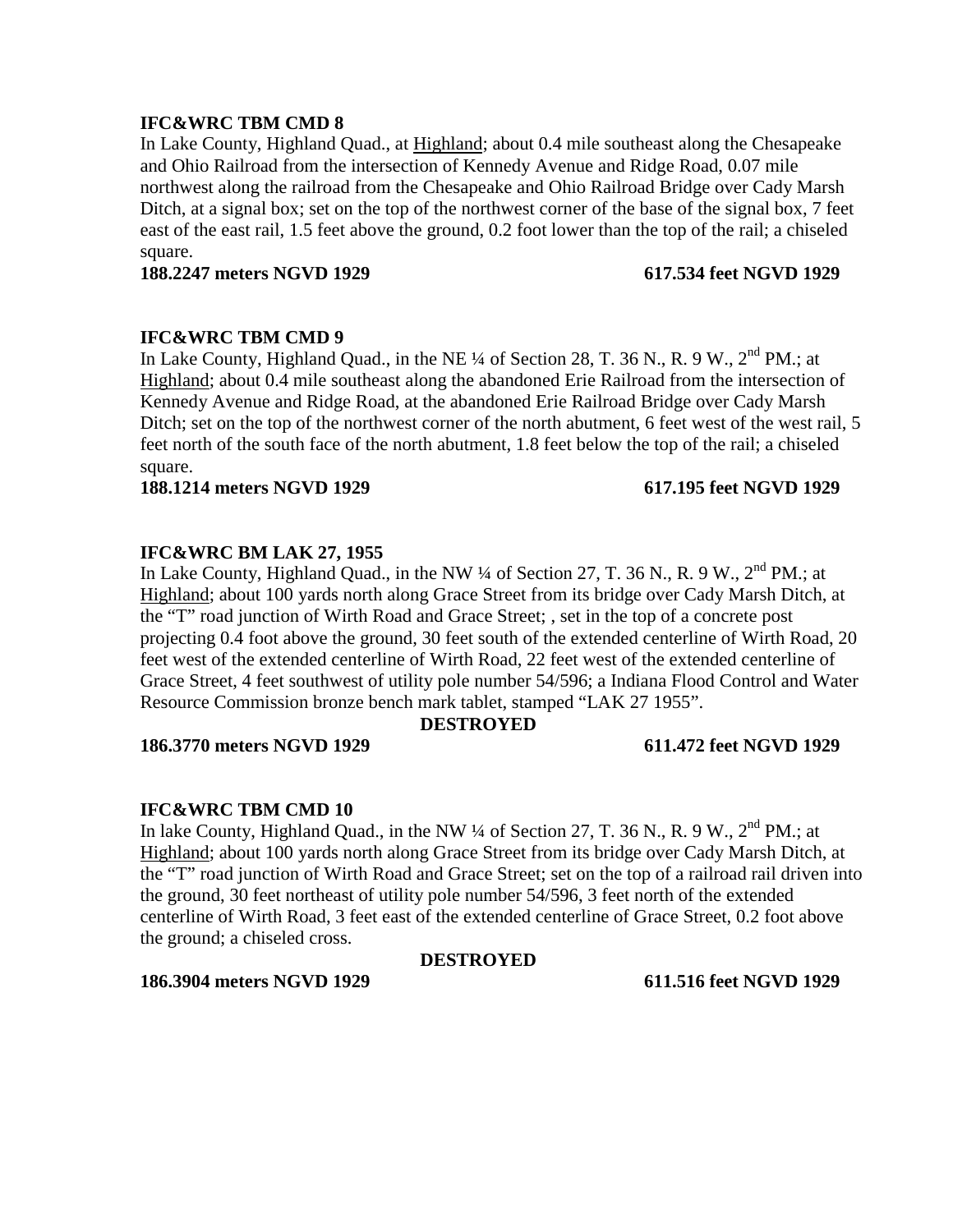**IFC&WRC TBM CMD 8**

In Lake County, Highland Quad., at <u>Highland</u>; about 0.4 mile southeast along the Chesapeake and Ohio Railroad from the intersection of Kennedy Avenue and Ridge Road, 0.07 mile northwest along the railroad from the Chesapeake and Ohio Railroad Bridge over Cady Marsh Ditch, at a signal box; set on the top of the northwest corner of the base of the signal box, 7 feet east of the east rail, 1.5 feet above the ground, 0.2 foot lower than the top of the rail; a chiseled square.

**188.2247 meters NGVD 1929** **617.534 feet NGVD 1929**

**IFC&WRC TBM CMD 9**

In Lake County, Highland Quad., in the NE ¼ of Section 28, T. 36 N., R. 9 W., 2nd PM.; at <u>Highland</u>; about 0.4 mile southeast along the abandoned Erie Railroad from the intersection of Kennedy Avenue and Ridge Road, at the abandoned Erie Railroad Bridge over Cady Marsh Ditch; set on the top of the northwest corner of the north abutment, 6 feet west of the west rail, 5 feet north of the south face of the north abutment, 1.8 feet below the top of the rail; a chiseled square.

**188.1214 meters NGVD 1929** **617.195 feet NGVD 1929**

**IFC&WRC BM LAK 27, 1955**

In Lake County, Highland Quad., in the NW ¼ of Section 27, T. 36 N., R. 9 W., 2nd PM.; at <u>Highland</u>; about 100 yards north along Grace Street from its bridge over Cady Marsh Ditch, at the "T" road junction of Wirth Road and Grace Street; , set in the top of a concrete post projecting 0.4 foot above the ground, 30 feet south of the extended centerline of Wirth Road, 20 feet west of the extended centerline of Wirth Road, 22 feet west of the extended centerline of Grace Street, 4 feet southwest of utility pole number 54/596; a Indiana Flood Control and Water Resource Commission bronze bench mark tablet, stamped "LAK 27 1955".

**DESTROYED**

**186.3770 meters NGVD 1929** **611.472 feet NGVD 1929**

**IFC&WRC TBM CMD 10**

In lake County, Highland Quad., in the NW ¼ of Section 27, T. 36 N., R. 9 W., 2nd PM.; at <u>Highland</u>; about 100 yards north along Grace Street from its bridge over Cady Marsh Ditch, at the "T" road junction of Wirth Road and Grace Street; set on the top of a railroad rail driven into the ground, 30 feet northeast of utility pole number 54/596, 3 feet north of the extended centerline of Wirth Road, 3 feet east of the extended centerline of Grace Street, 0.2 foot above the ground; a chiseled cross.

**DESTROYED**

**186.3904 meters NGVD 1929** **611.516 feet NGVD 1929**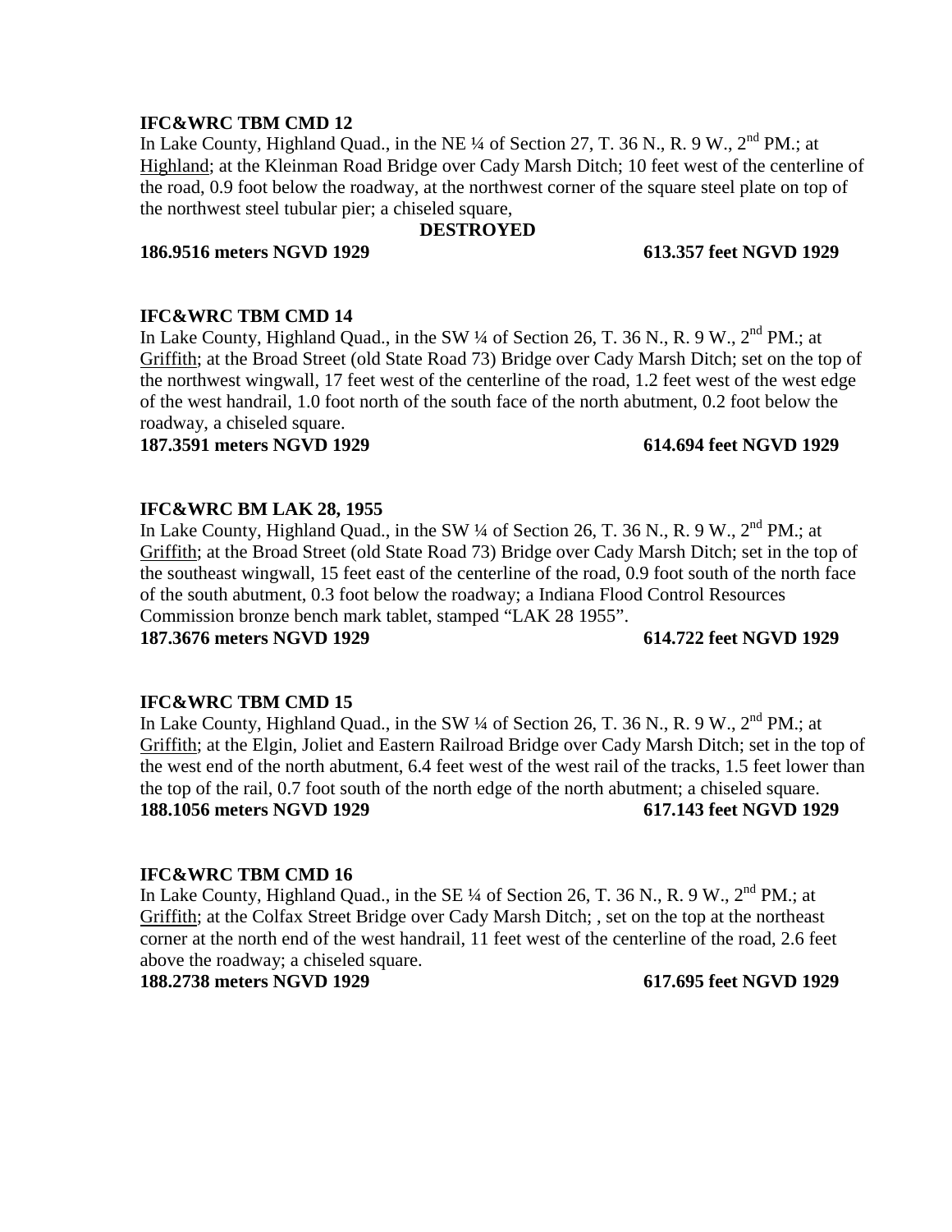**IFC&WRC TBM CMD 12**

In Lake County, Highland Quad., in the NE ¼ of Section 27, T. 36 N., R. 9 W., 2nd PM.; at Highland; at the Kleinman Road Bridge over Cady Marsh Ditch; 10 feet west of the centerline of the road, 0.9 foot below the roadway, at the northwest corner of the square steel plate on top of the northwest steel tubular pier; a chiseled square,

**DESTROYED**

**186.9516 meters NGVD 1929 613.357 feet NGVD 1929**

**IFC&WRC TBM CMD 14**

In Lake County, Highland Quad., in the SW ¼ of Section 26, T. 36 N., R. 9 W., 2nd PM.; at Griffith; at the Broad Street (old State Road 73) Bridge over Cady Marsh Ditch; set on the top of the northwest wingwall, 17 feet west of the centerline of the road, 1.2 feet west of the west edge of the west handrail, 1.0 foot north of the south face of the north abutment, 0.2 foot below the roadway, a chiseled square.

**187.3591 meters NGVD 1929 614.694 feet NGVD 1929**

**IFC&WRC BM LAK 28, 1955**

In Lake County, Highland Quad., in the SW ¼ of Section 26, T. 36 N., R. 9 W., 2nd PM.; at Griffith; at the Broad Street (old State Road 73) Bridge over Cady Marsh Ditch; set in the top of the southeast wingwall, 15 feet east of the centerline of the road, 0.9 foot south of the north face of the south abutment, 0.3 foot below the roadway; a Indiana Flood Control Resources Commission bronze bench mark tablet, stamped "LAK 28 1955".

**187.3676 meters NGVD 1929 614.722 feet NGVD 1929**

**IFC&WRC TBM CMD 15**

In Lake County, Highland Quad., in the SW ¼ of Section 26, T. 36 N., R. 9 W., 2nd PM.; at Griffith; at the Elgin, Joliet and Eastern Railroad Bridge over Cady Marsh Ditch; set in the top of the west end of the north abutment, 6.4 feet west of the west rail of the tracks, 1.5 feet lower than the top of the rail, 0.7 foot south of the north edge of the north abutment; a chiseled square.

**188.1056 meters NGVD 1929 617.143 feet NGVD 1929**

**IFC&WRC TBM CMD 16**

In Lake County, Highland Quad., in the SE ¼ of Section 26, T. 36 N., R. 9 W., 2nd PM.; at Griffith; at the Colfax Street Bridge over Cady Marsh Ditch; , set on the top at the northeast corner at the north end of the west handrail, 11 feet west of the centerline of the road, 2.6 feet above the roadway; a chiseled square.

**188.2738 meters NGVD 1929 617.695 feet NGVD 1929**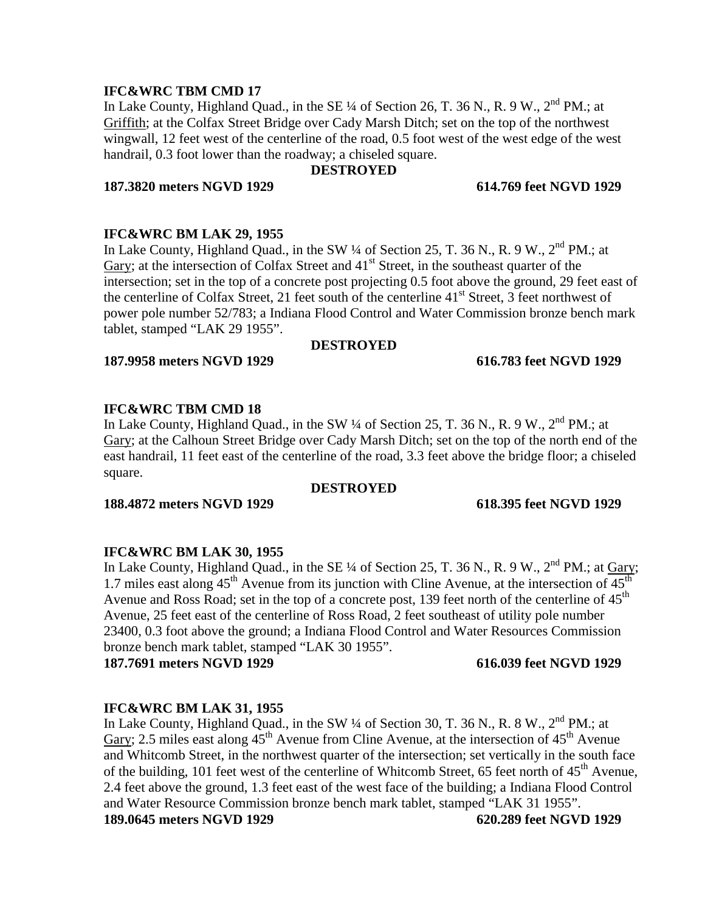**IFC&WRC TBM CMD 17**

In Lake County, Highland Quad., in the SE ¼ of Section 26, T. 36 N., R. 9 W., 2nd PM.; at Griffith; at the Colfax Street Bridge over Cady Marsh Ditch; set on the top of the northwest wingwall, 12 feet west of the centerline of the road, 0.5 foot west of the west edge of the west handrail, 0.3 foot lower than the roadway; a chiseled square.

**DESTROYED**

**187.3820 meters NGVD 1929** **614.769 feet NGVD 1929**

**IFC&WRC BM LAK 29, 1955**

In Lake County, Highland Quad., in the SW ¼ of Section 25, T. 36 N., R. 9 W., 2nd PM.; at Gary; at the intersection of Colfax Street and 41st Street, in the southeast quarter of the intersection; set in the top of a concrete post projecting 0.5 foot above the ground, 29 feet east of the centerline of Colfax Street, 21 feet south of the centerline 41st Street, 3 feet northwest of power pole number 52/783; a Indiana Flood Control and Water Commission bronze bench mark tablet, stamped "LAK 29 1955".

**DESTROYED**

**187.9958 meters NGVD 1929** **616.783 feet NGVD 1929**

**IFC&WRC TBM CMD 18**

In Lake County, Highland Quad., in the SW ¼ of Section 25, T. 36 N., R. 9 W., 2nd PM.; at Gary; at the Calhoun Street Bridge over Cady Marsh Ditch; set on the top of the north end of the east handrail, 11 feet east of the centerline of the road, 3.3 feet above the bridge floor; a chiseled square.

**DESTROYED**

**188.4872 meters NGVD 1929** **618.395 feet NGVD 1929**

**IFC&WRC BM LAK 30, 1955**

In Lake County, Highland Quad., in the SE ¼ of Section 25, T. 36 N., R. 9 W., 2nd PM.; at Gary; 1.7 miles east along 45th Avenue from its junction with Cline Avenue, at the intersection of 45th Avenue and Ross Road; set in the top of a concrete post, 139 feet north of the centerline of 45th Avenue, 25 feet east of the centerline of Ross Road, 2 feet southeast of utility pole number 23400, 0.3 foot above the ground; a Indiana Flood Control and Water Resources Commission bronze bench mark tablet, stamped "LAK 30 1955".

**187.7691 meters NGVD 1929** **616.039 feet NGVD 1929**

**IFC&WRC BM LAK 31, 1955**

In Lake County, Highland Quad., in the SW ¼ of Section 30, T. 36 N., R. 8 W., 2nd PM.; at Gary; 2.5 miles east along 45th Avenue from Cline Avenue, at the intersection of 45th Avenue and Whitcomb Street, in the northwest quarter of the intersection; set vertically in the south face of the building, 101 feet west of the centerline of Whitcomb Street, 65 feet north of 45th Avenue, 2.4 feet above the ground, 1.3 feet east of the west face of the building; a Indiana Flood Control and Water Resource Commission bronze bench mark tablet, stamped "LAK 31 1955".

**189.0645 meters NGVD 1929** **620.289 feet NGVD 1929**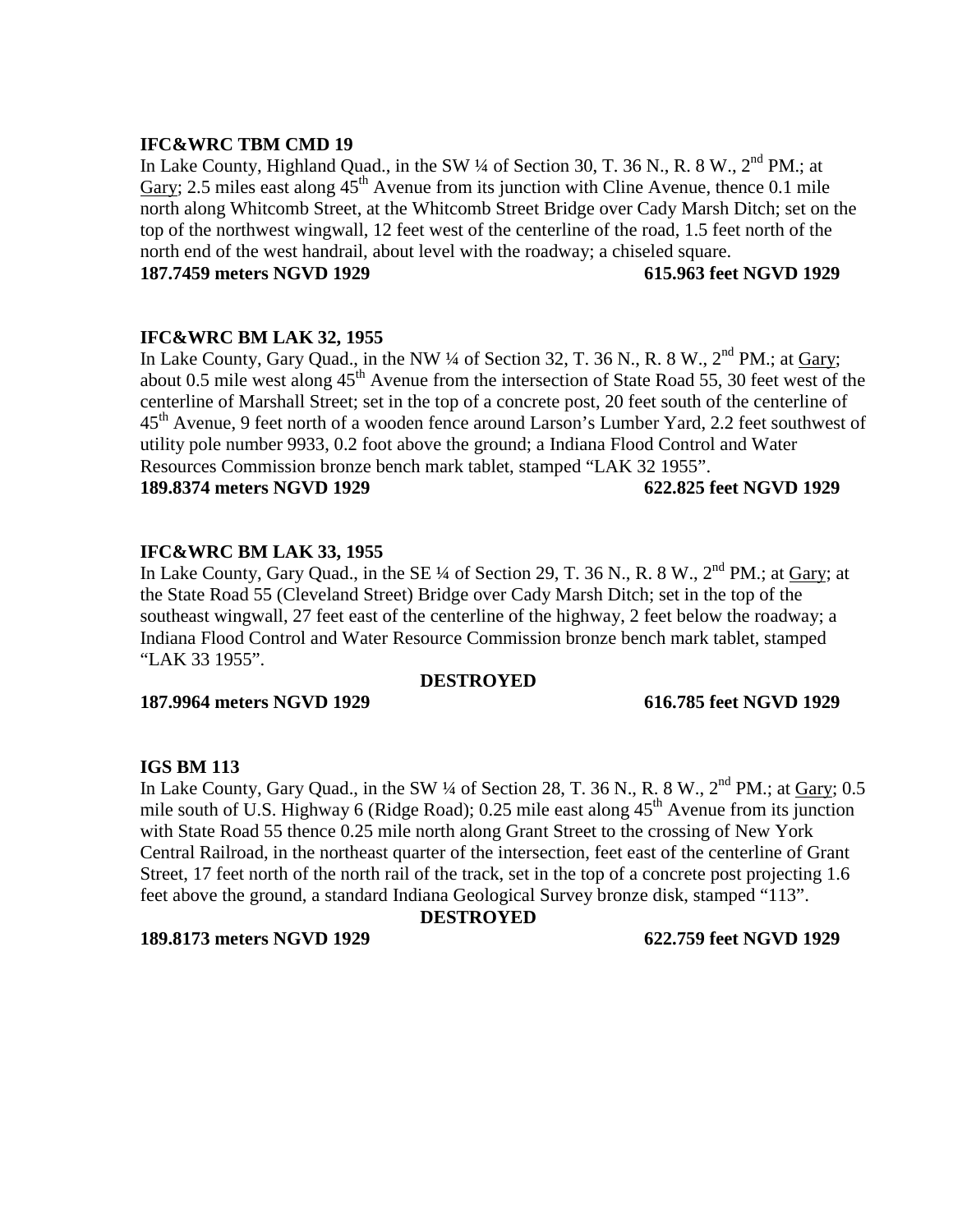**IFC&WRC TBM CMD 19**

In Lake County, Highland Quad., in the SW ¼ of Section 30, T. 36 N., R. 8 W., 2nd PM.; at Gary; 2.5 miles east along 45th Avenue from its junction with Cline Avenue, thence 0.1 mile north along Whitcomb Street, at the Whitcomb Street Bridge over Cady Marsh Ditch; set on the top of the northwest wingwall, 12 feet west of the centerline of the road, 1.5 feet north of the north end of the west handrail, about level with the roadway; a chiseled square.

**187.7459 meters NGVD 1929 615.963 feet NGVD 1929**

**IFC&WRC BM LAK 32, 1955**

In Lake County, Gary Quad., in the NW ¼ of Section 32, T. 36 N., R. 8 W., 2nd PM.; at Gary; about 0.5 mile west along 45th Avenue from the intersection of State Road 55, 30 feet west of the centerline of Marshall Street; set in the top of a concrete post, 20 feet south of the centerline of 45th Avenue, 9 feet north of a wooden fence around Larson's Lumber Yard, 2.2 feet southwest of utility pole number 9933, 0.2 foot above the ground; a Indiana Flood Control and Water Resources Commission bronze bench mark tablet, stamped "LAK 32 1955".

**189.8374 meters NGVD 1929 622.825 feet NGVD 1929**

**IFC&WRC BM LAK 33, 1955**

In Lake County, Gary Quad., in the SE ¼ of Section 29, T. 36 N., R. 8 W., 2nd PM.; at Gary; at the State Road 55 (Cleveland Street) Bridge over Cady Marsh Ditch; set in the top of the southeast wingwall, 27 feet east of the centerline of the highway, 2 feet below the roadway; a Indiana Flood Control and Water Resource Commission bronze bench mark tablet, stamped "LAK 33 1955".

**DESTROYED**

**187.9964 meters NGVD 1929 616.785 feet NGVD 1929**

**IGS BM 113**

In Lake County, Gary Quad., in the SW ¼ of Section 28, T. 36 N., R. 8 W., 2nd PM.; at Gary; 0.5 mile south of U.S. Highway 6 (Ridge Road); 0.25 mile east along 45th Avenue from its junction with State Road 55 thence 0.25 mile north along Grant Street to the crossing of New York Central Railroad, in the northeast quarter of the intersection, feet east of the centerline of Grant Street, 17 feet north of the north rail of the track, set in the top of a concrete post projecting 1.6 feet above the ground, a standard Indiana Geological Survey bronze disk, stamped "113".

**DESTROYED**

**189.8173 meters NGVD 1929 622.759 feet NGVD 1929**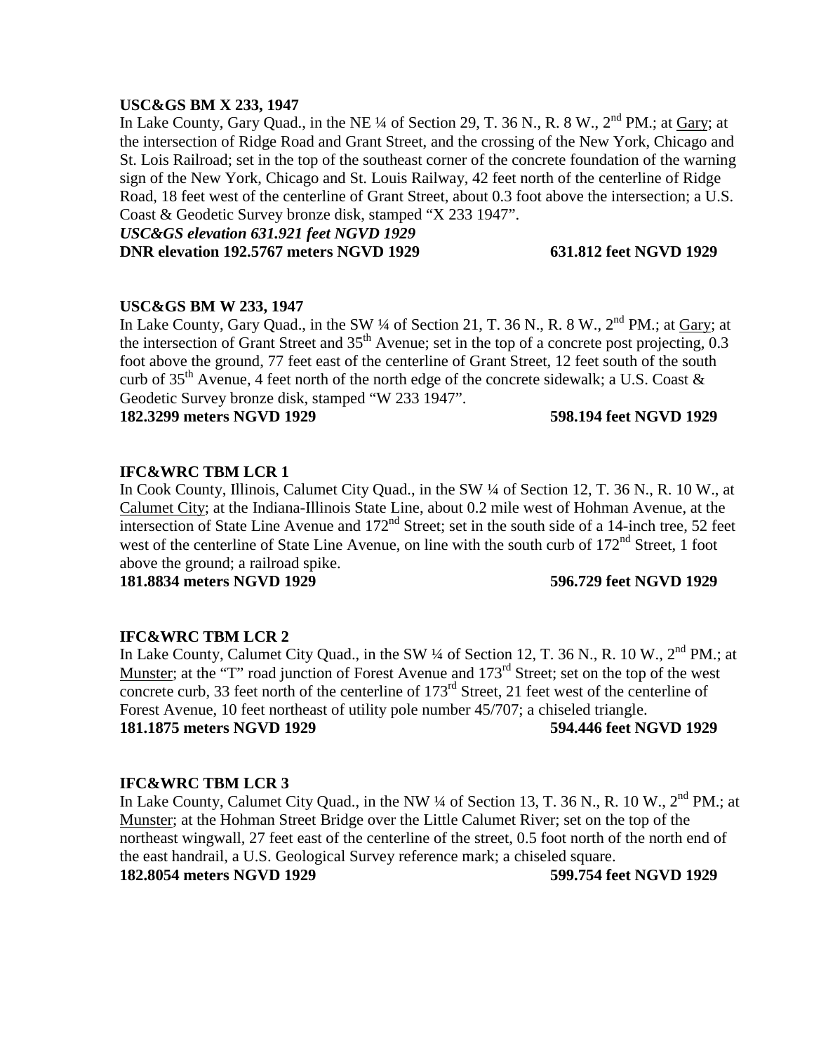**USC&GS BM X 233, 1947**
In Lake County, Gary Quad., in the NE ¼ of Section 29, T. 36 N., R. 8 W., 2nd PM.; at Gary; at the intersection of Ridge Road and Grant Street, and the crossing of the New York, Chicago and St. Lois Railroad; set in the top of the southeast corner of the concrete foundation of the warning sign of the New York, Chicago and St. Louis Railway, 42 feet north of the centerline of Ridge Road, 18 feet west of the centerline of Grant Street, about 0.3 foot above the intersection; a U.S. Coast & Geodetic Survey bronze disk, stamped "X 233 1947".
***USC&GS elevation 631.921 feet NGVD 1929***
**DNR elevation 192.5767 meters NGVD 1929 631.812 feet NGVD 1929**

**USC&GS BM W 233, 1947**
In Lake County, Gary Quad., in the SW ¼ of Section 21, T. 36 N., R. 8 W., 2nd PM.; at Gary; at the intersection of Grant Street and 35th Avenue; set in the top of a concrete post projecting, 0.3 foot above the ground, 77 feet east of the centerline of Grant Street, 12 feet south of the south curb of 35th Avenue, 4 feet north of the north edge of the concrete sidewalk; a U.S. Coast & Geodetic Survey bronze disk, stamped "W 233 1947".
**182.3299 meters NGVD 1929 598.194 feet NGVD 1929**

**IFC&WRC TBM LCR 1**
In Cook County, Illinois, Calumet City Quad., in the SW ¼ of Section 12, T. 36 N., R. 10 W., at Calumet City; at the Indiana-Illinois State Line, about 0.2 mile west of Hohman Avenue, at the intersection of State Line Avenue and 172nd Street; set in the south side of a 14-inch tree, 52 feet west of the centerline of State Line Avenue, on line with the south curb of 172nd Street, 1 foot above the ground; a railroad spike.
**181.8834 meters NGVD 1929 596.729 feet NGVD 1929**

**IFC&WRC TBM LCR 2**
In Lake County, Calumet City Quad., in the SW ¼ of Section 12, T. 36 N., R. 10 W., 2nd PM.; at Munster; at the "T" road junction of Forest Avenue and 173rd Street; set on the top of the west concrete curb, 33 feet north of the centerline of 173rd Street, 21 feet west of the centerline of Forest Avenue, 10 feet northeast of utility pole number 45/707; a chiseled triangle.
**181.1875 meters NGVD 1929 594.446 feet NGVD 1929**

**IFC&WRC TBM LCR 3**
In Lake County, Calumet City Quad., in the NW ¼ of Section 13, T. 36 N., R. 10 W., 2nd PM.; at Munster; at the Hohman Street Bridge over the Little Calumet River; set on the top of the northeast wingwall, 27 feet east of the centerline of the street, 0.5 foot north of the north end of the east handrail, a U.S. Geological Survey reference mark; a chiseled square.
**182.8054 meters NGVD 1929 599.754 feet NGVD 1929**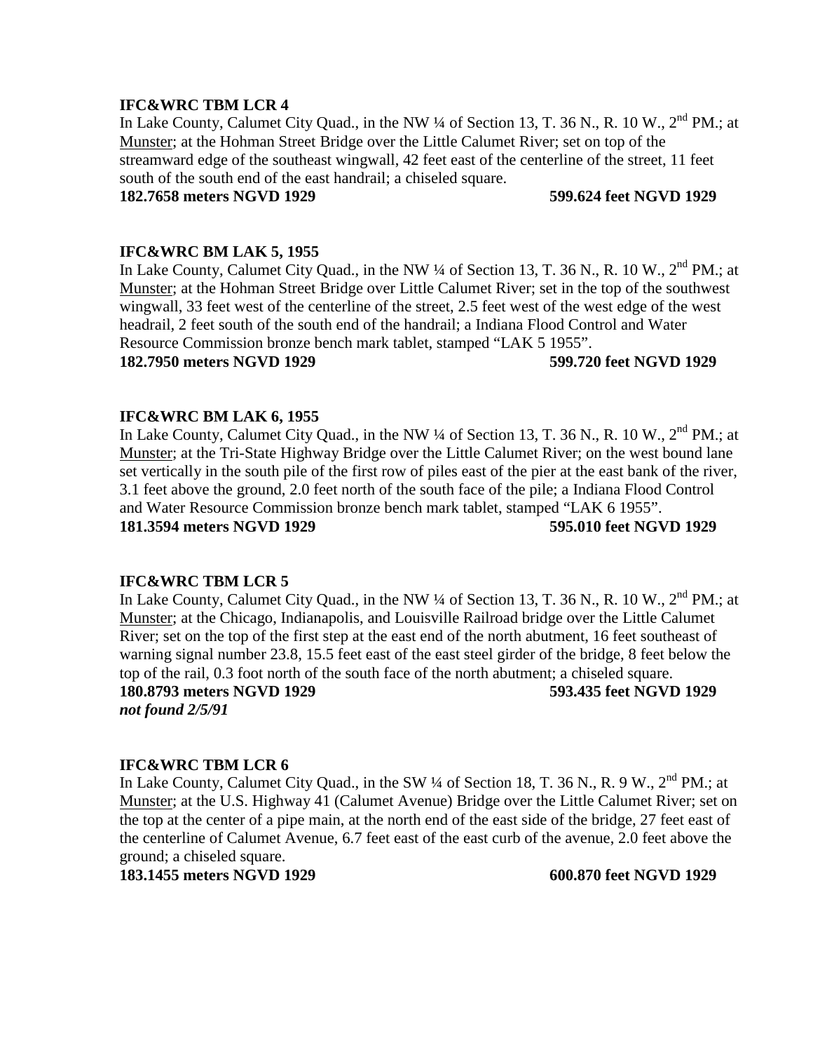**IFC&WRC TBM LCR 4**

In Lake County, Calumet City Quad., in the NW ¼ of Section 13, T. 36 N., R. 10 W., 2nd PM.; at Munster; at the Hohman Street Bridge over the Little Calumet River; set on top of the streamward edge of the southeast wingwall, 42 feet east of the centerline of the street, 11 feet south of the south end of the east handrail; a chiseled square.

**182.7658 meters NGVD 1929 599.624 feet NGVD 1929**

**IFC&WRC BM LAK 5, 1955**

In Lake County, Calumet City Quad., in the NW ¼ of Section 13, T. 36 N., R. 10 W., 2nd PM.; at Munster; at the Hohman Street Bridge over Little Calumet River; set in the top of the southwest wingwall, 33 feet west of the centerline of the street, 2.5 feet west of the west edge of the west headrail, 2 feet south of the south end of the handrail; a Indiana Flood Control and Water Resource Commission bronze bench mark tablet, stamped "LAK 5 1955".

**182.7950 meters NGVD 1929 599.720 feet NGVD 1929**

**IFC&WRC BM LAK 6, 1955**

In Lake County, Calumet City Quad., in the NW ¼ of Section 13, T. 36 N., R. 10 W., 2nd PM.; at Munster; at the Tri-State Highway Bridge over the Little Calumet River; on the west bound lane set vertically in the south pile of the first row of piles east of the pier at the east bank of the river, 3.1 feet above the ground, 2.0 feet north of the south face of the pile; a Indiana Flood Control and Water Resource Commission bronze bench mark tablet, stamped "LAK 6 1955".

**181.3594 meters NGVD 1929 595.010 feet NGVD 1929**

**IFC&WRC TBM LCR 5**

In Lake County, Calumet City Quad., in the NW ¼ of Section 13, T. 36 N., R. 10 W., 2nd PM.; at Munster; at the Chicago, Indianapolis, and Louisville Railroad bridge over the Little Calumet River; set on the top of the first step at the east end of the north abutment, 16 feet southeast of warning signal number 23.8, 15.5 feet east of the east steel girder of the bridge, 8 feet below the top of the rail, 0.3 foot north of the south face of the north abutment; a chiseled square.

**180.8793 meters NGVD 1929 593.435 feet NGVD 1929**

***not found 2/5/91***

**IFC&WRC TBM LCR 6**

In Lake County, Calumet City Quad., in the SW ¼ of Section 18, T. 36 N., R. 9 W., 2nd PM.; at Munster; at the U.S. Highway 41 (Calumet Avenue) Bridge over the Little Calumet River; set on the top at the center of a pipe main, at the north end of the east side of the bridge, 27 feet east of the centerline of Calumet Avenue, 6.7 feet east of the east curb of the avenue, 2.0 feet above the ground; a chiseled square.

**183.1455 meters NGVD 1929 600.870 feet NGVD 1929**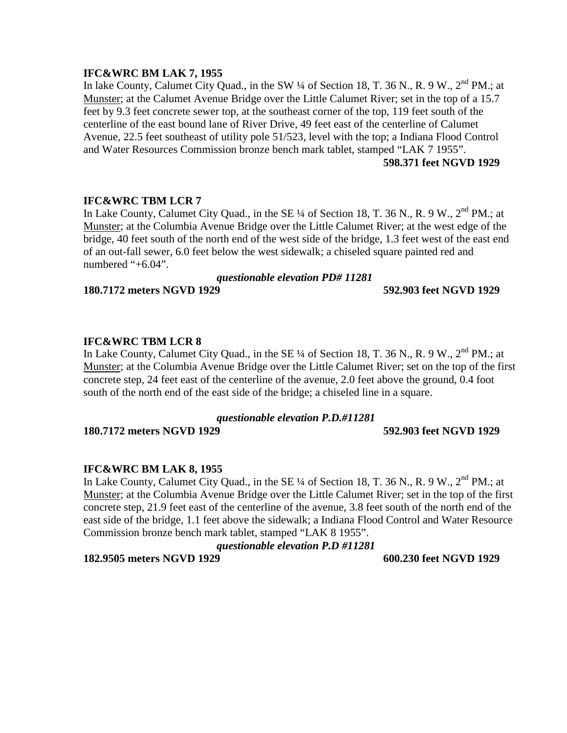**IFC&WRC BM LAK 7, 1955**

In lake County, Calumet City Quad., in the SW ¼ of Section 18, T. 36 N., R. 9 W., 2nd PM.; at Munster; at the Calumet Avenue Bridge over the Little Calumet River; set in the top of a 15.7 feet by 9.3 feet concrete sewer top, at the southeast corner of the top, 119 feet south of the centerline of the east bound lane of River Drive, 49 feet east of the centerline of Calumet Avenue, 22.5 feet southeast of utility pole 51/523, level with the top; a Indiana Flood Control and Water Resources Commission bronze bench mark tablet, stamped "LAK 7 1955".

**598.371 feet NGVD 1929**

**IFC&WRC TBM LCR 7**

In Lake County, Calumet City Quad., in the SE ¼ of Section 18, T. 36 N., R. 9 W., 2nd PM.; at Munster; at the Columbia Avenue Bridge over the Little Calumet River; at the west edge of the bridge, 40 feet south of the north end of the west side of the bridge, 1.3 feet west of the east end of an out-fall sewer, 6.0 feet below the west sidewalk; a chiseled square painted red and numbered "+6.04".

***questionable elevation PD# 11281***

**180.7172 meters NGVD 1929** **592.903 feet NGVD 1929**

**IFC&WRC TBM LCR 8**

In Lake County, Calumet City Quad., in the SE ¼ of Section 18, T. 36 N., R. 9 W., 2nd PM.; at Munster; at the Columbia Avenue Bridge over the Little Calumet River; set on the top of the first concrete step, 24 feet east of the centerline of the avenue, 2.0 feet above the ground, 0.4 foot south of the north end of the east side of the bridge; a chiseled line in a square.

***questionable elevation P.D.#11281***

**180.7172 meters NGVD 1929** **592.903 feet NGVD 1929**

**IFC&WRC BM LAK 8, 1955**

In Lake County, Calumet City Quad., in the SE ¼ of Section 18, T. 36 N., R. 9 W., 2nd PM.; at Munster; at the Columbia Avenue Bridge over the Little Calumet River; set in the top of the first concrete step, 21.9 feet east of the centerline of the avenue, 3.8 feet south of the north end of the east side of the bridge, 1.1 feet above the sidewalk; a Indiana Flood Control and Water Resource Commission bronze bench mark tablet, stamped "LAK 8 1955".

***questionable elevation P.D #11281***

**182.9505 meters NGVD 1929** **600.230 feet NGVD 1929**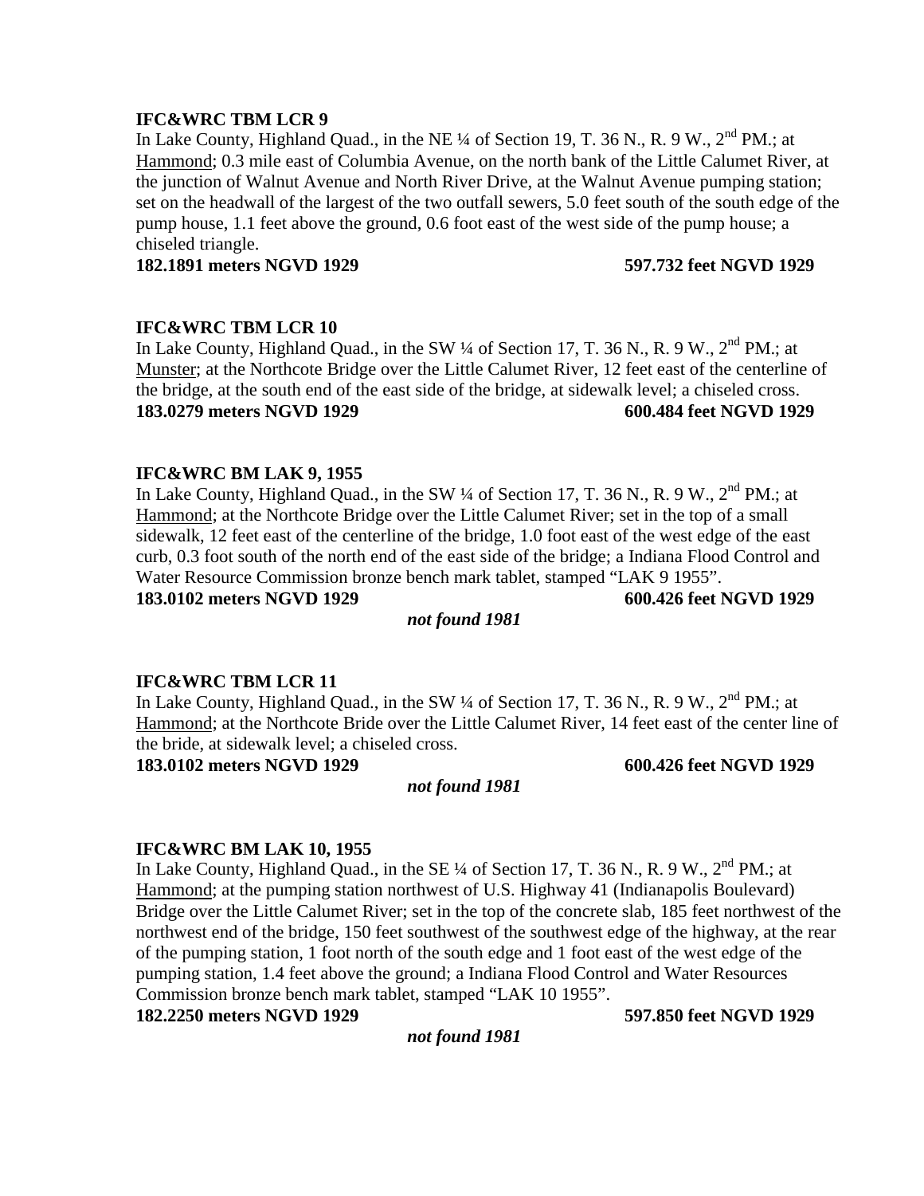**IFC&WRC TBM LCR 9**

In Lake County, Highland Quad., in the NE ¼ of Section 19, T. 36 N., R. 9 W., 2nd PM.; at Hammond; 0.3 mile east of Columbia Avenue, on the north bank of the Little Calumet River, at the junction of Walnut Avenue and North River Drive, at the Walnut Avenue pumping station; set on the headwall of the largest of the two outfall sewers, 5.0 feet south of the south edge of the pump house, 1.1 feet above the ground, 0.6 foot east of the west side of the pump house; a chiseled triangle.

**182.1891 meters NGVD 1929** **597.732 feet NGVD 1929**

**IFC&WRC TBM LCR 10**

In Lake County, Highland Quad., in the SW ¼ of Section 17, T. 36 N., R. 9 W., 2nd PM.; at Munster; at the Northcote Bridge over the Little Calumet River, 12 feet east of the centerline of the bridge, at the south end of the east side of the bridge, at sidewalk level; a chiseled cross.

**183.0279 meters NGVD 1929** **600.484 feet NGVD 1929**

**IFC&WRC BM LAK 9, 1955**

In Lake County, Highland Quad., in the SW ¼ of Section 17, T. 36 N., R. 9 W., 2nd PM.; at Hammond; at the Northcote Bridge over the Little Calumet River; set in the top of a small sidewalk, 12 feet east of the centerline of the bridge, 1.0 foot east of the west edge of the east curb, 0.3 foot south of the north end of the east side of the bridge; a Indiana Flood Control and Water Resource Commission bronze bench mark tablet, stamped "LAK 9 1955".

**183.0102 meters NGVD 1929** **600.426 feet NGVD 1929**

***not found 1981***

**IFC&WRC TBM LCR 11**

In Lake County, Highland Quad., in the SW ¼ of Section 17, T. 36 N., R. 9 W., 2nd PM.; at Hammond; at the Northcote Bride over the Little Calumet River, 14 feet east of the center line of the bride, at sidewalk level; a chiseled cross.

**183.0102 meters NGVD 1929** **600.426 feet NGVD 1929**

***not found 1981***

**IFC&WRC BM LAK 10, 1955**

In Lake County, Highland Quad., in the SE ¼ of Section 17, T. 36 N., R. 9 W., 2nd PM.; at Hammond; at the pumping station northwest of U.S. Highway 41 (Indianapolis Boulevard) Bridge over the Little Calumet River; set in the top of the concrete slab, 185 feet northwest of the northwest end of the bridge, 150 feet southwest of the southwest edge of the highway, at the rear of the pumping station, 1 foot north of the south edge and 1 foot east of the west edge of the pumping station, 1.4 feet above the ground; a Indiana Flood Control and Water Resources Commission bronze bench mark tablet, stamped "LAK 10 1955".

**182.2250 meters NGVD 1929** **597.850 feet NGVD 1929**

***not found 1981***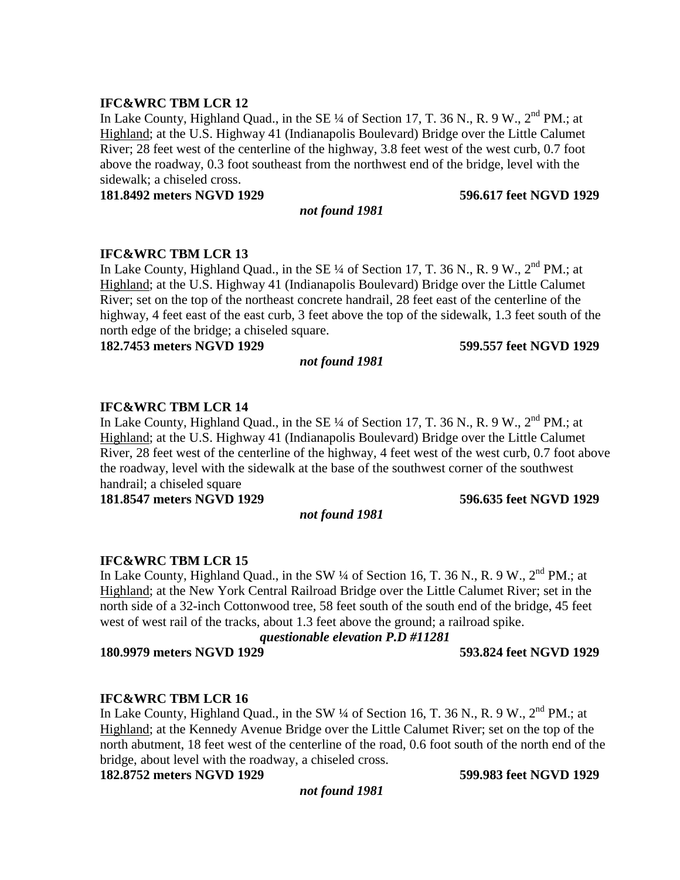**IFC&WRC TBM LCR 12**

In Lake County, Highland Quad., in the SE ¼ of Section 17, T. 36 N., R. 9 W., 2nd PM.; at Highland; at the U.S. Highway 41 (Indianapolis Boulevard) Bridge over the Little Calumet River; 28 feet west of the centerline of the highway, 3.8 feet west of the west curb, 0.7 foot above the roadway, 0.3 foot southeast from the northwest end of the bridge, level with the sidewalk; a chiseled cross.

**181.8492 meters NGVD 1929** **596.617 feet NGVD 1929**

***not found 1981***

**IFC&WRC TBM LCR 13**

In Lake County, Highland Quad., in the SE ¼ of Section 17, T. 36 N., R. 9 W., 2nd PM.; at Highland; at the U.S. Highway 41 (Indianapolis Boulevard) Bridge over the Little Calumet River; set on the top of the northeast concrete handrail, 28 feet east of the centerline of the highway, 4 feet east of the east curb, 3 feet above the top of the sidewalk, 1.3 feet south of the north edge of the bridge; a chiseled square.

**182.7453 meters NGVD 1929** **599.557 feet NGVD 1929**

***not found 1981***

**IFC&WRC TBM LCR 14**

In Lake County, Highland Quad., in the SE ¼ of Section 17, T. 36 N., R. 9 W., 2nd PM.; at Highland; at the U.S. Highway 41 (Indianapolis Boulevard) Bridge over the Little Calumet River, 28 feet west of the centerline of the highway, 4 feet west of the west curb, 0.7 foot above the roadway, level with the sidewalk at the base of the southwest corner of the southwest handrail; a chiseled square

**181.8547 meters NGVD 1929** **596.635 feet NGVD 1929**

***not found 1981***

**IFC&WRC TBM LCR 15**

In Lake County, Highland Quad., in the SW ¼ of Section 16, T. 36 N., R. 9 W., 2nd PM.; at Highland; at the New York Central Railroad Bridge over the Little Calumet River; set in the north side of a 32-inch Cottonwood tree, 58 feet south of the south end of the bridge, 45 feet west of west rail of the tracks, about 1.3 feet above the ground; a railroad spike.

***questionable elevation P.D #11281***

**180.9979 meters NGVD 1929** **593.824 feet NGVD 1929**

**IFC&WRC TBM LCR 16**

In Lake County, Highland Quad., in the SW ¼ of Section 16, T. 36 N., R. 9 W., 2nd PM.; at Highland; at the Kennedy Avenue Bridge over the Little Calumet River; set on the top of the north abutment, 18 feet west of the centerline of the road, 0.6 foot south of the north end of the bridge, about level with the roadway, a chiseled cross.

**182.8752 meters NGVD 1929** **599.983 feet NGVD 1929**

***not found 1981***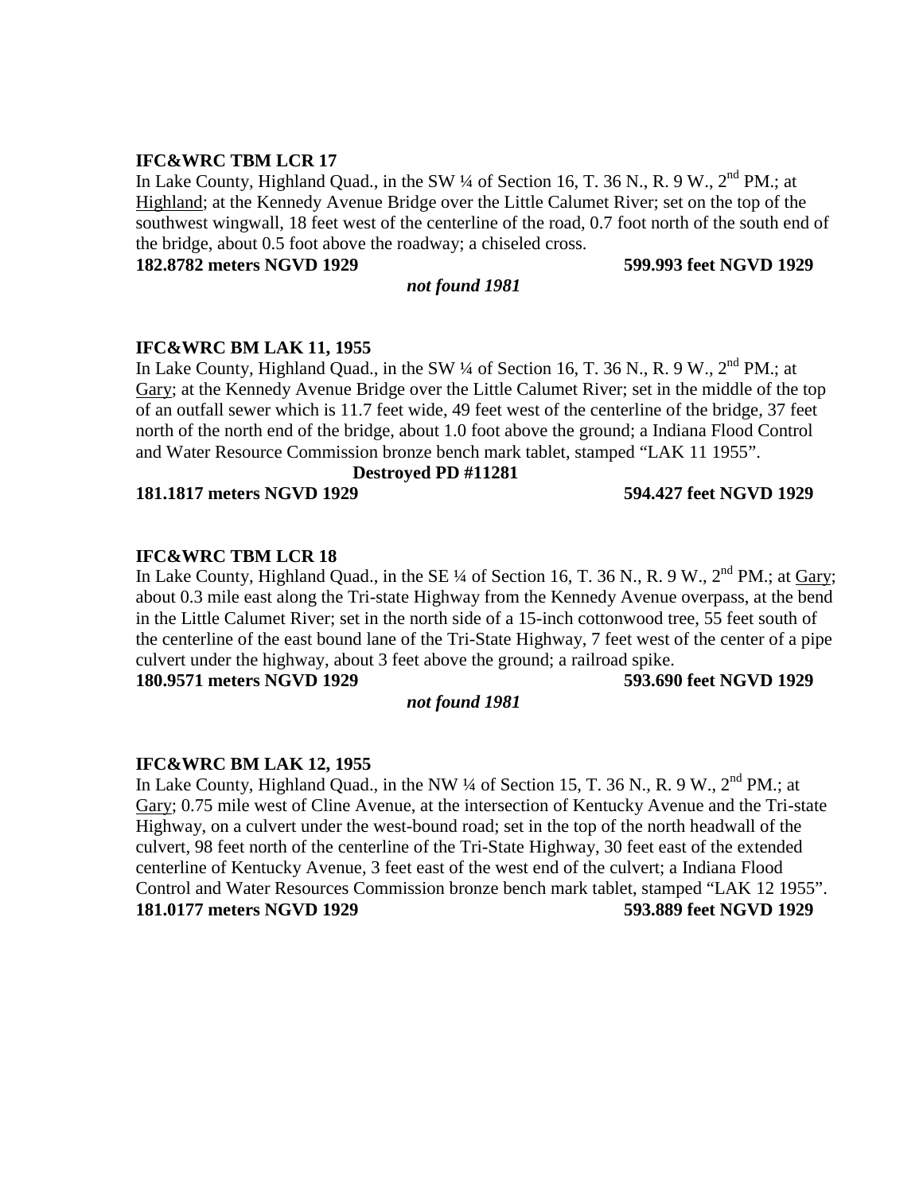**IFC&WRC TBM LCR 17**

In Lake County, Highland Quad., in the SW ¼ of Section 16, T. 36 N., R. 9 W., 2nd PM.; at Highland; at the Kennedy Avenue Bridge over the Little Calumet River; set on the top of the southwest wingwall, 18 feet west of the centerline of the road, 0.7 foot north of the south end of the bridge, about 0.5 foot above the roadway; a chiseled cross.

**182.8782 meters NGVD 1929** **599.993 feet NGVD 1929**

***not found 1981***

**IFC&WRC BM LAK 11, 1955**

In Lake County, Highland Quad., in the SW ¼ of Section 16, T. 36 N., R. 9 W., 2nd PM.; at Gary; at the Kennedy Avenue Bridge over the Little Calumet River; set in the middle of the top of an outfall sewer which is 11.7 feet wide, 49 feet west of the centerline of the bridge, 37 feet north of the north end of the bridge, about 1.0 foot above the ground; a Indiana Flood Control and Water Resource Commission bronze bench mark tablet, stamped "LAK 11 1955".

**Destroyed PD #11281**

**181.1817 meters NGVD 1929** **594.427 feet NGVD 1929**

**IFC&WRC TBM LCR 18**

In Lake County, Highland Quad., in the SE ¼ of Section 16, T. 36 N., R. 9 W., 2nd PM.; at Gary; about 0.3 mile east along the Tri-state Highway from the Kennedy Avenue overpass, at the bend in the Little Calumet River; set in the north side of a 15-inch cottonwood tree, 55 feet south of the centerline of the east bound lane of the Tri-State Highway, 7 feet west of the center of a pipe culvert under the highway, about 3 feet above the ground; a railroad spike.

**180.9571 meters NGVD 1929** **593.690 feet NGVD 1929**

***not found 1981***

**IFC&WRC BM LAK 12, 1955**

In Lake County, Highland Quad., in the NW ¼ of Section 15, T. 36 N., R. 9 W., 2nd PM.; at Gary; 0.75 mile west of Cline Avenue, at the intersection of Kentucky Avenue and the Tri-state Highway, on a culvert under the west-bound road; set in the top of the north headwall of the culvert, 98 feet north of the centerline of the Tri-State Highway, 30 feet east of the extended centerline of Kentucky Avenue, 3 feet east of the west end of the culvert; a Indiana Flood Control and Water Resources Commission bronze bench mark tablet, stamped "LAK 12 1955".

**181.0177 meters NGVD 1929** **593.889 feet NGVD 1929**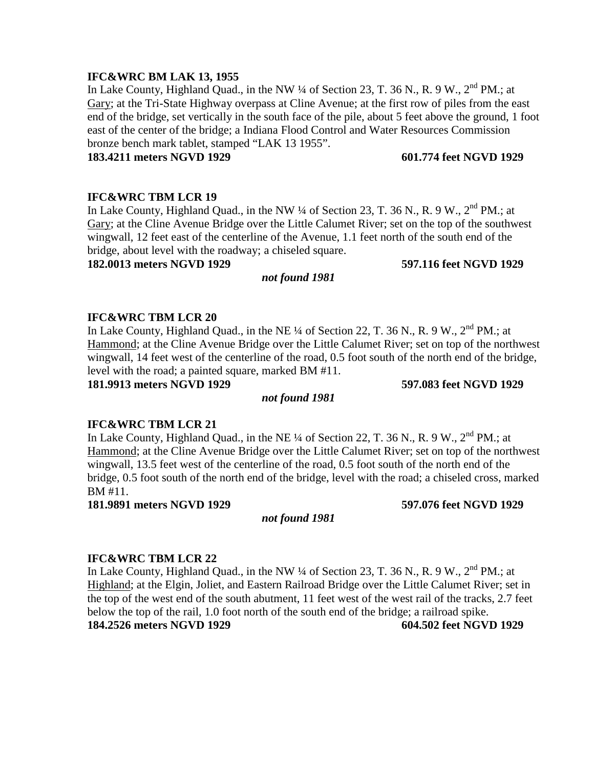**IFC&WRC BM LAK 13, 1955**

In Lake County, Highland Quad., in the NW ¼ of Section 23, T. 36 N., R. 9 W., 2nd PM.; at Gary; at the Tri-State Highway overpass at Cline Avenue; at the first row of piles from the east end of the bridge, set vertically in the south face of the pile, about 5 feet above the ground, 1 foot east of the center of the bridge; a Indiana Flood Control and Water Resources Commission bronze bench mark tablet, stamped “LAK 13 1955”.

**183.4211 meters NGVD 1929** **601.774 feet NGVD 1929**

**IFC&WRC TBM LCR 19**

In Lake County, Highland Quad., in the NW ¼ of Section 23, T. 36 N., R. 9 W., 2nd PM.; at Gary; at the Cline Avenue Bridge over the Little Calumet River; set on the top of the southwest wingwall, 12 feet east of the centerline of the Avenue, 1.1 feet north of the south end of the bridge, about level with the roadway; a chiseled square.

**182.0013 meters NGVD 1929** **597.116 feet NGVD 1929**

***not found 1981***

**IFC&WRC TBM LCR 20**

In Lake County, Highland Quad., in the NE ¼ of Section 22, T. 36 N., R. 9 W., 2nd PM.; at Hammond; at the Cline Avenue Bridge over the Little Calumet River; set on top of the northwest wingwall, 14 feet west of the centerline of the road, 0.5 foot south of the north end of the bridge, level with the road; a painted square, marked BM #11.

**181.9913 meters NGVD 1929** **597.083 feet NGVD 1929**

***not found 1981***

**IFC&WRC TBM LCR 21**

In Lake County, Highland Quad., in the NE ¼ of Section 22, T. 36 N., R. 9 W., 2nd PM.; at Hammond; at the Cline Avenue Bridge over the Little Calumet River; set on top of the northwest wingwall, 13.5 feet west of the centerline of the road, 0.5 foot south of the north end of the bridge, 0.5 foot south of the north end of the bridge, level with the road; a chiseled cross, marked BM #11.

**181.9891 meters NGVD 1929** **597.076 feet NGVD 1929**

***not found 1981***

**IFC&WRC TBM LCR 22**

In Lake County, Highland Quad., in the NW ¼ of Section 23, T. 36 N., R. 9 W., 2nd PM.; at Highland; at the Elgin, Joliet, and Eastern Railroad Bridge over the Little Calumet River; set in the top of the west end of the south abutment, 11 feet west of the west rail of the tracks, 2.7 feet below the top of the rail, 1.0 foot north of the south end of the bridge; a railroad spike.

**184.2526 meters NGVD 1929** **604.502 feet NGVD 1929**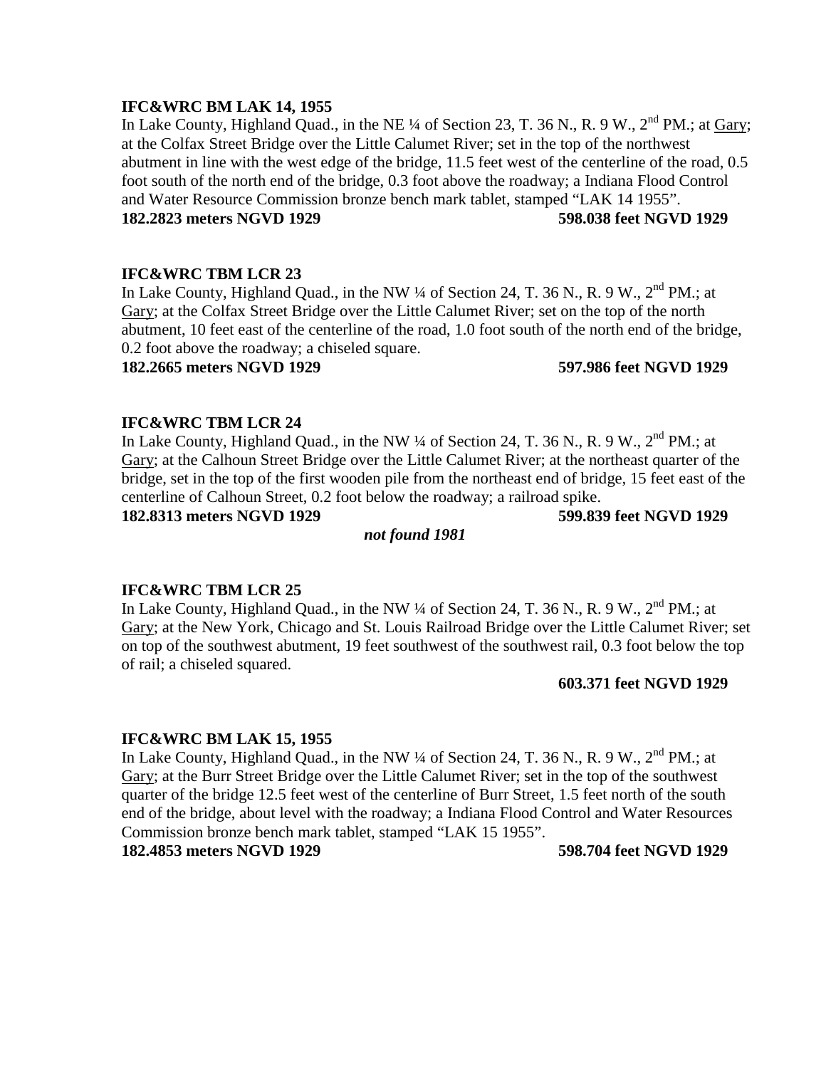**IFC&WRC BM LAK 14, 1955**
In Lake County, Highland Quad., in the NE ¼ of Section 23, T. 36 N., R. 9 W., 2nd PM.; at Gary; at the Colfax Street Bridge over the Little Calumet River; set in the top of the northwest abutment in line with the west edge of the bridge, 11.5 feet west of the centerline of the road, 0.5 foot south of the north end of the bridge, 0.3 foot above the roadway; a Indiana Flood Control and Water Resource Commission bronze bench mark tablet, stamped "LAK 14 1955".
**182.2823 meters NGVD 1929** **598.038 feet NGVD 1929**

**IFC&WRC TBM LCR 23**
In Lake County, Highland Quad., in the NW ¼ of Section 24, T. 36 N., R. 9 W., 2nd PM.; at Gary; at the Colfax Street Bridge over the Little Calumet River; set on the top of the north abutment, 10 feet east of the centerline of the road, 1.0 foot south of the north end of the bridge, 0.2 foot above the roadway; a chiseled square.
**182.2665 meters NGVD 1929** **597.986 feet NGVD 1929**

**IFC&WRC TBM LCR 24**
In Lake County, Highland Quad., in the NW ¼ of Section 24, T. 36 N., R. 9 W., 2nd PM.; at Gary; at the Calhoun Street Bridge over the Little Calumet River; at the northeast quarter of the bridge, set in the top of the first wooden pile from the northeast end of bridge, 15 feet east of the centerline of Calhoun Street, 0.2 foot below the roadway; a railroad spike.
**182.8313 meters NGVD 1929** **599.839 feet NGVD 1929**
***not found 1981***

**IFC&WRC TBM LCR 25**
In Lake County, Highland Quad., in the NW ¼ of Section 24, T. 36 N., R. 9 W., 2nd PM.; at Gary; at the New York, Chicago and St. Louis Railroad Bridge over the Little Calumet River; set on top of the southwest abutment, 19 feet southwest of the southwest rail, 0.3 foot below the top of rail; a chiseled squared.
**603.371 feet NGVD 1929**

**IFC&WRC BM LAK 15, 1955**
In Lake County, Highland Quad., in the NW ¼ of Section 24, T. 36 N., R. 9 W., 2nd PM.; at Gary; at the Burr Street Bridge over the Little Calumet River; set in the top of the southwest quarter of the bridge 12.5 feet west of the centerline of Burr Street, 1.5 feet north of the south end of the bridge, about level with the roadway; a Indiana Flood Control and Water Resources Commission bronze bench mark tablet, stamped "LAK 15 1955".
**182.4853 meters NGVD 1929** **598.704 feet NGVD 1929**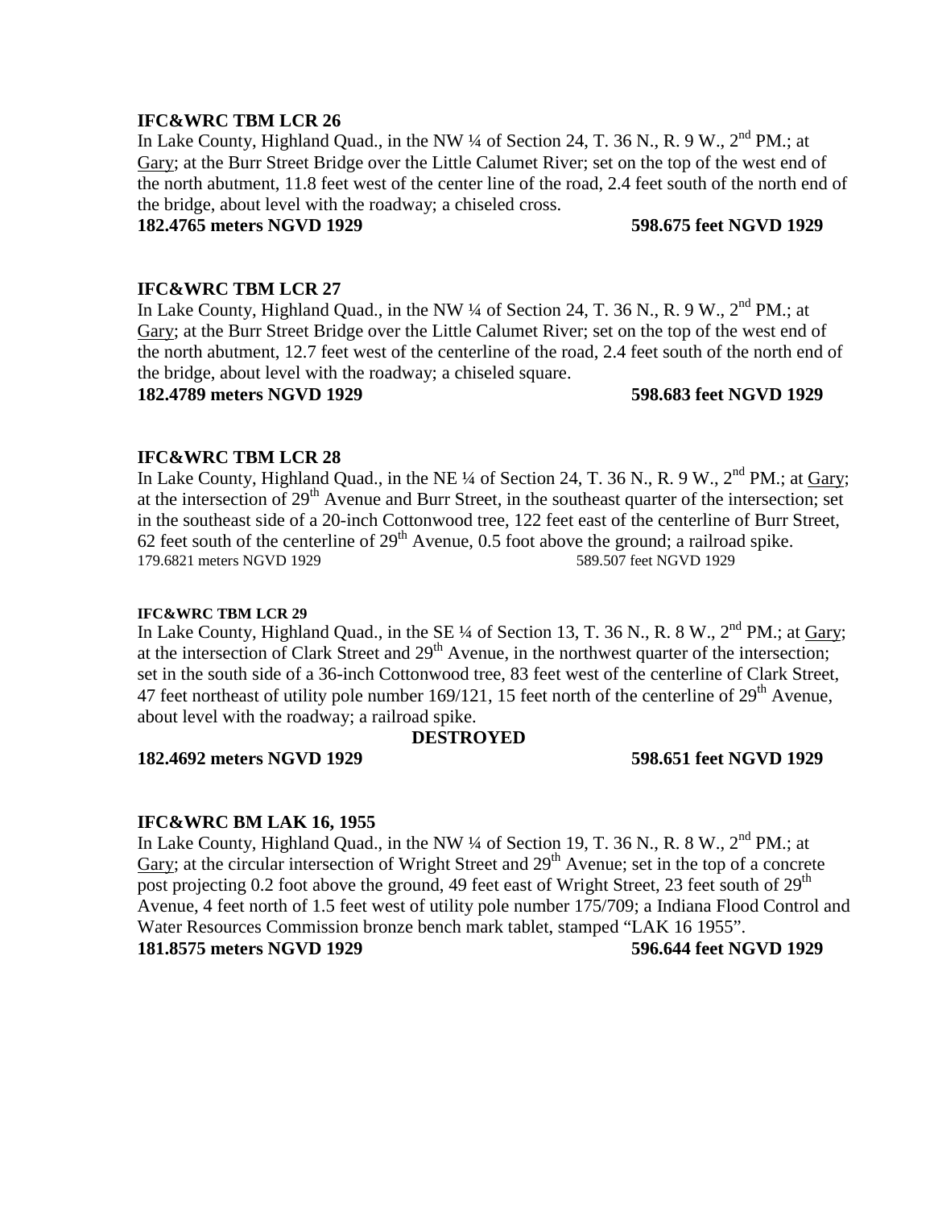**IFC&WRC TBM LCR 26**

In Lake County, Highland Quad., in the NW ¼ of Section 24, T. 36 N., R. 9 W., 2nd PM.; at Gary; at the Burr Street Bridge over the Little Calumet River; set on the top of the west end of the north abutment, 11.8 feet west of the center line of the road, 2.4 feet south of the north end of the bridge, about level with the roadway; a chiseled cross.

**182.4765 meters NGVD 1929 598.675 feet NGVD 1929**

**IFC&WRC TBM LCR 27**

In Lake County, Highland Quad., in the NW ¼ of Section 24, T. 36 N., R. 9 W., 2nd PM.; at Gary; at the Burr Street Bridge over the Little Calumet River; set on the top of the west end of the north abutment, 12.7 feet west of the centerline of the road, 2.4 feet south of the north end of the bridge, about level with the roadway; a chiseled square.

**182.4789 meters NGVD 1929 598.683 feet NGVD 1929**

**IFC&WRC TBM LCR 28**

In Lake County, Highland Quad., in the NE ¼ of Section 24, T. 36 N., R. 9 W., 2nd PM.; at Gary; at the intersection of 29th Avenue and Burr Street, in the southeast quarter of the intersection; set in the southeast side of a 20-inch Cottonwood tree, 122 feet east of the centerline of Burr Street, 62 feet south of the centerline of 29th Avenue, 0.5 foot above the ground; a railroad spike.

179.6821 meters NGVD 1929 589.507 feet NGVD 1929

**IFC&WRC TBM LCR 29**

In Lake County, Highland Quad., in the SE ¼ of Section 13, T. 36 N., R. 8 W., 2nd PM.; at Gary; at the intersection of Clark Street and 29th Avenue, in the northwest quarter of the intersection; set in the south side of a 36-inch Cottonwood tree, 83 feet west of the centerline of Clark Street, 47 feet northeast of utility pole number 169/121, 15 feet north of the centerline of 29th Avenue, about level with the roadway; a railroad spike.

**DESTROYED**

**182.4692 meters NGVD 1929 598.651 feet NGVD 1929**

**IFC&WRC BM LAK 16, 1955**

In Lake County, Highland Quad., in the NW ¼ of Section 19, T. 36 N., R. 8 W., 2nd PM.; at Gary; at the circular intersection of Wright Street and 29th Avenue; set in the top of a concrete post projecting 0.2 foot above the ground, 49 feet east of Wright Street, 23 feet south of 29th Avenue, 4 feet north of 1.5 feet west of utility pole number 175/709; a Indiana Flood Control and Water Resources Commission bronze bench mark tablet, stamped "LAK 16 1955".

**181.8575 meters NGVD 1929 596.644 feet NGVD 1929**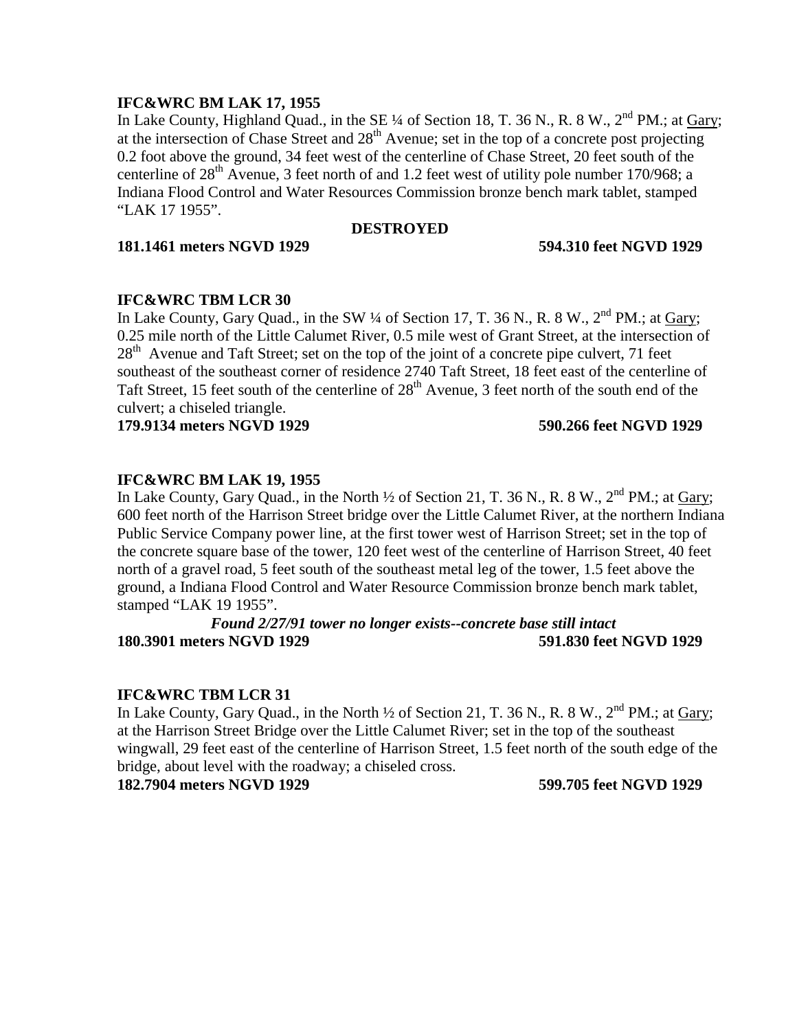**IFC&WRC BM LAK 17, 1955**

In Lake County, Highland Quad., in the SE ¼ of Section 18, T. 36 N., R. 8 W., 2nd PM.; at Gary; at the intersection of Chase Street and 28th Avenue; set in the top of a concrete post projecting 0.2 foot above the ground, 34 feet west of the centerline of Chase Street, 20 feet south of the centerline of 28th Avenue, 3 feet north of and 1.2 feet west of utility pole number 170/968; a Indiana Flood Control and Water Resources Commission bronze bench mark tablet, stamped "LAK 17 1955".

**DESTROYED**

**181.1461 meters NGVD 1929 594.310 feet NGVD 1929**

**IFC&WRC TBM LCR 30**

In Lake County, Gary Quad., in the SW ¼ of Section 17, T. 36 N., R. 8 W., 2nd PM.; at Gary; 0.25 mile north of the Little Calumet River, 0.5 mile west of Grant Street, at the intersection of 28th Avenue and Taft Street; set on the top of the joint of a concrete pipe culvert, 71 feet southeast of the southeast corner of residence 2740 Taft Street, 18 feet east of the centerline of Taft Street, 15 feet south of the centerline of 28th Avenue, 3 feet north of the south end of the culvert; a chiseled triangle.

**179.9134 meters NGVD 1929 590.266 feet NGVD 1929**

**IFC&WRC BM LAK 19, 1955**

In Lake County, Gary Quad., in the North ½ of Section 21, T. 36 N., R. 8 W., 2nd PM.; at Gary; 600 feet north of the Harrison Street bridge over the Little Calumet River, at the northern Indiana Public Service Company power line, at the first tower west of Harrison Street; set in the top of the concrete square base of the tower, 120 feet west of the centerline of Harrison Street, 40 feet north of a gravel road, 5 feet south of the southeast metal leg of the tower, 1.5 feet above the ground, a Indiana Flood Control and Water Resource Commission bronze bench mark tablet, stamped "LAK 19 1955".

***Found 2/27/91 tower no longer exists--concrete base still intact***

**180.3901 meters NGVD 1929 591.830 feet NGVD 1929**

**IFC&WRC TBM LCR 31**

In Lake County, Gary Quad., in the North ½ of Section 21, T. 36 N., R. 8 W., 2nd PM.; at Gary; at the Harrison Street Bridge over the Little Calumet River; set in the top of the southeast wingwall, 29 feet east of the centerline of Harrison Street, 1.5 feet north of the south edge of the bridge, about level with the roadway; a chiseled cross.

**182.7904 meters NGVD 1929 599.705 feet NGVD 1929**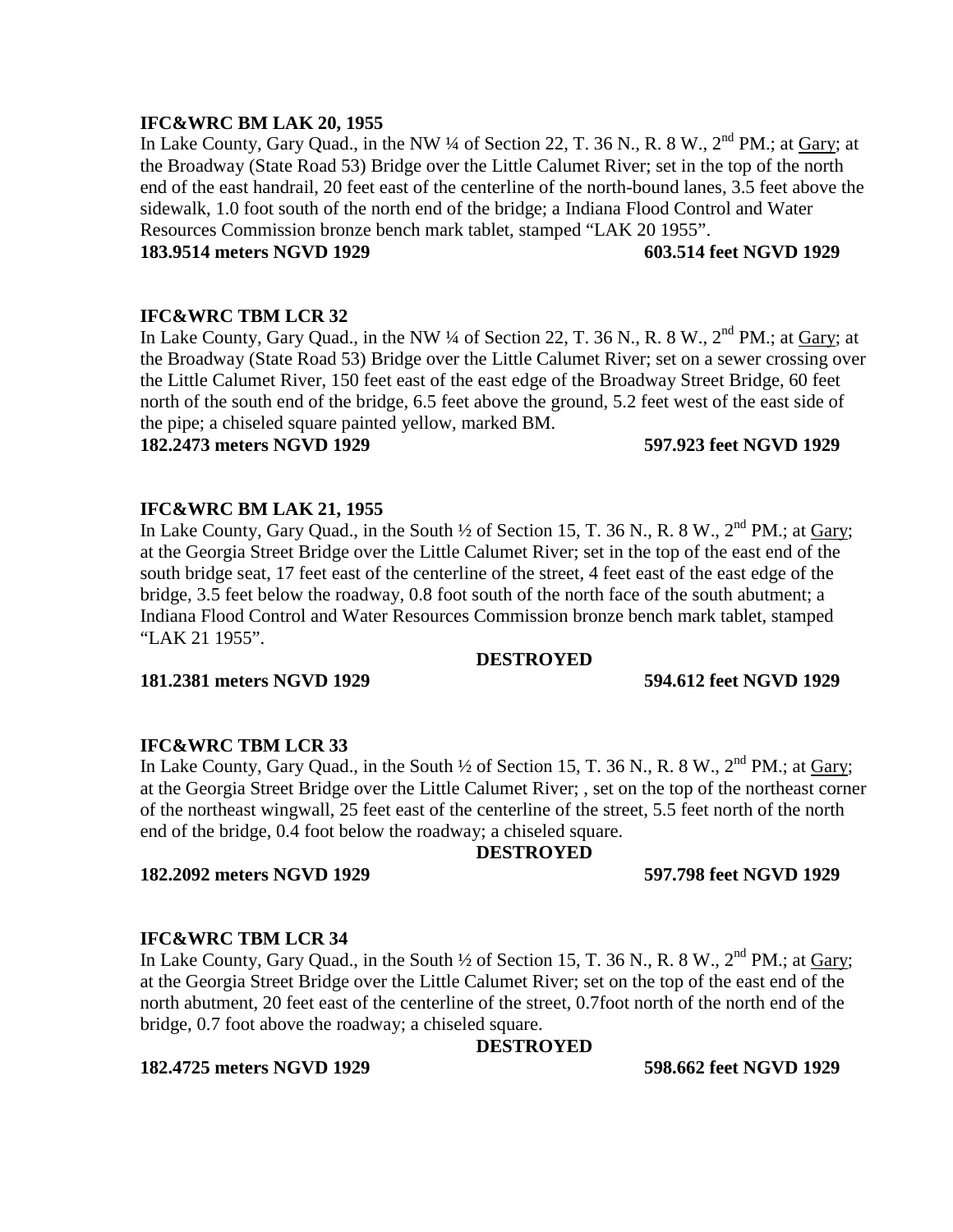**IFC&WRC BM LAK 20, 1955**

In Lake County, Gary Quad., in the NW ¼ of Section 22, T. 36 N., R. 8 W., 2nd PM.; at Gary; at the Broadway (State Road 53) Bridge over the Little Calumet River; set in the top of the north end of the east handrail, 20 feet east of the centerline of the north-bound lanes, 3.5 feet above the sidewalk, 1.0 foot south of the north end of the bridge; a Indiana Flood Control and Water Resources Commission bronze bench mark tablet, stamped "LAK 20 1955".

**183.9514 meters NGVD 1929 603.514 feet NGVD 1929**

**IFC&WRC TBM LCR 32**

In Lake County, Gary Quad., in the NW ¼ of Section 22, T. 36 N., R. 8 W., 2nd PM.; at Gary; at the Broadway (State Road 53) Bridge over the Little Calumet River; set on a sewer crossing over the Little Calumet River, 150 feet east of the east edge of the Broadway Street Bridge, 60 feet north of the south end of the bridge, 6.5 feet above the ground, 5.2 feet west of the east side of the pipe; a chiseled square painted yellow, marked BM.

**182.2473 meters NGVD 1929 597.923 feet NGVD 1929**

**IFC&WRC BM LAK 21, 1955**

In Lake County, Gary Quad., in the South ½ of Section 15, T. 36 N., R. 8 W., 2nd PM.; at Gary; at the Georgia Street Bridge over the Little Calumet River; set in the top of the east end of the south bridge seat, 17 feet east of the centerline of the street, 4 feet east of the east edge of the bridge, 3.5 feet below the roadway, 0.8 foot south of the north face of the south abutment; a Indiana Flood Control and Water Resources Commission bronze bench mark tablet, stamped "LAK 21 1955".

**DESTROYED**

**181.2381 meters NGVD 1929 594.612 feet NGVD 1929**

**IFC&WRC TBM LCR 33**

In Lake County, Gary Quad., in the South ½ of Section 15, T. 36 N., R. 8 W., 2nd PM.; at Gary; at the Georgia Street Bridge over the Little Calumet River; , set on the top of the northeast corner of the northeast wingwall, 25 feet east of the centerline of the street, 5.5 feet north of the north end of the bridge, 0.4 foot below the roadway; a chiseled square.

**DESTROYED**

**182.2092 meters NGVD 1929 597.798 feet NGVD 1929**

**IFC&WRC TBM LCR 34**

In Lake County, Gary Quad., in the South ½ of Section 15, T. 36 N., R. 8 W., 2nd PM.; at Gary; at the Georgia Street Bridge over the Little Calumet River; set on the top of the east end of the north abutment, 20 feet east of the centerline of the street, 0.7foot north of the north end of the bridge, 0.7 foot above the roadway; a chiseled square.

**DESTROYED**

**182.4725 meters NGVD 1929 598.662 feet NGVD 1929**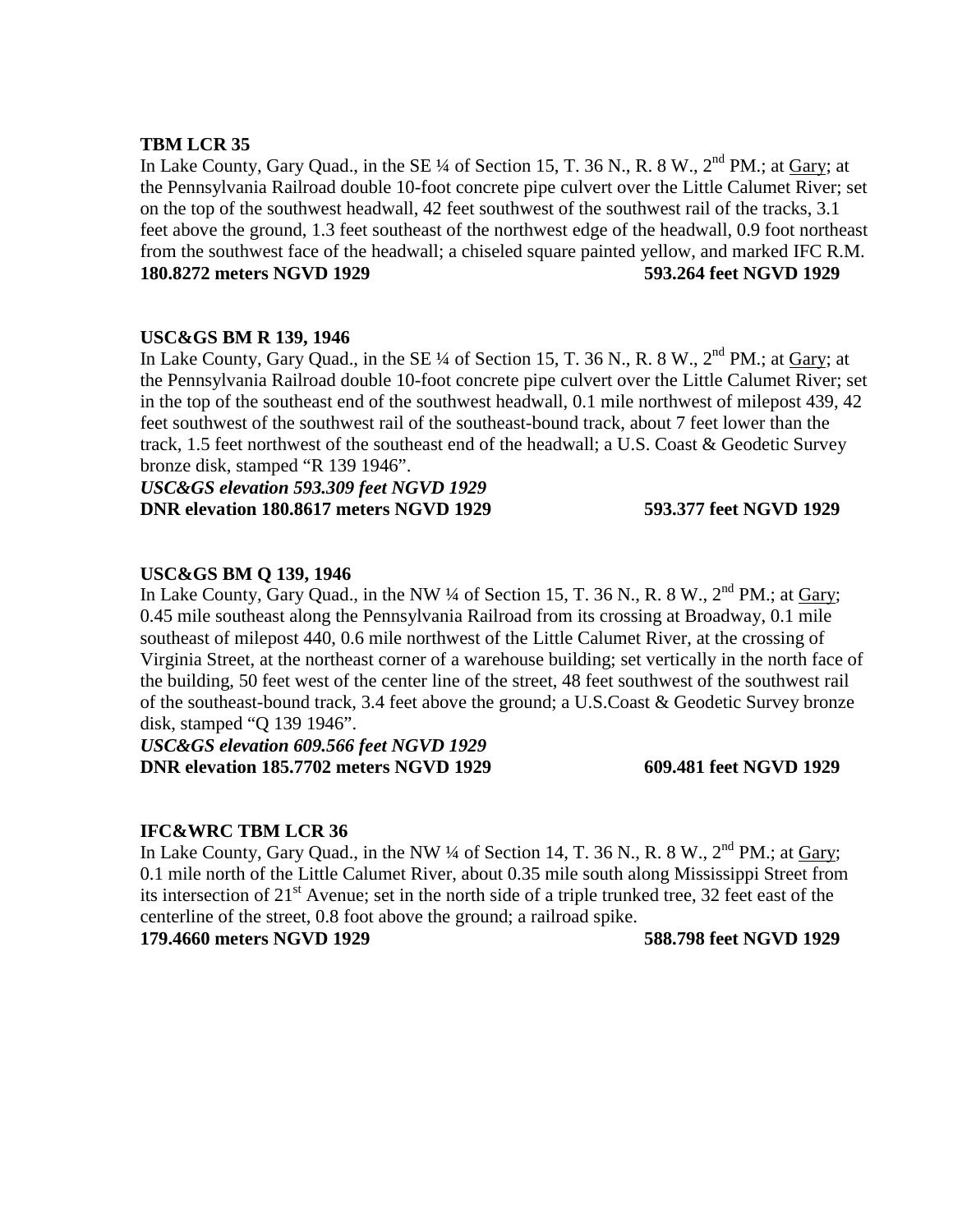**TBM LCR 35**

In Lake County, Gary Quad., in the SE ¼ of Section 15, T. 36 N., R. 8 W., 2nd PM.; at Gary; at the Pennsylvania Railroad double 10-foot concrete pipe culvert over the Little Calumet River; set on the top of the southwest headwall, 42 feet southwest of the southwest rail of the tracks, 3.1 feet above the ground, 1.3 feet southeast of the northwest edge of the headwall, 0.9 foot northeast from the southwest face of the headwall; a chiseled square painted yellow, and marked IFC R.M.

**180.8272 meters NGVD 1929** **593.264 feet NGVD 1929**

**USC&GS BM R 139, 1946**

In Lake County, Gary Quad., in the SE ¼ of Section 15, T. 36 N., R. 8 W., 2nd PM.; at Gary; at the Pennsylvania Railroad double 10-foot concrete pipe culvert over the Little Calumet River; set in the top of the southeast end of the southwest headwall, 0.1 mile northwest of milepost 439, 42 feet southwest of the southwest rail of the southeast-bound track, about 7 feet lower than the track, 1.5 feet northwest of the southeast end of the headwall; a U.S. Coast & Geodetic Survey bronze disk, stamped "R 139 1946".

***USC&GS elevation 593.309 feet NGVD 1929***

**DNR elevation 180.8617 meters NGVD 1929** **593.377 feet NGVD 1929**

**USC&GS BM Q 139, 1946**

In Lake County, Gary Quad., in the NW ¼ of Section 15, T. 36 N., R. 8 W., 2nd PM.; at Gary; 0.45 mile southeast along the Pennsylvania Railroad from its crossing at Broadway, 0.1 mile southeast of milepost 440, 0.6 mile northwest of the Little Calumet River, at the crossing of Virginia Street, at the northeast corner of a warehouse building; set vertically in the north face of the building, 50 feet west of the center line of the street, 48 feet southwest of the southwest rail of the southeast-bound track, 3.4 feet above the ground; a U.S.Coast & Geodetic Survey bronze disk, stamped "Q 139 1946".

***USC&GS elevation 609.566 feet NGVD 1929***

**DNR elevation 185.7702 meters NGVD 1929** **609.481 feet NGVD 1929**

**IFC&WRC TBM LCR 36**

In Lake County, Gary Quad., in the NW ¼ of Section 14, T. 36 N., R. 8 W., 2nd PM.; at Gary; 0.1 mile north of the Little Calumet River, about 0.35 mile south along Mississippi Street from its intersection of 21st Avenue; set in the north side of a triple trunked tree, 32 feet east of the centerline of the street, 0.8 foot above the ground; a railroad spike.

**179.4660 meters NGVD 1929** **588.798 feet NGVD 1929**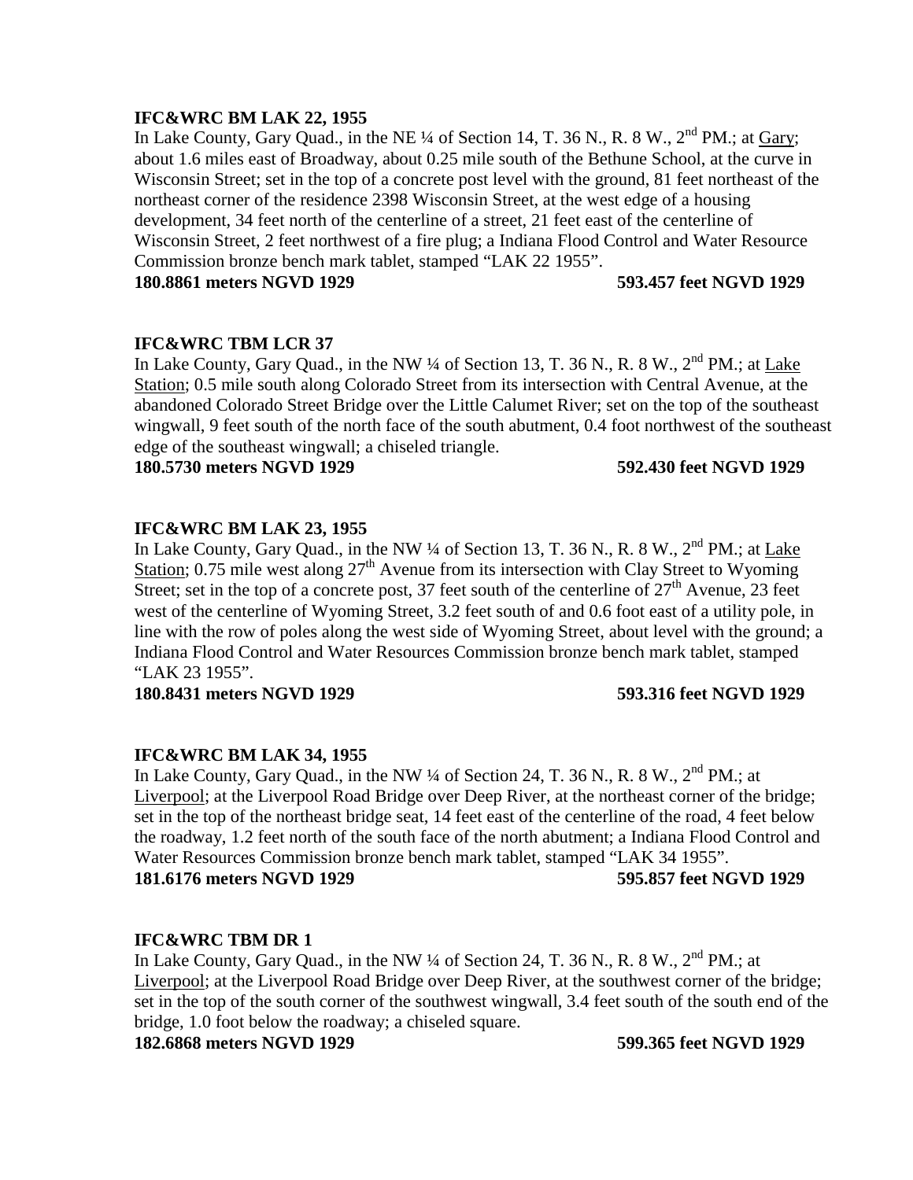**IFC&WRC BM LAK 22, 1955**

In Lake County, Gary Quad., in the NE ¼ of Section 14, T. 36 N., R. 8 W., 2nd PM.; at Gary; about 1.6 miles east of Broadway, about 0.25 mile south of the Bethune School, at the curve in Wisconsin Street; set in the top of a concrete post level with the ground, 81 feet northeast of the northeast corner of the residence 2398 Wisconsin Street, at the west edge of a housing development, 34 feet north of the centerline of a street, 21 feet east of the centerline of Wisconsin Street, 2 feet northwest of a fire plug; a Indiana Flood Control and Water Resource Commission bronze bench mark tablet, stamped “LAK 22 1955”.

**180.8861 meters NGVD 1929** **593.457 feet NGVD 1929**

**IFC&WRC TBM LCR 37**

In Lake County, Gary Quad., in the NW ¼ of Section 13, T. 36 N., R. 8 W., 2nd PM.; at Lake Station; 0.5 mile south along Colorado Street from its intersection with Central Avenue, at the abandoned Colorado Street Bridge over the Little Calumet River; set on the top of the southeast wingwall, 9 feet south of the north face of the south abutment, 0.4 foot northwest of the southeast edge of the southeast wingwall; a chiseled triangle.

**180.5730 meters NGVD 1929** **592.430 feet NGVD 1929**

**IFC&WRC BM LAK 23, 1955**

In Lake County, Gary Quad., in the NW ¼ of Section 13, T. 36 N., R. 8 W., 2nd PM.; at Lake Station; 0.75 mile west along 27th Avenue from its intersection with Clay Street to Wyoming Street; set in the top of a concrete post, 37 feet south of the centerline of 27th Avenue, 23 feet west of the centerline of Wyoming Street, 3.2 feet south of and 0.6 foot east of a utility pole, in line with the row of poles along the west side of Wyoming Street, about level with the ground; a Indiana Flood Control and Water Resources Commission bronze bench mark tablet, stamped “LAK 23 1955”.

**180.8431 meters NGVD 1929** **593.316 feet NGVD 1929**

**IFC&WRC BM LAK 34, 1955**

In Lake County, Gary Quad., in the NW ¼ of Section 24, T. 36 N., R. 8 W., 2nd PM.; at Liverpool; at the Liverpool Road Bridge over Deep River, at the northeast corner of the bridge; set in the top of the northeast bridge seat, 14 feet east of the centerline of the road, 4 feet below the roadway, 1.2 feet north of the south face of the north abutment; a Indiana Flood Control and Water Resources Commission bronze bench mark tablet, stamped “LAK 34 1955”.

**181.6176 meters NGVD 1929** **595.857 feet NGVD 1929**

**IFC&WRC TBM DR 1**

In Lake County, Gary Quad., in the NW ¼ of Section 24, T. 36 N., R. 8 W., 2nd PM.; at Liverpool; at the Liverpool Road Bridge over Deep River, at the southwest corner of the bridge; set in the top of the south corner of the southwest wingwall, 3.4 feet south of the south end of the bridge, 1.0 foot below the roadway; a chiseled square.

**182.6868 meters NGVD 1929** **599.365 feet NGVD 1929**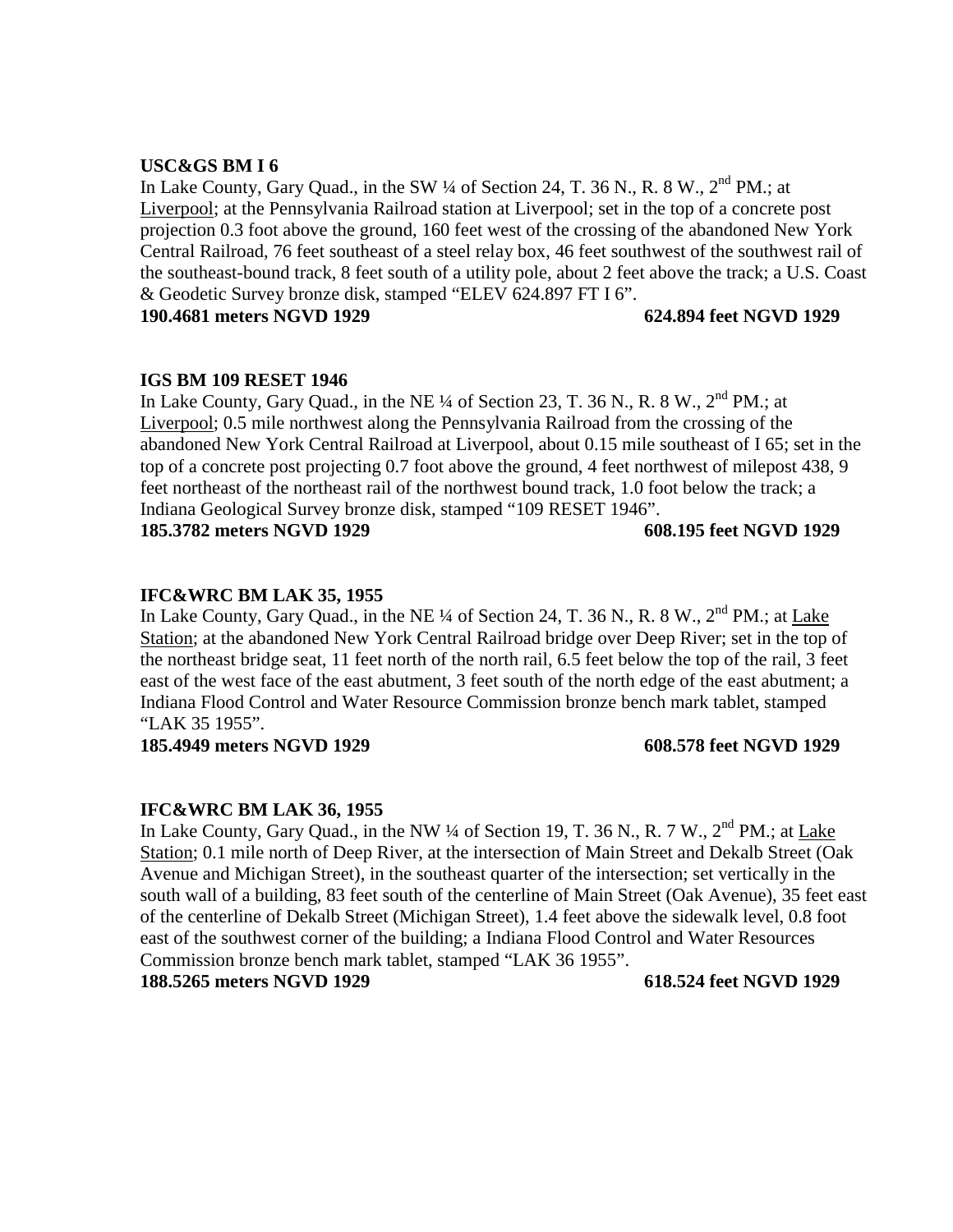**USC&GS BM I 6**

In Lake County, Gary Quad., in the SW ¼ of Section 24, T. 36 N., R. 8 W., 2nd PM.; at Liverpool; at the Pennsylvania Railroad station at Liverpool; set in the top of a concrete post projection 0.3 foot above the ground, 160 feet west of the crossing of the abandoned New York Central Railroad, 76 feet southeast of a steel relay box, 46 feet southwest of the southwest rail of the southeast-bound track, 8 feet south of a utility pole, about 2 feet above the track; a U.S. Coast & Geodetic Survey bronze disk, stamped "ELEV 624.897 FT I 6".

**190.4681 meters NGVD 1929 624.894 feet NGVD 1929**

**IGS BM 109 RESET 1946**

In Lake County, Gary Quad., in the NE ¼ of Section 23, T. 36 N., R. 8 W., 2nd PM.; at Liverpool; 0.5 mile northwest along the Pennsylvania Railroad from the crossing of the abandoned New York Central Railroad at Liverpool, about 0.15 mile southeast of I 65; set in the top of a concrete post projecting 0.7 foot above the ground, 4 feet northwest of milepost 438, 9 feet northeast of the northeast rail of the northwest bound track, 1.0 foot below the track; a Indiana Geological Survey bronze disk, stamped "109 RESET 1946".

**185.3782 meters NGVD 1929 608.195 feet NGVD 1929**

**IFC&WRC BM LAK 35, 1955**

In Lake County, Gary Quad., in the NE ¼ of Section 24, T. 36 N., R. 8 W., 2nd PM.; at Lake Station; at the abandoned New York Central Railroad bridge over Deep River; set in the top of the northeast bridge seat, 11 feet north of the north rail, 6.5 feet below the top of the rail, 3 feet east of the west face of the east abutment, 3 feet south of the north edge of the east abutment; a Indiana Flood Control and Water Resource Commission bronze bench mark tablet, stamped "LAK 35 1955".

**185.4949 meters NGVD 1929 608.578 feet NGVD 1929**

**IFC&WRC BM LAK 36, 1955**

In Lake County, Gary Quad., in the NW ¼ of Section 19, T. 36 N., R. 7 W., 2nd PM.; at Lake Station; 0.1 mile north of Deep River, at the intersection of Main Street and Dekalb Street (Oak Avenue and Michigan Street), in the southeast quarter of the intersection; set vertically in the south wall of a building, 83 feet south of the centerline of Main Street (Oak Avenue), 35 feet east of the centerline of Dekalb Street (Michigan Street), 1.4 feet above the sidewalk level, 0.8 foot east of the southwest corner of the building; a Indiana Flood Control and Water Resources Commission bronze bench mark tablet, stamped "LAK 36 1955".

**188.5265 meters NGVD 1929 618.524 feet NGVD 1929**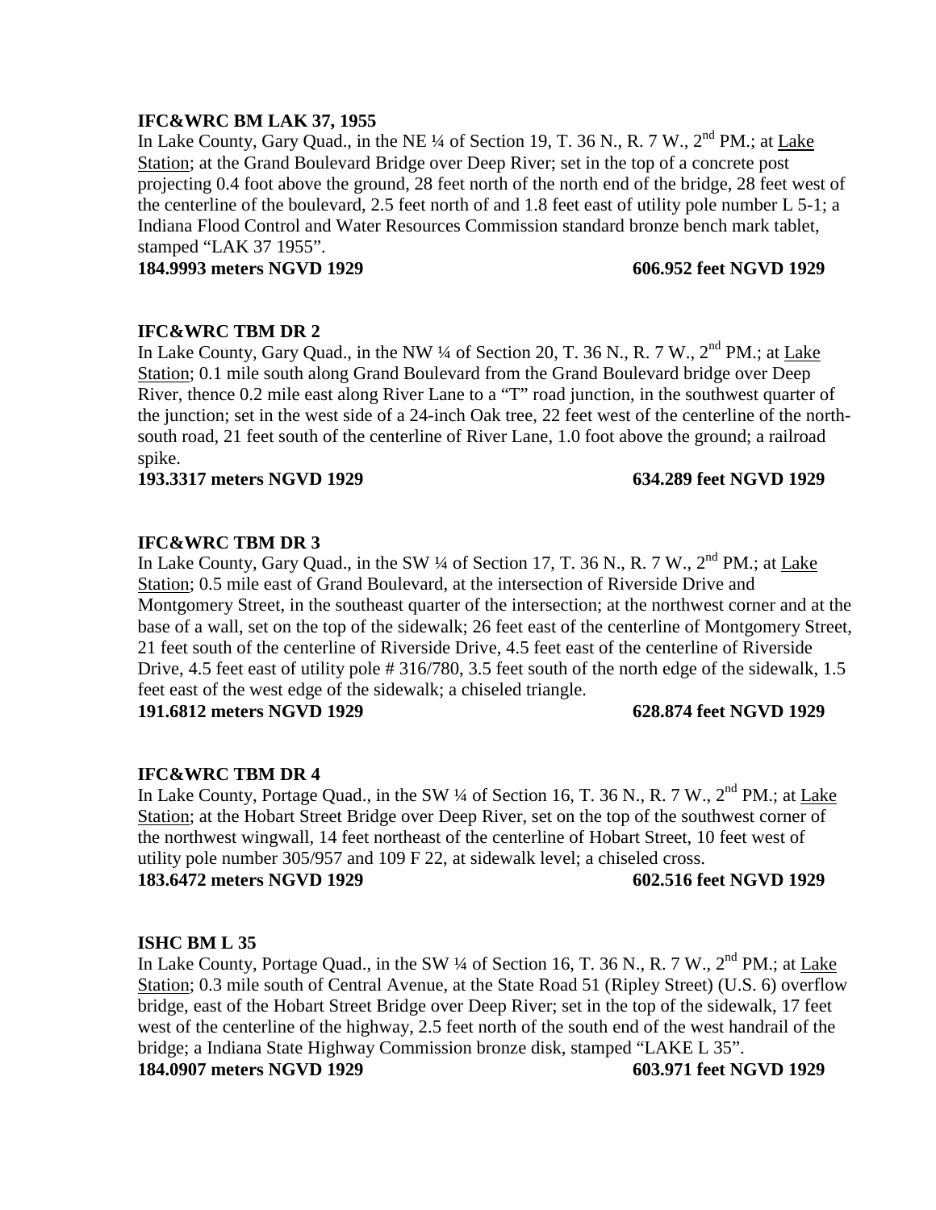**IFC&WRC BM LAK 37, 1955**

In Lake County, Gary Quad., in the NE ¼ of Section 19, T. 36 N., R. 7 W., 2nd PM.; at Lake Station; at the Grand Boulevard Bridge over Deep River; set in the top of a concrete post projecting 0.4 foot above the ground, 28 feet north of the north end of the bridge, 28 feet west of the centerline of the boulevard, 2.5 feet north of and 1.8 feet east of utility pole number L 5-1; a Indiana Flood Control and Water Resources Commission standard bronze bench mark tablet, stamped "LAK 37 1955".

**184.9993 meters NGVD 1929 606.952 feet NGVD 1929**

**IFC&WRC TBM DR 2**

In Lake County, Gary Quad., in the NW ¼ of Section 20, T. 36 N., R. 7 W., 2nd PM.; at Lake Station; 0.1 mile south along Grand Boulevard from the Grand Boulevard bridge over Deep River, thence 0.2 mile east along River Lane to a "T" road junction, in the southwest quarter of the junction; set in the west side of a 24-inch Oak tree, 22 feet west of the centerline of the north-south road, 21 feet south of the centerline of River Lane, 1.0 foot above the ground; a railroad spike.

**193.3317 meters NGVD 1929 634.289 feet NGVD 1929**

**IFC&WRC TBM DR 3**

In Lake County, Gary Quad., in the SW ¼ of Section 17, T. 36 N., R. 7 W., 2nd PM.; at Lake Station; 0.5 mile east of Grand Boulevard, at the intersection of Riverside Drive and Montgomery Street, in the southeast quarter of the intersection; at the northwest corner and at the base of a wall, set on the top of the sidewalk; 26 feet east of the centerline of Montgomery Street, 21 feet south of the centerline of Riverside Drive, 4.5 feet east of the centerline of Riverside Drive, 4.5 feet east of utility pole # 316/780, 3.5 feet south of the north edge of the sidewalk, 1.5 feet east of the west edge of the sidewalk; a chiseled triangle.

**191.6812 meters NGVD 1929 628.874 feet NGVD 1929**

**IFC&WRC TBM DR 4**

In Lake County, Portage Quad., in the SW ¼ of Section 16, T. 36 N., R. 7 W., 2nd PM.; at Lake Station; at the Hobart Street Bridge over Deep River, set on the top of the southwest corner of the northwest wingwall, 14 feet northeast of the centerline of Hobart Street, 10 feet west of utility pole number 305/957 and 109 F 22, at sidewalk level; a chiseled cross.

**183.6472 meters NGVD 1929 602.516 feet NGVD 1929**

**ISHC BM L 35**

In Lake County, Portage Quad., in the SW ¼ of Section 16, T. 36 N., R. 7 W., 2nd PM.; at Lake Station; 0.3 mile south of Central Avenue, at the State Road 51 (Ripley Street) (U.S. 6) overflow bridge, east of the Hobart Street Bridge over Deep River; set in the top of the sidewalk, 17 feet west of the centerline of the highway, 2.5 feet north of the south end of the west handrail of the bridge; a Indiana State Highway Commission bronze disk, stamped "LAKE L 35".

**184.0907 meters NGVD 1929 603.971 feet NGVD 1929**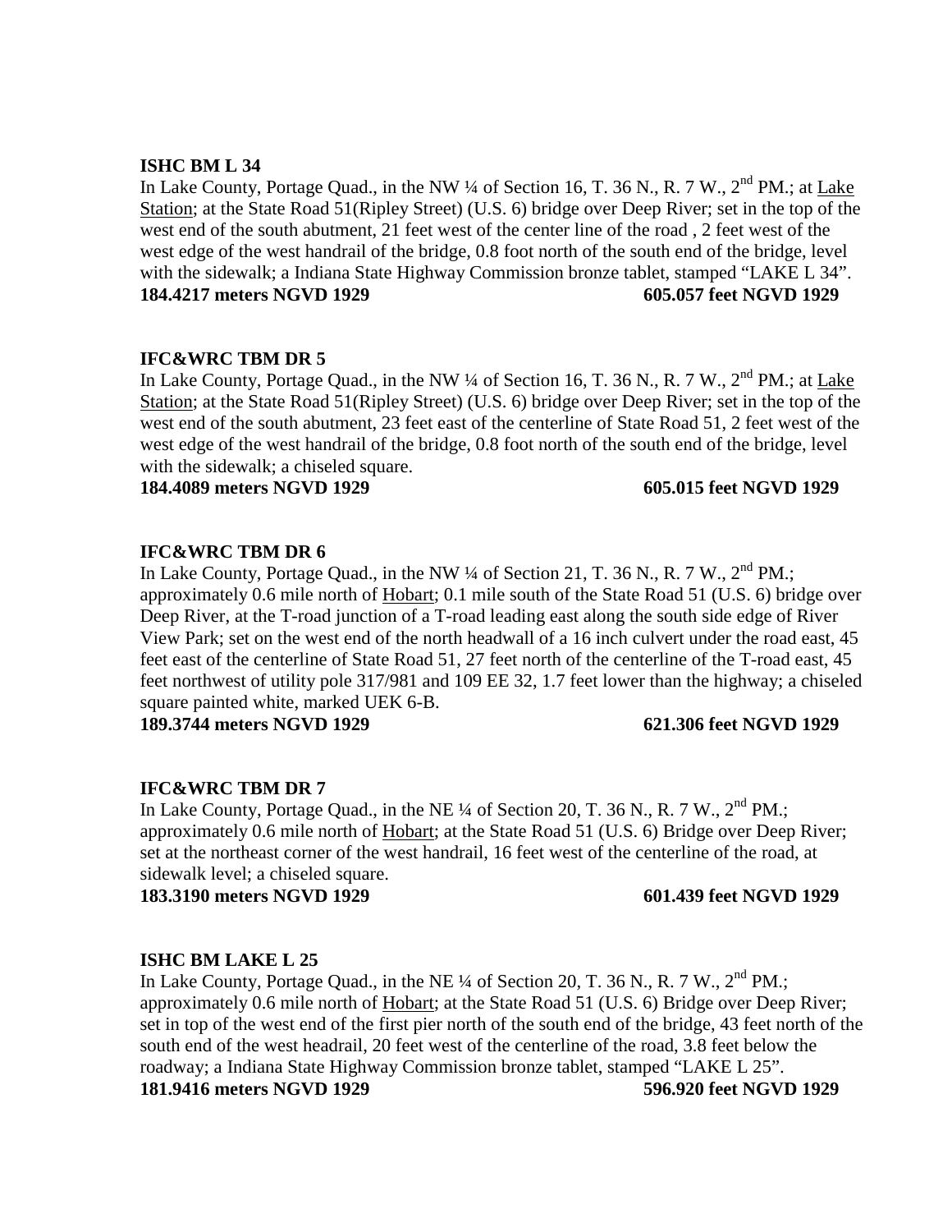**ISHC BM L 34**

In Lake County, Portage Quad., in the NW ¼ of Section 16, T. 36 N., R. 7 W., 2nd PM.; at Lake Station; at the State Road 51(Ripley Street) (U.S. 6) bridge over Deep River; set in the top of the west end of the south abutment, 21 feet west of the center line of the road , 2 feet west of the west edge of the west handrail of the bridge, 0.8 foot north of the south end of the bridge, level with the sidewalk; a Indiana State Highway Commission bronze tablet, stamped "LAKE L 34".

**184.4217 meters NGVD 1929 605.057 feet NGVD 1929**

**IFC&WRC TBM DR 5**

In Lake County, Portage Quad., in the NW ¼ of Section 16, T. 36 N., R. 7 W., 2nd PM.; at Lake Station; at the State Road 51(Ripley Street) (U.S. 6) bridge over Deep River; set in the top of the west end of the south abutment, 23 feet east of the centerline of State Road 51, 2 feet west of the west edge of the west handrail of the bridge, 0.8 foot north of the south end of the bridge, level with the sidewalk; a chiseled square.

**184.4089 meters NGVD 1929 605.015 feet NGVD 1929**

**IFC&WRC TBM DR 6**

In Lake County, Portage Quad., in the NW ¼ of Section 21, T. 36 N., R. 7 W., 2nd PM.; approximately 0.6 mile north of Hobart; 0.1 mile south of the State Road 51 (U.S. 6) bridge over Deep River, at the T-road junction of a T-road leading east along the south side edge of River View Park; set on the west end of the north headwall of a 16 inch culvert under the road east, 45 feet east of the centerline of State Road 51, 27 feet north of the centerline of the T-road east, 45 feet northwest of utility pole 317/981 and 109 EE 32, 1.7 feet lower than the highway; a chiseled square painted white, marked UEK 6-B.

**189.3744 meters NGVD 1929 621.306 feet NGVD 1929**

**IFC&WRC TBM DR 7**

In Lake County, Portage Quad., in the NE ¼ of Section 20, T. 36 N., R. 7 W., 2nd PM.; approximately 0.6 mile north of Hobart; at the State Road 51 (U.S. 6) Bridge over Deep River; set at the northeast corner of the west handrail, 16 feet west of the centerline of the road, at sidewalk level; a chiseled square.

**183.3190 meters NGVD 1929 601.439 feet NGVD 1929**

**ISHC BM LAKE L 25**

In Lake County, Portage Quad., in the NE ¼ of Section 20, T. 36 N., R. 7 W., 2nd PM.; approximately 0.6 mile north of Hobart; at the State Road 51 (U.S. 6) Bridge over Deep River; set in top of the west end of the first pier north of the south end of the bridge, 43 feet north of the south end of the west headrail, 20 feet west of the centerline of the road, 3.8 feet below the roadway; a Indiana State Highway Commission bronze tablet, stamped "LAKE L 25".

**181.9416 meters NGVD 1929 596.920 feet NGVD 1929**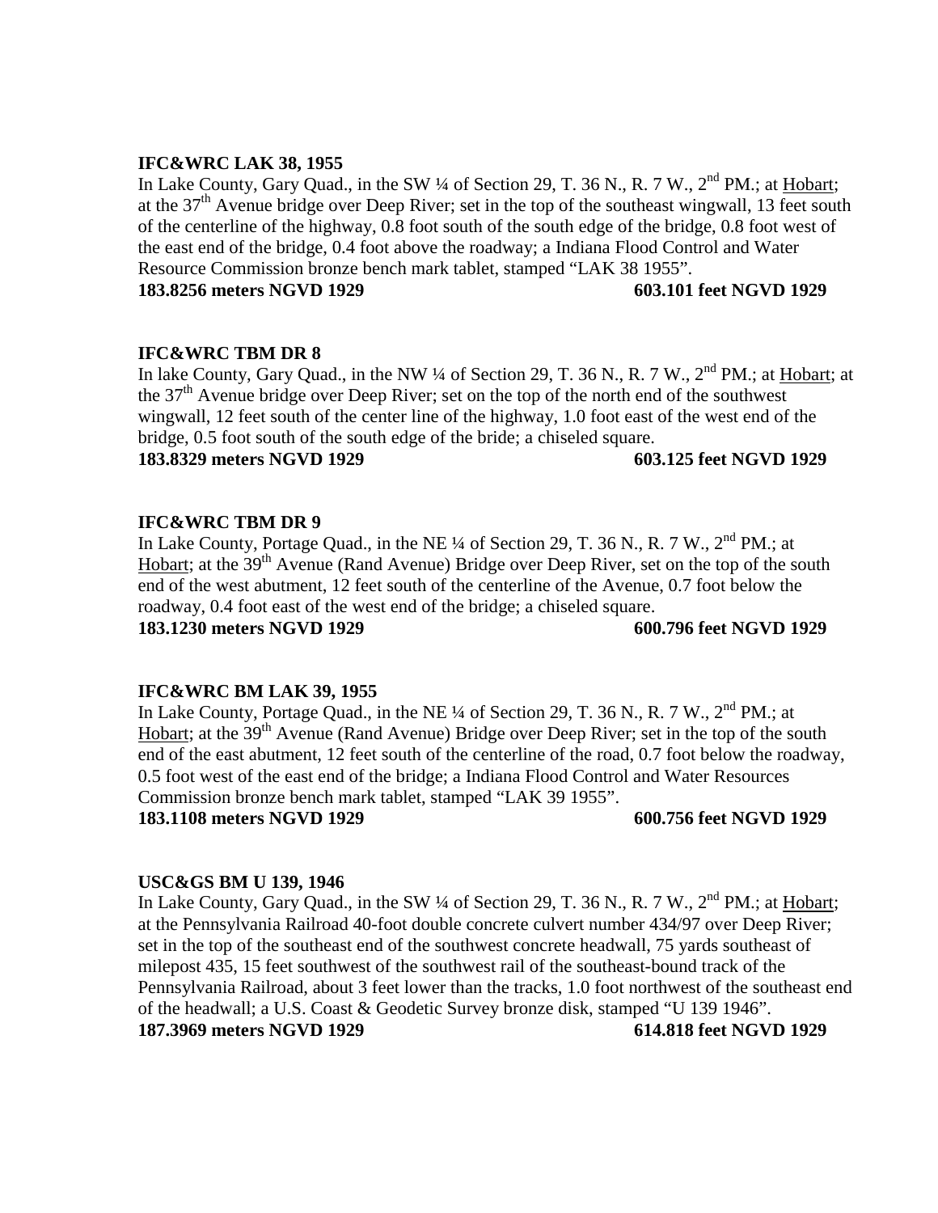**IFC&WRC LAK 38, 1955**

In Lake County, Gary Quad., in the SW ¼ of Section 29, T. 36 N., R. 7 W., 2nd PM.; at Hobart; at the 37th Avenue bridge over Deep River; set in the top of the southeast wingwall, 13 feet south of the centerline of the highway, 0.8 foot south of the south edge of the bridge, 0.8 foot west of the east end of the bridge, 0.4 foot above the roadway; a Indiana Flood Control and Water Resource Commission bronze bench mark tablet, stamped "LAK 38 1955".

**183.8256 meters NGVD 1929 603.101 feet NGVD 1929**

**IFC&WRC TBM DR 8**

In lake County, Gary Quad., in the NW ¼ of Section 29, T. 36 N., R. 7 W., 2nd PM.; at Hobart; at the 37th Avenue bridge over Deep River; set on the top of the north end of the southwest wingwall, 12 feet south of the center line of the highway, 1.0 foot east of the west end of the bridge, 0.5 foot south of the south edge of the bride; a chiseled square.

**183.8329 meters NGVD 1929 603.125 feet NGVD 1929**

**IFC&WRC TBM DR 9**

In Lake County, Portage Quad., in the NE ¼ of Section 29, T. 36 N., R. 7 W., 2nd PM.; at Hobart; at the 39th Avenue (Rand Avenue) Bridge over Deep River, set on the top of the south end of the west abutment, 12 feet south of the centerline of the Avenue, 0.7 foot below the roadway, 0.4 foot east of the west end of the bridge; a chiseled square.

**183.1230 meters NGVD 1929 600.796 feet NGVD 1929**

**IFC&WRC BM LAK 39, 1955**

In Lake County, Portage Quad., in the NE ¼ of Section 29, T. 36 N., R. 7 W., 2nd PM.; at Hobart; at the 39th Avenue (Rand Avenue) Bridge over Deep River; set in the top of the south end of the east abutment, 12 feet south of the centerline of the road, 0.7 foot below the roadway, 0.5 foot west of the east end of the bridge; a Indiana Flood Control and Water Resources Commission bronze bench mark tablet, stamped "LAK 39 1955".

**183.1108 meters NGVD 1929 600.756 feet NGVD 1929**

**USC&GS BM U 139, 1946**

In Lake County, Gary Quad., in the SW ¼ of Section 29, T. 36 N., R. 7 W., 2nd PM.; at Hobart; at the Pennsylvania Railroad 40-foot double concrete culvert number 434/97 over Deep River; set in the top of the southeast end of the southwest concrete headwall, 75 yards southeast of milepost 435, 15 feet southwest of the southwest rail of the southeast-bound track of the Pennsylvania Railroad, about 3 feet lower than the tracks, 1.0 foot northwest of the southeast end of the headwall; a U.S. Coast & Geodetic Survey bronze disk, stamped "U 139 1946".

**187.3969 meters NGVD 1929 614.818 feet NGVD 1929**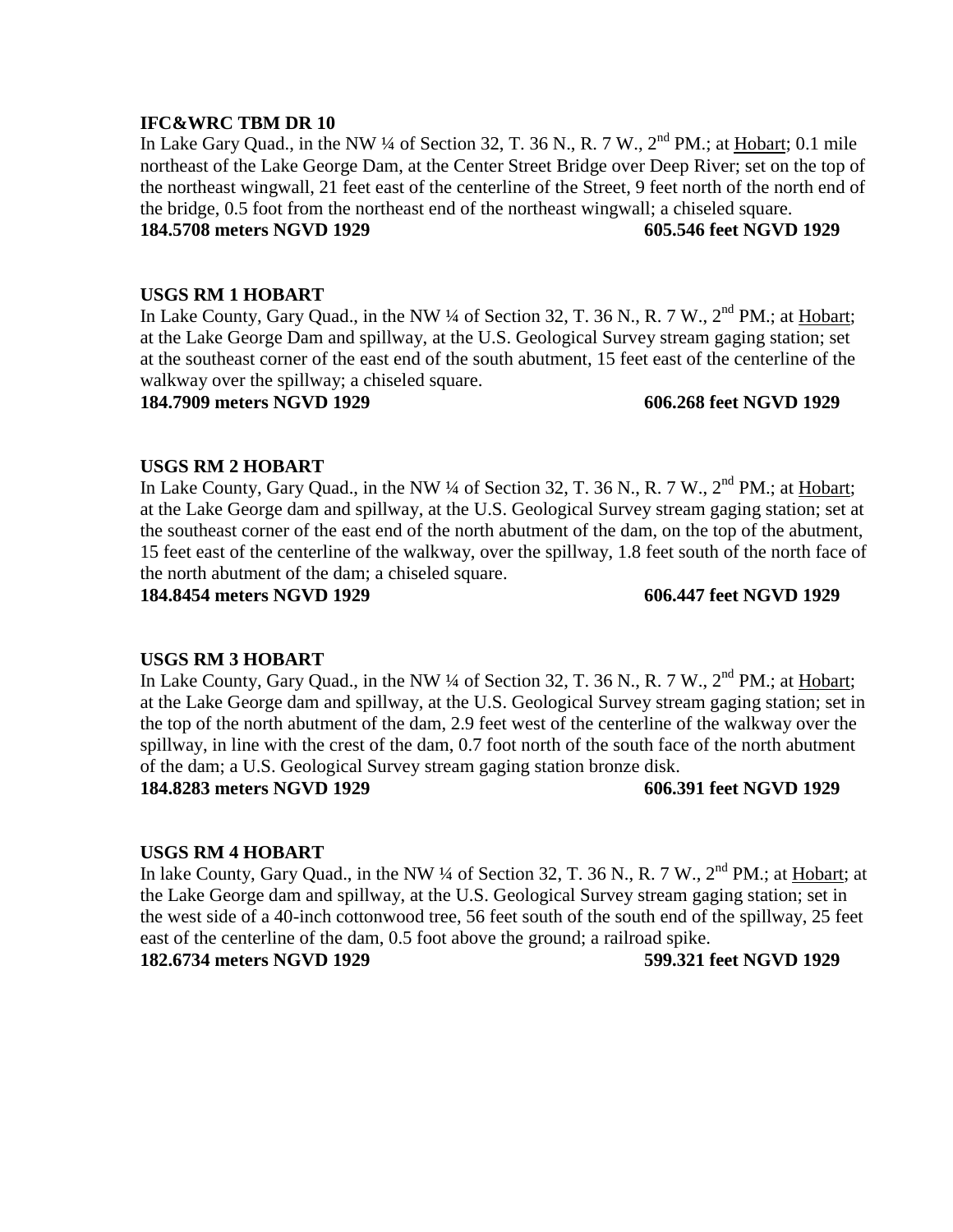**IFC&WRC TBM DR 10**

In Lake Gary Quad., in the NW ¼ of Section 32, T. 36 N., R. 7 W., 2nd PM.; at Hobart; 0.1 mile northeast of the Lake George Dam, at the Center Street Bridge over Deep River; set on the top of the northeast wingwall, 21 feet east of the centerline of the Street, 9 feet north of the north end of the bridge, 0.5 foot from the northeast end of the northeast wingwall; a chiseled square.

**184.5708 meters NGVD 1929 605.546 feet NGVD 1929**

**USGS RM 1 HOBART**

In Lake County, Gary Quad., in the NW ¼ of Section 32, T. 36 N., R. 7 W., 2nd PM.; at Hobart; at the Lake George Dam and spillway, at the U.S. Geological Survey stream gaging station; set at the southeast corner of the east end of the south abutment, 15 feet east of the centerline of the walkway over the spillway; a chiseled square.

**184.7909 meters NGVD 1929 606.268 feet NGVD 1929**

**USGS RM 2 HOBART**

In Lake County, Gary Quad., in the NW ¼ of Section 32, T. 36 N., R. 7 W., 2nd PM.; at Hobart; at the Lake George dam and spillway, at the U.S. Geological Survey stream gaging station; set at the southeast corner of the east end of the north abutment of the dam, on the top of the abutment, 15 feet east of the centerline of the walkway, over the spillway, 1.8 feet south of the north face of the north abutment of the dam; a chiseled square.

**184.8454 meters NGVD 1929 606.447 feet NGVD 1929**

**USGS RM 3 HOBART**

In Lake County, Gary Quad., in the NW ¼ of Section 32, T. 36 N., R. 7 W., 2nd PM.; at Hobart; at the Lake George dam and spillway, at the U.S. Geological Survey stream gaging station; set in the top of the north abutment of the dam, 2.9 feet west of the centerline of the walkway over the spillway, in line with the crest of the dam, 0.7 foot north of the south face of the north abutment of the dam; a U.S. Geological Survey stream gaging station bronze disk.

**184.8283 meters NGVD 1929 606.391 feet NGVD 1929**

**USGS RM 4 HOBART**

In lake County, Gary Quad., in the NW ¼ of Section 32, T. 36 N., R. 7 W., 2nd PM.; at Hobart; at the Lake George dam and spillway, at the U.S. Geological Survey stream gaging station; set in the west side of a 40-inch cottonwood tree, 56 feet south of the south end of the spillway, 25 feet east of the centerline of the dam, 0.5 foot above the ground; a railroad spike.

**182.6734 meters NGVD 1929 599.321 feet NGVD 1929**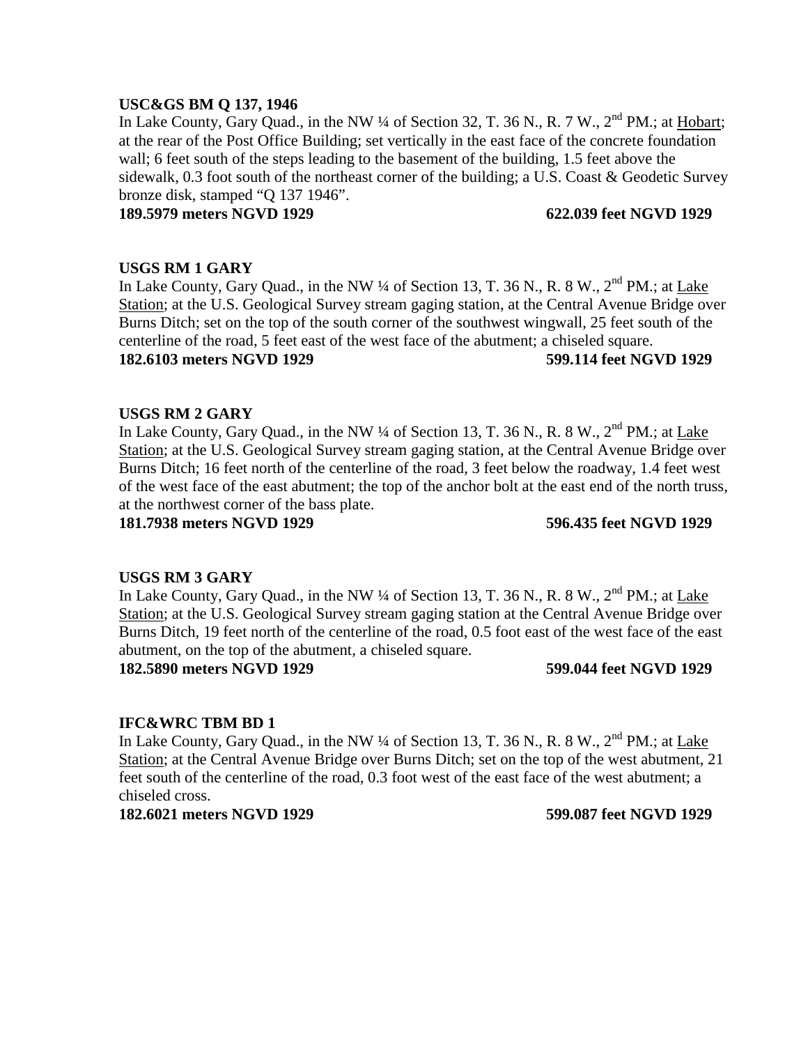**USC&GS BM Q 137, 1946**

In Lake County, Gary Quad., in the NW ¼ of Section 32, T. 36 N., R. 7 W., 2nd PM.; at Hobart; at the rear of the Post Office Building; set vertically in the east face of the concrete foundation wall; 6 feet south of the steps leading to the basement of the building, 1.5 feet above the sidewalk, 0.3 foot south of the northeast corner of the building; a U.S. Coast & Geodetic Survey bronze disk, stamped "Q 137 1946".

**189.5979 meters NGVD 1929 622.039 feet NGVD 1929**

**USGS RM 1 GARY**

In Lake County, Gary Quad., in the NW ¼ of Section 13, T. 36 N., R. 8 W., 2nd PM.; at Lake Station; at the U.S. Geological Survey stream gaging station, at the Central Avenue Bridge over Burns Ditch; set on the top of the south corner of the southwest wingwall, 25 feet south of the centerline of the road, 5 feet east of the west face of the abutment; a chiseled square.

**182.6103 meters NGVD 1929 599.114 feet NGVD 1929**

**USGS RM 2 GARY**

In Lake County, Gary Quad., in the NW ¼ of Section 13, T. 36 N., R. 8 W., 2nd PM.; at Lake Station; at the U.S. Geological Survey stream gaging station, at the Central Avenue Bridge over Burns Ditch; 16 feet north of the centerline of the road, 3 feet below the roadway, 1.4 feet west of the west face of the east abutment; the top of the anchor bolt at the east end of the north truss, at the northwest corner of the bass plate.

**181.7938 meters NGVD 1929 596.435 feet NGVD 1929**

**USGS RM 3 GARY**

In Lake County, Gary Quad., in the NW ¼ of Section 13, T. 36 N., R. 8 W., 2nd PM.; at Lake Station; at the U.S. Geological Survey stream gaging station at the Central Avenue Bridge over Burns Ditch, 19 feet north of the centerline of the road, 0.5 foot east of the west face of the east abutment, on the top of the abutment, a chiseled square.

**182.5890 meters NGVD 1929 599.044 feet NGVD 1929**

**IFC&WRC TBM BD 1**

In Lake County, Gary Quad., in the NW ¼ of Section 13, T. 36 N., R. 8 W., 2nd PM.; at Lake Station; at the Central Avenue Bridge over Burns Ditch; set on the top of the west abutment, 21 feet south of the centerline of the road, 0.3 foot west of the east face of the west abutment; a chiseled cross.

**182.6021 meters NGVD 1929 599.087 feet NGVD 1929**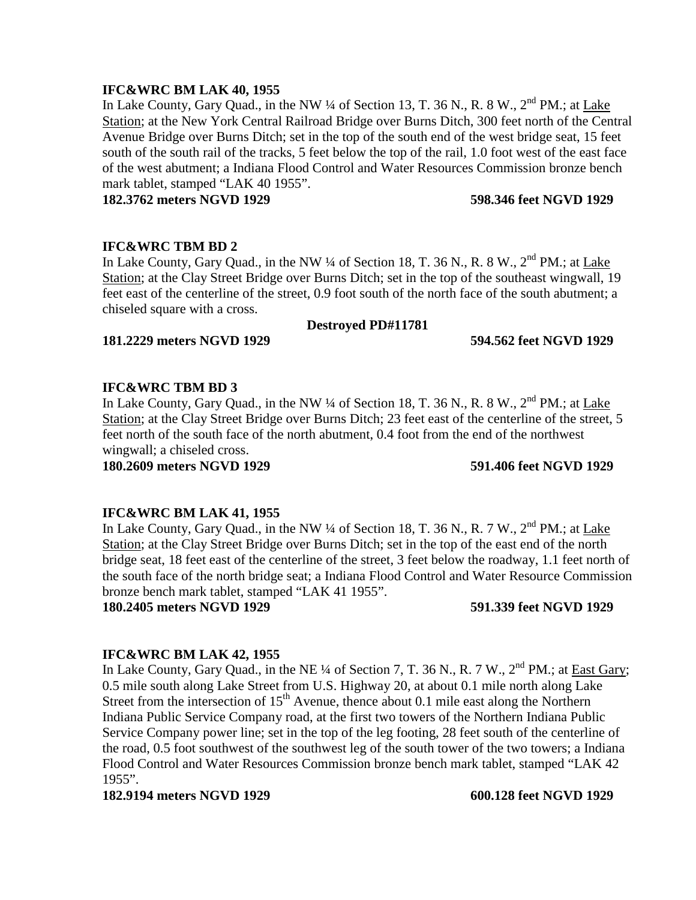**IFC&WRC BM LAK 40, 1955**

In Lake County, Gary Quad., in the NW ¼ of Section 13, T. 36 N., R. 8 W., 2nd PM.; at Lake Station; at the New York Central Railroad Bridge over Burns Ditch, 300 feet north of the Central Avenue Bridge over Burns Ditch; set in the top of the south end of the west bridge seat, 15 feet south of the south rail of the tracks, 5 feet below the top of the rail, 1.0 foot west of the east face of the west abutment; a Indiana Flood Control and Water Resources Commission bronze bench mark tablet, stamped "LAK 40 1955".

**182.3762 meters NGVD 1929** **598.346 feet NGVD 1929**

**IFC&WRC TBM BD 2**

In Lake County, Gary Quad., in the NW ¼ of Section 18, T. 36 N., R. 8 W., 2nd PM.; at Lake Station; at the Clay Street Bridge over Burns Ditch; set in the top of the southeast wingwall, 19 feet east of the centerline of the street, 0.9 foot south of the north face of the south abutment; a chiseled square with a cross.

**Destroyed PD#11781**

**181.2229 meters NGVD 1929** **594.562 feet NGVD 1929**

**IFC&WRC TBM BD 3**

In Lake County, Gary Quad., in the NW ¼ of Section 18, T. 36 N., R. 8 W., 2nd PM.; at Lake Station; at the Clay Street Bridge over Burns Ditch; 23 feet east of the centerline of the street, 5 feet north of the south face of the north abutment, 0.4 foot from the end of the northwest wingwall; a chiseled cross.

**180.2609 meters NGVD 1929** **591.406 feet NGVD 1929**

**IFC&WRC BM LAK 41, 1955**

In Lake County, Gary Quad., in the NW ¼ of Section 18, T. 36 N., R. 7 W., 2nd PM.; at Lake Station; at the Clay Street Bridge over Burns Ditch; set in the top of the east end of the north bridge seat, 18 feet east of the centerline of the street, 3 feet below the roadway, 1.1 feet north of the south face of the north bridge seat; a Indiana Flood Control and Water Resource Commission bronze bench mark tablet, stamped "LAK 41 1955".

**180.2405 meters NGVD 1929** **591.339 feet NGVD 1929**

**IFC&WRC BM LAK 42, 1955**

In Lake County, Gary Quad., in the NE ¼ of Section 7, T. 36 N., R. 7 W., 2nd PM.; at East Gary; 0.5 mile south along Lake Street from U.S. Highway 20, at about 0.1 mile north along Lake Street from the intersection of 15th Avenue, thence about 0.1 mile east along the Northern Indiana Public Service Company road, at the first two towers of the Northern Indiana Public Service Company power line; set in the top of the leg footing, 28 feet south of the centerline of the road, 0.5 foot southwest of the southwest leg of the south tower of the two towers; a Indiana Flood Control and Water Resources Commission bronze bench mark tablet, stamped "LAK 42 1955".

**182.9194 meters NGVD 1929** **600.128 feet NGVD 1929**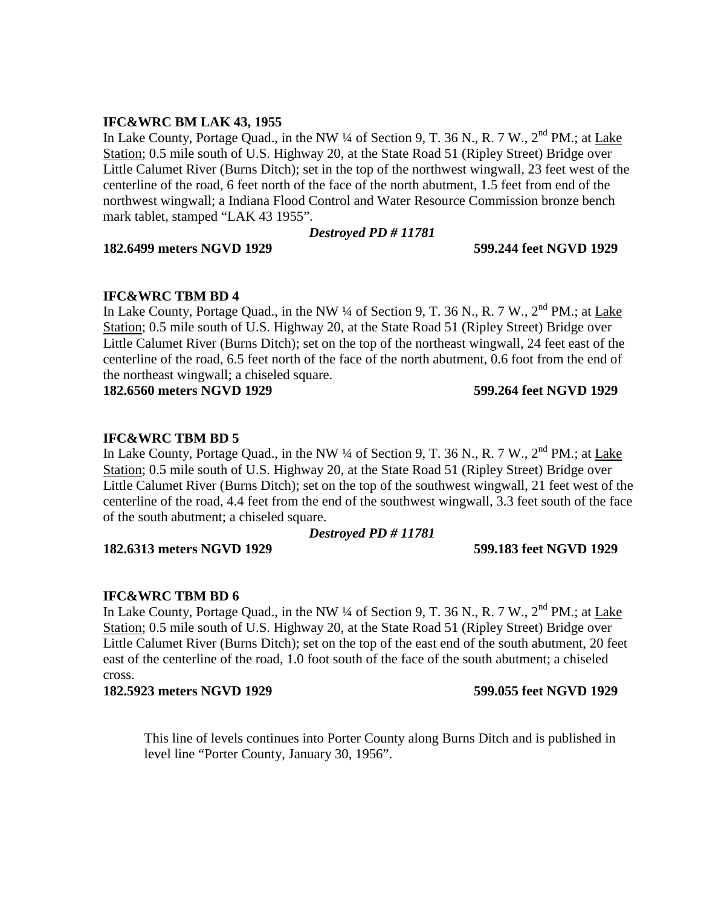**IFC&WRC BM LAK 43, 1955**

In Lake County, Portage Quad., in the NW ¼ of Section 9, T. 36 N., R. 7 W., 2nd PM.; at Lake Station; 0.5 mile south of U.S. Highway 20, at the State Road 51 (Ripley Street) Bridge over Little Calumet River (Burns Ditch); set in the top of the northwest wingwall, 23 feet west of the centerline of the road, 6 feet north of the face of the north abutment, 1.5 feet from end of the northwest wingwall; a Indiana Flood Control and Water Resource Commission bronze bench mark tablet, stamped "LAK 43 1955".

***Destroyed PD # 11781***

**182.6499 meters NGVD 1929** **599.244 feet NGVD 1929**

**IFC&WRC TBM BD 4**

In Lake County, Portage Quad., in the NW ¼ of Section 9, T. 36 N., R. 7 W., 2nd PM.; at Lake Station; 0.5 mile south of U.S. Highway 20, at the State Road 51 (Ripley Street) Bridge over Little Calumet River (Burns Ditch); set on the top of the northeast wingwall, 24 feet east of the centerline of the road, 6.5 feet north of the face of the north abutment, 0.6 foot from the end of the northeast wingwall; a chiseled square.

**182.6560 meters NGVD 1929** **599.264 feet NGVD 1929**

**IFC&WRC TBM BD 5**

In Lake County, Portage Quad., in the NW ¼ of Section 9, T. 36 N., R. 7 W., 2nd PM.; at Lake Station; 0.5 mile south of U.S. Highway 20, at the State Road 51 (Ripley Street) Bridge over Little Calumet River (Burns Ditch); set on the top of the southwest wingwall, 21 feet west of the centerline of the road, 4.4 feet from the end of the southwest wingwall, 3.3 feet south of the face of the south abutment; a chiseled square.

***Destroyed PD # 11781***

**182.6313 meters NGVD 1929** **599.183 feet NGVD 1929**

**IFC&WRC TBM BD 6**

In Lake County, Portage Quad., in the NW ¼ of Section 9, T. 36 N., R. 7 W., 2nd PM.; at Lake Station; 0.5 mile south of U.S. Highway 20, at the State Road 51 (Ripley Street) Bridge over Little Calumet River (Burns Ditch); set on the top of the east end of the south abutment, 20 feet east of the centerline of the road, 1.0 foot south of the face of the south abutment; a chiseled cross.

**182.5923 meters NGVD 1929** **599.055 feet NGVD 1929**

This line of levels continues into Porter County along Burns Ditch and is published in level line "Porter County, January 30, 1956".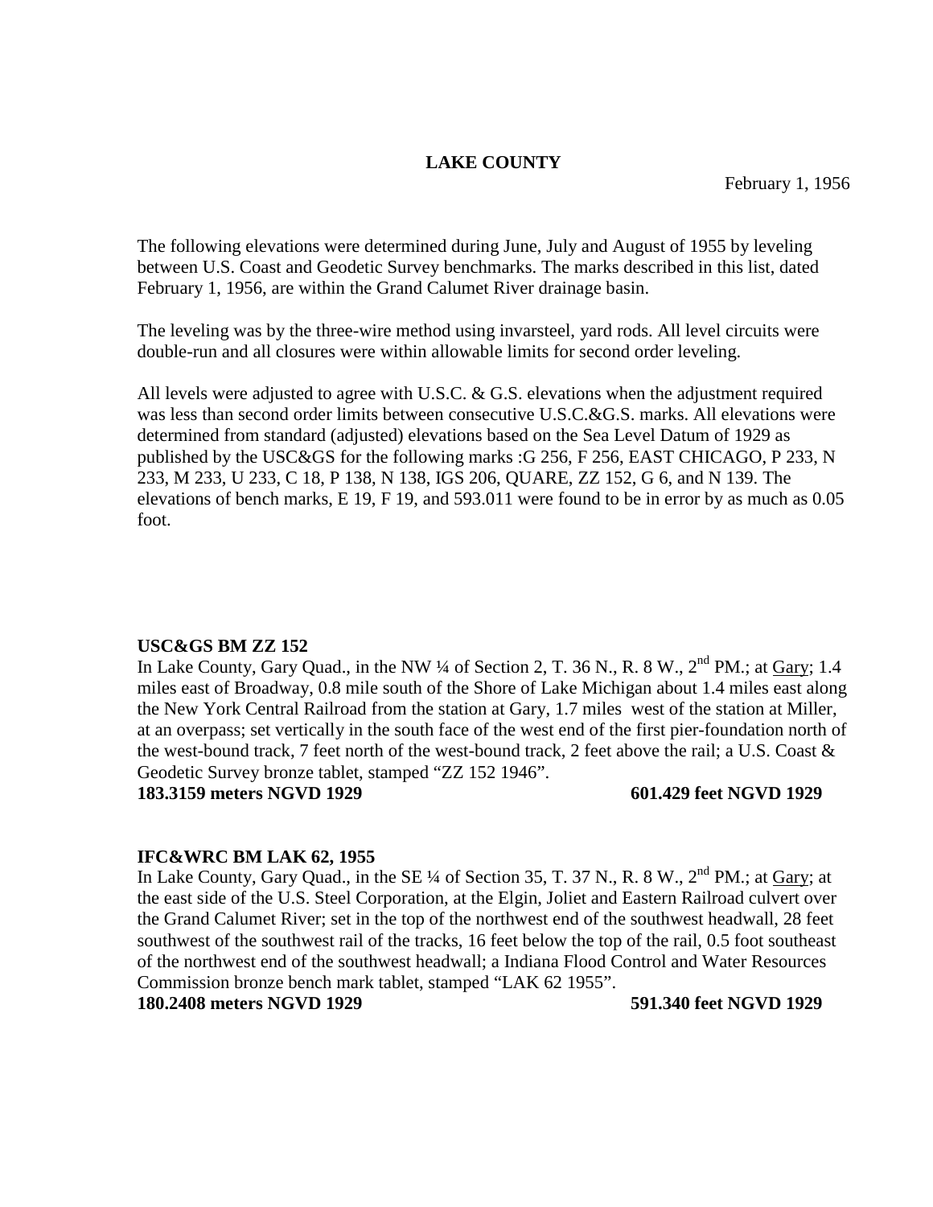# LAKE COUNTY

February 1, 1956

The following elevations were determined during June, July and August of 1955 by leveling between U.S. Coast and Geodetic Survey benchmarks. The marks described in this list, dated February 1, 1956, are within the Grand Calumet River drainage basin.

The leveling was by the three-wire method using invarsteel, yard rods. All level circuits were double-run and all closures were within allowable limits for second order leveling.

All levels were adjusted to agree with U.S.C. & G.S. elevations when the adjustment required was less than second order limits between consecutive U.S.C.&G.S. marks. All elevations were determined from standard (adjusted) elevations based on the Sea Level Datum of 1929 as published by the USC&GS for the following marks :G 256, F 256, EAST CHICAGO, P 233, N 233, M 233, U 233, C 18, P 138, N 138, IGS 206, QUARE, ZZ 152, G 6, and N 139. The elevations of bench marks, E 19, F 19, and 593.011 were found to be in error by as much as 0.05 foot.

**USC&GS BM ZZ 152**
In Lake County, Gary Quad., in the NW ¼ of Section 2, T. 36 N., R. 8 W., 2nd PM.; at Gary; 1.4 miles east of Broadway, 0.8 mile south of the Shore of Lake Michigan about 1.4 miles east along the New York Central Railroad from the station at Gary, 1.7 miles west of the station at Miller, at an overpass; set vertically in the south face of the west end of the first pier-foundation north of the west-bound track, 7 feet north of the west-bound track, 2 feet above the rail; a U.S. Coast & Geodetic Survey bronze tablet, stamped "ZZ 152 1946".
**183.3159 meters NGVD 1929** **601.429 feet NGVD 1929**

**IFC&WRC BM LAK 62, 1955**
In Lake County, Gary Quad., in the SE ¼ of Section 35, T. 37 N., R. 8 W., 2nd PM.; at Gary; at the east side of the U.S. Steel Corporation, at the Elgin, Joliet and Eastern Railroad culvert over the Grand Calumet River; set in the top of the northwest end of the southwest headwall, 28 feet southwest of the southwest rail of the tracks, 16 feet below the top of the rail, 0.5 foot southeast of the northwest end of the southwest headwall; a Indiana Flood Control and Water Resources Commission bronze bench mark tablet, stamped "LAK 62 1955".
**180.2408 meters NGVD 1929** **591.340 feet NGVD 1929**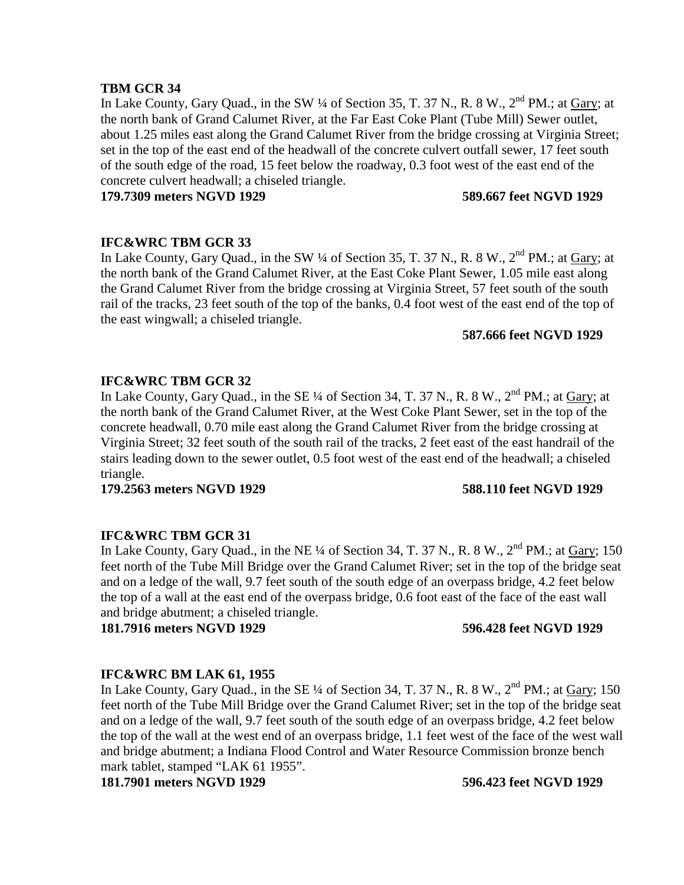**TBM GCR 34**

In Lake County, Gary Quad., in the SW ¼ of Section 35, T. 37 N., R. 8 W., 2nd PM.; at Gary; at the north bank of Grand Calumet River, at the Far East Coke Plant (Tube Mill) Sewer outlet, about 1.25 miles east along the Grand Calumet River from the bridge crossing at Virginia Street; set in the top of the east end of the headwall of the concrete culvert outfall sewer, 17 feet south of the south edge of the road, 15 feet below the roadway, 0.3 foot west of the east end of the concrete culvert headwall; a chiseled triangle.

**179.7309 meters NGVD 1929** **589.667 feet NGVD 1929**

**IFC&WRC TBM GCR 33**

In Lake County, Gary Quad., in the SW ¼ of Section 35, T. 37 N., R. 8 W., 2nd PM.; at Gary; at the north bank of the Grand Calumet River, at the East Coke Plant Sewer, 1.05 mile east along the Grand Calumet River from the bridge crossing at Virginia Street, 57 feet south of the south rail of the tracks, 23 feet south of the top of the banks, 0.4 foot west of the east end of the top of the east wingwall; a chiseled triangle.

**587.666 feet NGVD 1929**

**IFC&WRC TBM GCR 32**

In Lake County, Gary Quad., in the SE ¼ of Section 34, T. 37 N., R. 8 W., 2nd PM.; at Gary; at the north bank of the Grand Calumet River, at the West Coke Plant Sewer, set in the top of the concrete headwall, 0.70 mile east along the Grand Calumet River from the bridge crossing at Virginia Street; 32 feet south of the south rail of the tracks, 2 feet east of the east handrail of the stairs leading down to the sewer outlet, 0.5 foot west of the east end of the headwall; a chiseled triangle.

**179.2563 meters NGVD 1929** **588.110 feet NGVD 1929**

**IFC&WRC TBM GCR 31**

In Lake County, Gary Quad., in the NE ¼ of Section 34, T. 37 N., R. 8 W., 2nd PM.; at Gary; 150 feet north of the Tube Mill Bridge over the Grand Calumet River; set in the top of the bridge seat and on a ledge of the wall, 9.7 feet south of the south edge of an overpass bridge, 4.2 feet below the top of a wall at the east end of the overpass bridge, 0.6 foot east of the face of the east wall and bridge abutment; a chiseled triangle.

**181.7916 meters NGVD 1929** **596.428 feet NGVD 1929**

**IFC&WRC BM LAK 61, 1955**

In Lake County, Gary Quad., in the SE ¼ of Section 34, T. 37 N., R. 8 W., 2nd PM.; at Gary; 150 feet north of the Tube Mill Bridge over the Grand Calumet River; set in the top of the bridge seat and on a ledge of the wall, 9.7 feet south of the south edge of an overpass bridge, 4.2 feet below the top of the wall at the west end of an overpass bridge, 1.1 feet west of the face of the west wall and bridge abutment; a Indiana Flood Control and Water Resource Commission bronze bench mark tablet, stamped "LAK 61 1955".

**181.7901 meters NGVD 1929** **596.423 feet NGVD 1929**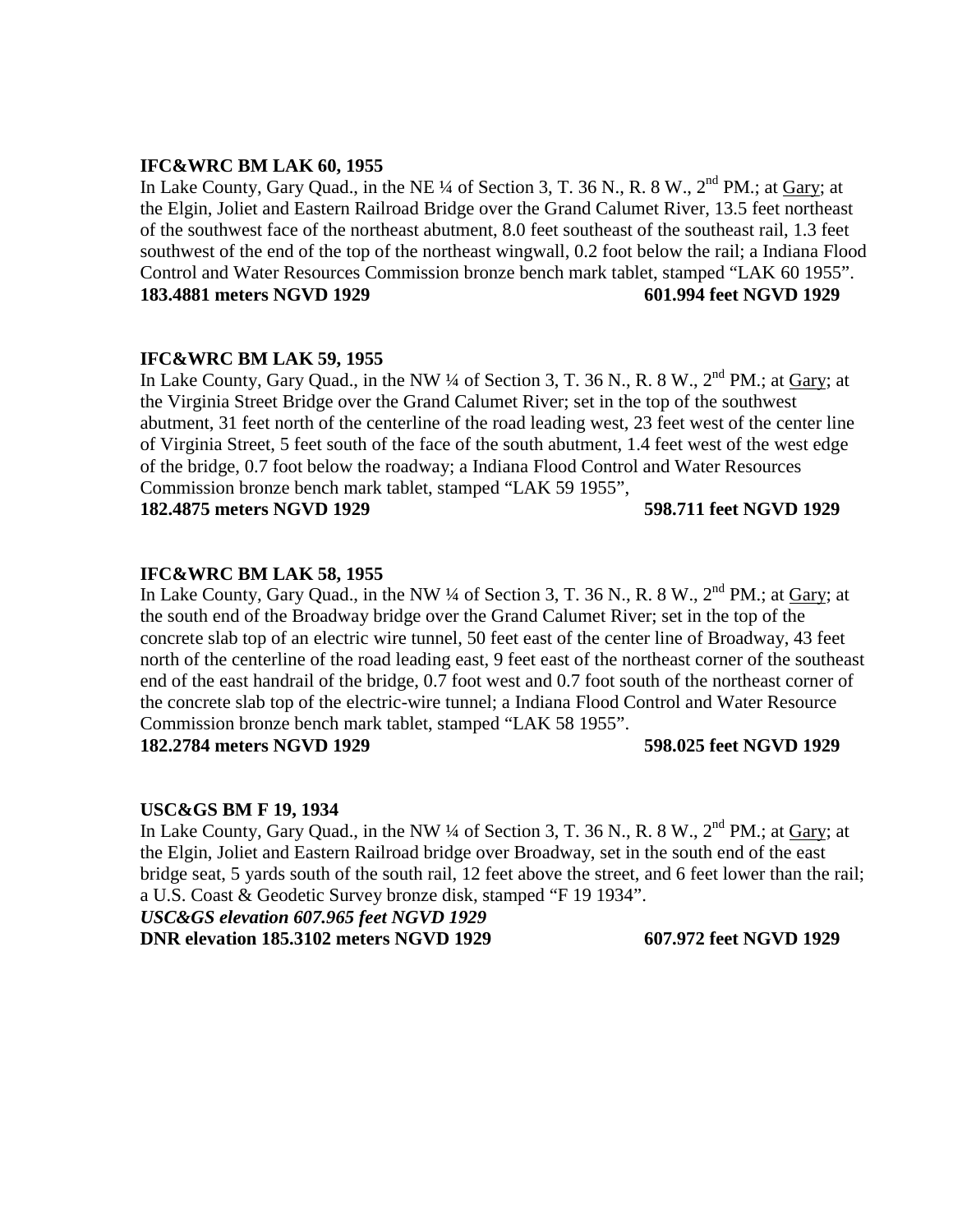**IFC&WRC BM LAK 60, 1955**

In Lake County, Gary Quad., in the NE ¼ of Section 3, T. 36 N., R. 8 W., 2nd PM.; at Gary; at the Elgin, Joliet and Eastern Railroad Bridge over the Grand Calumet River, 13.5 feet northeast of the southwest face of the northeast abutment, 8.0 feet southeast of the southeast rail, 1.3 feet southwest of the end of the top of the northeast wingwall, 0.2 foot below the rail; a Indiana Flood Control and Water Resources Commission bronze bench mark tablet, stamped "LAK 60 1955".

**183.4881 meters NGVD 1929 601.994 feet NGVD 1929**

**IFC&WRC BM LAK 59, 1955**

In Lake County, Gary Quad., in the NW ¼ of Section 3, T. 36 N., R. 8 W., 2nd PM.; at Gary; at the Virginia Street Bridge over the Grand Calumet River; set in the top of the southwest abutment, 31 feet north of the centerline of the road leading west, 23 feet west of the center line of Virginia Street, 5 feet south of the face of the south abutment, 1.4 feet west of the west edge of the bridge, 0.7 foot below the roadway; a Indiana Flood Control and Water Resources Commission bronze bench mark tablet, stamped "LAK 59 1955",

**182.4875 meters NGVD 1929 598.711 feet NGVD 1929**

**IFC&WRC BM LAK 58, 1955**

In Lake County, Gary Quad., in the NW ¼ of Section 3, T. 36 N., R. 8 W., 2nd PM.; at Gary; at the south end of the Broadway bridge over the Grand Calumet River; set in the top of the concrete slab top of an electric wire tunnel, 50 feet east of the center line of Broadway, 43 feet north of the centerline of the road leading east, 9 feet east of the northeast corner of the southeast end of the east handrail of the bridge, 0.7 foot west and 0.7 foot south of the northeast corner of the concrete slab top of the electric-wire tunnel; a Indiana Flood Control and Water Resource Commission bronze bench mark tablet, stamped "LAK 58 1955".

**182.2784 meters NGVD 1929 598.025 feet NGVD 1929**

**USC&GS BM F 19, 1934**

In Lake County, Gary Quad., in the NW ¼ of Section 3, T. 36 N., R. 8 W., 2nd PM.; at Gary; at the Elgin, Joliet and Eastern Railroad bridge over Broadway, set in the south end of the east bridge seat, 5 yards south of the south rail, 12 feet above the street, and 6 feet lower than the rail; a U.S. Coast & Geodetic Survey bronze disk, stamped "F 19 1934".

***USC&GS elevation 607.965 feet NGVD 1929***

**DNR elevation 185.3102 meters NGVD 1929 607.972 feet NGVD 1929**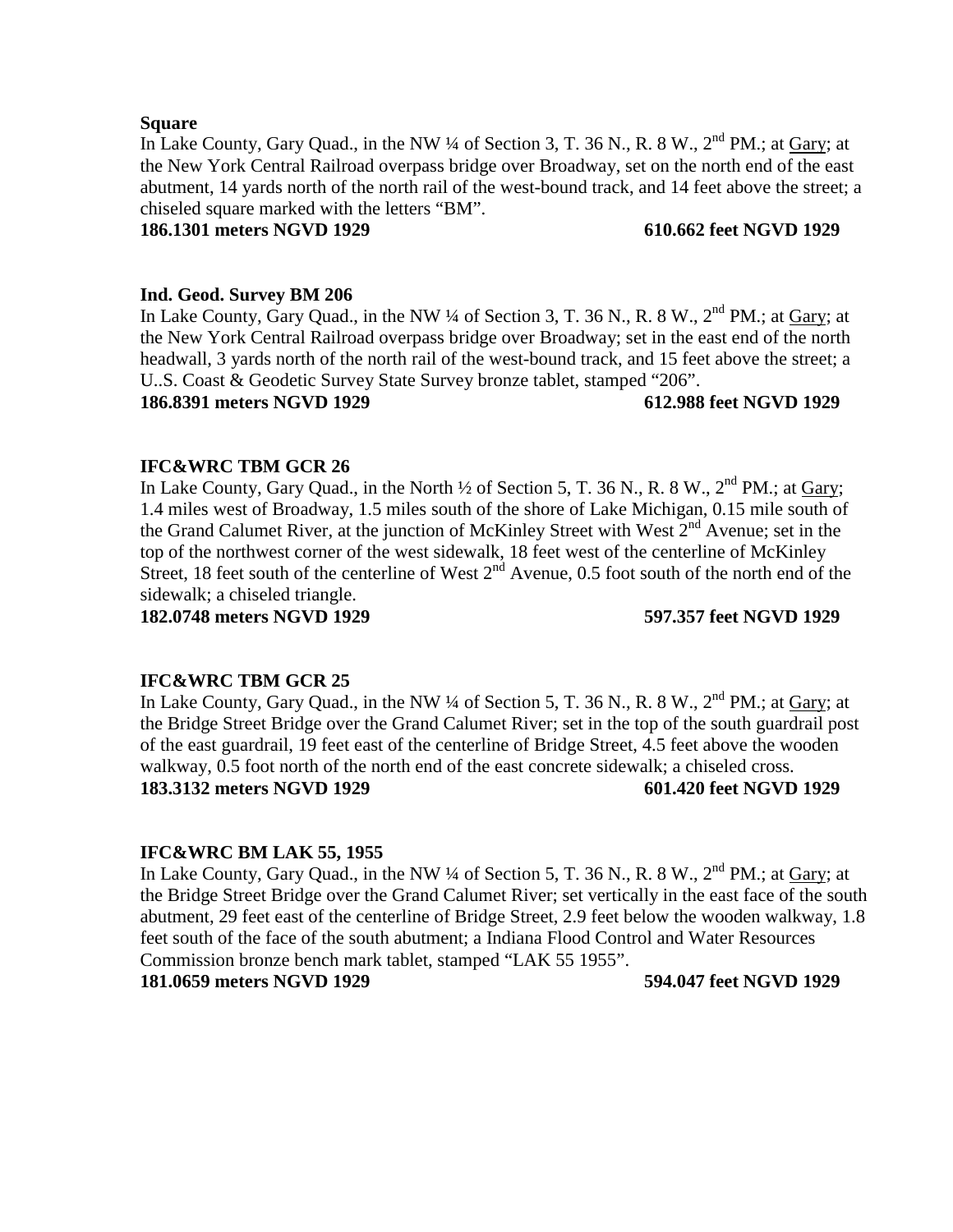**Square**

In Lake County, Gary Quad., in the NW ¼ of Section 3, T. 36 N., R. 8 W., 2nd PM.; at Gary; at the New York Central Railroad overpass bridge over Broadway, set on the north end of the east abutment, 14 yards north of the north rail of the west-bound track, and 14 feet above the street; a chiseled square marked with the letters “BM”.

**186.1301 meters NGVD 1929 610.662 feet NGVD 1929**

**Ind. Geod. Survey BM 206**

In Lake County, Gary Quad., in the NW ¼ of Section 3, T. 36 N., R. 8 W., 2nd PM.; at Gary; at the New York Central Railroad overpass bridge over Broadway; set in the east end of the north headwall, 3 yards north of the north rail of the west-bound track, and 15 feet above the street; a U..S. Coast & Geodetic Survey State Survey bronze tablet, stamped “206”.

**186.8391 meters NGVD 1929 612.988 feet NGVD 1929**

**IFC&WRC TBM GCR 26**

In Lake County, Gary Quad., in the North ½ of Section 5, T. 36 N., R. 8 W., 2nd PM.; at Gary; 1.4 miles west of Broadway, 1.5 miles south of the shore of Lake Michigan, 0.15 mile south of the Grand Calumet River, at the junction of McKinley Street with West 2nd Avenue; set in the top of the northwest corner of the west sidewalk, 18 feet west of the centerline of McKinley Street, 18 feet south of the centerline of West 2nd Avenue, 0.5 foot south of the north end of the sidewalk; a chiseled triangle.

**182.0748 meters NGVD 1929 597.357 feet NGVD 1929**

**IFC&WRC TBM GCR 25**

In Lake County, Gary Quad., in the NW ¼ of Section 5, T. 36 N., R. 8 W., 2nd PM.; at Gary; at the Bridge Street Bridge over the Grand Calumet River; set in the top of the south guardrail post of the east guardrail, 19 feet east of the centerline of Bridge Street, 4.5 feet above the wooden walkway, 0.5 foot north of the north end of the east concrete sidewalk; a chiseled cross.

**183.3132 meters NGVD 1929 601.420 feet NGVD 1929**

**IFC&WRC BM LAK 55, 1955**

In Lake County, Gary Quad., in the NW ¼ of Section 5, T. 36 N., R. 8 W., 2nd PM.; at Gary; at the Bridge Street Bridge over the Grand Calumet River; set vertically in the east face of the south abutment, 29 feet east of the centerline of Bridge Street, 2.9 feet below the wooden walkway, 1.8 feet south of the face of the south abutment; a Indiana Flood Control and Water Resources Commission bronze bench mark tablet, stamped “LAK 55 1955”.

**181.0659 meters NGVD 1929 594.047 feet NGVD 1929**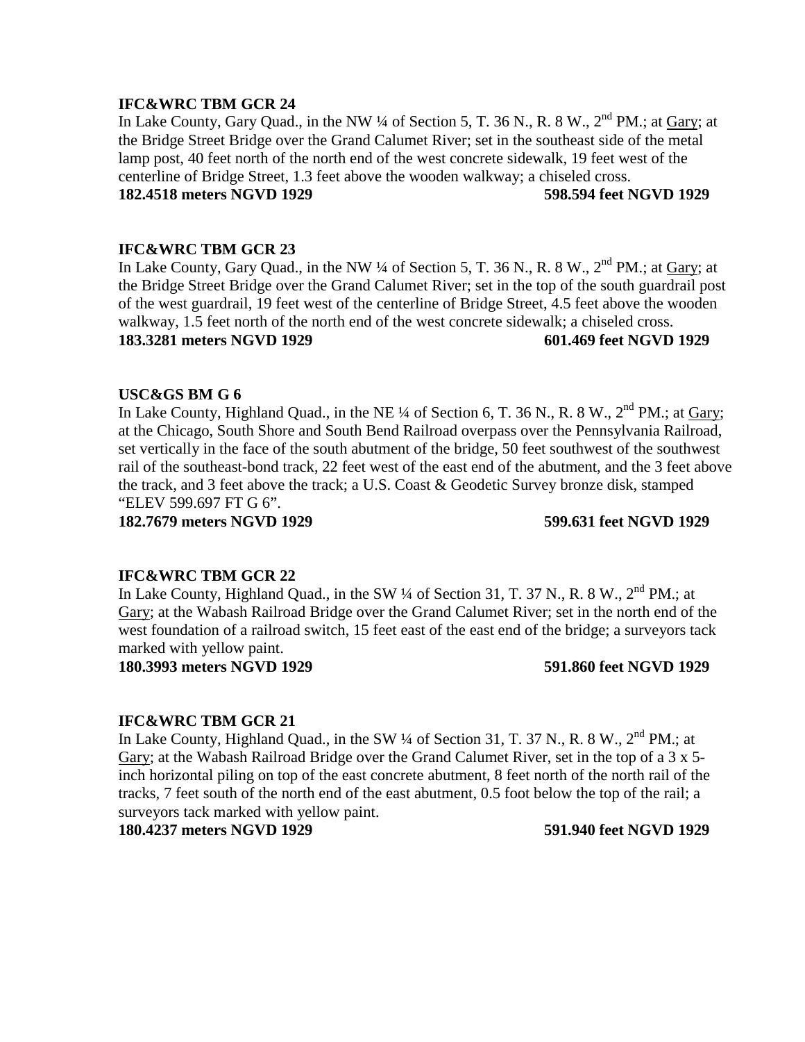**IFC&WRC TBM GCR 24**

In Lake County, Gary Quad., in the NW ¼ of Section 5, T. 36 N., R. 8 W., 2nd PM.; at Gary; at the Bridge Street Bridge over the Grand Calumet River; set in the southeast side of the metal lamp post, 40 feet north of the north end of the west concrete sidewalk, 19 feet west of the centerline of Bridge Street, 1.3 feet above the wooden walkway; a chiseled cross.

**182.4518 meters NGVD 1929** **598.594 feet NGVD 1929**

**IFC&WRC TBM GCR 23**

In Lake County, Gary Quad., in the NW ¼ of Section 5, T. 36 N., R. 8 W., 2nd PM.; at Gary; at the Bridge Street Bridge over the Grand Calumet River; set in the top of the south guardrail post of the west guardrail, 19 feet west of the centerline of Bridge Street, 4.5 feet above the wooden walkway, 1.5 feet north of the north end of the west concrete sidewalk; a chiseled cross.

**183.3281 meters NGVD 1929** **601.469 feet NGVD 1929**

**USC&GS BM G 6**

In Lake County, Highland Quad., in the NE ¼ of Section 6, T. 36 N., R. 8 W., 2nd PM.; at Gary; at the Chicago, South Shore and South Bend Railroad overpass over the Pennsylvania Railroad, set vertically in the face of the south abutment of the bridge, 50 feet southwest of the southwest rail of the southeast-bond track, 22 feet west of the east end of the abutment, and the 3 feet above the track, and 3 feet above the track; a U.S. Coast & Geodetic Survey bronze disk, stamped "ELEV 599.697 FT G 6".

**182.7679 meters NGVD 1929** **599.631 feet NGVD 1929**

**IFC&WRC TBM GCR 22**

In Lake County, Highland Quad., in the SW ¼ of Section 31, T. 37 N., R. 8 W., 2nd PM.; at Gary; at the Wabash Railroad Bridge over the Grand Calumet River; set in the north end of the west foundation of a railroad switch, 15 feet east of the east end of the bridge; a surveyors tack marked with yellow paint.

**180.3993 meters NGVD 1929** **591.860 feet NGVD 1929**

**IFC&WRC TBM GCR 21**

In Lake County, Highland Quad., in the SW ¼ of Section 31, T. 37 N., R. 8 W., 2nd PM.; at Gary; at the Wabash Railroad Bridge over the Grand Calumet River, set in the top of a 3 x 5-inch horizontal piling on top of the east concrete abutment, 8 feet north of the north rail of the tracks, 7 feet south of the north end of the east abutment, 0.5 foot below the top of the rail; a surveyors tack marked with yellow paint.

**180.4237 meters NGVD 1929** **591.940 feet NGVD 1929**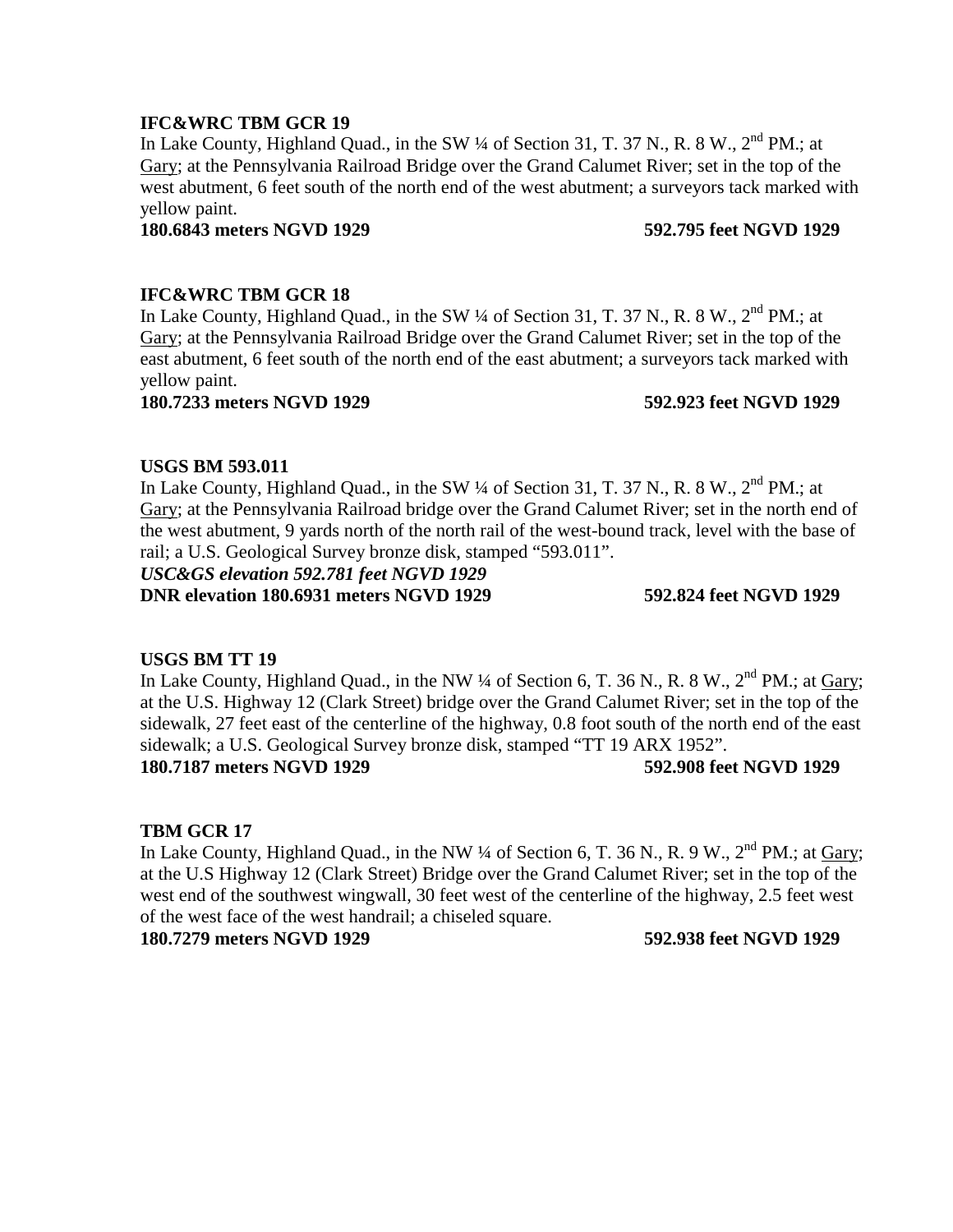**IFC&WRC TBM GCR 19**
In Lake County, Highland Quad., in the SW ¼ of Section 31, T. 37 N., R. 8 W., 2nd PM.; at Gary; at the Pennsylvania Railroad Bridge over the Grand Calumet River; set in the top of the west abutment, 6 feet south of the north end of the west abutment; a surveyors tack marked with yellow paint.
**180.6843 meters NGVD 1929 592.795 feet NGVD 1929**

**IFC&WRC TBM GCR 18**
In Lake County, Highland Quad., in the SW ¼ of Section 31, T. 37 N., R. 8 W., 2nd PM.; at Gary; at the Pennsylvania Railroad Bridge over the Grand Calumet River; set in the top of the east abutment, 6 feet south of the north end of the east abutment; a surveyors tack marked with yellow paint.
**180.7233 meters NGVD 1929 592.923 feet NGVD 1929**

**USGS BM 593.011**
In Lake County, Highland Quad., in the SW ¼ of Section 31, T. 37 N., R. 8 W., 2nd PM.; at Gary; at the Pennsylvania Railroad bridge over the Grand Calumet River; set in the north end of the west abutment, 9 yards north of the north rail of the west-bound track, level with the base of rail; a U.S. Geological Survey bronze disk, stamped "593.011".
***USC&GS elevation 592.781 feet NGVD 1929***
**DNR elevation 180.6931 meters NGVD 1929 592.824 feet NGVD 1929**

**USGS BM TT 19**
In Lake County, Highland Quad., in the NW ¼ of Section 6, T. 36 N., R. 8 W., 2nd PM.; at Gary; at the U.S. Highway 12 (Clark Street) bridge over the Grand Calumet River; set in the top of the sidewalk, 27 feet east of the centerline of the highway, 0.8 foot south of the north end of the east sidewalk; a U.S. Geological Survey bronze disk, stamped "TT 19 ARX 1952".
**180.7187 meters NGVD 1929 592.908 feet NGVD 1929**

**TBM GCR 17**
In Lake County, Highland Quad., in the NW ¼ of Section 6, T. 36 N., R. 9 W., 2nd PM.; at Gary; at the U.S Highway 12 (Clark Street) Bridge over the Grand Calumet River; set in the top of the west end of the southwest wingwall, 30 feet west of the centerline of the highway, 2.5 feet west of the west face of the west handrail; a chiseled square.
**180.7279 meters NGVD 1929 592.938 feet NGVD 1929**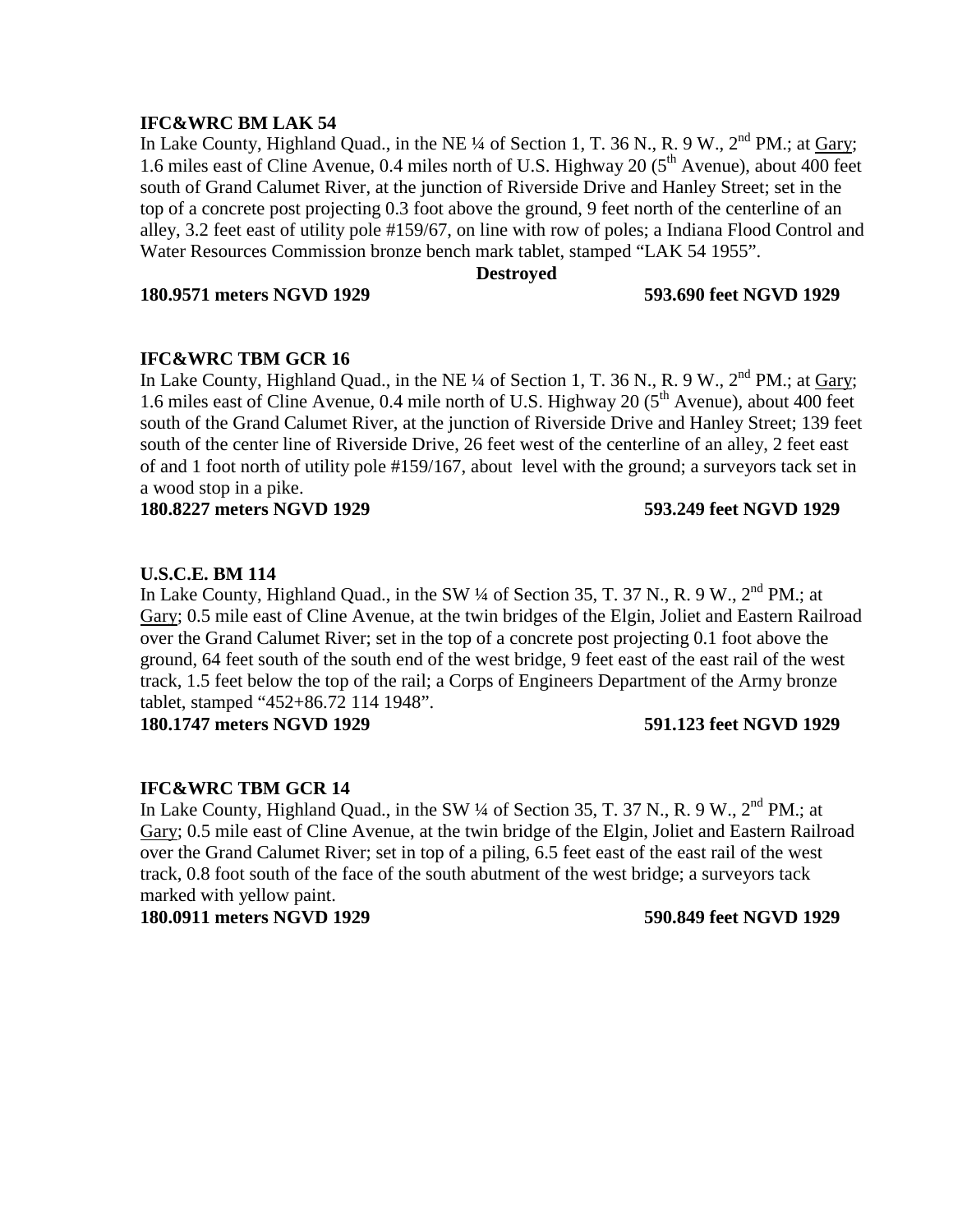**IFC&WRC BM LAK 54**

In Lake County, Highland Quad., in the NE ¼ of Section 1, T. 36 N., R. 9 W., 2nd PM.; at Gary; 1.6 miles east of Cline Avenue, 0.4 miles north of U.S. Highway 20 (5th Avenue), about 400 feet south of Grand Calumet River, at the junction of Riverside Drive and Hanley Street; set in the top of a concrete post projecting 0.3 foot above the ground, 9 feet north of the centerline of an alley, 3.2 feet east of utility pole #159/67, on line with row of poles; a Indiana Flood Control and Water Resources Commission bronze bench mark tablet, stamped "LAK 54 1955".

**Destroyed**

**180.9571 meters NGVD 1929 593.690 feet NGVD 1929**

**IFC&WRC TBM GCR 16**

In Lake County, Highland Quad., in the NE ¼ of Section 1, T. 36 N., R. 9 W., 2nd PM.; at Gary; 1.6 miles east of Cline Avenue, 0.4 mile north of U.S. Highway 20 (5th Avenue), about 400 feet south of the Grand Calumet River, at the junction of Riverside Drive and Hanley Street; 139 feet south of the center line of Riverside Drive, 26 feet west of the centerline of an alley, 2 feet east of and 1 foot north of utility pole #159/167, about level with the ground; a surveyors tack set in a wood stop in a pike.

**180.8227 meters NGVD 1929 593.249 feet NGVD 1929**

**U.S.C.E. BM 114**

In Lake County, Highland Quad., in the SW ¼ of Section 35, T. 37 N., R. 9 W., 2nd PM.; at Gary; 0.5 mile east of Cline Avenue, at the twin bridges of the Elgin, Joliet and Eastern Railroad over the Grand Calumet River; set in the top of a concrete post projecting 0.1 foot above the ground, 64 feet south of the south end of the west bridge, 9 feet east of the east rail of the west track, 1.5 feet below the top of the rail; a Corps of Engineers Department of the Army bronze tablet, stamped "452+86.72 114 1948".

**180.1747 meters NGVD 1929 591.123 feet NGVD 1929**

**IFC&WRC TBM GCR 14**

In Lake County, Highland Quad., in the SW ¼ of Section 35, T. 37 N., R. 9 W., 2nd PM.; at Gary; 0.5 mile east of Cline Avenue, at the twin bridge of the Elgin, Joliet and Eastern Railroad over the Grand Calumet River; set in top of a piling, 6.5 feet east of the east rail of the west track, 0.8 foot south of the face of the south abutment of the west bridge; a surveyors tack marked with yellow paint.

**180.0911 meters NGVD 1929 590.849 feet NGVD 1929**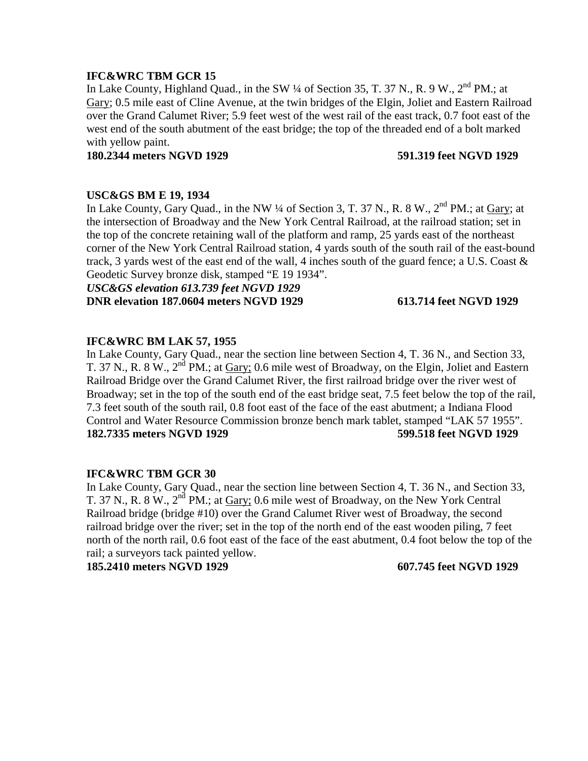**IFC&WRC TBM GCR 15**

In Lake County, Highland Quad., in the SW ¼ of Section 35, T. 37 N., R. 9 W., 2nd PM.; at Gary; 0.5 mile east of Cline Avenue, at the twin bridges of the Elgin, Joliet and Eastern Railroad over the Grand Calumet River; 5.9 feet west of the west rail of the east track, 0.7 foot east of the west end of the south abutment of the east bridge; the top of the threaded end of a bolt marked with yellow paint.

**180.2344 meters NGVD 1929 591.319 feet NGVD 1929**

**USC&GS BM E 19, 1934**

In Lake County, Gary Quad., in the NW ¼ of Section 3, T. 37 N., R. 8 W., 2nd PM.; at Gary; at the intersection of Broadway and the New York Central Railroad, at the railroad station; set in the top of the concrete retaining wall of the platform and ramp, 25 yards east of the northeast corner of the New York Central Railroad station, 4 yards south of the south rail of the east-bound track, 3 yards west of the east end of the wall, 4 inches south of the guard fence; a U.S. Coast & Geodetic Survey bronze disk, stamped "E 19 1934".

***USC&GS elevation 613.739 feet NGVD 1929***

**DNR elevation 187.0604 meters NGVD 1929 613.714 feet NGVD 1929**

**IFC&WRC BM LAK 57, 1955**

In Lake County, Gary Quad., near the section line between Section 4, T. 36 N., and Section 33, T. 37 N., R. 8 W., 2nd PM.; at Gary; 0.6 mile west of Broadway, on the Elgin, Joliet and Eastern Railroad Bridge over the Grand Calumet River, the first railroad bridge over the river west of Broadway; set in the top of the south end of the east bridge seat, 7.5 feet below the top of the rail, 7.3 feet south of the south rail, 0.8 foot east of the face of the east abutment; a Indiana Flood Control and Water Resource Commission bronze bench mark tablet, stamped "LAK 57 1955".

**182.7335 meters NGVD 1929 599.518 feet NGVD 1929**

**IFC&WRC TBM GCR 30**

In Lake County, Gary Quad., near the section line between Section 4, T. 36 N., and Section 33, T. 37 N., R. 8 W., 2nd PM.; at Gary; 0.6 mile west of Broadway, on the New York Central Railroad bridge (bridge #10) over the Grand Calumet River west of Broadway, the second railroad bridge over the river; set in the top of the north end of the east wooden piling, 7 feet north of the north rail, 0.6 foot east of the face of the east abutment, 0.4 foot below the top of the rail; a surveyors tack painted yellow.

**185.2410 meters NGVD 1929 607.745 feet NGVD 1929**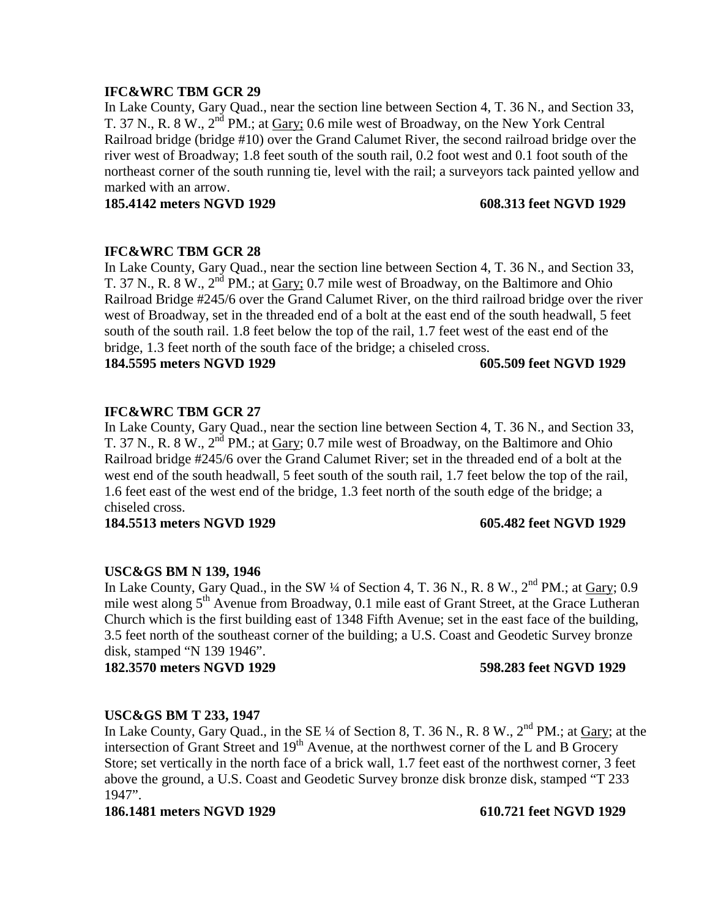**IFC&WRC TBM GCR 29**

In Lake County, Gary Quad., near the section line between Section 4, T. 36 N., and Section 33, T. 37 N., R. 8 W., 2nd PM.; at Gary; 0.6 mile west of Broadway, on the New York Central Railroad bridge (bridge #10) over the Grand Calumet River, the second railroad bridge over the river west of Broadway; 1.8 feet south of the south rail, 0.2 foot west and 0.1 foot south of the northeast corner of the south running tie, level with the rail; a surveyors tack painted yellow and marked with an arrow.

**185.4142 meters NGVD 1929 608.313 feet NGVD 1929**

**IFC&WRC TBM GCR 28**

In Lake County, Gary Quad., near the section line between Section 4, T. 36 N., and Section 33, T. 37 N., R. 8 W., 2nd PM.; at Gary; 0.7 mile west of Broadway, on the Baltimore and Ohio Railroad Bridge #245/6 over the Grand Calumet River, on the third railroad bridge over the river west of Broadway, set in the threaded end of a bolt at the east end of the south headwall, 5 feet south of the south rail. 1.8 feet below the top of the rail, 1.7 feet west of the east end of the bridge, 1.3 feet north of the south face of the bridge; a chiseled cross.

**184.5595 meters NGVD 1929 605.509 feet NGVD 1929**

**IFC&WRC TBM GCR 27**

In Lake County, Gary Quad., near the section line between Section 4, T. 36 N., and Section 33, T. 37 N., R. 8 W., 2nd PM.; at Gary; 0.7 mile west of Broadway, on the Baltimore and Ohio Railroad bridge #245/6 over the Grand Calumet River; set in the threaded end of a bolt at the west end of the south headwall, 5 feet south of the south rail, 1.7 feet below the top of the rail, 1.6 feet east of the west end of the bridge, 1.3 feet north of the south edge of the bridge; a chiseled cross.

**184.5513 meters NGVD 1929 605.482 feet NGVD 1929**

**USC&GS BM N 139, 1946**

In Lake County, Gary Quad., in the SW ¼ of Section 4, T. 36 N., R. 8 W., 2nd PM.; at Gary; 0.9 mile west along 5th Avenue from Broadway, 0.1 mile east of Grant Street, at the Grace Lutheran Church which is the first building east of 1348 Fifth Avenue; set in the east face of the building, 3.5 feet north of the southeast corner of the building; a U.S. Coast and Geodetic Survey bronze disk, stamped "N 139 1946".

**182.3570 meters NGVD 1929 598.283 feet NGVD 1929**

**USC&GS BM T 233, 1947**

In Lake County, Gary Quad., in the SE ¼ of Section 8, T. 36 N., R. 8 W., 2nd PM.; at Gary; at the intersection of Grant Street and 19th Avenue, at the northwest corner of the L and B Grocery Store; set vertically in the north face of a brick wall, 1.7 feet east of the northwest corner, 3 feet above the ground, a U.S. Coast and Geodetic Survey bronze disk bronze disk, stamped "T 233 1947".

**186.1481 meters NGVD 1929 610.721 feet NGVD 1929**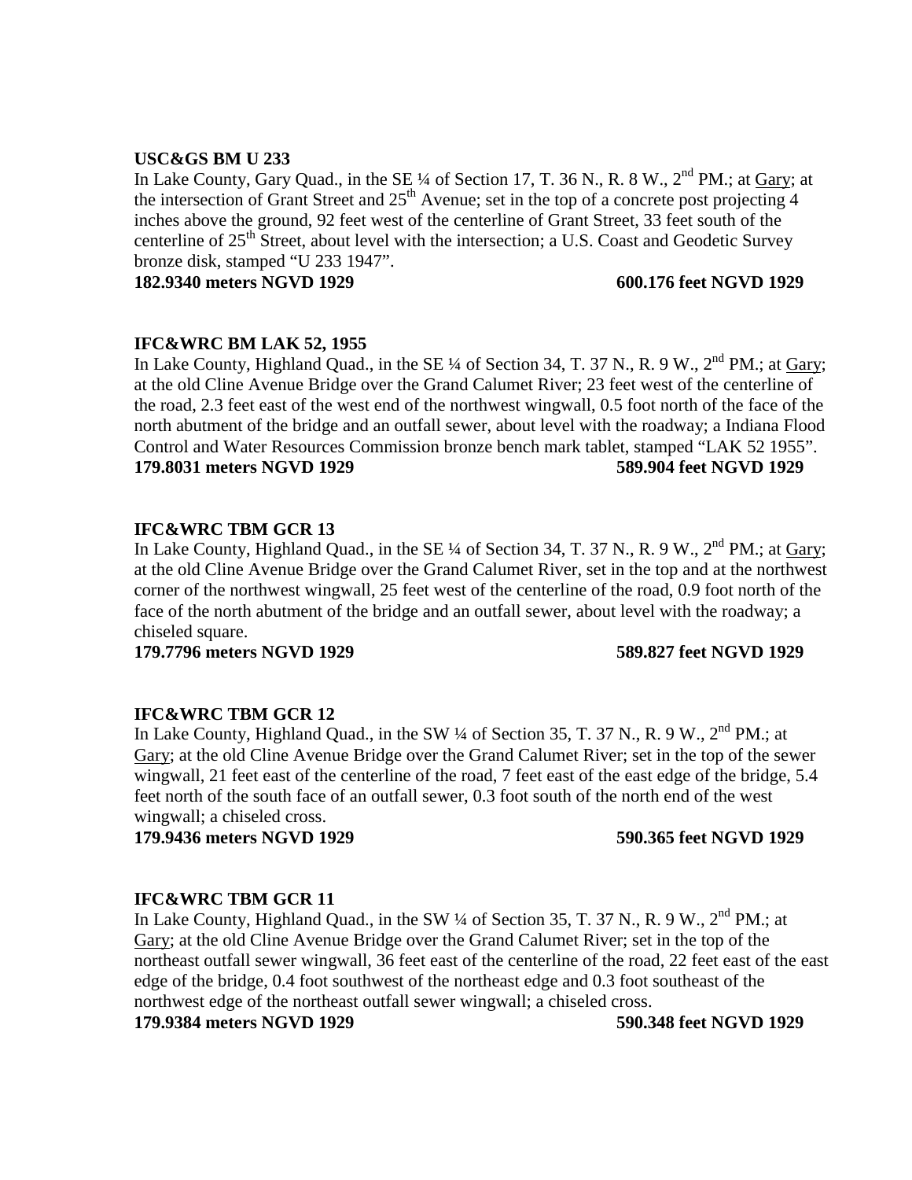**USC&GS BM U 233**

In Lake County, Gary Quad., in the SE ¼ of Section 17, T. 36 N., R. 8 W., 2nd PM.; at Gary; at the intersection of Grant Street and 25th Avenue; set in the top of a concrete post projecting 4 inches above the ground, 92 feet west of the centerline of Grant Street, 33 feet south of the centerline of 25th Street, about level with the intersection; a U.S. Coast and Geodetic Survey bronze disk, stamped "U 233 1947".

**182.9340 meters NGVD 1929 — 600.176 feet NGVD 1929**

**IFC&WRC BM LAK 52, 1955**

In Lake County, Highland Quad., in the SE ¼ of Section 34, T. 37 N., R. 9 W., 2nd PM.; at Gary; at the old Cline Avenue Bridge over the Grand Calumet River; 23 feet west of the centerline of the road, 2.3 feet east of the west end of the northwest wingwall, 0.5 foot north of the face of the north abutment of the bridge and an outfall sewer, about level with the roadway; a Indiana Flood Control and Water Resources Commission bronze bench mark tablet, stamped "LAK 52 1955".

**179.8031 meters NGVD 1929 — 589.904 feet NGVD 1929**

**IFC&WRC TBM GCR 13**

In Lake County, Highland Quad., in the SE ¼ of Section 34, T. 37 N., R. 9 W., 2nd PM.; at Gary; at the old Cline Avenue Bridge over the Grand Calumet River, set in the top and at the northwest corner of the northwest wingwall, 25 feet west of the centerline of the road, 0.9 foot north of the face of the north abutment of the bridge and an outfall sewer, about level with the roadway; a chiseled square.

**179.7796 meters NGVD 1929 — 589.827 feet NGVD 1929**

**IFC&WRC TBM GCR 12**

In Lake County, Highland Quad., in the SW ¼ of Section 35, T. 37 N., R. 9 W., 2nd PM.; at Gary; at the old Cline Avenue Bridge over the Grand Calumet River; set in the top of the sewer wingwall, 21 feet east of the centerline of the road, 7 feet east of the east edge of the bridge, 5.4 feet north of the south face of an outfall sewer, 0.3 foot south of the north end of the west wingwall; a chiseled cross.

**179.9436 meters NGVD 1929 — 590.365 feet NGVD 1929**

**IFC&WRC TBM GCR 11**

In Lake County, Highland Quad., in the SW ¼ of Section 35, T. 37 N., R. 9 W., 2nd PM.; at Gary; at the old Cline Avenue Bridge over the Grand Calumet River; set in the top of the northeast outfall sewer wingwall, 36 feet east of the centerline of the road, 22 feet east of the east edge of the bridge, 0.4 foot southwest of the northeast edge and 0.3 foot southeast of the northwest edge of the northeast outfall sewer wingwall; a chiseled cross.

**179.9384 meters NGVD 1929 — 590.348 feet NGVD 1929**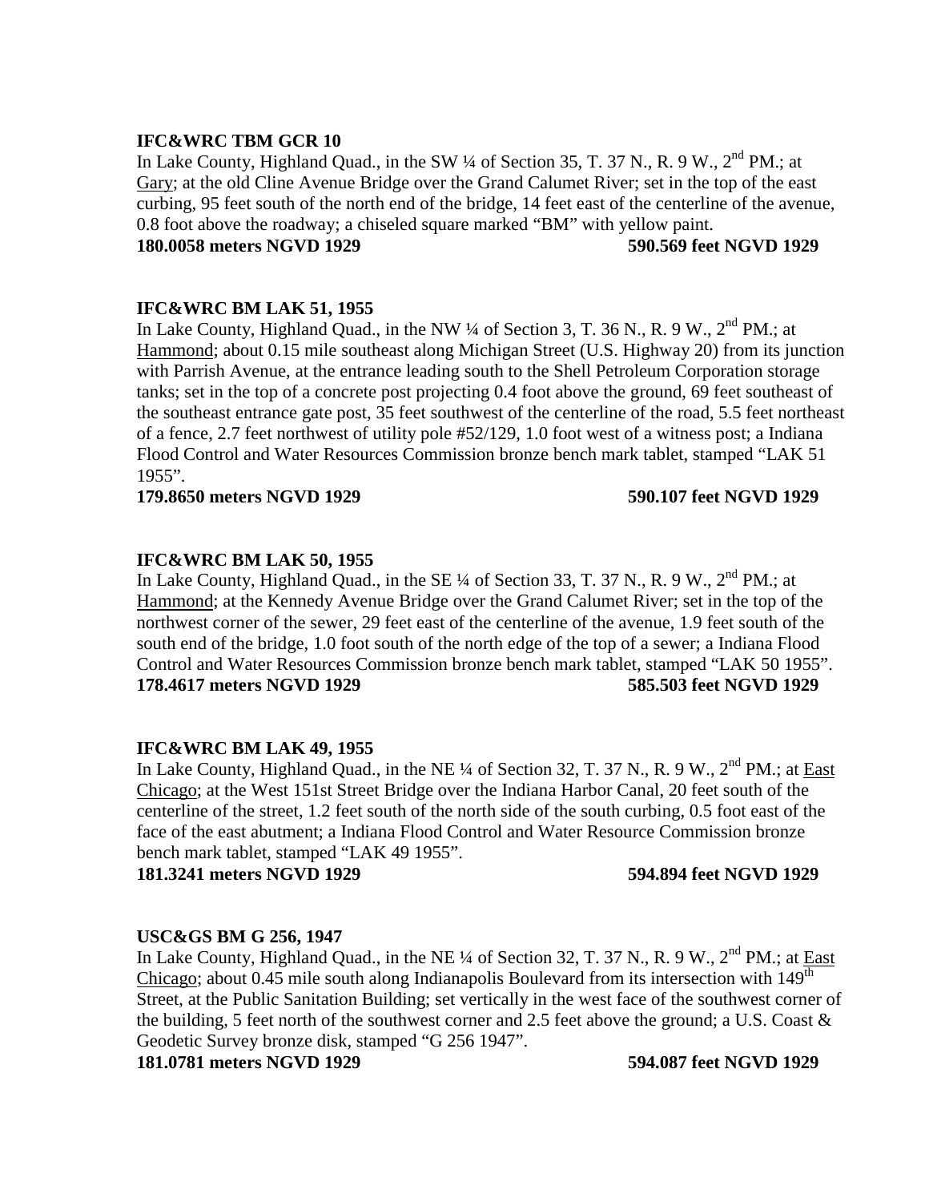**IFC&WRC TBM GCR 10**

In Lake County, Highland Quad., in the SW ¼ of Section 35, T. 37 N., R. 9 W., 2nd PM.; at Gary; at the old Cline Avenue Bridge over the Grand Calumet River; set in the top of the east curbing, 95 feet south of the north end of the bridge, 14 feet east of the centerline of the avenue, 0.8 foot above the roadway; a chiseled square marked "BM" with yellow paint.

**180.0058 meters NGVD 1929 590.569 feet NGVD 1929**

**IFC&WRC BM LAK 51, 1955**

In Lake County, Highland Quad., in the NW ¼ of Section 3, T. 36 N., R. 9 W., 2nd PM.; at Hammond; about 0.15 mile southeast along Michigan Street (U.S. Highway 20) from its junction with Parrish Avenue, at the entrance leading south to the Shell Petroleum Corporation storage tanks; set in the top of a concrete post projecting 0.4 foot above the ground, 69 feet southeast of the southeast entrance gate post, 35 feet southwest of the centerline of the road, 5.5 feet northeast of a fence, 2.7 feet northwest of utility pole #52/129, 1.0 foot west of a witness post; a Indiana Flood Control and Water Resources Commission bronze bench mark tablet, stamped "LAK 51 1955".

**179.8650 meters NGVD 1929 590.107 feet NGVD 1929**

**IFC&WRC BM LAK 50, 1955**

In Lake County, Highland Quad., in the SE ¼ of Section 33, T. 37 N., R. 9 W., 2nd PM.; at Hammond; at the Kennedy Avenue Bridge over the Grand Calumet River; set in the top of the northwest corner of the sewer, 29 feet east of the centerline of the avenue, 1.9 feet south of the south end of the bridge, 1.0 foot south of the north edge of the top of a sewer; a Indiana Flood Control and Water Resources Commission bronze bench mark tablet, stamped "LAK 50 1955".

**178.4617 meters NGVD 1929 585.503 feet NGVD 1929**

**IFC&WRC BM LAK 49, 1955**

In Lake County, Highland Quad., in the NE ¼ of Section 32, T. 37 N., R. 9 W., 2nd PM.; at East Chicago; at the West 151st Street Bridge over the Indiana Harbor Canal, 20 feet south of the centerline of the street, 1.2 feet south of the north side of the south curbing, 0.5 foot east of the face of the east abutment; a Indiana Flood Control and Water Resource Commission bronze bench mark tablet, stamped "LAK 49 1955".

**181.3241 meters NGVD 1929 594.894 feet NGVD 1929**

**USC&GS BM G 256, 1947**

In Lake County, Highland Quad., in the NE ¼ of Section 32, T. 37 N., R. 9 W., 2nd PM.; at East Chicago; about 0.45 mile south along Indianapolis Boulevard from its intersection with 149th Street, at the Public Sanitation Building; set vertically in the west face of the southwest corner of the building, 5 feet north of the southwest corner and 2.5 feet above the ground; a U.S. Coast & Geodetic Survey bronze disk, stamped "G 256 1947".

**181.0781 meters NGVD 1929 594.087 feet NGVD 1929**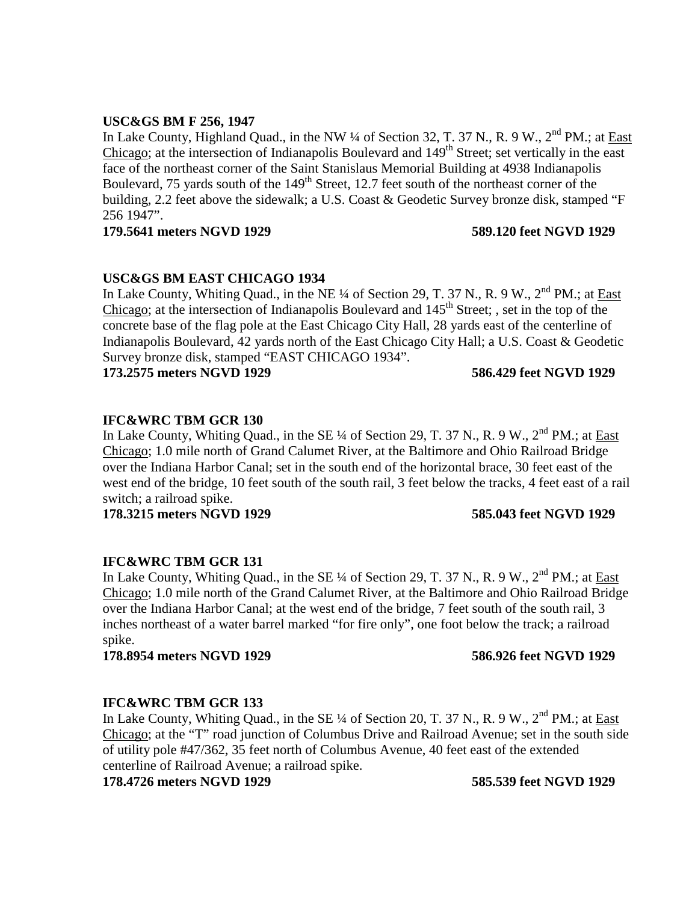**USC&GS BM F 256, 1947**

In Lake County, Highland Quad., in the NW ¼ of Section 32, T. 37 N., R. 9 W., 2nd PM.; at East Chicago; at the intersection of Indianapolis Boulevard and 149th Street; set vertically in the east face of the northeast corner of the Saint Stanislaus Memorial Building at 4938 Indianapolis Boulevard, 75 yards south of the 149th Street, 12.7 feet south of the northeast corner of the building, 2.2 feet above the sidewalk; a U.S. Coast & Geodetic Survey bronze disk, stamped "F 256 1947".

**179.5641 meters NGVD 1929 589.120 feet NGVD 1929**

**USC&GS BM EAST CHICAGO 1934**

In Lake County, Whiting Quad., in the NE ¼ of Section 29, T. 37 N., R. 9 W., 2nd PM.; at East Chicago; at the intersection of Indianapolis Boulevard and 145th Street; , set in the top of the concrete base of the flag pole at the East Chicago City Hall, 28 yards east of the centerline of Indianapolis Boulevard, 42 yards north of the East Chicago City Hall; a U.S. Coast & Geodetic Survey bronze disk, stamped "EAST CHICAGO 1934".

**173.2575 meters NGVD 1929 586.429 feet NGVD 1929**

**IFC&WRC TBM GCR 130**

In Lake County, Whiting Quad., in the SE ¼ of Section 29, T. 37 N., R. 9 W., 2nd PM.; at East Chicago; 1.0 mile north of Grand Calumet River, at the Baltimore and Ohio Railroad Bridge over the Indiana Harbor Canal; set in the south end of the horizontal brace, 30 feet east of the west end of the bridge, 10 feet south of the south rail, 3 feet below the tracks, 4 feet east of a rail switch; a railroad spike.

**178.3215 meters NGVD 1929 585.043 feet NGVD 1929**

**IFC&WRC TBM GCR 131**

In Lake County, Whiting Quad., in the SE ¼ of Section 29, T. 37 N., R. 9 W., 2nd PM.; at East Chicago; 1.0 mile north of the Grand Calumet River, at the Baltimore and Ohio Railroad Bridge over the Indiana Harbor Canal; at the west end of the bridge, 7 feet south of the south rail, 3 inches northeast of a water barrel marked "for fire only", one foot below the track; a railroad spike.

**178.8954 meters NGVD 1929 586.926 feet NGVD 1929**

**IFC&WRC TBM GCR 133**

In Lake County, Whiting Quad., in the SE ¼ of Section 20, T. 37 N., R. 9 W., 2nd PM.; at East Chicago; at the "T" road junction of Columbus Drive and Railroad Avenue; set in the south side of utility pole #47/362, 35 feet north of Columbus Avenue, 40 feet east of the extended centerline of Railroad Avenue; a railroad spike.

**178.4726 meters NGVD 1929 585.539 feet NGVD 1929**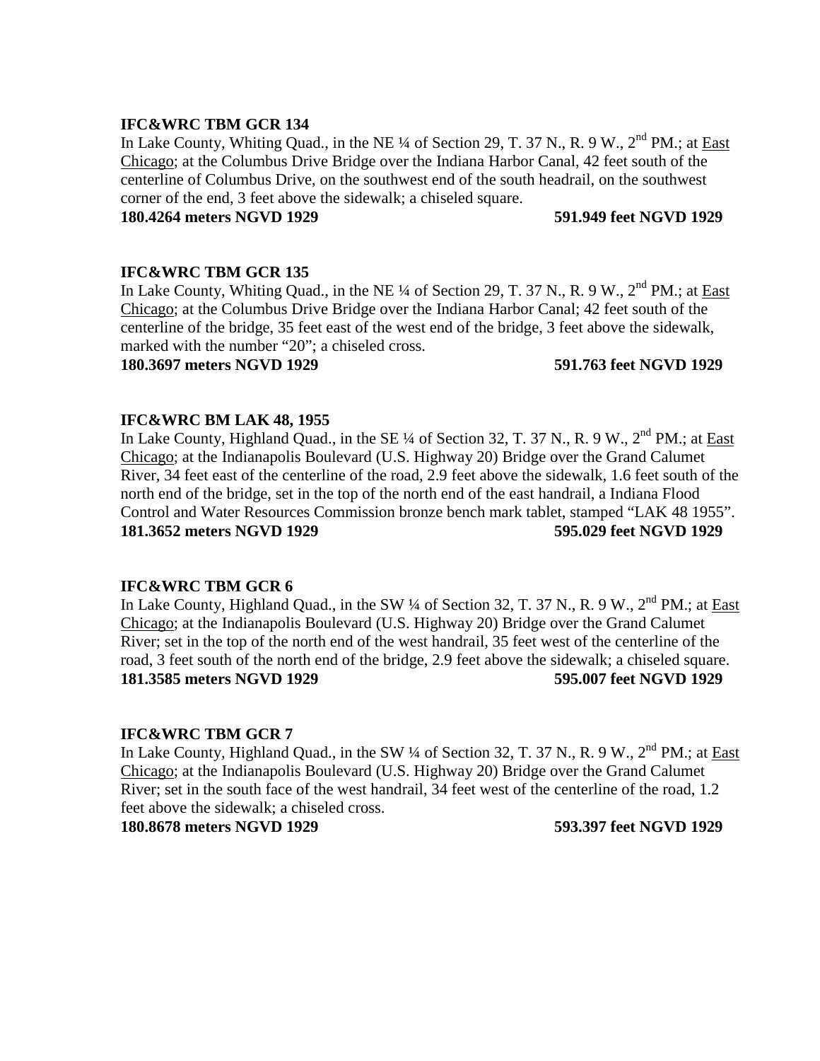**IFC&WRC TBM GCR 134**

In Lake County, Whiting Quad., in the NE ¼ of Section 29, T. 37 N., R. 9 W., 2nd PM.; at East Chicago; at the Columbus Drive Bridge over the Indiana Harbor Canal, 42 feet south of the centerline of Columbus Drive, on the southwest end of the south headrail, on the southwest corner of the end, 3 feet above the sidewalk; a chiseled square.

**180.4264 meters NGVD 1929** **591.949 feet NGVD 1929**

**IFC&WRC TBM GCR 135**

In Lake County, Whiting Quad., in the NE ¼ of Section 29, T. 37 N., R. 9 W., 2nd PM.; at East Chicago; at the Columbus Drive Bridge over the Indiana Harbor Canal; 42 feet south of the centerline of the bridge, 35 feet east of the west end of the bridge, 3 feet above the sidewalk, marked with the number "20"; a chiseled cross.

**180.3697 meters NGVD 1929** **591.763 feet NGVD 1929**

**IFC&WRC BM LAK 48, 1955**

In Lake County, Highland Quad., in the SE ¼ of Section 32, T. 37 N., R. 9 W., 2nd PM.; at East Chicago; at the Indianapolis Boulevard (U.S. Highway 20) Bridge over the Grand Calumet River, 34 feet east of the centerline of the road, 2.9 feet above the sidewalk, 1.6 feet south of the north end of the bridge, set in the top of the north end of the east handrail, a Indiana Flood Control and Water Resources Commission bronze bench mark tablet, stamped "LAK 48 1955".

**181.3652 meters NGVD 1929** **595.029 feet NGVD 1929**

**IFC&WRC TBM GCR 6**

In Lake County, Highland Quad., in the SW ¼ of Section 32, T. 37 N., R. 9 W., 2nd PM.; at East Chicago; at the Indianapolis Boulevard (U.S. Highway 20) Bridge over the Grand Calumet River; set in the top of the north end of the west handrail, 35 feet west of the centerline of the road, 3 feet south of the north end of the bridge, 2.9 feet above the sidewalk; a chiseled square.

**181.3585 meters NGVD 1929** **595.007 feet NGVD 1929**

**IFC&WRC TBM GCR 7**

In Lake County, Highland Quad., in the SW ¼ of Section 32, T. 37 N., R. 9 W., 2nd PM.; at East Chicago; at the Indianapolis Boulevard (U.S. Highway 20) Bridge over the Grand Calumet River; set in the south face of the west handrail, 34 feet west of the centerline of the road, 1.2 feet above the sidewalk; a chiseled cross.

**180.8678 meters NGVD 1929** **593.397 feet NGVD 1929**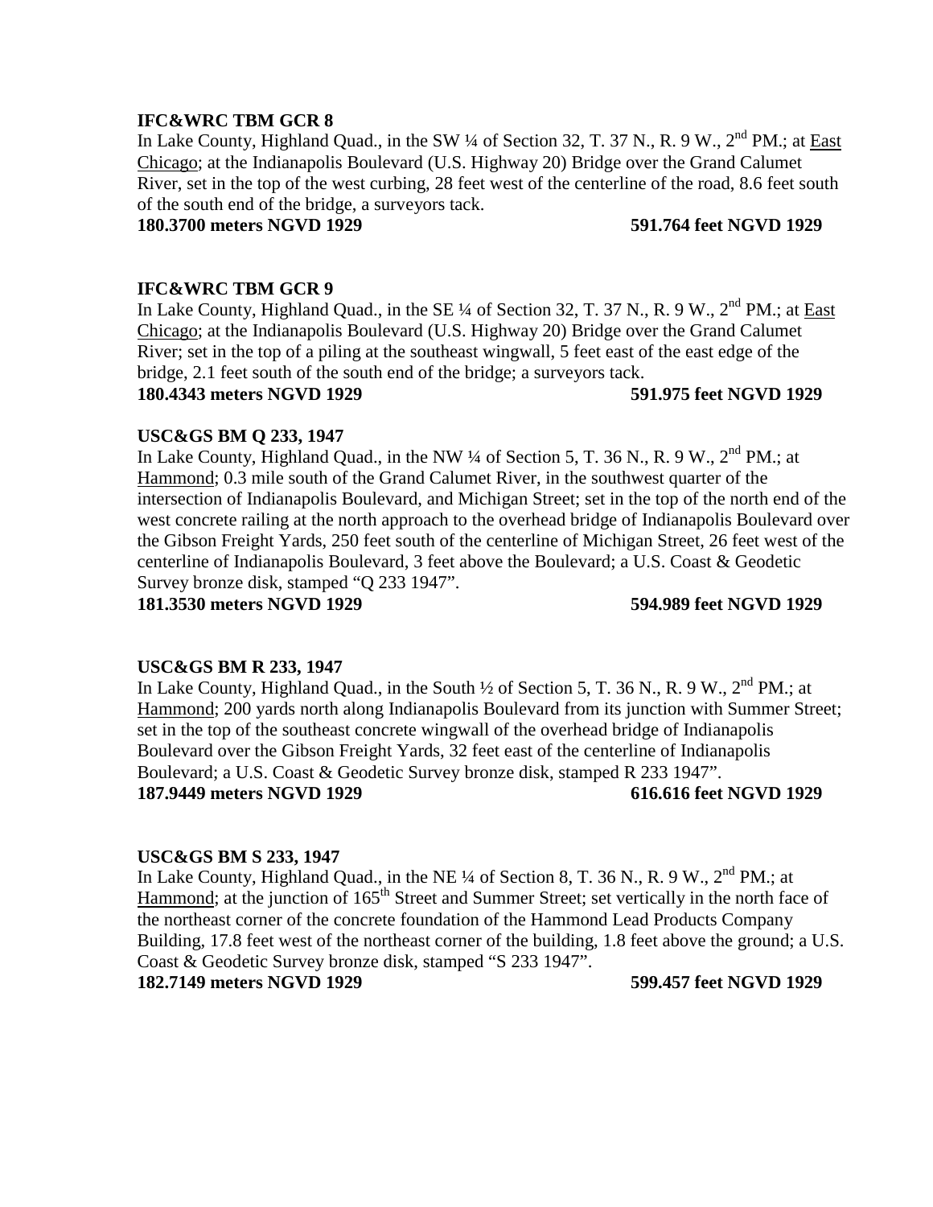**IFC&WRC TBM GCR 8**

In Lake County, Highland Quad., in the SW ¼ of Section 32, T. 37 N., R. 9 W., 2nd PM.; at East Chicago; at the Indianapolis Boulevard (U.S. Highway 20) Bridge over the Grand Calumet River, set in the top of the west curbing, 28 feet west of the centerline of the road, 8.6 feet south of the south end of the bridge, a surveyors tack.

**180.3700 meters NGVD 1929 591.764 feet NGVD 1929**

**IFC&WRC TBM GCR 9**

In Lake County, Highland Quad., in the SE ¼ of Section 32, T. 37 N., R. 9 W., 2nd PM.; at East Chicago; at the Indianapolis Boulevard (U.S. Highway 20) Bridge over the Grand Calumet River; set in the top of a piling at the southeast wingwall, 5 feet east of the east edge of the bridge, 2.1 feet south of the south end of the bridge; a surveyors tack.

**180.4343 meters NGVD 1929 591.975 feet NGVD 1929**

**USC&GS BM Q 233, 1947**

In Lake County, Highland Quad., in the NW ¼ of Section 5, T. 36 N., R. 9 W., 2nd PM.; at Hammond; 0.3 mile south of the Grand Calumet River, in the southwest quarter of the intersection of Indianapolis Boulevard, and Michigan Street; set in the top of the north end of the west concrete railing at the north approach to the overhead bridge of Indianapolis Boulevard over the Gibson Freight Yards, 250 feet south of the centerline of Michigan Street, 26 feet west of the centerline of Indianapolis Boulevard, 3 feet above the Boulevard; a U.S. Coast & Geodetic Survey bronze disk, stamped "Q 233 1947".

**181.3530 meters NGVD 1929 594.989 feet NGVD 1929**

**USC&GS BM R 233, 1947**

In Lake County, Highland Quad., in the South ½ of Section 5, T. 36 N., R. 9 W., 2nd PM.; at Hammond; 200 yards north along Indianapolis Boulevard from its junction with Summer Street; set in the top of the southeast concrete wingwall of the overhead bridge of Indianapolis Boulevard over the Gibson Freight Yards, 32 feet east of the centerline of Indianapolis Boulevard; a U.S. Coast & Geodetic Survey bronze disk, stamped R 233 1947".

**187.9449 meters NGVD 1929 616.616 feet NGVD 1929**

**USC&GS BM S 233, 1947**

In Lake County, Highland Quad., in the NE ¼ of Section 8, T. 36 N., R. 9 W., 2nd PM.; at Hammond; at the junction of 165th Street and Summer Street; set vertically in the north face of the northeast corner of the concrete foundation of the Hammond Lead Products Company Building, 17.8 feet west of the northeast corner of the building, 1.8 feet above the ground; a U.S. Coast & Geodetic Survey bronze disk, stamped "S 233 1947".

**182.7149 meters NGVD 1929 599.457 feet NGVD 1929**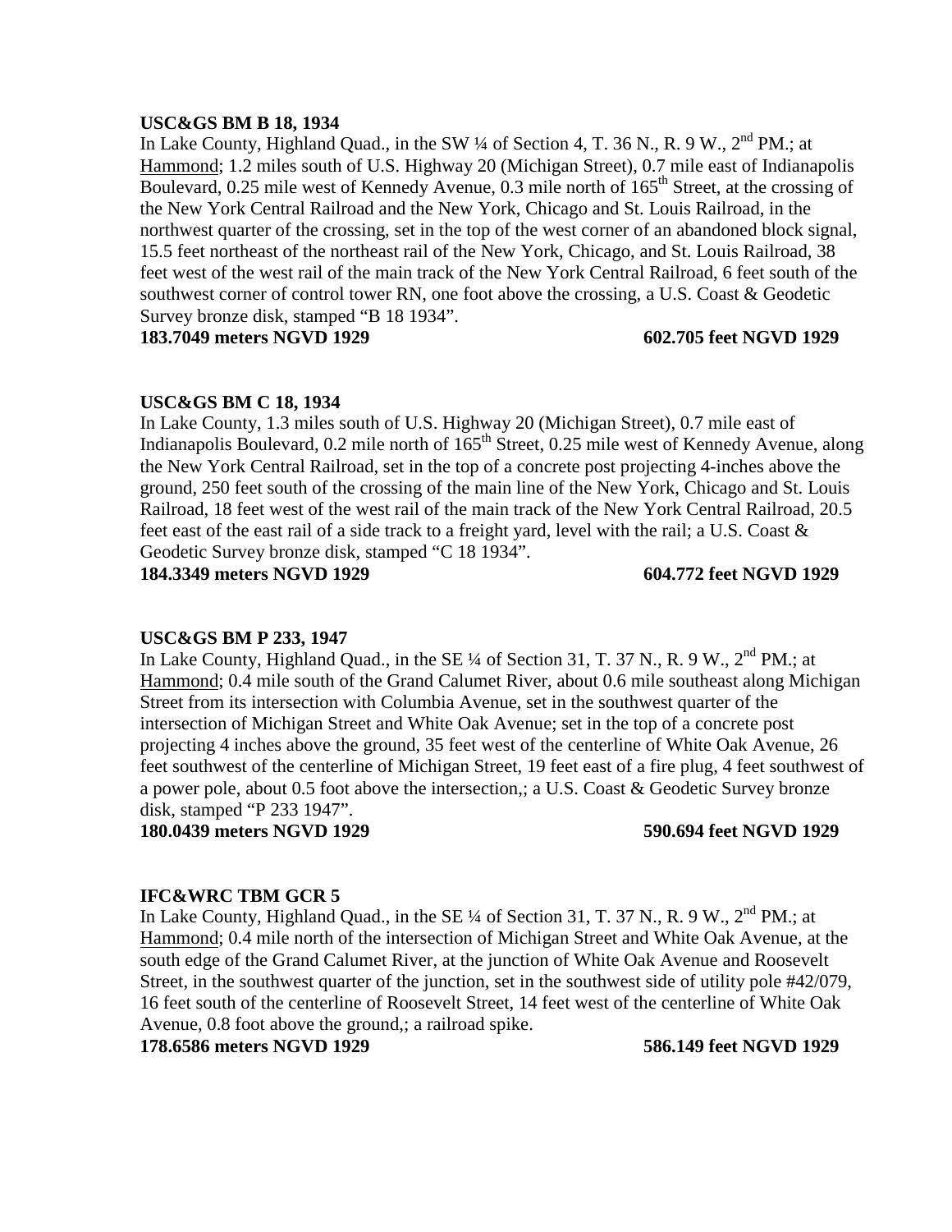**USC&GS BM B 18, 1934**

In Lake County, Highland Quad., in the SW ¼ of Section 4, T. 36 N., R. 9 W., 2nd PM.; at Hammond; 1.2 miles south of U.S. Highway 20 (Michigan Street), 0.7 mile east of Indianapolis Boulevard, 0.25 mile west of Kennedy Avenue, 0.3 mile north of 165th Street, at the crossing of the New York Central Railroad and the New York, Chicago and St. Louis Railroad, in the northwest quarter of the crossing, set in the top of the west corner of an abandoned block signal, 15.5 feet northeast of the northeast rail of the New York, Chicago, and St. Louis Railroad, 38 feet west of the west rail of the main track of the New York Central Railroad, 6 feet south of the southwest corner of control tower RN, one foot above the crossing, a U.S. Coast & Geodetic Survey bronze disk, stamped "B 18 1934".

**183.7049 meters NGVD 1929 602.705 feet NGVD 1929**

**USC&GS BM C 18, 1934**

In Lake County, 1.3 miles south of U.S. Highway 20 (Michigan Street), 0.7 mile east of Indianapolis Boulevard, 0.2 mile north of 165th Street, 0.25 mile west of Kennedy Avenue, along the New York Central Railroad, set in the top of a concrete post projecting 4-inches above the ground, 250 feet south of the crossing of the main line of the New York, Chicago and St. Louis Railroad, 18 feet west of the west rail of the main track of the New York Central Railroad, 20.5 feet east of the east rail of a side track to a freight yard, level with the rail; a U.S. Coast & Geodetic Survey bronze disk, stamped "C 18 1934".

**184.3349 meters NGVD 1929 604.772 feet NGVD 1929**

**USC&GS BM P 233, 1947**

In Lake County, Highland Quad., in the SE ¼ of Section 31, T. 37 N., R. 9 W., 2nd PM.; at Hammond; 0.4 mile south of the Grand Calumet River, about 0.6 mile southeast along Michigan Street from its intersection with Columbia Avenue, set in the southwest quarter of the intersection of Michigan Street and White Oak Avenue; set in the top of a concrete post projecting 4 inches above the ground, 35 feet west of the centerline of White Oak Avenue, 26 feet southwest of the centerline of Michigan Street, 19 feet east of a fire plug, 4 feet southwest of a power pole, about 0.5 foot above the intersection,; a U.S. Coast & Geodetic Survey bronze disk, stamped "P 233 1947".

**180.0439 meters NGVD 1929 590.694 feet NGVD 1929**

**IFC&WRC TBM GCR 5**

In Lake County, Highland Quad., in the SE ¼ of Section 31, T. 37 N., R. 9 W., 2nd PM.; at Hammond; 0.4 mile north of the intersection of Michigan Street and White Oak Avenue, at the south edge of the Grand Calumet River, at the junction of White Oak Avenue and Roosevelt Street, in the southwest quarter of the junction, set in the southwest side of utility pole #42/079, 16 feet south of the centerline of Roosevelt Street, 14 feet west of the centerline of White Oak Avenue, 0.8 foot above the ground,; a railroad spike.

**178.6586 meters NGVD 1929 586.149 feet NGVD 1929**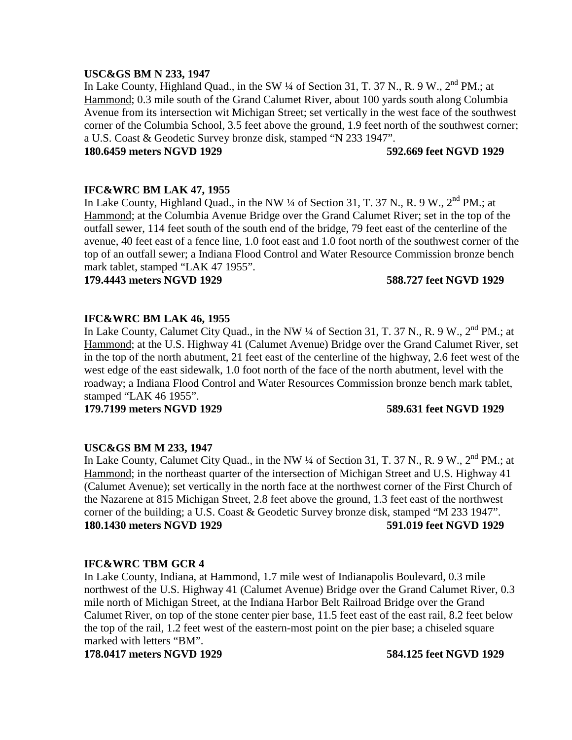**USC&GS BM N 233, 1947**

In Lake County, Highland Quad., in the SW ¼ of Section 31, T. 37 N., R. 9 W., 2nd PM.; at Hammond; 0.3 mile south of the Grand Calumet River, about 100 yards south along Columbia Avenue from its intersection wit Michigan Street; set vertically in the west face of the southwest corner of the Columbia School, 3.5 feet above the ground, 1.9 feet north of the southwest corner; a U.S. Coast & Geodetic Survey bronze disk, stamped "N 233 1947".

**180.6459 meters NGVD 1929 592.669 feet NGVD 1929**

**IFC&WRC BM LAK 47, 1955**

In Lake County, Highland Quad., in the NW ¼ of Section 31, T. 37 N., R. 9 W., 2nd PM.; at Hammond; at the Columbia Avenue Bridge over the Grand Calumet River; set in the top of the outfall sewer, 114 feet south of the south end of the bridge, 79 feet east of the centerline of the avenue, 40 feet east of a fence line, 1.0 foot east and 1.0 foot north of the southwest corner of the top of an outfall sewer; a Indiana Flood Control and Water Resource Commission bronze bench mark tablet, stamped "LAK 47 1955".

**179.4443 meters NGVD 1929 588.727 feet NGVD 1929**

**IFC&WRC BM LAK 46, 1955**

In Lake County, Calumet City Quad., in the NW ¼ of Section 31, T. 37 N., R. 9 W., 2nd PM.; at Hammond; at the U.S. Highway 41 (Calumet Avenue) Bridge over the Grand Calumet River, set in the top of the north abutment, 21 feet east of the centerline of the highway, 2.6 feet west of the west edge of the east sidewalk, 1.0 foot north of the face of the north abutment, level with the roadway; a Indiana Flood Control and Water Resources Commission bronze bench mark tablet, stamped "LAK 46 1955".

**179.7199 meters NGVD 1929 589.631 feet NGVD 1929**

**USC&GS BM M 233, 1947**

In Lake County, Calumet City Quad., in the NW ¼ of Section 31, T. 37 N., R. 9 W., 2nd PM.; at Hammond; in the northeast quarter of the intersection of Michigan Street and U.S. Highway 41 (Calumet Avenue); set vertically in the north face at the northwest corner of the First Church of the Nazarene at 815 Michigan Street, 2.8 feet above the ground, 1.3 feet east of the northwest corner of the building; a U.S. Coast & Geodetic Survey bronze disk, stamped "M 233 1947".

**180.1430 meters NGVD 1929 591.019 feet NGVD 1929**

**IFC&WRC TBM GCR 4**

In Lake County, Indiana, at Hammond, 1.7 mile west of Indianapolis Boulevard, 0.3 mile northwest of the U.S. Highway 41 (Calumet Avenue) Bridge over the Grand Calumet River, 0.3 mile north of Michigan Street, at the Indiana Harbor Belt Railroad Bridge over the Grand Calumet River, on top of the stone center pier base, 11.5 feet east of the east rail, 8.2 feet below the top of the rail, 1.2 feet west of the eastern-most point on the pier base; a chiseled square marked with letters "BM".

**178.0417 meters NGVD 1929 584.125 feet NGVD 1929**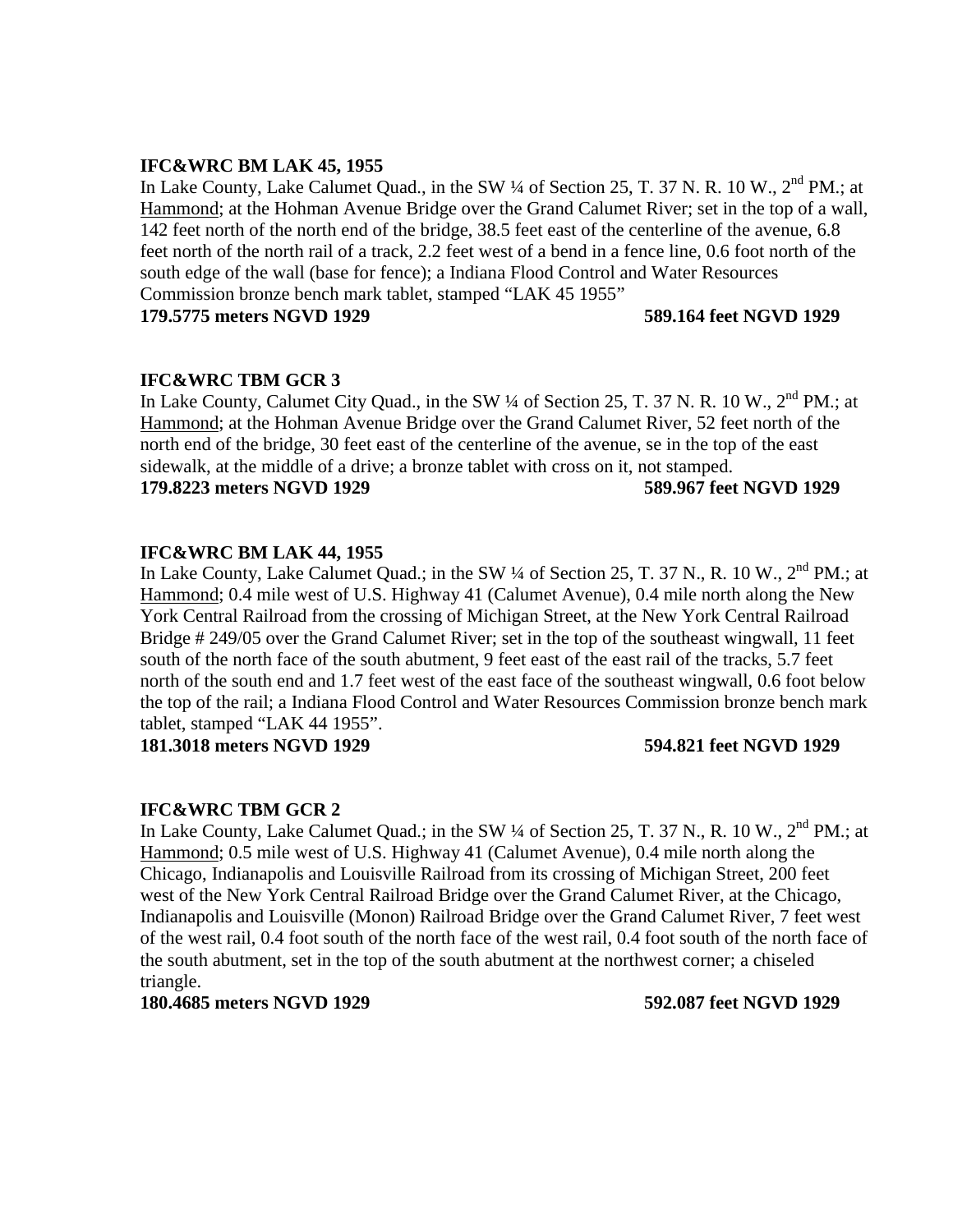**IFC&WRC BM LAK 45, 1955**

In Lake County, Lake Calumet Quad., in the SW ¼ of Section 25, T. 37 N. R. 10 W., 2nd PM.; at Hammond; at the Hohman Avenue Bridge over the Grand Calumet River; set in the top of a wall, 142 feet north of the north end of the bridge, 38.5 feet east of the centerline of the avenue, 6.8 feet north of the north rail of a track, 2.2 feet west of a bend in a fence line, 0.6 foot north of the south edge of the wall (base for fence); a Indiana Flood Control and Water Resources Commission bronze bench mark tablet, stamped "LAK 45 1955"

**179.5775 meters NGVD 1929 589.164 feet NGVD 1929**

**IFC&WRC TBM GCR 3**

In Lake County, Calumet City Quad., in the SW ¼ of Section 25, T. 37 N. R. 10 W., 2nd PM.; at Hammond; at the Hohman Avenue Bridge over the Grand Calumet River, 52 feet north of the north end of the bridge, 30 feet east of the centerline of the avenue, se in the top of the east sidewalk, at the middle of a drive; a bronze tablet with cross on it, not stamped.

**179.8223 meters NGVD 1929 589.967 feet NGVD 1929**

**IFC&WRC BM LAK 44, 1955**

In Lake County, Lake Calumet Quad.; in the SW ¼ of Section 25, T. 37 N., R. 10 W., 2nd PM.; at Hammond; 0.4 mile west of U.S. Highway 41 (Calumet Avenue), 0.4 mile north along the New York Central Railroad from the crossing of Michigan Street, at the New York Central Railroad Bridge # 249/05 over the Grand Calumet River; set in the top of the southeast wingwall, 11 feet south of the north face of the south abutment, 9 feet east of the east rail of the tracks, 5.7 feet north of the south end and 1.7 feet west of the east face of the southeast wingwall, 0.6 foot below the top of the rail; a Indiana Flood Control and Water Resources Commission bronze bench mark tablet, stamped "LAK 44 1955".

**181.3018 meters NGVD 1929 594.821 feet NGVD 1929**

**IFC&WRC TBM GCR 2**

In Lake County, Lake Calumet Quad.; in the SW ¼ of Section 25, T. 37 N., R. 10 W., 2nd PM.; at Hammond; 0.5 mile west of U.S. Highway 41 (Calumet Avenue), 0.4 mile north along the Chicago, Indianapolis and Louisville Railroad from its crossing of Michigan Street, 200 feet west of the New York Central Railroad Bridge over the Grand Calumet River, at the Chicago, Indianapolis and Louisville (Monon) Railroad Bridge over the Grand Calumet River, 7 feet west of the west rail, 0.4 foot south of the north face of the west rail, 0.4 foot south of the north face of the south abutment, set in the top of the south abutment at the northwest corner; a chiseled triangle.

**180.4685 meters NGVD 1929 592.087 feet NGVD 1929**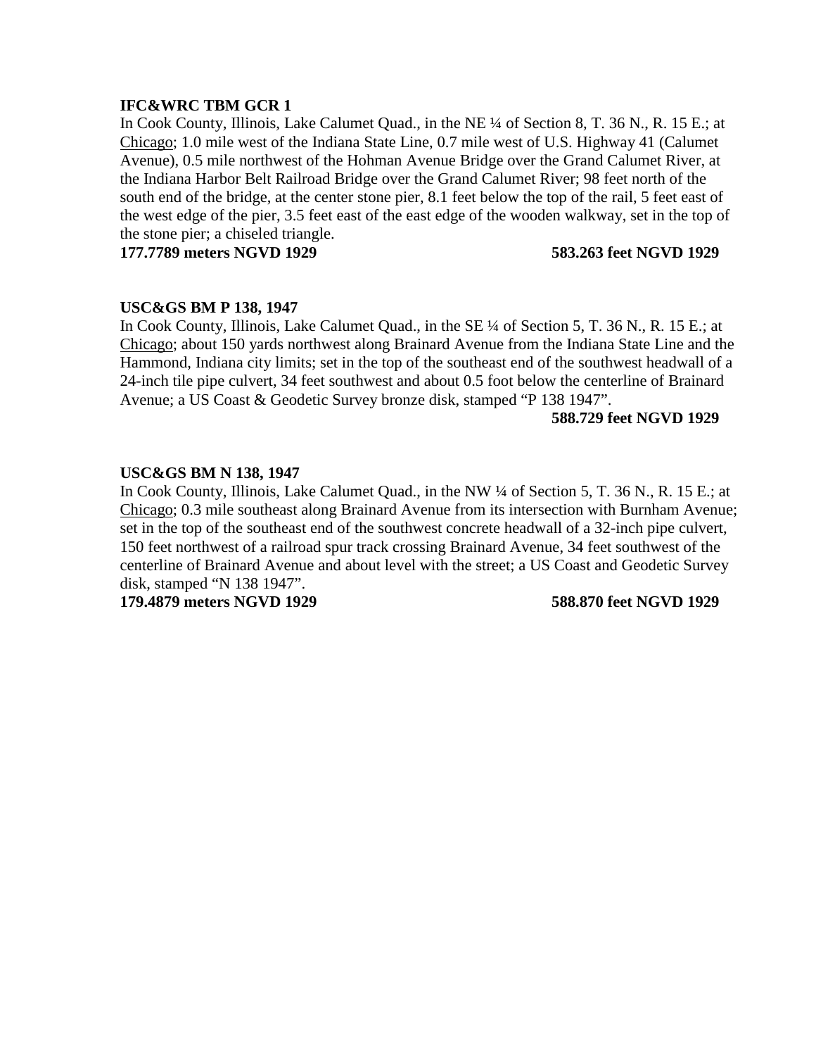**IFC&WRC TBM GCR 1**

In Cook County, Illinois, Lake Calumet Quad., in the NE ¼ of Section 8, T. 36 N., R. 15 E.; at Chicago; 1.0 mile west of the Indiana State Line, 0.7 mile west of U.S. Highway 41 (Calumet Avenue), 0.5 mile northwest of the Hohman Avenue Bridge over the Grand Calumet River, at the Indiana Harbor Belt Railroad Bridge over the Grand Calumet River; 98 feet north of the south end of the bridge, at the center stone pier, 8.1 feet below the top of the rail, 5 feet east of the west edge of the pier, 3.5 feet east of the east edge of the wooden walkway, set in the top of the stone pier; a chiseled triangle.

**177.7789 meters NGVD 1929** **583.263 feet NGVD 1929**

**USC&GS BM P 138, 1947**

In Cook County, Illinois, Lake Calumet Quad., in the SE ¼ of Section 5, T. 36 N., R. 15 E.; at Chicago; about 150 yards northwest along Brainard Avenue from the Indiana State Line and the Hammond, Indiana city limits; set in the top of the southeast end of the southwest headwall of a 24-inch tile pipe culvert, 34 feet southwest and about 0.5 foot below the centerline of Brainard Avenue; a US Coast & Geodetic Survey bronze disk, stamped "P 138 1947".

**588.729 feet NGVD 1929**

**USC&GS BM N 138, 1947**

In Cook County, Illinois, Lake Calumet Quad., in the NW ¼ of Section 5, T. 36 N., R. 15 E.; at Chicago; 0.3 mile southeast along Brainard Avenue from its intersection with Burnham Avenue; set in the top of the southeast end of the southwest concrete headwall of a 32-inch pipe culvert, 150 feet northwest of a railroad spur track crossing Brainard Avenue, 34 feet southwest of the centerline of Brainard Avenue and about level with the street; a US Coast and Geodetic Survey disk, stamped "N 138 1947".

**179.4879 meters NGVD 1929** **588.870 feet NGVD 1929**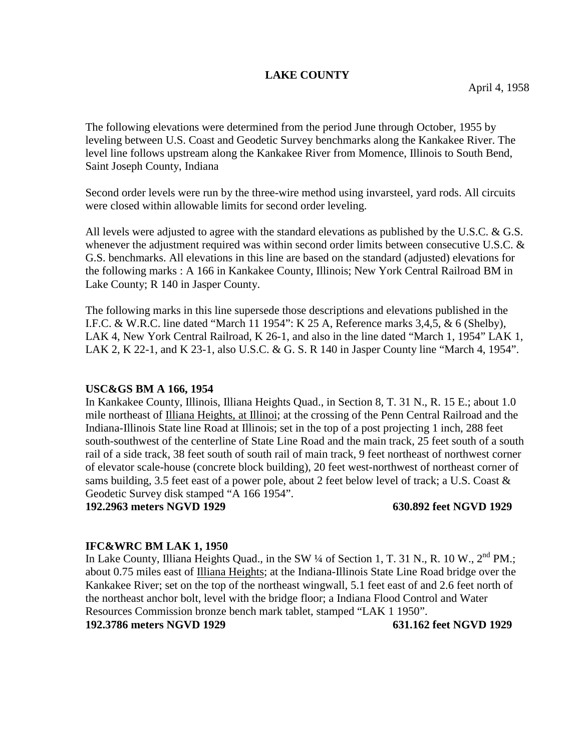# LAKE COUNTY

April 4, 1958

The following elevations were determined from the period June through October, 1955 by leveling between U.S. Coast and Geodetic Survey benchmarks along the Kankakee River. The level line follows upstream along the Kankakee River from Momence, Illinois to South Bend, Saint Joseph County, Indiana

Second order levels were run by the three-wire method using invarsteel, yard rods. All circuits were closed within allowable limits for second order leveling.

All levels were adjusted to agree with the standard elevations as published by the U.S.C. & G.S. whenever the adjustment required was within second order limits between consecutive U.S.C. & G.S. benchmarks. All elevations in this line are based on the standard (adjusted) elevations for the following marks : A 166 in Kankakee County, Illinois; New York Central Railroad BM in Lake County; R 140 in Jasper County.

The following marks in this line supersede those descriptions and elevations published in the I.F.C. & W.R.C. line dated "March 11 1954": K 25 A, Reference marks 3,4,5, & 6 (Shelby), LAK 4, New York Central Railroad, K 26-1, and also in the line dated "March 1, 1954" LAK 1, LAK 2, K 22-1, and K 23-1, also U.S.C. & G. S. R 140 in Jasper County line "March 4, 1954".

**USC&GS BM A 166, 1954**
In Kankakee County, Illinois, Illiana Heights Quad., in Section 8, T. 31 N., R. 15 E.; about 1.0 mile northeast of Illiana Heights, at Illinoi; at the crossing of the Penn Central Railroad and the Indiana-Illinois State line Road at Illinois; set in the top of a post projecting 1 inch, 288 feet south-southwest of the centerline of State Line Road and the main track, 25 feet south of a south rail of a side track, 38 feet south of south rail of main track, 9 feet northeast of northwest corner of elevator scale-house (concrete block building), 20 feet west-northwest of northeast corner of sams building, 3.5 feet east of a power pole, about 2 feet below level of track; a U.S. Coast & Geodetic Survey disk stamped "A 166 1954".
**192.2963 meters NGVD 1929** **630.892 feet NGVD 1929**

**IFC&WRC BM LAK 1, 1950**
In Lake County, Illiana Heights Quad., in the SW ¼ of Section 1, T. 31 N., R. 10 W., 2nd PM.; about 0.75 miles east of Illiana Heights; at the Indiana-Illinois State Line Road bridge over the Kankakee River; set on the top of the northeast wingwall, 5.1 feet east of and 2.6 feet north of the northeast anchor bolt, level with the bridge floor; a Indiana Flood Control and Water Resources Commission bronze bench mark tablet, stamped "LAK 1 1950".
**192.3786 meters NGVD 1929** **631.162 feet NGVD 1929**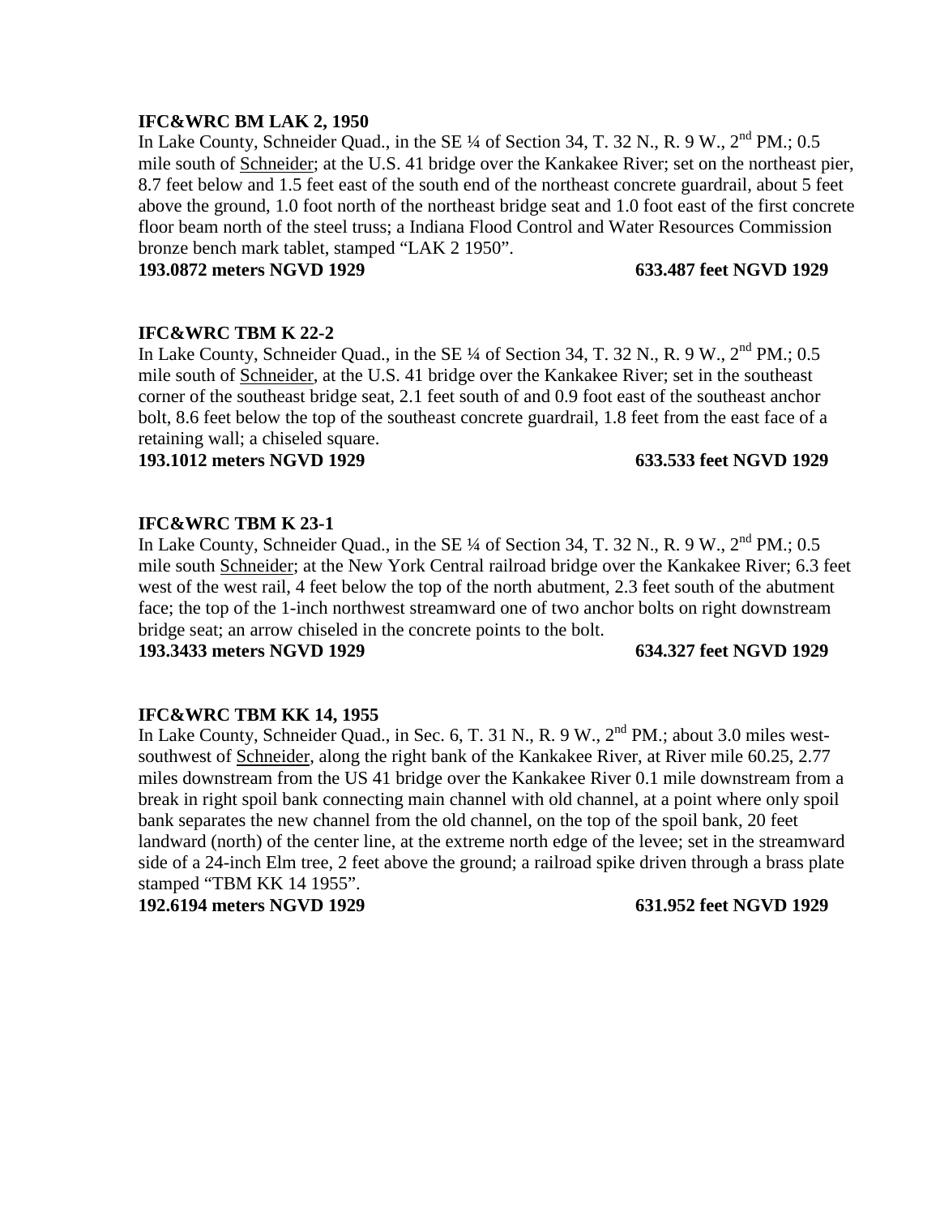**IFC&WRC BM LAK 2, 1950**

In Lake County, Schneider Quad., in the SE ¼ of Section 34, T. 32 N., R. 9 W., 2nd PM.; 0.5 mile south of Schneider; at the U.S. 41 bridge over the Kankakee River; set on the northeast pier, 8.7 feet below and 1.5 feet east of the south end of the northeast concrete guardrail, about 5 feet above the ground, 1.0 foot north of the northeast bridge seat and 1.0 foot east of the first concrete floor beam north of the steel truss; a Indiana Flood Control and Water Resources Commission bronze bench mark tablet, stamped "LAK 2 1950".

**193.0872 meters NGVD 1929** **633.487 feet NGVD 1929**

**IFC&WRC TBM K 22-2**

In Lake County, Schneider Quad., in the SE ¼ of Section 34, T. 32 N., R. 9 W., 2nd PM.; 0.5 mile south of Schneider, at the U.S. 41 bridge over the Kankakee River; set in the southeast corner of the southeast bridge seat, 2.1 feet south of and 0.9 foot east of the southeast anchor bolt, 8.6 feet below the top of the southeast concrete guardrail, 1.8 feet from the east face of a retaining wall; a chiseled square.

**193.1012 meters NGVD 1929** **633.533 feet NGVD 1929**

**IFC&WRC TBM K 23-1**

In Lake County, Schneider Quad., in the SE ¼ of Section 34, T. 32 N., R. 9 W., 2nd PM.; 0.5 mile south Schneider; at the New York Central railroad bridge over the Kankakee River; 6.3 feet west of the west rail, 4 feet below the top of the north abutment, 2.3 feet south of the abutment face; the top of the 1-inch northwest streamward one of two anchor bolts on right downstream bridge seat; an arrow chiseled in the concrete points to the bolt.

**193.3433 meters NGVD 1929** **634.327 feet NGVD 1929**

**IFC&WRC TBM KK 14, 1955**

In Lake County, Schneider Quad., in Sec. 6, T. 31 N., R. 9 W., 2nd PM.; about 3.0 miles west-southwest of Schneider, along the right bank of the Kankakee River, at River mile 60.25, 2.77 miles downstream from the US 41 bridge over the Kankakee River 0.1 mile downstream from a break in right spoil bank connecting main channel with old channel, at a point where only spoil bank separates the new channel from the old channel, on the top of the spoil bank, 20 feet landward (north) of the center line, at the extreme north edge of the levee; set in the streamward side of a 24-inch Elm tree, 2 feet above the ground; a railroad spike driven through a brass plate stamped "TBM KK 14 1955".

**192.6194 meters NGVD 1929** **631.952 feet NGVD 1929**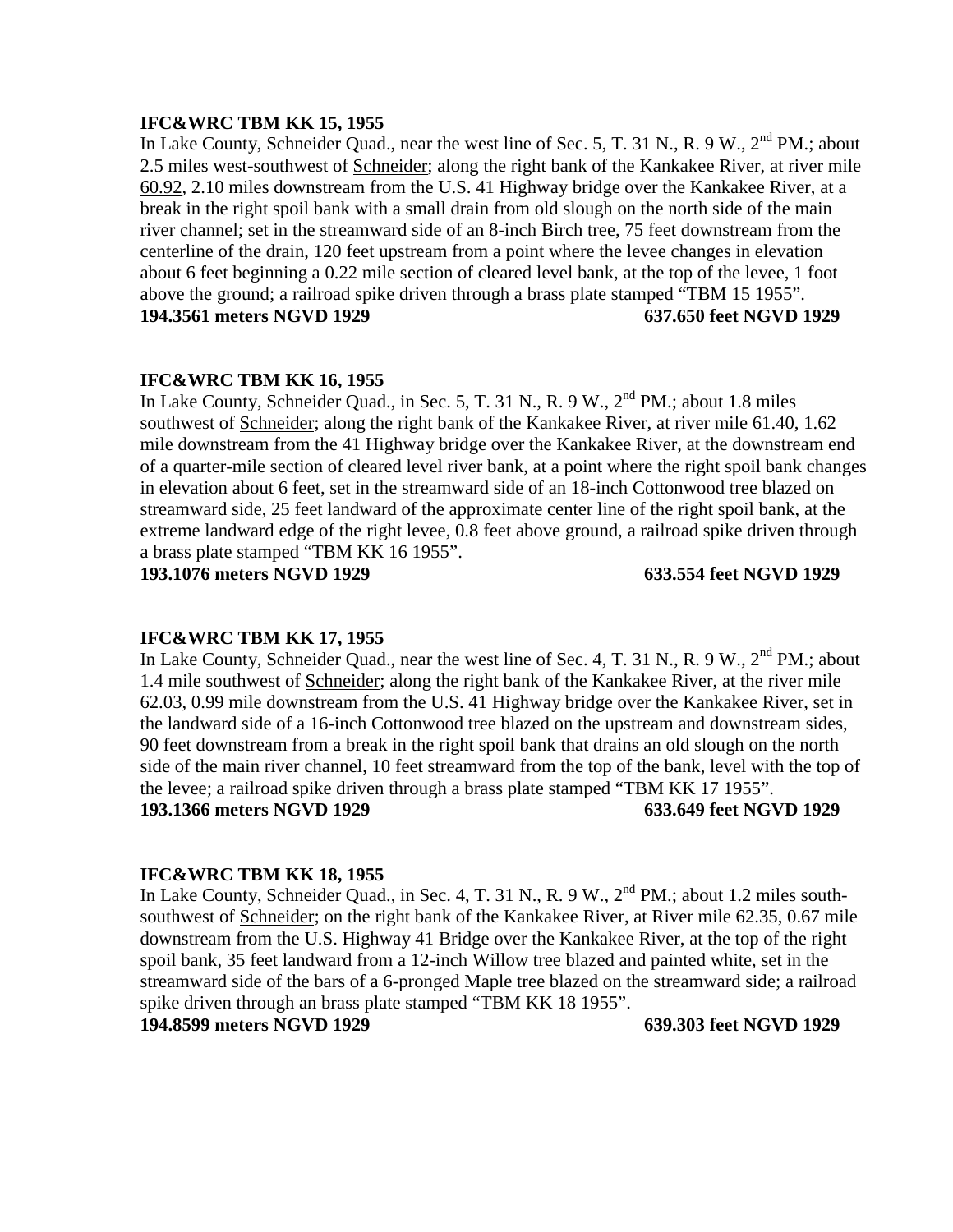**IFC&WRC TBM KK 15, 1955**

In Lake County, Schneider Quad., near the west line of Sec. 5, T. 31 N., R. 9 W., 2nd PM.; about 2.5 miles west-southwest of Schneider; along the right bank of the Kankakee River, at river mile 60.92, 2.10 miles downstream from the U.S. 41 Highway bridge over the Kankakee River, at a break in the right spoil bank with a small drain from old slough on the north side of the main river channel; set in the streamward side of an 8-inch Birch tree, 75 feet downstream from the centerline of the drain, 120 feet upstream from a point where the levee changes in elevation about 6 feet beginning a 0.22 mile section of cleared level bank, at the top of the levee, 1 foot above the ground; a railroad spike driven through a brass plate stamped "TBM 15 1955".

**194.3561 meters NGVD 1929** **637.650 feet NGVD 1929**

**IFC&WRC TBM KK 16, 1955**

In Lake County, Schneider Quad., in Sec. 5, T. 31 N., R. 9 W., 2nd PM.; about 1.8 miles southwest of Schneider; along the right bank of the Kankakee River, at river mile 61.40, 1.62 mile downstream from the 41 Highway bridge over the Kankakee River, at the downstream end of a quarter-mile section of cleared level river bank, at a point where the right spoil bank changes in elevation about 6 feet, set in the streamward side of an 18-inch Cottonwood tree blazed on streamward side, 25 feet landward of the approximate center line of the right spoil bank, at the extreme landward edge of the right levee, 0.8 feet above ground, a railroad spike driven through a brass plate stamped "TBM KK 16 1955".

**193.1076 meters NGVD 1929** **633.554 feet NGVD 1929**

**IFC&WRC TBM KK 17, 1955**

In Lake County, Schneider Quad., near the west line of Sec. 4, T. 31 N., R. 9 W., 2nd PM.; about 1.4 mile southwest of Schneider; along the right bank of the Kankakee River, at the river mile 62.03, 0.99 mile downstream from the U.S. 41 Highway bridge over the Kankakee River, set in the landward side of a 16-inch Cottonwood tree blazed on the upstream and downstream sides, 90 feet downstream from a break in the right spoil bank that drains an old slough on the north side of the main river channel, 10 feet streamward from the top of the bank, level with the top of the levee; a railroad spike driven through a brass plate stamped "TBM KK 17 1955".

**193.1366 meters NGVD 1929** **633.649 feet NGVD 1929**

**IFC&WRC TBM KK 18, 1955**

In Lake County, Schneider Quad., in Sec. 4, T. 31 N., R. 9 W., 2nd PM.; about 1.2 miles south-southwest of Schneider; on the right bank of the Kankakee River, at River mile 62.35, 0.67 mile downstream from the U.S. Highway 41 Bridge over the Kankakee River, at the top of the right spoil bank, 35 feet landward from a 12-inch Willow tree blazed and painted white, set in the streamward side of the bars of a 6-pronged Maple tree blazed on the streamward side; a railroad spike driven through an brass plate stamped "TBM KK 18 1955".

**194.8599 meters NGVD 1929** **639.303 feet NGVD 1929**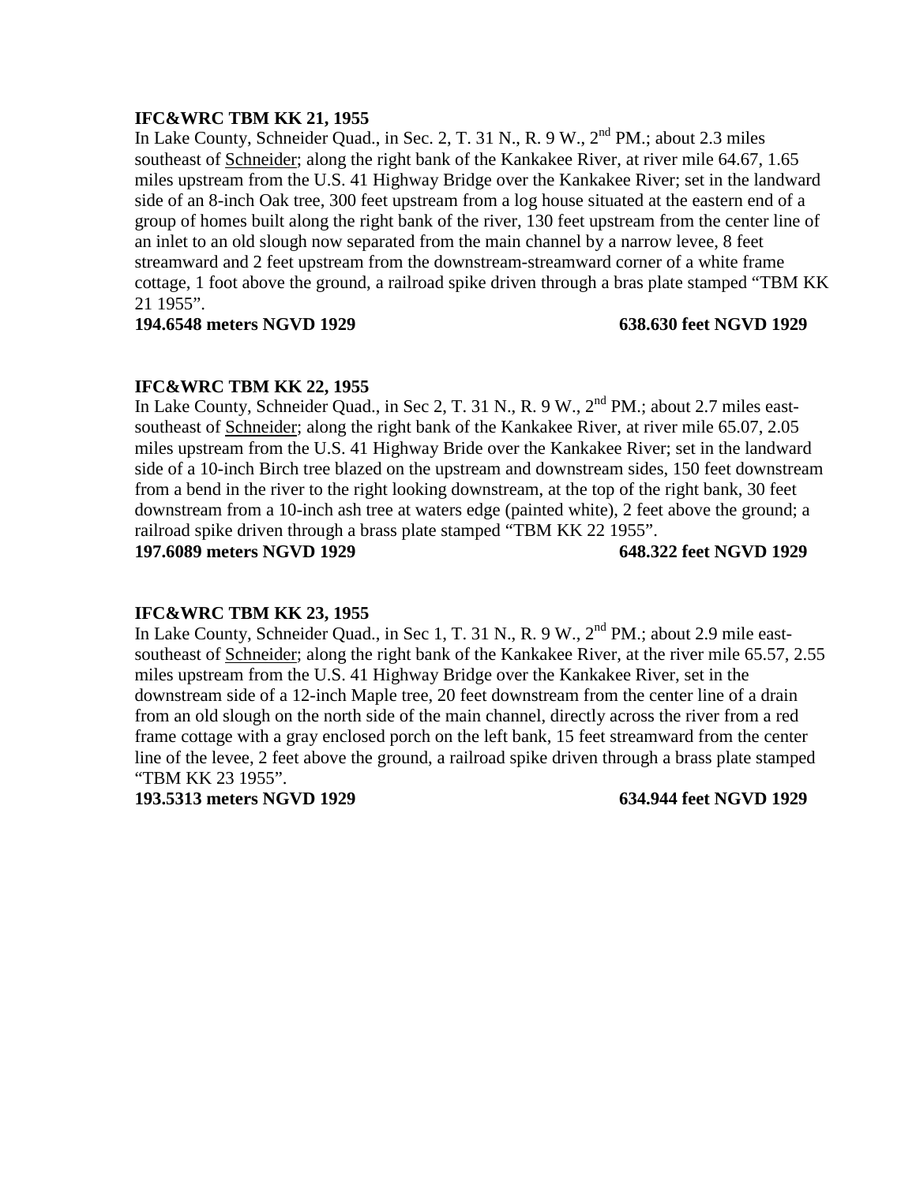**IFC&WRC TBM KK 21, 1955**

In Lake County, Schneider Quad., in Sec. 2, T. 31 N., R. 9 W., 2nd PM.; about 2.3 miles southeast of Schneider; along the right bank of the Kankakee River, at river mile 64.67, 1.65 miles upstream from the U.S. 41 Highway Bridge over the Kankakee River; set in the landward side of an 8-inch Oak tree, 300 feet upstream from a log house situated at the eastern end of a group of homes built along the right bank of the river, 130 feet upstream from the center line of an inlet to an old slough now separated from the main channel by a narrow levee, 8 feet streamward and 2 feet upstream from the downstream-streamward corner of a white frame cottage, 1 foot above the ground, a railroad spike driven through a bras plate stamped "TBM KK 21 1955".

**194.6548 meters NGVD 1929 638.630 feet NGVD 1929**

**IFC&WRC TBM KK 22, 1955**

In Lake County, Schneider Quad., in Sec 2, T. 31 N., R. 9 W., 2nd PM.; about 2.7 miles east-southeast of Schneider; along the right bank of the Kankakee River, at river mile 65.07, 2.05 miles upstream from the U.S. 41 Highway Bride over the Kankakee River; set in the landward side of a 10-inch Birch tree blazed on the upstream and downstream sides, 150 feet downstream from a bend in the river to the right looking downstream, at the top of the right bank, 30 feet downstream from a 10-inch ash tree at waters edge (painted white), 2 feet above the ground; a railroad spike driven through a brass plate stamped "TBM KK 22 1955".

**197.6089 meters NGVD 1929 648.322 feet NGVD 1929**

**IFC&WRC TBM KK 23, 1955**

In Lake County, Schneider Quad., in Sec 1, T. 31 N., R. 9 W., 2nd PM.; about 2.9 mile east-southeast of Schneider; along the right bank of the Kankakee River, at the river mile 65.57, 2.55 miles upstream from the U.S. 41 Highway Bridge over the Kankakee River, set in the downstream side of a 12-inch Maple tree, 20 feet downstream from the center line of a drain from an old slough on the north side of the main channel, directly across the river from a red frame cottage with a gray enclosed porch on the left bank, 15 feet streamward from the center line of the levee, 2 feet above the ground, a railroad spike driven through a brass plate stamped "TBM KK 23 1955".

**193.5313 meters NGVD 1929 634.944 feet NGVD 1929**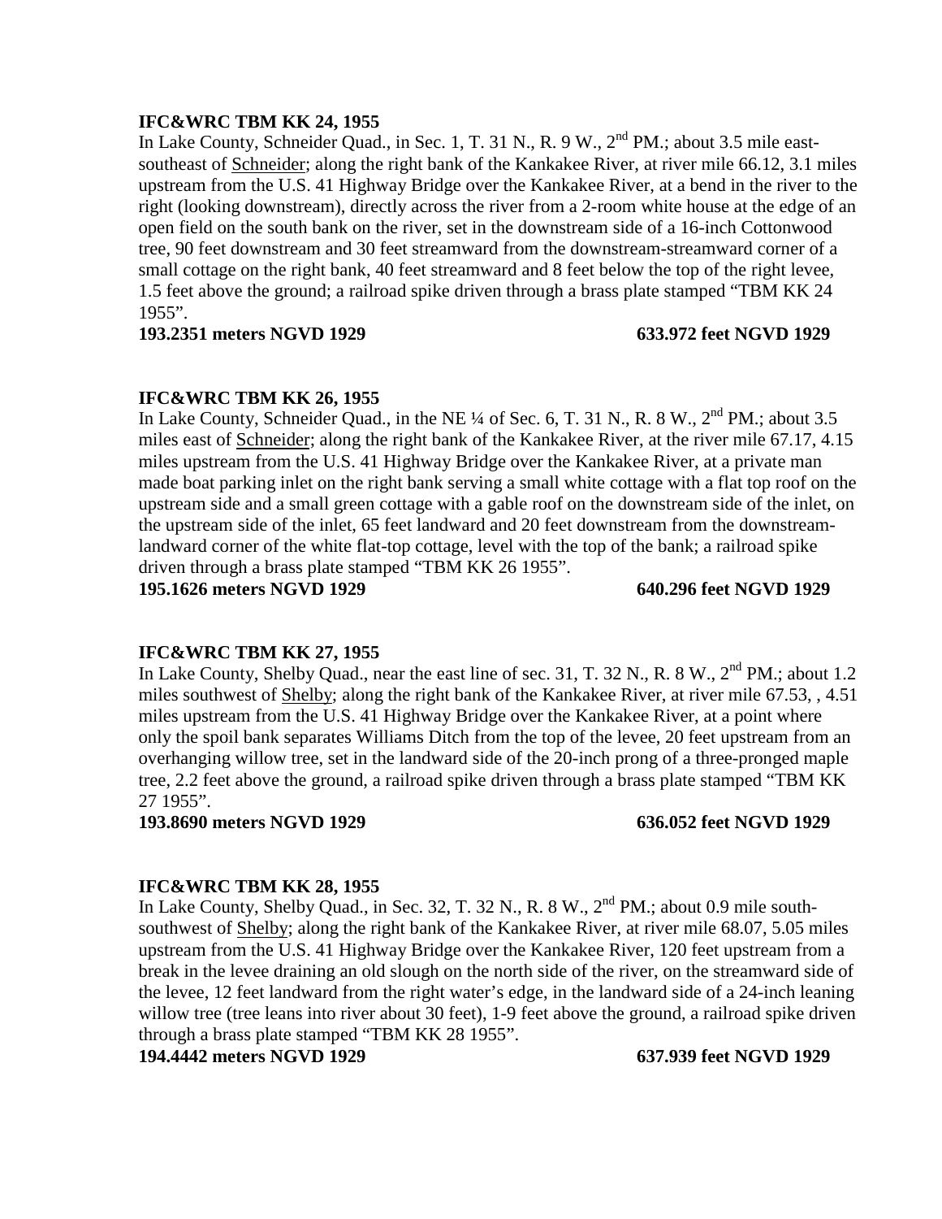**IFC&WRC TBM KK 24, 1955**

In Lake County, Schneider Quad., in Sec. 1, T. 31 N., R. 9 W., 2nd PM.; about 3.5 mile east-southeast of Schneider; along the right bank of the Kankakee River, at river mile 66.12, 3.1 miles upstream from the U.S. 41 Highway Bridge over the Kankakee River, at a bend in the river to the right (looking downstream), directly across the river from a 2-room white house at the edge of an open field on the south bank on the river, set in the downstream side of a 16-inch Cottonwood tree, 90 feet downstream and 30 feet streamward from the downstream-streamward corner of a small cottage on the right bank, 40 feet streamward and 8 feet below the top of the right levee, 1.5 feet above the ground; a railroad spike driven through a brass plate stamped "TBM KK 24 1955".

**193.2351 meters NGVD 1929 633.972 feet NGVD 1929**

**IFC&WRC TBM KK 26, 1955**

In Lake County, Schneider Quad., in the NE ¼ of Sec. 6, T. 31 N., R. 8 W., 2nd PM.; about 3.5 miles east of Schneider; along the right bank of the Kankakee River, at the river mile 67.17, 4.15 miles upstream from the U.S. 41 Highway Bridge over the Kankakee River, at a private man made boat parking inlet on the right bank serving a small white cottage with a flat top roof on the upstream side and a small green cottage with a gable roof on the downstream side of the inlet, on the upstream side of the inlet, 65 feet landward and 20 feet downstream from the downstream-landward corner of the white flat-top cottage, level with the top of the bank; a railroad spike driven through a brass plate stamped "TBM KK 26 1955".

**195.1626 meters NGVD 1929 640.296 feet NGVD 1929**

**IFC&WRC TBM KK 27, 1955**

In Lake County, Shelby Quad., near the east line of sec. 31, T. 32 N., R. 8 W., 2nd PM.; about 1.2 miles southwest of Shelby; along the right bank of the Kankakee River, at river mile 67.53, , 4.51 miles upstream from the U.S. 41 Highway Bridge over the Kankakee River, at a point where only the spoil bank separates Williams Ditch from the top of the levee, 20 feet upstream from an overhanging willow tree, set in the landward side of the 20-inch prong of a three-pronged maple tree, 2.2 feet above the ground, a railroad spike driven through a brass plate stamped "TBM KK 27 1955".

**193.8690 meters NGVD 1929 636.052 feet NGVD 1929**

**IFC&WRC TBM KK 28, 1955**

In Lake County, Shelby Quad., in Sec. 32, T. 32 N., R. 8 W., 2nd PM.; about 0.9 mile south-southwest of Shelby; along the right bank of the Kankakee River, at river mile 68.07, 5.05 miles upstream from the U.S. 41 Highway Bridge over the Kankakee River, 120 feet upstream from a break in the levee draining an old slough on the north side of the river, on the streamward side of the levee, 12 feet landward from the right water's edge, in the landward side of a 24-inch leaning willow tree (tree leans into river about 30 feet), 1-9 feet above the ground, a railroad spike driven through a brass plate stamped "TBM KK 28 1955".

**194.4442 meters NGVD 1929 637.939 feet NGVD 1929**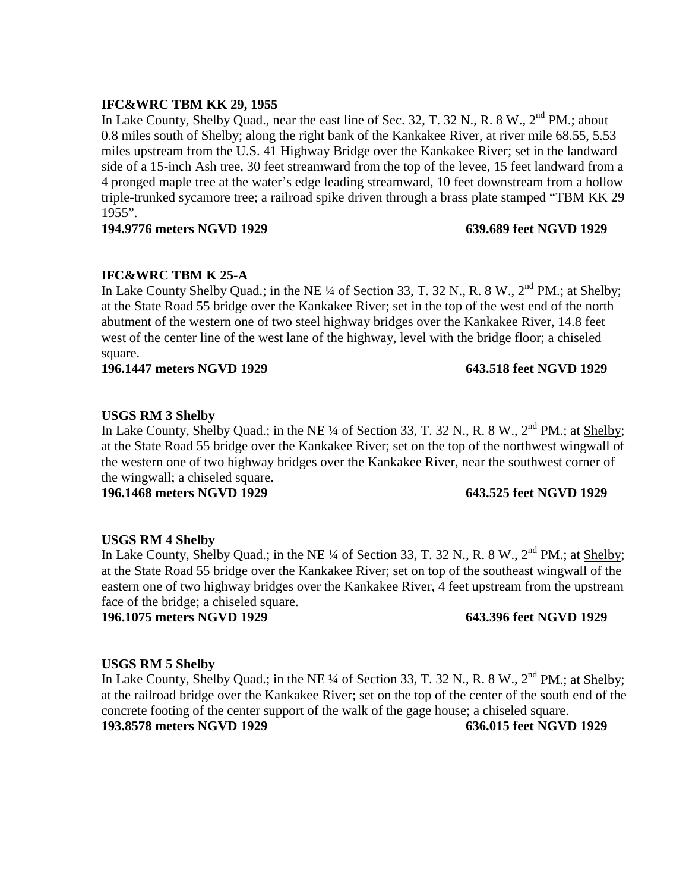**IFC&WRC TBM KK 29, 1955**

In Lake County, Shelby Quad., near the east line of Sec. 32, T. 32 N., R. 8 W., 2nd PM.; about 0.8 miles south of Shelby; along the right bank of the Kankakee River, at river mile 68.55, 5.53 miles upstream from the U.S. 41 Highway Bridge over the Kankakee River; set in the landward side of a 15-inch Ash tree, 30 feet streamward from the top of the levee, 15 feet landward from a 4 pronged maple tree at the water's edge leading streamward, 10 feet downstream from a hollow triple-trunked sycamore tree; a railroad spike driven through a brass plate stamped "TBM KK 29 1955".

**194.9776 meters NGVD 1929 639.689 feet NGVD 1929**

**IFC&WRC TBM K 25-A**

In Lake County Shelby Quad.; in the NE ¼ of Section 33, T. 32 N., R. 8 W., 2nd PM.; at Shelby; at the State Road 55 bridge over the Kankakee River; set in the top of the west end of the north abutment of the western one of two steel highway bridges over the Kankakee River, 14.8 feet west of the center line of the west lane of the highway, level with the bridge floor; a chiseled square.

**196.1447 meters NGVD 1929 643.518 feet NGVD 1929**

**USGS RM 3 Shelby**

In Lake County, Shelby Quad.; in the NE ¼ of Section 33, T. 32 N., R. 8 W., 2nd PM.; at Shelby; at the State Road 55 bridge over the Kankakee River; set on the top of the northwest wingwall of the western one of two highway bridges over the Kankakee River, near the southwest corner of the wingwall; a chiseled square.

**196.1468 meters NGVD 1929 643.525 feet NGVD 1929**

**USGS RM 4 Shelby**

In Lake County, Shelby Quad.; in the NE ¼ of Section 33, T. 32 N., R. 8 W., 2nd PM.; at Shelby; at the State Road 55 bridge over the Kankakee River; set on top of the southeast wingwall of the eastern one of two highway bridges over the Kankakee River, 4 feet upstream from the upstream face of the bridge; a chiseled square.

**196.1075 meters NGVD 1929 643.396 feet NGVD 1929**

**USGS RM 5 Shelby**

In Lake County, Shelby Quad.; in the NE ¼ of Section 33, T. 32 N., R. 8 W., 2nd PM.; at Shelby; at the railroad bridge over the Kankakee River; set on the top of the center of the south end of the concrete footing of the center support of the walk of the gage house; a chiseled square.

**193.8578 meters NGVD 1929 636.015 feet NGVD 1929**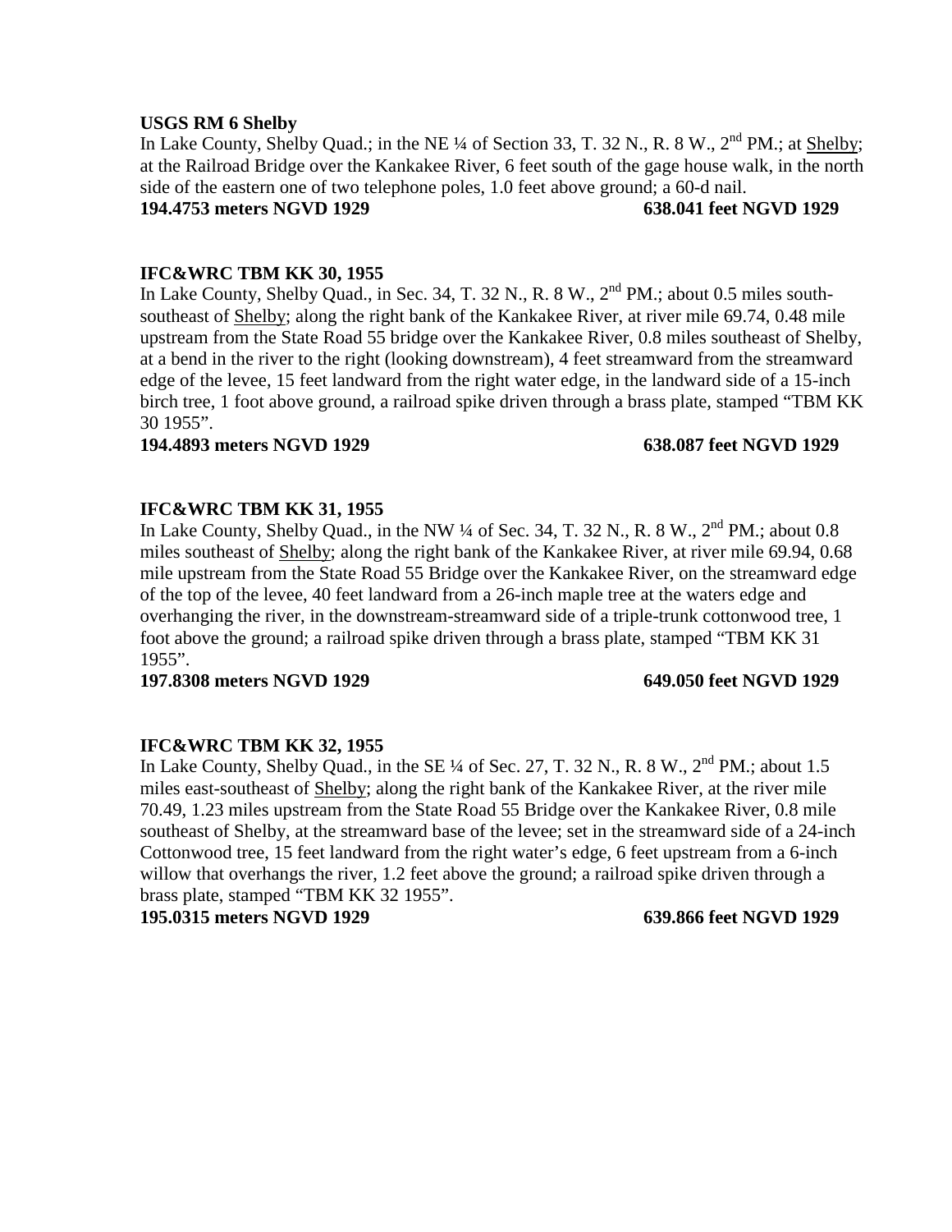**USGS RM 6 Shelby**

In Lake County, Shelby Quad.; in the NE ¼ of Section 33, T. 32 N., R. 8 W., 2nd PM.; at Shelby; at the Railroad Bridge over the Kankakee River, 6 feet south of the gage house walk, in the north side of the eastern one of two telephone poles, 1.0 feet above ground; a 60-d nail.

**194.4753 meters NGVD 1929 638.041 feet NGVD 1929**

**IFC&WRC TBM KK 30, 1955**

In Lake County, Shelby Quad., in Sec. 34, T. 32 N., R. 8 W., 2nd PM.; about 0.5 miles south-southeast of Shelby; along the right bank of the Kankakee River, at river mile 69.74, 0.48 mile upstream from the State Road 55 bridge over the Kankakee River, 0.8 miles southeast of Shelby, at a bend in the river to the right (looking downstream), 4 feet streamward from the streamward edge of the levee, 15 feet landward from the right water edge, in the landward side of a 15-inch birch tree, 1 foot above ground, a railroad spike driven through a brass plate, stamped "TBM KK 30 1955".

**194.4893 meters NGVD 1929 638.087 feet NGVD 1929**

**IFC&WRC TBM KK 31, 1955**

In Lake County, Shelby Quad., in the NW ¼ of Sec. 34, T. 32 N., R. 8 W., 2nd PM.; about 0.8 miles southeast of Shelby; along the right bank of the Kankakee River, at river mile 69.94, 0.68 mile upstream from the State Road 55 Bridge over the Kankakee River, on the streamward edge of the top of the levee, 40 feet landward from a 26-inch maple tree at the waters edge and overhanging the river, in the downstream-streamward side of a triple-trunk cottonwood tree, 1 foot above the ground; a railroad spike driven through a brass plate, stamped "TBM KK 31 1955".

**197.8308 meters NGVD 1929 649.050 feet NGVD 1929**

**IFC&WRC TBM KK 32, 1955**

In Lake County, Shelby Quad., in the SE ¼ of Sec. 27, T. 32 N., R. 8 W., 2nd PM.; about 1.5 miles east-southeast of Shelby; along the right bank of the Kankakee River, at the river mile 70.49, 1.23 miles upstream from the State Road 55 Bridge over the Kankakee River, 0.8 mile southeast of Shelby, at the streamward base of the levee; set in the streamward side of a 24-inch Cottonwood tree, 15 feet landward from the right water's edge, 6 feet upstream from a 6-inch willow that overhangs the river, 1.2 feet above the ground; a railroad spike driven through a brass plate, stamped "TBM KK 32 1955".

**195.0315 meters NGVD 1929 639.866 feet NGVD 1929**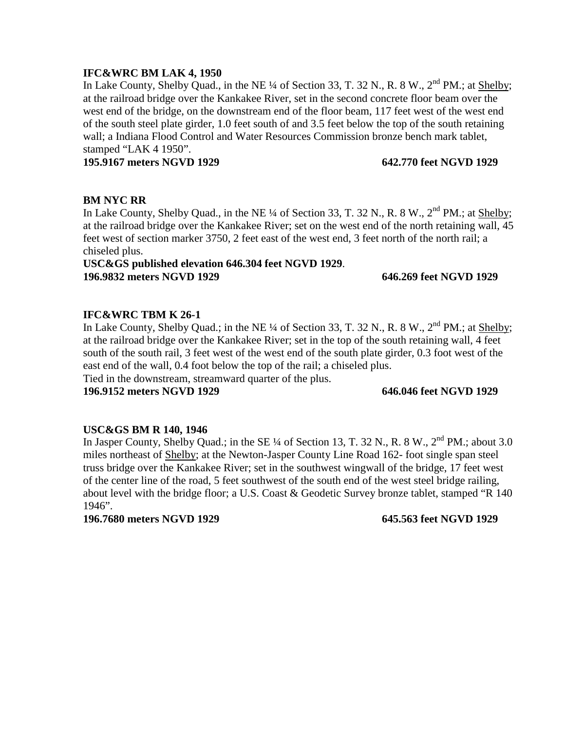**IFC&WRC BM LAK 4, 1950**

In Lake County, Shelby Quad., in the NE ¼ of Section 33, T. 32 N., R. 8 W., 2nd PM.; at Shelby; at the railroad bridge over the Kankakee River, set in the second concrete floor beam over the west end of the bridge, on the downstream end of the floor beam, 117 feet west of the west end of the south steel plate girder, 1.0 feet south of and 3.5 feet below the top of the south retaining wall; a Indiana Flood Control and Water Resources Commission bronze bench mark tablet, stamped "LAK 4 1950".

**195.9167 meters NGVD 1929 642.770 feet NGVD 1929**

**BM NYC RR**

In Lake County, Shelby Quad., in the NE ¼ of Section 33, T. 32 N., R. 8 W., 2nd PM.; at Shelby; at the railroad bridge over the Kankakee River; set on the west end of the north retaining wall, 45 feet west of section marker 3750, 2 feet east of the west end, 3 feet north of the north rail; a chiseled plus.

**USC&GS published elevation 646.304 feet NGVD 1929**.

**196.9832 meters NGVD 1929 646.269 feet NGVD 1929**

**IFC&WRC TBM K 26-1**

In Lake County, Shelby Quad.; in the NE ¼ of Section 33, T. 32 N., R. 8 W., 2nd PM.; at Shelby; at the railroad bridge over the Kankakee River; set in the top of the south retaining wall, 4 feet south of the south rail, 3 feet west of the west end of the south plate girder, 0.3 foot west of the east end of the wall, 0.4 foot below the top of the rail; a chiseled plus.

Tied in the downstream, streamward quarter of the plus.

**196.9152 meters NGVD 1929 646.046 feet NGVD 1929**

**USC&GS BM R 140, 1946**

In Jasper County, Shelby Quad.; in the SE ¼ of Section 13, T. 32 N., R. 8 W., 2nd PM.; about 3.0 miles northeast of Shelby; at the Newton-Jasper County Line Road 162- foot single span steel truss bridge over the Kankakee River; set in the southwest wingwall of the bridge, 17 feet west of the center line of the road, 5 feet southwest of the south end of the west steel bridge railing, about level with the bridge floor; a U.S. Coast & Geodetic Survey bronze tablet, stamped "R 140 1946".

**196.7680 meters NGVD 1929 645.563 feet NGVD 1929**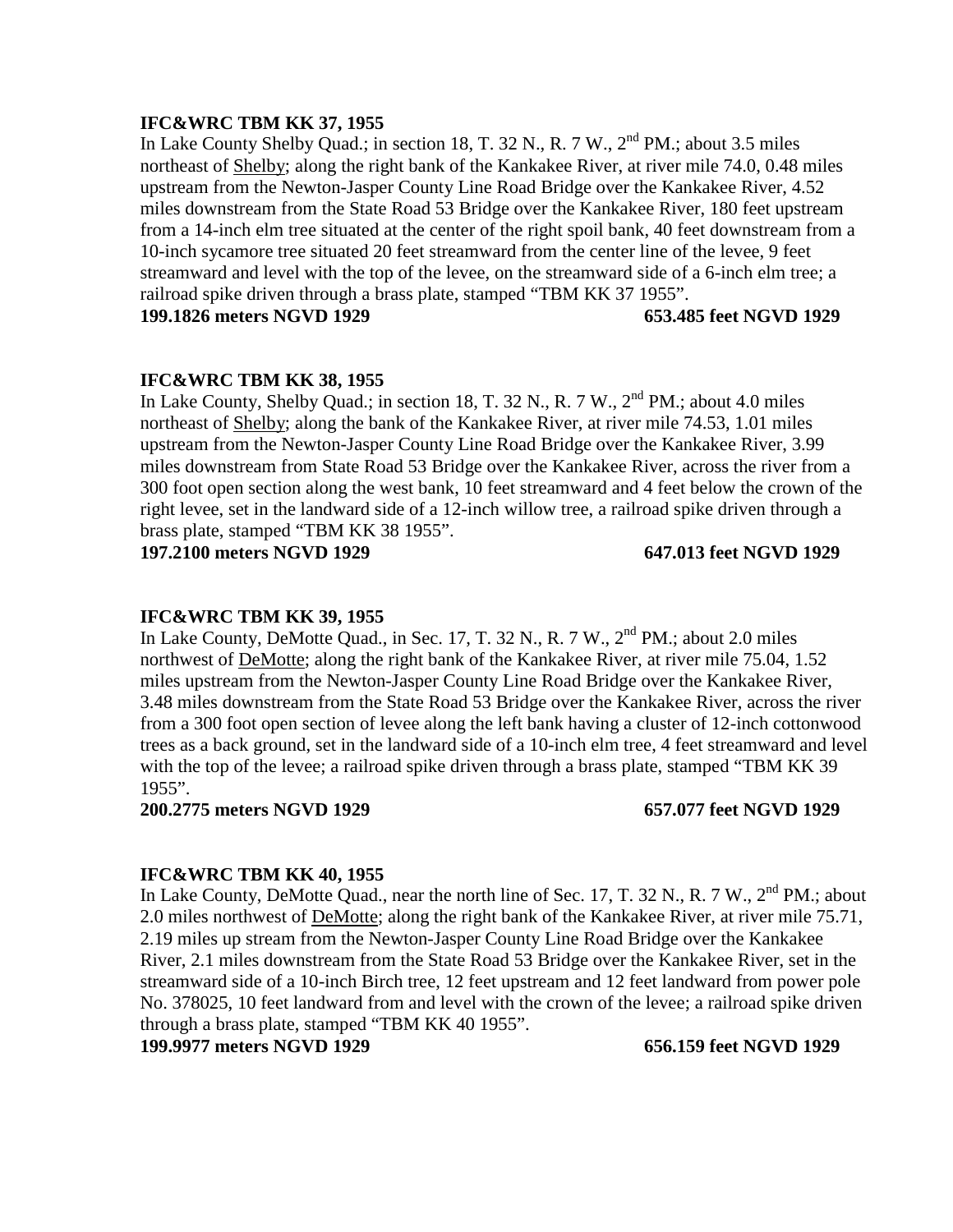**IFC&WRC TBM KK 37, 1955**

In Lake County Shelby Quad.; in section 18, T. 32 N., R. 7 W., 2nd PM.; about 3.5 miles northeast of Shelby; along the right bank of the Kankakee River, at river mile 74.0, 0.48 miles upstream from the Newton-Jasper County Line Road Bridge over the Kankakee River, 4.52 miles downstream from the State Road 53 Bridge over the Kankakee River, 180 feet upstream from a 14-inch elm tree situated at the center of the right spoil bank, 40 feet downstream from a 10-inch sycamore tree situated 20 feet streamward from the center line of the levee, 9 feet streamward and level with the top of the levee, on the streamward side of a 6-inch elm tree; a railroad spike driven through a brass plate, stamped "TBM KK 37 1955".

**199.1826 meters NGVD 1929 653.485 feet NGVD 1929**

**IFC&WRC TBM KK 38, 1955**

In Lake County, Shelby Quad.; in section 18, T. 32 N., R. 7 W., 2nd PM.; about 4.0 miles northeast of Shelby; along the bank of the Kankakee River, at river mile 74.53, 1.01 miles upstream from the Newton-Jasper County Line Road Bridge over the Kankakee River, 3.99 miles downstream from State Road 53 Bridge over the Kankakee River, across the river from a 300 foot open section along the west bank, 10 feet streamward and 4 feet below the crown of the right levee, set in the landward side of a 12-inch willow tree, a railroad spike driven through a brass plate, stamped "TBM KK 38 1955".

**197.2100 meters NGVD 1929 647.013 feet NGVD 1929**

**IFC&WRC TBM KK 39, 1955**

In Lake County, DeMotte Quad., in Sec. 17, T. 32 N., R. 7 W., 2nd PM.; about 2.0 miles northwest of DeMotte; along the right bank of the Kankakee River, at river mile 75.04, 1.52 miles upstream from the Newton-Jasper County Line Road Bridge over the Kankakee River, 3.48 miles downstream from the State Road 53 Bridge over the Kankakee River, across the river from a 300 foot open section of levee along the left bank having a cluster of 12-inch cottonwood trees as a back ground, set in the landward side of a 10-inch elm tree, 4 feet streamward and level with the top of the levee; a railroad spike driven through a brass plate, stamped "TBM KK 39 1955".

**200.2775 meters NGVD 1929 657.077 feet NGVD 1929**

**IFC&WRC TBM KK 40, 1955**

In Lake County, DeMotte Quad., near the north line of Sec. 17, T. 32 N., R. 7 W., 2nd PM.; about 2.0 miles northwest of DeMotte; along the right bank of the Kankakee River, at river mile 75.71, 2.19 miles up stream from the Newton-Jasper County Line Road Bridge over the Kankakee River, 2.1 miles downstream from the State Road 53 Bridge over the Kankakee River, set in the streamward side of a 10-inch Birch tree, 12 feet upstream and 12 feet landward from power pole No. 378025, 10 feet landward from and level with the crown of the levee; a railroad spike driven through a brass plate, stamped "TBM KK 40 1955".

**199.9977 meters NGVD 1929 656.159 feet NGVD 1929**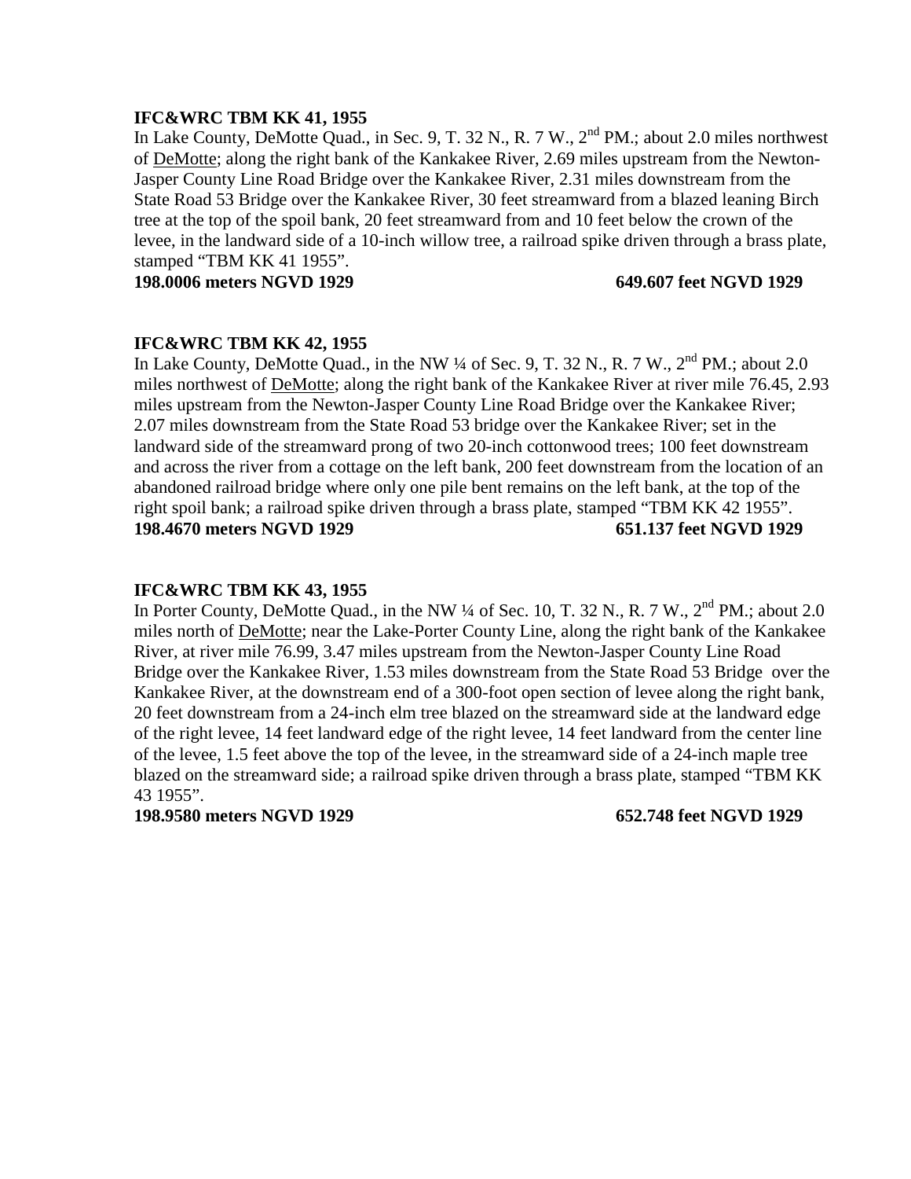**IFC&WRC TBM KK 41, 1955**

In Lake County, DeMotte Quad., in Sec. 9, T. 32 N., R. 7 W., 2nd PM.; about 2.0 miles northwest of DeMotte; along the right bank of the Kankakee River, 2.69 miles upstream from the Newton-Jasper County Line Road Bridge over the Kankakee River, 2.31 miles downstream from the State Road 53 Bridge over the Kankakee River, 30 feet streamward from a blazed leaning Birch tree at the top of the spoil bank, 20 feet streamward from and 10 feet below the crown of the levee, in the landward side of a 10-inch willow tree, a railroad spike driven through a brass plate, stamped "TBM KK 41 1955".

**198.0006 meters NGVD 1929 649.607 feet NGVD 1929**

**IFC&WRC TBM KK 42, 1955**

In Lake County, DeMotte Quad., in the NW ¼ of Sec. 9, T. 32 N., R. 7 W., 2nd PM.; about 2.0 miles northwest of DeMotte; along the right bank of the Kankakee River at river mile 76.45, 2.93 miles upstream from the Newton-Jasper County Line Road Bridge over the Kankakee River; 2.07 miles downstream from the State Road 53 bridge over the Kankakee River; set in the landward side of the streamward prong of two 20-inch cottonwood trees; 100 feet downstream and across the river from a cottage on the left bank, 200 feet downstream from the location of an abandoned railroad bridge where only one pile bent remains on the left bank, at the top of the right spoil bank; a railroad spike driven through a brass plate, stamped "TBM KK 42 1955".

**198.4670 meters NGVD 1929 651.137 feet NGVD 1929**

**IFC&WRC TBM KK 43, 1955**

In Porter County, DeMotte Quad., in the NW ¼ of Sec. 10, T. 32 N., R. 7 W., 2nd PM.; about 2.0 miles north of DeMotte; near the Lake-Porter County Line, along the right bank of the Kankakee River, at river mile 76.99, 3.47 miles upstream from the Newton-Jasper County Line Road Bridge over the Kankakee River, 1.53 miles downstream from the State Road 53 Bridge over the Kankakee River, at the downstream end of a 300-foot open section of levee along the right bank, 20 feet downstream from a 24-inch elm tree blazed on the streamward side at the landward edge of the right levee, 14 feet landward edge of the right levee, 14 feet landward from the center line of the levee, 1.5 feet above the top of the levee, in the streamward side of a 24-inch maple tree blazed on the streamward side; a railroad spike driven through a brass plate, stamped "TBM KK 43 1955".

**198.9580 meters NGVD 1929 652.748 feet NGVD 1929**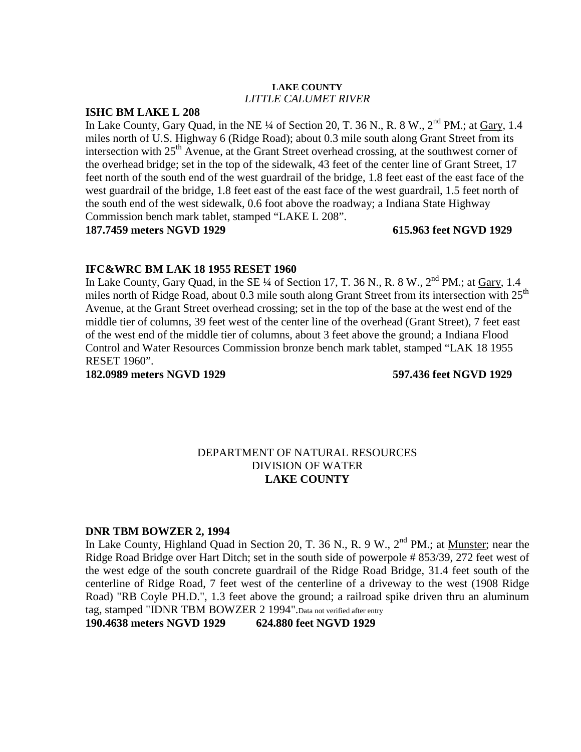**LAKE COUNTY**
*LITTLE CALUMET RIVER*

**ISHC BM LAKE L 208**

In Lake County, Gary Quad, in the NE ¼ of Section 20, T. 36 N., R. 8 W., 2nd PM.; at Gary, 1.4 miles north of U.S. Highway 6 (Ridge Road); about 0.3 mile south along Grant Street from its intersection with 25th Avenue, at the Grant Street overhead crossing, at the southwest corner of the overhead bridge; set in the top of the sidewalk, 43 feet of the center line of Grant Street, 17 feet north of the south end of the west guardrail of the bridge, 1.8 feet east of the east face of the west guardrail of the bridge, 1.8 feet east of the east face of the west guardrail, 1.5 feet north of the south end of the west sidewalk, 0.6 foot above the roadway; a Indiana State Highway Commission bench mark tablet, stamped "LAKE L 208".

**187.7459 meters NGVD 1929 615.963 feet NGVD 1929**

**IFC&WRC BM LAK 18 1955 RESET 1960**

In Lake County, Gary Quad, in the SE ¼ of Section 17, T. 36 N., R. 8 W., 2nd PM.; at Gary, 1.4 miles north of Ridge Road, about 0.3 mile south along Grant Street from its intersection with 25th Avenue, at the Grant Street overhead crossing; set in the top of the base at the west end of the middle tier of columns, 39 feet west of the center line of the overhead (Grant Street), 7 feet east of the west end of the middle tier of columns, about 3 feet above the ground; a Indiana Flood Control and Water Resources Commission bronze bench mark tablet, stamped "LAK 18 1955 RESET 1960".

**182.0989 meters NGVD 1929 597.436 feet NGVD 1929**

DEPARTMENT OF NATURAL RESOURCES
DIVISION OF WATER
**LAKE COUNTY**

**DNR TBM BOWZER 2, 1994**

In Lake County, Highland Quad in Section 20, T. 36 N., R. 9 W., 2nd PM.; at Munster; near the Ridge Road Bridge over Hart Ditch; set in the south side of powerpole # 853/39, 272 feet west of the west edge of the south concrete guardrail of the Ridge Road Bridge, 31.4 feet south of the centerline of Ridge Road, 7 feet west of the centerline of a driveway to the west (1908 Ridge Road) "RB Coyle PH.D.", 1.3 feet above the ground; a railroad spike driven thru an aluminum tag, stamped "IDNR TBM BOWZER 2 1994". Data not verified after entry

**190.4638 meters NGVD 1929 624.880 feet NGVD 1929**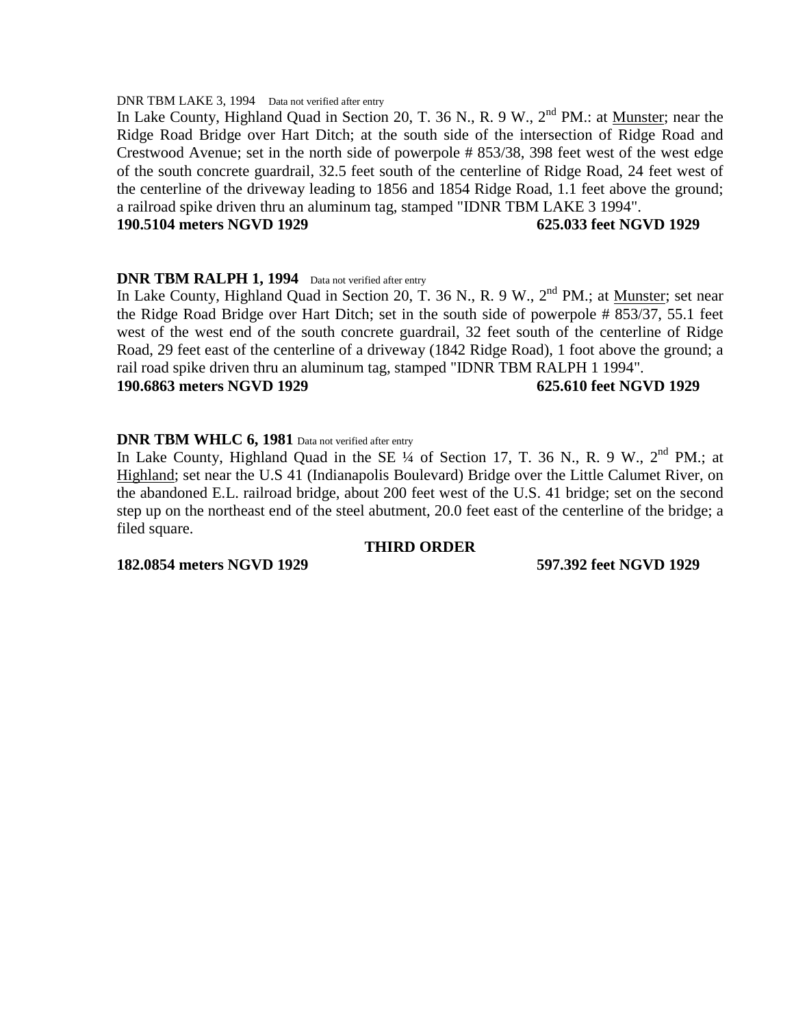DNR TBM LAKE 3, 1994 Data not verified after entry

In Lake County, Highland Quad in Section 20, T. 36 N., R. 9 W., 2nd PM.: at Munster; near the Ridge Road Bridge over Hart Ditch; at the south side of the intersection of Ridge Road and Crestwood Avenue; set in the north side of powerpole # 853/38, 398 feet west of the west edge of the south concrete guardrail, 32.5 feet south of the centerline of Ridge Road, 24 feet west of the centerline of the driveway leading to 1856 and 1854 Ridge Road, 1.1 feet above the ground; a railroad spike driven thru an aluminum tag, stamped "IDNR TBM LAKE 3 1994".

**190.5104 meters NGVD 1929** **625.033 feet NGVD 1929**

**DNR TBM RALPH 1, 1994** Data not verified after entry

In Lake County, Highland Quad in Section 20, T. 36 N., R. 9 W., 2nd PM.; at Munster; set near the Ridge Road Bridge over Hart Ditch; set in the south side of powerpole # 853/37, 55.1 feet west of the west end of the south concrete guardrail, 32 feet south of the centerline of Ridge Road, 29 feet east of the centerline of a driveway (1842 Ridge Road), 1 foot above the ground; a rail road spike driven thru an aluminum tag, stamped "IDNR TBM RALPH 1 1994".

**190.6863 meters NGVD 1929** **625.610 feet NGVD 1929**

**DNR TBM WHLC 6, 1981** Data not verified after entry

In Lake County, Highland Quad in the SE ¼ of Section 17, T. 36 N., R. 9 W., 2nd PM.; at Highland; set near the U.S 41 (Indianapolis Boulevard) Bridge over the Little Calumet River, on the abandoned E.L. railroad bridge, about 200 feet west of the U.S. 41 bridge; set on the second step up on the northeast end of the steel abutment, 20.0 feet east of the centerline of the bridge; a filed square.

**THIRD ORDER**

**182.0854 meters NGVD 1929** **597.392 feet NGVD 1929**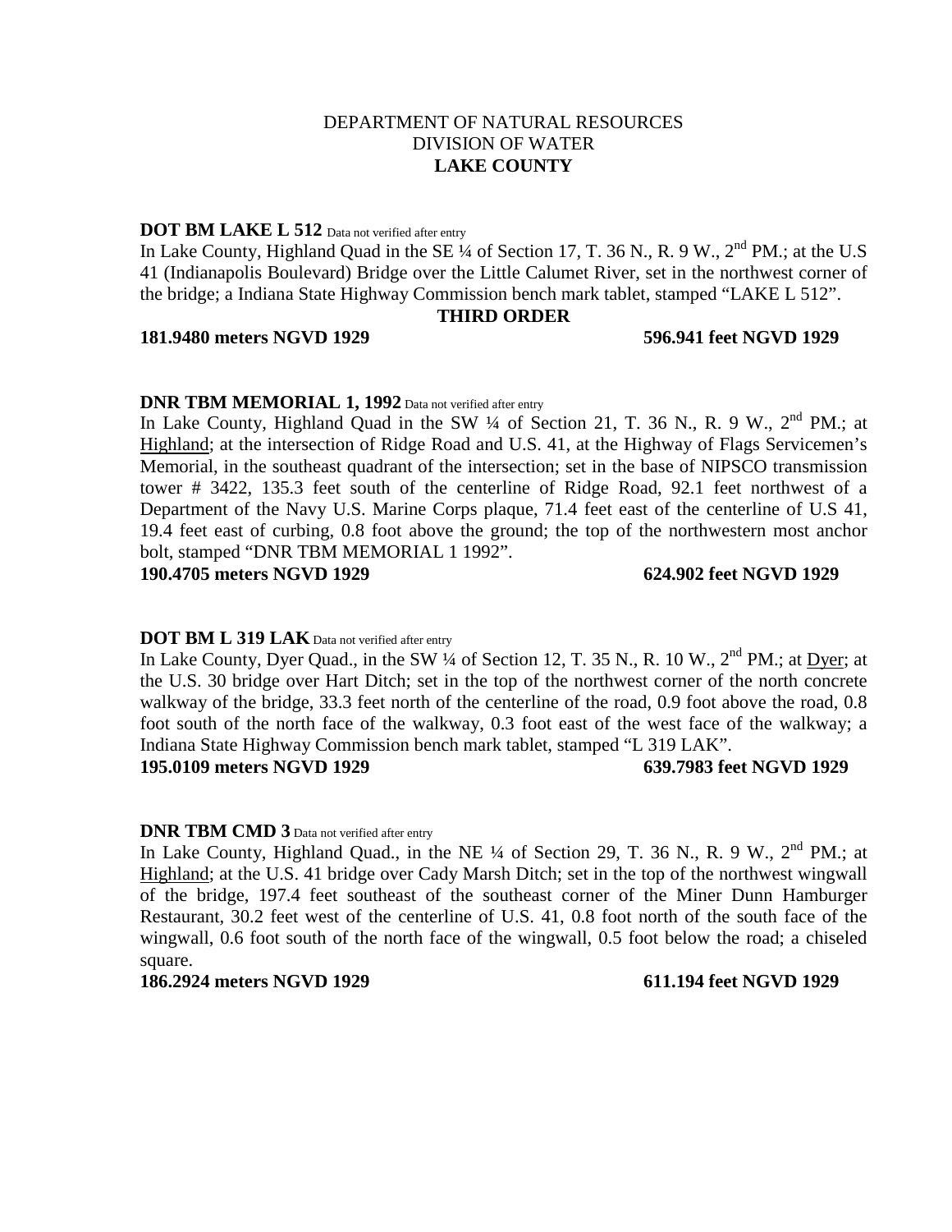DEPARTMENT OF NATURAL RESOURCES
DIVISION OF WATER
**LAKE COUNTY**

**DOT BM LAKE L 512** Data not verified after entry

In Lake County, Highland Quad in the SE ¼ of Section 17, T. 36 N., R. 9 W., 2nd PM.; at the U.S 41 (Indianapolis Boulevard) Bridge over the Little Calumet River, set in the northwest corner of the bridge; a Indiana State Highway Commission bench mark tablet, stamped "LAKE L 512".

**THIRD ORDER**

**181.9480 meters NGVD 1929** **596.941 feet NGVD 1929**

**DNR TBM MEMORIAL 1, 1992** Data not verified after entry

In Lake County, Highland Quad in the SW ¼ of Section 21, T. 36 N., R. 9 W., 2nd PM.; at Highland; at the intersection of Ridge Road and U.S. 41, at the Highway of Flags Servicemen's Memorial, in the southeast quadrant of the intersection; set in the base of NIPSCO transmission tower # 3422, 135.3 feet south of the centerline of Ridge Road, 92.1 feet northwest of a Department of the Navy U.S. Marine Corps plaque, 71.4 feet east of the centerline of U.S 41, 19.4 feet east of curbing, 0.8 foot above the ground; the top of the northwestern most anchor bolt, stamped "DNR TBM MEMORIAL 1 1992".

**190.4705 meters NGVD 1929** **624.902 feet NGVD 1929**

**DOT BM L 319 LAK** Data not verified after entry

In Lake County, Dyer Quad., in the SW ¼ of Section 12, T. 35 N., R. 10 W., 2nd PM.; at Dyer; at the U.S. 30 bridge over Hart Ditch; set in the top of the northwest corner of the north concrete walkway of the bridge, 33.3 feet north of the centerline of the road, 0.9 foot above the road, 0.8 foot south of the north face of the walkway, 0.3 foot east of the west face of the walkway; a Indiana State Highway Commission bench mark tablet, stamped "L 319 LAK".

**195.0109 meters NGVD 1929** **639.7983 feet NGVD 1929**

**DNR TBM CMD 3** Data not verified after entry

In Lake County, Highland Quad., in the NE ¼ of Section 29, T. 36 N., R. 9 W., 2nd PM.; at Highland; at the U.S. 41 bridge over Cady Marsh Ditch; set in the top of the northwest wingwall of the bridge, 197.4 feet southeast of the southeast corner of the Miner Dunn Hamburger Restaurant, 30.2 feet west of the centerline of U.S. 41, 0.8 foot north of the south face of the wingwall, 0.6 foot south of the north face of the wingwall, 0.5 foot below the road; a chiseled square.

**186.2924 meters NGVD 1929** **611.194 feet NGVD 1929**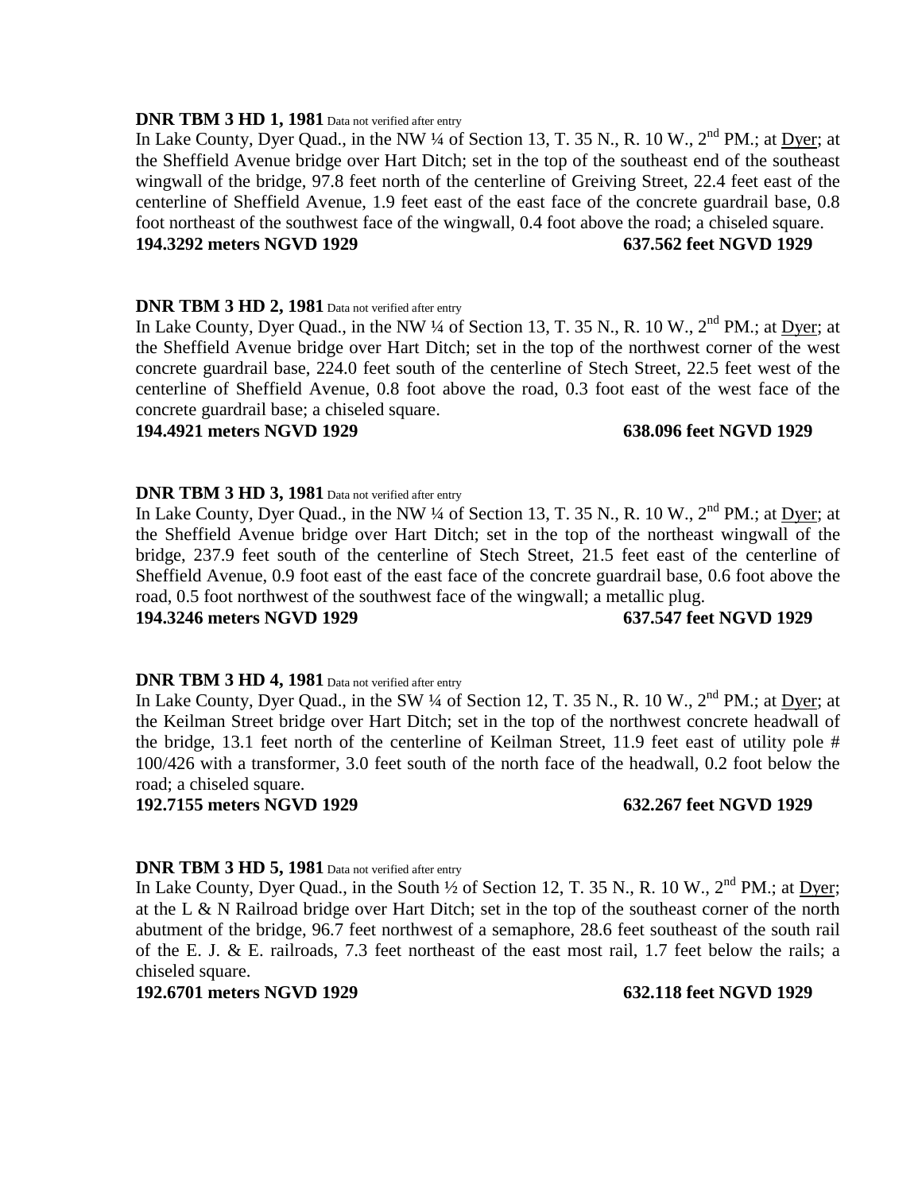**DNR TBM 3 HD 1, 1981** Data not verified after entry

In Lake County, Dyer Quad., in the NW ¼ of Section 13, T. 35 N., R. 10 W., 2nd PM.; at Dyer; at the Sheffield Avenue bridge over Hart Ditch; set in the top of the southeast end of the southeast wingwall of the bridge, 97.8 feet north of the centerline of Greiving Street, 22.4 feet east of the centerline of Sheffield Avenue, 1.9 feet east of the east face of the concrete guardrail base, 0.8 foot northeast of the southwest face of the wingwall, 0.4 foot above the road; a chiseled square.

**194.3292 meters NGVD 1929 637.562 feet NGVD 1929**

**DNR TBM 3 HD 2, 1981** Data not verified after entry

In Lake County, Dyer Quad., in the NW ¼ of Section 13, T. 35 N., R. 10 W., 2nd PM.; at Dyer; at the Sheffield Avenue bridge over Hart Ditch; set in the top of the northwest corner of the west concrete guardrail base, 224.0 feet south of the centerline of Stech Street, 22.5 feet west of the centerline of Sheffield Avenue, 0.8 foot above the road, 0.3 foot east of the west face of the concrete guardrail base; a chiseled square.

**194.4921 meters NGVD 1929 638.096 feet NGVD 1929**

**DNR TBM 3 HD 3, 1981** Data not verified after entry

In Lake County, Dyer Quad., in the NW ¼ of Section 13, T. 35 N., R. 10 W., 2nd PM.; at Dyer; at the Sheffield Avenue bridge over Hart Ditch; set in the top of the northeast wingwall of the bridge, 237.9 feet south of the centerline of Stech Street, 21.5 feet east of the centerline of Sheffield Avenue, 0.9 foot east of the east face of the concrete guardrail base, 0.6 foot above the road, 0.5 foot northwest of the southwest face of the wingwall; a metallic plug.

**194.3246 meters NGVD 1929 637.547 feet NGVD 1929**

**DNR TBM 3 HD 4, 1981** Data not verified after entry

In Lake County, Dyer Quad., in the SW ¼ of Section 12, T. 35 N., R. 10 W., 2nd PM.; at Dyer; at the Keilman Street bridge over Hart Ditch; set in the top of the northwest concrete headwall of the bridge, 13.1 feet north of the centerline of Keilman Street, 11.9 feet east of utility pole # 100/426 with a transformer, 3.0 feet south of the north face of the headwall, 0.2 foot below the road; a chiseled square.

**192.7155 meters NGVD 1929 632.267 feet NGVD 1929**

**DNR TBM 3 HD 5, 1981** Data not verified after entry

In Lake County, Dyer Quad., in the South ½ of Section 12, T. 35 N., R. 10 W., 2nd PM.; at Dyer; at the L & N Railroad bridge over Hart Ditch; set in the top of the southeast corner of the north abutment of the bridge, 96.7 feet northwest of a semaphore, 28.6 feet southeast of the south rail of the E. J. & E. railroads, 7.3 feet northeast of the east most rail, 1.7 feet below the rails; a chiseled square.

**192.6701 meters NGVD 1929 632.118 feet NGVD 1929**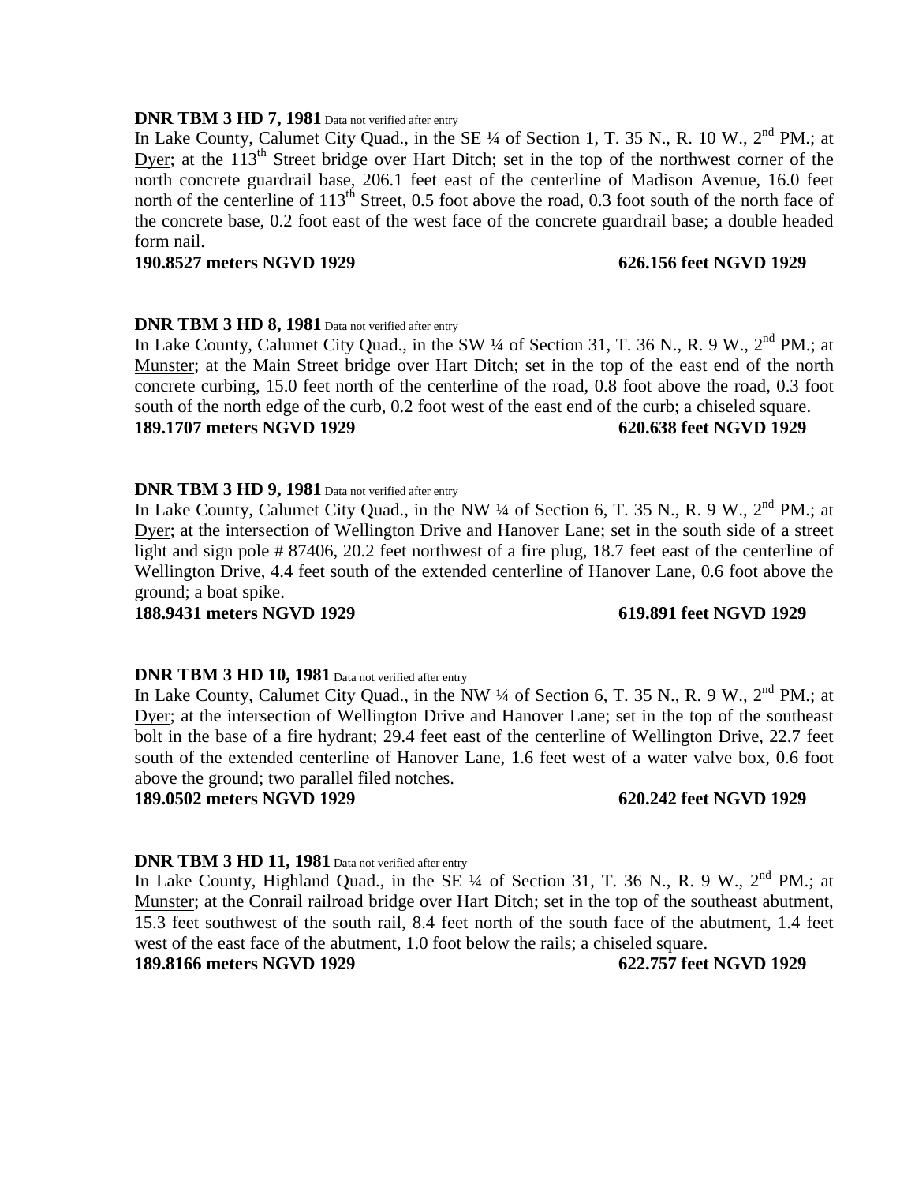**DNR TBM 3 HD 7, 1981** Data not verified after entry

In Lake County, Calumet City Quad., in the SE ¼ of Section 1, T. 35 N., R. 10 W., 2nd PM.; at Dyer; at the 113th Street bridge over Hart Ditch; set in the top of the northwest corner of the north concrete guardrail base, 206.1 feet east of the centerline of Madison Avenue, 16.0 feet north of the centerline of 113th Street, 0.5 foot above the road, 0.3 foot south of the north face of the concrete base, 0.2 foot east of the west face of the concrete guardrail base; a double headed form nail.

**190.8527 meters NGVD 1929** **626.156 feet NGVD 1929**

**DNR TBM 3 HD 8, 1981** Data not verified after entry

In Lake County, Calumet City Quad., in the SW ¼ of Section 31, T. 36 N., R. 9 W., 2nd PM.; at Munster; at the Main Street bridge over Hart Ditch; set in the top of the east end of the north concrete curbing, 15.0 feet north of the centerline of the road, 0.8 foot above the road, 0.3 foot south of the north edge of the curb, 0.2 foot west of the east end of the curb; a chiseled square.

**189.1707 meters NGVD 1929** **620.638 feet NGVD 1929**

**DNR TBM 3 HD 9, 1981** Data not verified after entry

In Lake County, Calumet City Quad., in the NW ¼ of Section 6, T. 35 N., R. 9 W., 2nd PM.; at Dyer; at the intersection of Wellington Drive and Hanover Lane; set in the south side of a street light and sign pole # 87406, 20.2 feet northwest of a fire plug, 18.7 feet east of the centerline of Wellington Drive, 4.4 feet south of the extended centerline of Hanover Lane, 0.6 foot above the ground; a boat spike.

**188.9431 meters NGVD 1929** **619.891 feet NGVD 1929**

**DNR TBM 3 HD 10, 1981** Data not verified after entry

In Lake County, Calumet City Quad., in the NW ¼ of Section 6, T. 35 N., R. 9 W., 2nd PM.; at Dyer; at the intersection of Wellington Drive and Hanover Lane; set in the top of the southeast bolt in the base of a fire hydrant; 29.4 feet east of the centerline of Wellington Drive, 22.7 feet south of the extended centerline of Hanover Lane, 1.6 feet west of a water valve box, 0.6 foot above the ground; two parallel filed notches.

**189.0502 meters NGVD 1929** **620.242 feet NGVD 1929**

**DNR TBM 3 HD 11, 1981** Data not verified after entry

In Lake County, Highland Quad., in the SE ¼ of Section 31, T. 36 N., R. 9 W., 2nd PM.; at Munster; at the Conrail railroad bridge over Hart Ditch; set in the top of the southeast abutment, 15.3 feet southwest of the south rail, 8.4 feet north of the south face of the abutment, 1.4 feet west of the east face of the abutment, 1.0 foot below the rails; a chiseled square.

**189.8166 meters NGVD 1929** **622.757 feet NGVD 1929**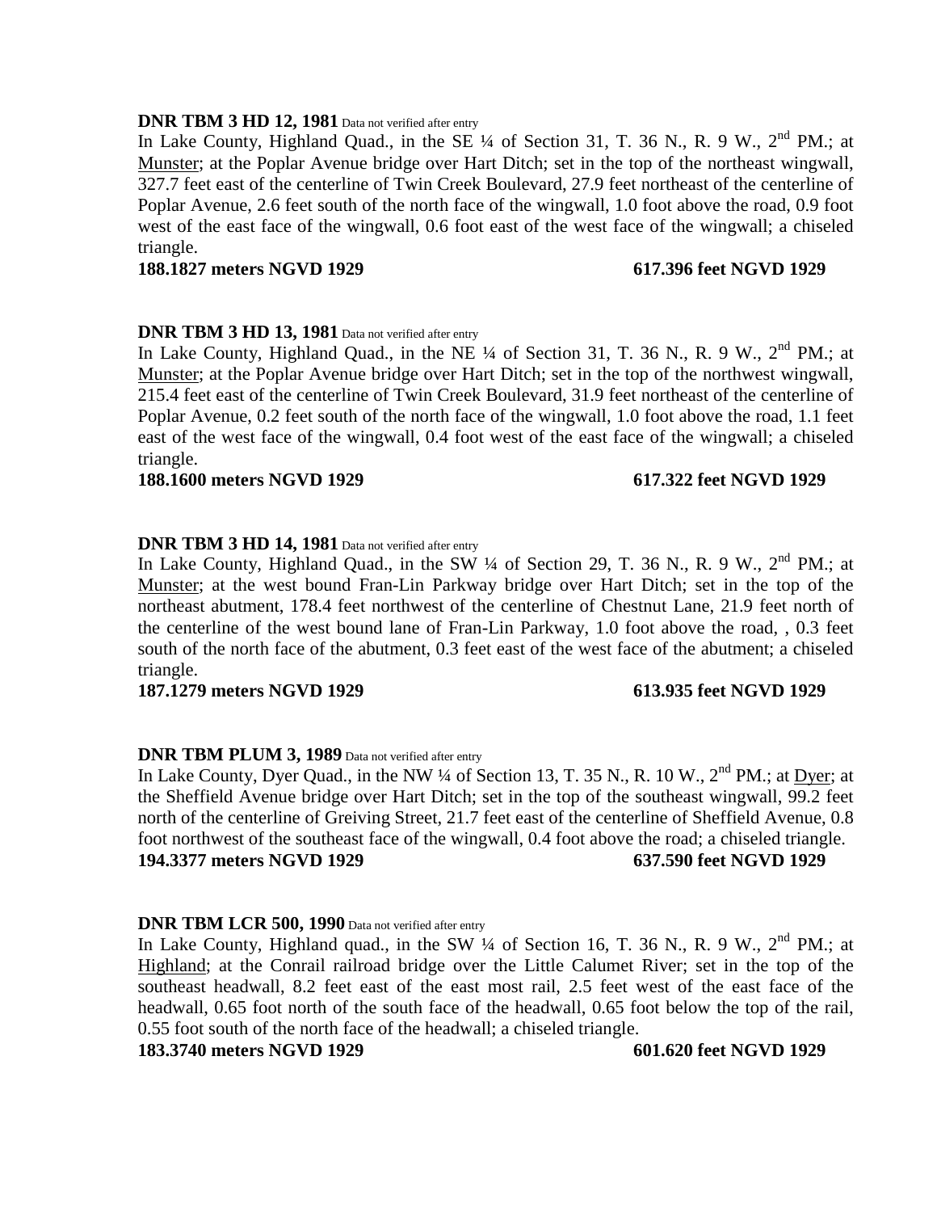**DNR TBM 3 HD 12, 1981** Data not verified after entry

In Lake County, Highland Quad., in the SE ¼ of Section 31, T. 36 N., R. 9 W., 2nd PM.; at Munster; at the Poplar Avenue bridge over Hart Ditch; set in the top of the northeast wingwall, 327.7 feet east of the centerline of Twin Creek Boulevard, 27.9 feet northeast of the centerline of Poplar Avenue, 2.6 feet south of the north face of the wingwall, 1.0 foot above the road, 0.9 foot west of the east face of the wingwall, 0.6 foot east of the west face of the wingwall; a chiseled triangle.

**188.1827 meters NGVD 1929 617.396 feet NGVD 1929**

**DNR TBM 3 HD 13, 1981** Data not verified after entry

In Lake County, Highland Quad., in the NE ¼ of Section 31, T. 36 N., R. 9 W., 2nd PM.; at Munster; at the Poplar Avenue bridge over Hart Ditch; set in the top of the northwest wingwall, 215.4 feet east of the centerline of Twin Creek Boulevard, 31.9 feet northeast of the centerline of Poplar Avenue, 0.2 feet south of the north face of the wingwall, 1.0 foot above the road, 1.1 feet east of the west face of the wingwall, 0.4 foot west of the east face of the wingwall; a chiseled triangle.

**188.1600 meters NGVD 1929 617.322 feet NGVD 1929**

**DNR TBM 3 HD 14, 1981** Data not verified after entry

In Lake County, Highland Quad., in the SW ¼ of Section 29, T. 36 N., R. 9 W., 2nd PM.; at Munster; at the west bound Fran-Lin Parkway bridge over Hart Ditch; set in the top of the northeast abutment, 178.4 feet northwest of the centerline of Chestnut Lane, 21.9 feet north of the centerline of the west bound lane of Fran-Lin Parkway, 1.0 foot above the road, , 0.3 feet south of the north face of the abutment, 0.3 feet east of the west face of the abutment; a chiseled triangle.

**187.1279 meters NGVD 1929 613.935 feet NGVD 1929**

**DNR TBM PLUM 3, 1989** Data not verified after entry

In Lake County, Dyer Quad., in the NW ¼ of Section 13, T. 35 N., R. 10 W., 2nd PM.; at Dyer; at the Sheffield Avenue bridge over Hart Ditch; set in the top of the southeast wingwall, 99.2 feet north of the centerline of Greiving Street, 21.7 feet east of the centerline of Sheffield Avenue, 0.8 foot northwest of the southeast face of the wingwall, 0.4 foot above the road; a chiseled triangle.

**194.3377 meters NGVD 1929 637.590 feet NGVD 1929**

**DNR TBM LCR 500, 1990** Data not verified after entry

In Lake County, Highland quad., in the SW ¼ of Section 16, T. 36 N., R. 9 W., 2nd PM.; at Highland; at the Conrail railroad bridge over the Little Calumet River; set in the top of the southeast headwall, 8.2 feet east of the east most rail, 2.5 feet west of the east face of the headwall, 0.65 foot north of the south face of the headwall, 0.65 foot below the top of the rail, 0.55 foot south of the north face of the headwall; a chiseled triangle.

**183.3740 meters NGVD 1929 601.620 feet NGVD 1929**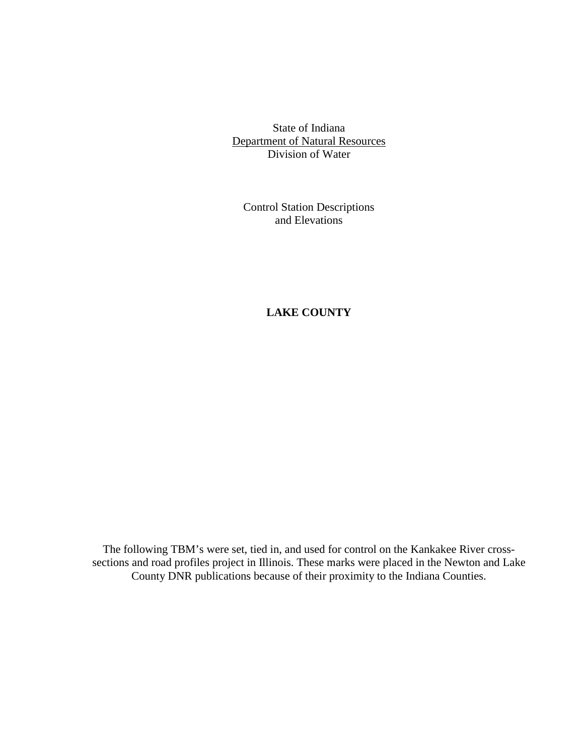State of Indiana
Department of Natural Resources
Division of Water

Control Station Descriptions
and Elevations

**LAKE COUNTY**

The following TBM's were set, tied in, and used for control on the Kankakee River cross-sections and road profiles project in Illinois. These marks were placed in the Newton and Lake County DNR publications because of their proximity to the Indiana Counties.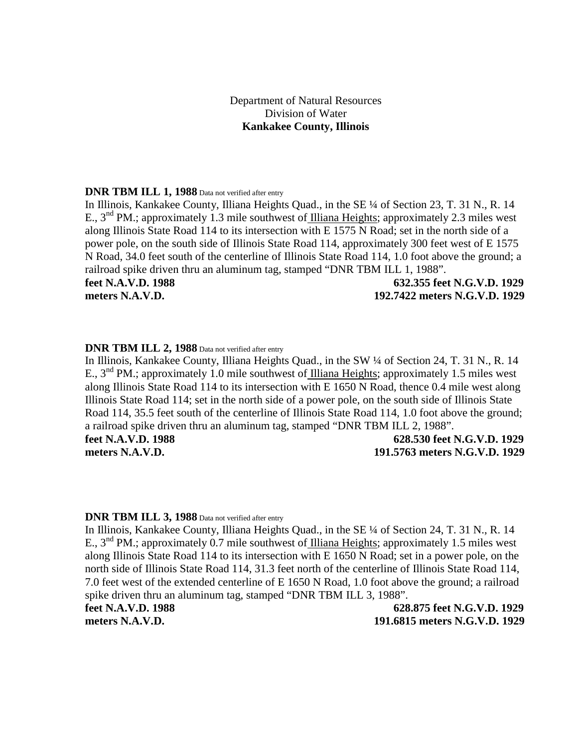Department of Natural Resources
Division of Water
**Kankakee County, Illinois**

**DNR TBM ILL 1, 1988** Data not verified after entry
In Illinois, Kankakee County, Illiana Heights Quad., in the SE ¼ of Section 23, T. 31 N., R. 14 E., 3rd PM.; approximately 1.3 mile southwest of Illiana Heights; approximately 2.3 miles west along Illinois State Road 114 to its intersection with E 1575 N Road; set in the north side of a power pole, on the south side of Illinois State Road 114, approximately 300 feet west of E 1575 N Road, 34.0 feet south of the centerline of Illinois State Road 114, 1.0 foot above the ground; a railroad spike driven thru an aluminum tag, stamped "DNR TBM ILL 1, 1988".
**feet N.A.V.D. 1988** **632.355 feet N.G.V.D. 1929**
**meters N.A.V.D.** **192.7422 meters N.G.V.D. 1929**

**DNR TBM ILL 2, 1988** Data not verified after entry
In Illinois, Kankakee County, Illiana Heights Quad., in the SW ¼ of Section 24, T. 31 N., R. 14 E., 3rd PM.; approximately 1.0 mile southwest of Illiana Heights; approximately 1.5 miles west along Illinois State Road 114 to its intersection with E 1650 N Road, thence 0.4 mile west along Illinois State Road 114; set in the north side of a power pole, on the south side of Illinois State Road 114, 35.5 feet south of the centerline of Illinois State Road 114, 1.0 foot above the ground; a railroad spike driven thru an aluminum tag, stamped "DNR TBM ILL 2, 1988".
**feet N.A.V.D. 1988** **628.530 feet N.G.V.D. 1929**
**meters N.A.V.D.** **191.5763 meters N.G.V.D. 1929**

**DNR TBM ILL 3, 1988** Data not verified after entry
In Illinois, Kankakee County, Illiana Heights Quad., in the SE ¼ of Section 24, T. 31 N., R. 14 E., 3rd PM.; approximately 0.7 mile southwest of Illiana Heights; approximately 1.5 miles west along Illinois State Road 114 to its intersection with E 1650 N Road; set in a power pole, on the north side of Illinois State Road 114, 31.3 feet north of the centerline of Illinois State Road 114, 7.0 feet west of the extended centerline of E 1650 N Road, 1.0 foot above the ground; a railroad spike driven thru an aluminum tag, stamped "DNR TBM ILL 3, 1988".
**feet N.A.V.D. 1988** **628.875 feet N.G.V.D. 1929**
**meters N.A.V.D.** **191.6815 meters N.G.V.D. 1929**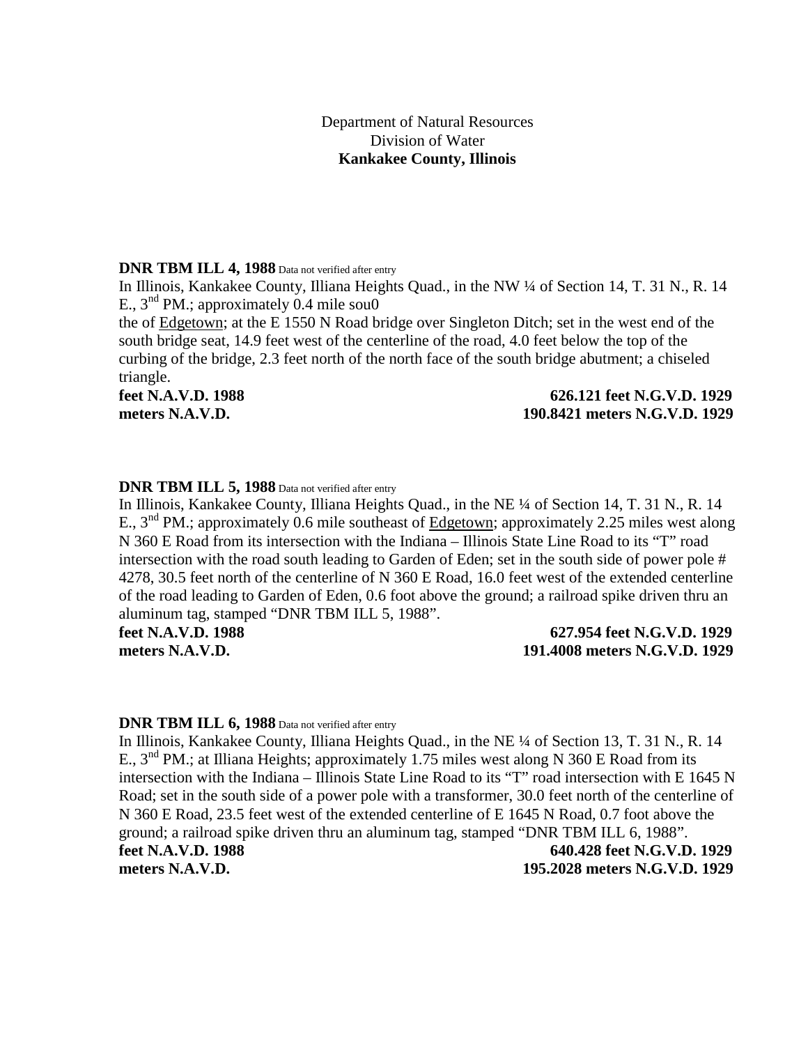Department of Natural Resources
Division of Water
**Kankakee County, Illinois**

**DNR TBM ILL 4, 1988** Data not verified after entry

In Illinois, Kankakee County, Illiana Heights Quad., in the NW ¼ of Section 14, T. 31 N., R. 14 E., 3rd PM.; approximately 0.4 mile sou0
the of Edgetown; at the E 1550 N Road bridge over Singleton Ditch; set in the west end of the south bridge seat, 14.9 feet west of the centerline of the road, 4.0 feet below the top of the curbing of the bridge, 2.3 feet north of the north face of the south bridge abutment; a chiseled triangle.

**feet N.A.V.D. 1988 — 626.121 feet N.G.V.D. 1929**
**meters N.A.V.D. — 190.8421 meters N.G.V.D. 1929**

**DNR TBM ILL 5, 1988** Data not verified after entry

In Illinois, Kankakee County, Illiana Heights Quad., in the NE ¼ of Section 14, T. 31 N., R. 14 E., 3rd PM.; approximately 0.6 mile southeast of Edgetown; approximately 2.25 miles west along N 360 E Road from its intersection with the Indiana – Illinois State Line Road to its "T" road intersection with the road south leading to Garden of Eden; set in the south side of power pole # 4278, 30.5 feet north of the centerline of N 360 E Road, 16.0 feet west of the extended centerline of the road leading to Garden of Eden, 0.6 foot above the ground; a railroad spike driven thru an aluminum tag, stamped "DNR TBM ILL 5, 1988".

**feet N.A.V.D. 1988 — 627.954 feet N.G.V.D. 1929**
**meters N.A.V.D. — 191.4008 meters N.G.V.D. 1929**

**DNR TBM ILL 6, 1988** Data not verified after entry

In Illinois, Kankakee County, Illiana Heights Quad., in the NE ¼ of Section 13, T. 31 N., R. 14 E., 3rd PM.; at Illiana Heights; approximately 1.75 miles west along N 360 E Road from its intersection with the Indiana – Illinois State Line Road to its "T" road intersection with E 1645 N Road; set in the south side of a power pole with a transformer, 30.0 feet north of the centerline of N 360 E Road, 23.5 feet west of the extended centerline of E 1645 N Road, 0.7 foot above the ground; a railroad spike driven thru an aluminum tag, stamped "DNR TBM ILL 6, 1988".

**feet N.A.V.D. 1988 — 640.428 feet N.G.V.D. 1929**
**meters N.A.V.D. — 195.2028 meters N.G.V.D. 1929**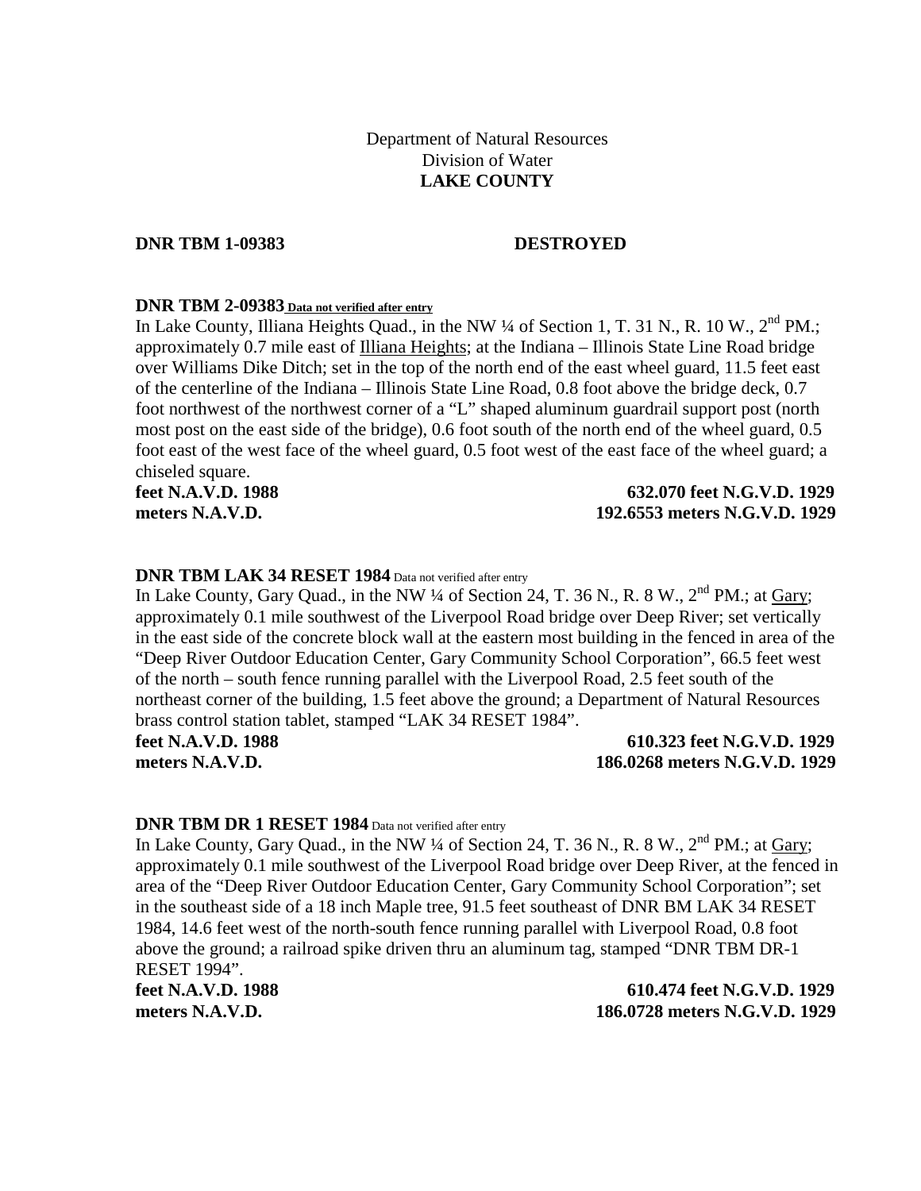Department of Natural Resources
Division of Water
**LAKE COUNTY**

**DNR TBM 1-09383** **DESTROYED**

**DNR TBM 2-09383** **Data not verified after entry**

In Lake County, Illiana Heights Quad., in the NW ¼ of Section 1, T. 31 N., R. 10 W., 2nd PM.; approximately 0.7 mile east of Illiana Heights; at the Indiana – Illinois State Line Road bridge over Williams Dike Ditch; set in the top of the north end of the east wheel guard, 11.5 feet east of the centerline of the Indiana – Illinois State Line Road, 0.8 foot above the bridge deck, 0.7 foot northwest of the northwest corner of a "L" shaped aluminum guardrail support post (north most post on the east side of the bridge), 0.6 foot south of the north end of the wheel guard, 0.5 foot east of the west face of the wheel guard, 0.5 foot west of the east face of the wheel guard; a chiseled square.

**feet N.A.V.D. 1988** **632.070 feet N.G.V.D. 1929**
**meters N.A.V.D.** **192.6553 meters N.G.V.D. 1929**

**DNR TBM LAK 34 RESET 1984** Data not verified after entry

In Lake County, Gary Quad., in the NW ¼ of Section 24, T. 36 N., R. 8 W., 2nd PM.; at Gary; approximately 0.1 mile southwest of the Liverpool Road bridge over Deep River; set vertically in the east side of the concrete block wall at the eastern most building in the fenced in area of the "Deep River Outdoor Education Center, Gary Community School Corporation", 66.5 feet west of the north – south fence running parallel with the Liverpool Road, 2.5 feet south of the northeast corner of the building, 1.5 feet above the ground; a Department of Natural Resources brass control station tablet, stamped "LAK 34 RESET 1984".

**feet N.A.V.D. 1988** **610.323 feet N.G.V.D. 1929**
**meters N.A.V.D.** **186.0268 meters N.G.V.D. 1929**

**DNR TBM DR 1 RESET 1984** Data not verified after entry

In Lake County, Gary Quad., in the NW ¼ of Section 24, T. 36 N., R. 8 W., 2nd PM.; at Gary; approximately 0.1 mile southwest of the Liverpool Road bridge over Deep River, at the fenced in area of the "Deep River Outdoor Education Center, Gary Community School Corporation"; set in the southeast side of a 18 inch Maple tree, 91.5 feet southeast of DNR BM LAK 34 RESET 1984, 14.6 feet west of the north-south fence running parallel with Liverpool Road, 0.8 foot above the ground; a railroad spike driven thru an aluminum tag, stamped "DNR TBM DR-1 RESET 1994".

**feet N.A.V.D. 1988** **610.474 feet N.G.V.D. 1929**
**meters N.A.V.D.** **186.0728 meters N.G.V.D. 1929**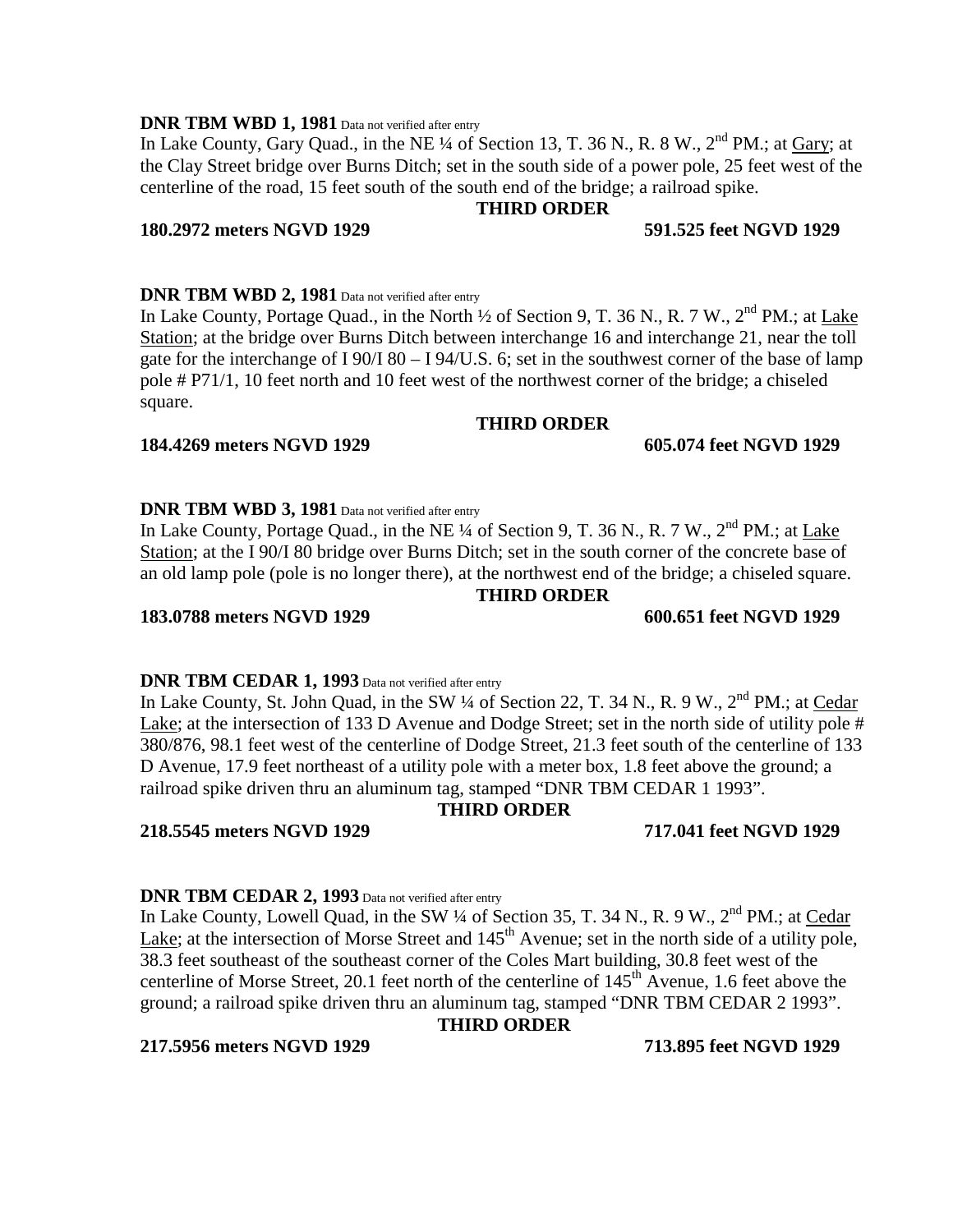**DNR TBM WBD 1, 1981** Data not verified after entry

In Lake County, Gary Quad., in the NE ¼ of Section 13, T. 36 N., R. 8 W., 2nd PM.; at Gary; at the Clay Street bridge over Burns Ditch; set in the south side of a power pole, 25 feet west of the centerline of the road, 15 feet south of the south end of the bridge; a railroad spike.

**THIRD ORDER**

**180.2972 meters NGVD 1929** **591.525 feet NGVD 1929**

**DNR TBM WBD 2, 1981** Data not verified after entry

In Lake County, Portage Quad., in the North ½ of Section 9, T. 36 N., R. 7 W., 2nd PM.; at Lake Station; at the bridge over Burns Ditch between interchange 16 and interchange 21, near the toll gate for the interchange of I 90/I 80 – I 94/U.S. 6; set in the southwest corner of the base of lamp pole # P71/1, 10 feet north and 10 feet west of the northwest corner of the bridge; a chiseled square.

**THIRD ORDER**

**184.4269 meters NGVD 1929** **605.074 feet NGVD 1929**

**DNR TBM WBD 3, 1981** Data not verified after entry

In Lake County, Portage Quad., in the NE ¼ of Section 9, T. 36 N., R. 7 W., 2nd PM.; at Lake Station; at the I 90/I 80 bridge over Burns Ditch; set in the south corner of the concrete base of an old lamp pole (pole is no longer there), at the northwest end of the bridge; a chiseled square.

**THIRD ORDER**

**183.0788 meters NGVD 1929** **600.651 feet NGVD 1929**

**DNR TBM CEDAR 1, 1993** Data not verified after entry

In Lake County, St. John Quad, in the SW ¼ of Section 22, T. 34 N., R. 9 W., 2nd PM.; at Cedar Lake; at the intersection of 133 D Avenue and Dodge Street; set in the north side of utility pole # 380/876, 98.1 feet west of the centerline of Dodge Street, 21.3 feet south of the centerline of 133 D Avenue, 17.9 feet northeast of a utility pole with a meter box, 1.8 feet above the ground; a railroad spike driven thru an aluminum tag, stamped "DNR TBM CEDAR 1 1993".

**THIRD ORDER**

**218.5545 meters NGVD 1929** **717.041 feet NGVD 1929**

**DNR TBM CEDAR 2, 1993** Data not verified after entry

In Lake County, Lowell Quad, in the SW ¼ of Section 35, T. 34 N., R. 9 W., 2nd PM.; at Cedar Lake; at the intersection of Morse Street and 145th Avenue; set in the north side of a utility pole, 38.3 feet southeast of the southeast corner of the Coles Mart building, 30.8 feet west of the centerline of Morse Street, 20.1 feet north of the centerline of 145th Avenue, 1.6 feet above the ground; a railroad spike driven thru an aluminum tag, stamped "DNR TBM CEDAR 2 1993".

**THIRD ORDER**

**217.5956 meters NGVD 1929** **713.895 feet NGVD 1929**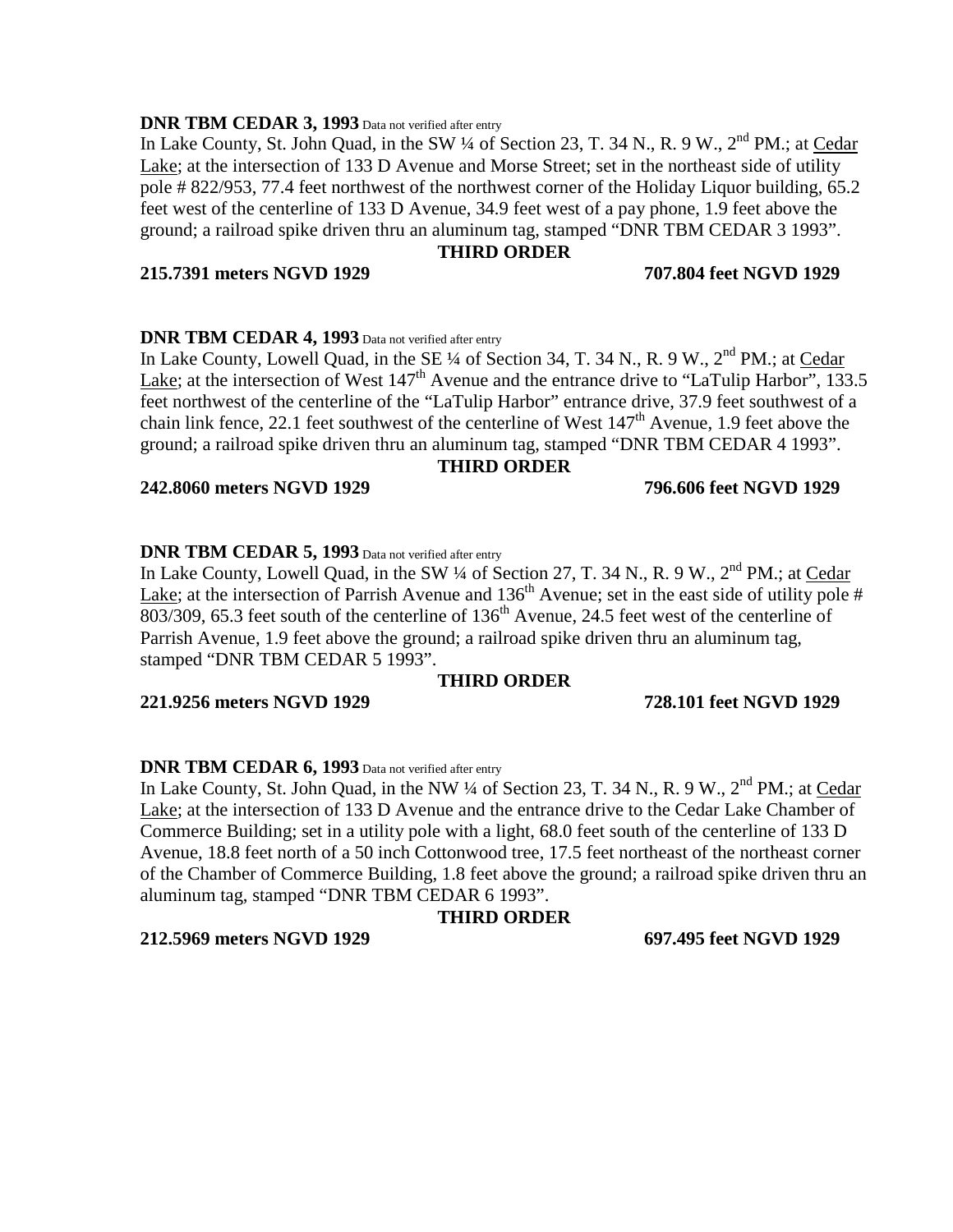**DNR TBM CEDAR 3, 1993** Data not verified after entry

In Lake County, St. John Quad, in the SW ¼ of Section 23, T. 34 N., R. 9 W., 2nd PM.; at Cedar Lake; at the intersection of 133 D Avenue and Morse Street; set in the northeast side of utility pole # 822/953, 77.4 feet northwest of the northwest corner of the Holiday Liquor building, 65.2 feet west of the centerline of 133 D Avenue, 34.9 feet west of a pay phone, 1.9 feet above the ground; a railroad spike driven thru an aluminum tag, stamped "DNR TBM CEDAR 3 1993".

**THIRD ORDER**

**215.7391 meters NGVD 1929** **707.804 feet NGVD 1929**

**DNR TBM CEDAR 4, 1993** Data not verified after entry

In Lake County, Lowell Quad, in the SE ¼ of Section 34, T. 34 N., R. 9 W., 2nd PM.; at Cedar Lake; at the intersection of West 147th Avenue and the entrance drive to "LaTulip Harbor", 133.5 feet northwest of the centerline of the "LaTulip Harbor" entrance drive, 37.9 feet southwest of a chain link fence, 22.1 feet southwest of the centerline of West 147th Avenue, 1.9 feet above the ground; a railroad spike driven thru an aluminum tag, stamped "DNR TBM CEDAR 4 1993".

**THIRD ORDER**

**242.8060 meters NGVD 1929** **796.606 feet NGVD 1929**

**DNR TBM CEDAR 5, 1993** Data not verified after entry

In Lake County, Lowell Quad, in the SW ¼ of Section 27, T. 34 N., R. 9 W., 2nd PM.; at Cedar Lake; at the intersection of Parrish Avenue and 136th Avenue; set in the east side of utility pole # 803/309, 65.3 feet south of the centerline of 136th Avenue, 24.5 feet west of the centerline of Parrish Avenue, 1.9 feet above the ground; a railroad spike driven thru an aluminum tag, stamped "DNR TBM CEDAR 5 1993".

**THIRD ORDER**

**221.9256 meters NGVD 1929** **728.101 feet NGVD 1929**

**DNR TBM CEDAR 6, 1993** Data not verified after entry

In Lake County, St. John Quad, in the NW ¼ of Section 23, T. 34 N., R. 9 W., 2nd PM.; at Cedar Lake; at the intersection of 133 D Avenue and the entrance drive to the Cedar Lake Chamber of Commerce Building; set in a utility pole with a light, 68.0 feet south of the centerline of 133 D Avenue, 18.8 feet north of a 50 inch Cottonwood tree, 17.5 feet northeast of the northeast corner of the Chamber of Commerce Building, 1.8 feet above the ground; a railroad spike driven thru an aluminum tag, stamped "DNR TBM CEDAR 6 1993".

**THIRD ORDER**

**212.5969 meters NGVD 1929** **697.495 feet NGVD 1929**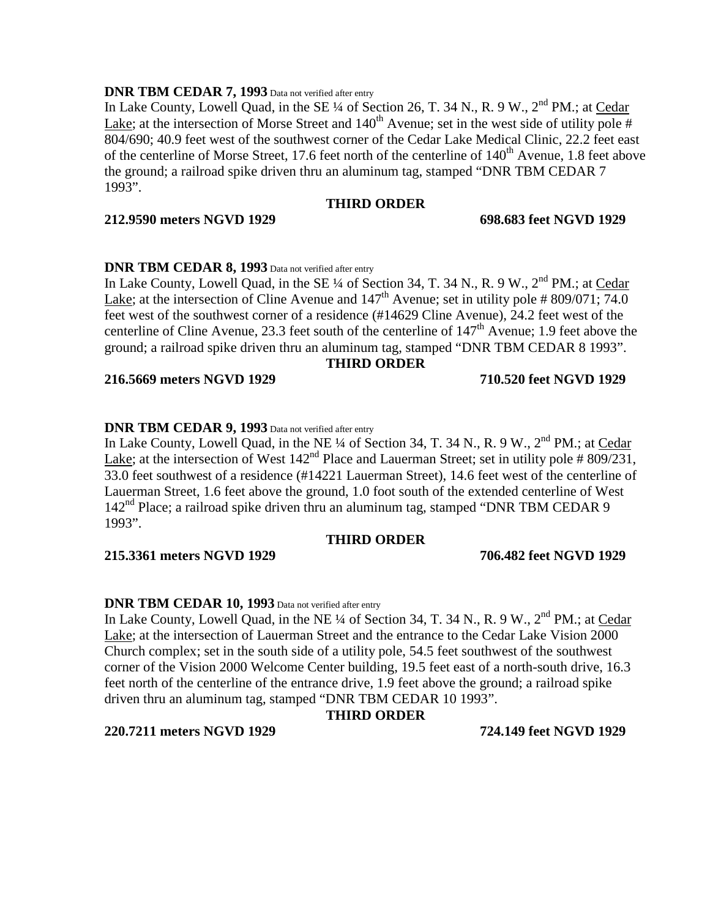**DNR TBM CEDAR 7, 1993** Data not verified after entry

In Lake County, Lowell Quad, in the SE ¼ of Section 26, T. 34 N., R. 9 W., 2nd PM.; at Cedar Lake; at the intersection of Morse Street and 140th Avenue; set in the west side of utility pole # 804/690; 40.9 feet west of the southwest corner of the Cedar Lake Medical Clinic, 22.2 feet east of the centerline of Morse Street, 17.6 feet north of the centerline of 140th Avenue, 1.8 feet above the ground; a railroad spike driven thru an aluminum tag, stamped "DNR TBM CEDAR 7 1993".

**THIRD ORDER**

**212.9590 meters NGVD 1929** **698.683 feet NGVD 1929**

**DNR TBM CEDAR 8, 1993** Data not verified after entry

In Lake County, Lowell Quad, in the SE ¼ of Section 34, T. 34 N., R. 9 W., 2nd PM.; at Cedar Lake; at the intersection of Cline Avenue and 147th Avenue; set in utility pole # 809/071; 74.0 feet west of the southwest corner of a residence (#14629 Cline Avenue), 24.2 feet west of the centerline of Cline Avenue, 23.3 feet south of the centerline of 147th Avenue; 1.9 feet above the ground; a railroad spike driven thru an aluminum tag, stamped "DNR TBM CEDAR 8 1993".

**THIRD ORDER**

**216.5669 meters NGVD 1929** **710.520 feet NGVD 1929**

**DNR TBM CEDAR 9, 1993** Data not verified after entry

In Lake County, Lowell Quad, in the NE ¼ of Section 34, T. 34 N., R. 9 W., 2nd PM.; at Cedar Lake; at the intersection of West 142nd Place and Lauerman Street; set in utility pole # 809/231, 33.0 feet southwest of a residence (#14221 Lauerman Street), 14.6 feet west of the centerline of Lauerman Street, 1.6 feet above the ground, 1.0 foot south of the extended centerline of West 142nd Place; a railroad spike driven thru an aluminum tag, stamped "DNR TBM CEDAR 9 1993".

**THIRD ORDER**

**215.3361 meters NGVD 1929** **706.482 feet NGVD 1929**

**DNR TBM CEDAR 10, 1993** Data not verified after entry

In Lake County, Lowell Quad, in the NE ¼ of Section 34, T. 34 N., R. 9 W., 2nd PM.; at Cedar Lake; at the intersection of Lauerman Street and the entrance to the Cedar Lake Vision 2000 Church complex; set in the south side of a utility pole, 54.5 feet southwest of the southwest corner of the Vision 2000 Welcome Center building, 19.5 feet east of a north-south drive, 16.3 feet north of the centerline of the entrance drive, 1.9 feet above the ground; a railroad spike driven thru an aluminum tag, stamped "DNR TBM CEDAR 10 1993".

**THIRD ORDER**

**220.7211 meters NGVD 1929** **724.149 feet NGVD 1929**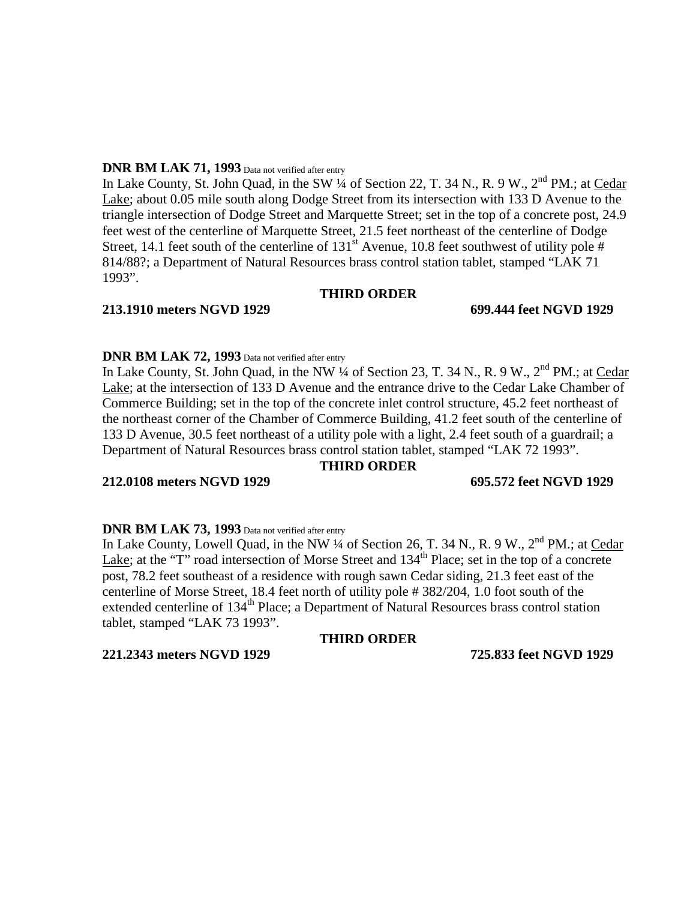**DNR BM LAK 71, 1993** Data not verified after entry

In Lake County, St. John Quad, in the SW ¼ of Section 22, T. 34 N., R. 9 W., 2nd PM.; at Cedar Lake; about 0.05 mile south along Dodge Street from its intersection with 133 D Avenue to the triangle intersection of Dodge Street and Marquette Street; set in the top of a concrete post, 24.9 feet west of the centerline of Marquette Street, 21.5 feet northeast of the centerline of Dodge Street, 14.1 feet south of the centerline of 131st Avenue, 10.8 feet southwest of utility pole # 814/88?; a Department of Natural Resources brass control station tablet, stamped "LAK 71 1993".

**THIRD ORDER**

**213.1910 meters NGVD 1929** **699.444 feet NGVD 1929**

**DNR BM LAK 72, 1993** Data not verified after entry

In Lake County, St. John Quad, in the NW ¼ of Section 23, T. 34 N., R. 9 W., 2nd PM.; at Cedar Lake; at the intersection of 133 D Avenue and the entrance drive to the Cedar Lake Chamber of Commerce Building; set in the top of the concrete inlet control structure, 45.2 feet northeast of the northeast corner of the Chamber of Commerce Building, 41.2 feet south of the centerline of 133 D Avenue, 30.5 feet northeast of a utility pole with a light, 2.4 feet south of a guardrail; a Department of Natural Resources brass control station tablet, stamped "LAK 72 1993".

**THIRD ORDER**

**212.0108 meters NGVD 1929** **695.572 feet NGVD 1929**

**DNR BM LAK 73, 1993** Data not verified after entry

In Lake County, Lowell Quad, in the NW ¼ of Section 26, T. 34 N., R. 9 W., 2nd PM.; at Cedar Lake; at the "T" road intersection of Morse Street and 134th Place; set in the top of a concrete post, 78.2 feet southeast of a residence with rough sawn Cedar siding, 21.3 feet east of the centerline of Morse Street, 18.4 feet north of utility pole # 382/204, 1.0 foot south of the extended centerline of 134th Place; a Department of Natural Resources brass control station tablet, stamped "LAK 73 1993".

**THIRD ORDER**

**221.2343 meters NGVD 1929** **725.833 feet NGVD 1929**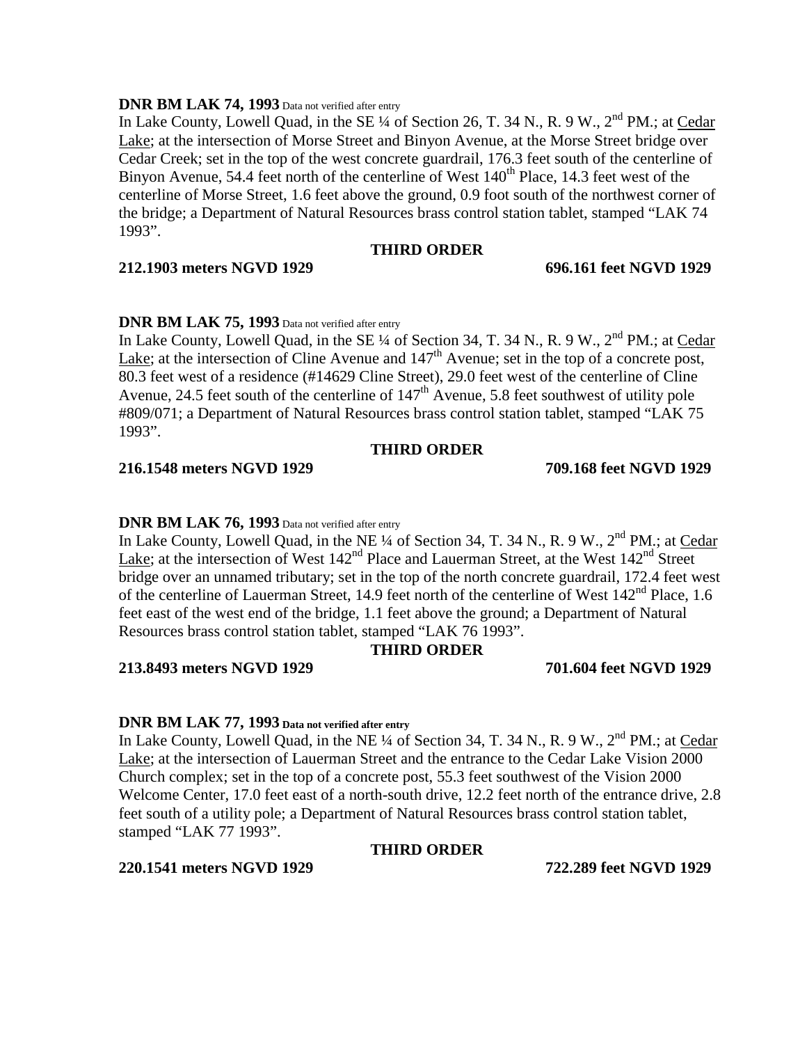**DNR BM LAK 74, 1993** Data not verified after entry

In Lake County, Lowell Quad, in the SE ¼ of Section 26, T. 34 N., R. 9 W., 2nd PM.; at Cedar Lake; at the intersection of Morse Street and Binyon Avenue, at the Morse Street bridge over Cedar Creek; set in the top of the west concrete guardrail, 176.3 feet south of the centerline of Binyon Avenue, 54.4 feet north of the centerline of West 140th Place, 14.3 feet west of the centerline of Morse Street, 1.6 feet above the ground, 0.9 foot south of the northwest corner of the bridge; a Department of Natural Resources brass control station tablet, stamped "LAK 74 1993".

**THIRD ORDER**

**212.1903 meters NGVD 1929** **696.161 feet NGVD 1929**

**DNR BM LAK 75, 1993** Data not verified after entry

In Lake County, Lowell Quad, in the SE ¼ of Section 34, T. 34 N., R. 9 W., 2nd PM.; at Cedar Lake; at the intersection of Cline Avenue and 147th Avenue; set in the top of a concrete post, 80.3 feet west of a residence (#14629 Cline Street), 29.0 feet west of the centerline of Cline Avenue, 24.5 feet south of the centerline of 147th Avenue, 5.8 feet southwest of utility pole #809/071; a Department of Natural Resources brass control station tablet, stamped "LAK 75 1993".

**THIRD ORDER**

**216.1548 meters NGVD 1929** **709.168 feet NGVD 1929**

**DNR BM LAK 76, 1993** Data not verified after entry

In Lake County, Lowell Quad, in the NE ¼ of Section 34, T. 34 N., R. 9 W., 2nd PM.; at Cedar Lake; at the intersection of West 142nd Place and Lauerman Street, at the West 142nd Street bridge over an unnamed tributary; set in the top of the north concrete guardrail, 172.4 feet west of the centerline of Lauerman Street, 14.9 feet north of the centerline of West 142nd Place, 1.6 feet east of the west end of the bridge, 1.1 feet above the ground; a Department of Natural Resources brass control station tablet, stamped "LAK 76 1993".

**THIRD ORDER**

**213.8493 meters NGVD 1929** **701.604 feet NGVD 1929**

**DNR BM LAK 77, 1993** **Data not verified after entry**

In Lake County, Lowell Quad, in the NE ¼ of Section 34, T. 34 N., R. 9 W., 2nd PM.; at Cedar Lake; at the intersection of Lauerman Street and the entrance to the Cedar Lake Vision 2000 Church complex; set in the top of a concrete post, 55.3 feet southwest of the Vision 2000 Welcome Center, 17.0 feet east of a north-south drive, 12.2 feet north of the entrance drive, 2.8 feet south of a utility pole; a Department of Natural Resources brass control station tablet, stamped "LAK 77 1993".

**THIRD ORDER**

**220.1541 meters NGVD 1929** **722.289 feet NGVD 1929**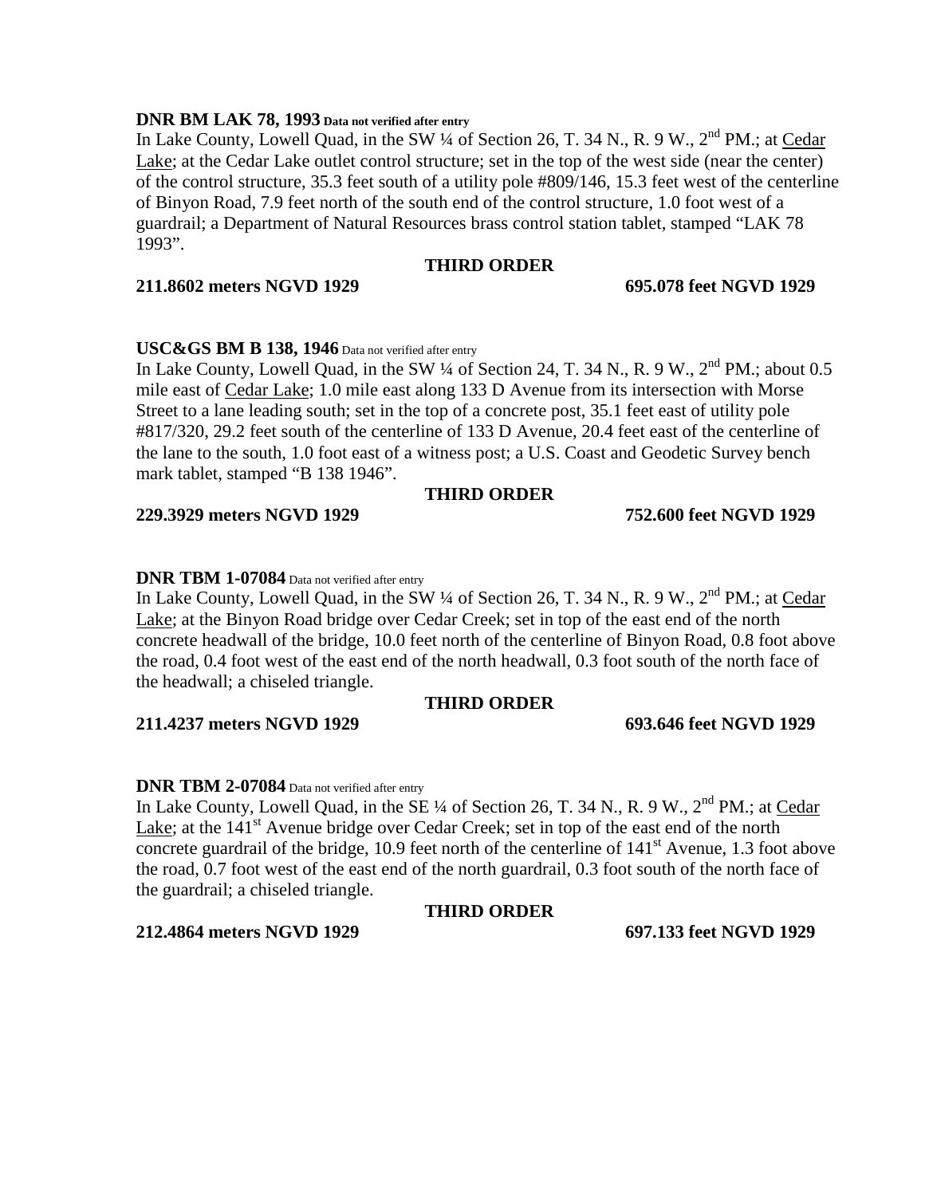**DNR BM LAK 78, 1993** **Data not verified after entry**
In Lake County, Lowell Quad, in the SW ¼ of Section 26, T. 34 N., R. 9 W., 2nd PM.; at Cedar Lake; at the Cedar Lake outlet control structure; set in the top of the west side (near the center) of the control structure, 35.3 feet south of a utility pole #809/146, 15.3 feet west of the centerline of Binyon Road, 7.9 feet north of the south end of the control structure, 1.0 foot west of a guardrail; a Department of Natural Resources brass control station tablet, stamped "LAK 78 1993".

**THIRD ORDER**

**211.8602 meters NGVD 1929** **695.078 feet NGVD 1929**

**USC&GS BM B 138, 1946** Data not verified after entry
In Lake County, Lowell Quad, in the SW ¼ of Section 24, T. 34 N., R. 9 W., 2nd PM.; about 0.5 mile east of Cedar Lake; 1.0 mile east along 133 D Avenue from its intersection with Morse Street to a lane leading south; set in the top of a concrete post, 35.1 feet east of utility pole #817/320, 29.2 feet south of the centerline of 133 D Avenue, 20.4 feet east of the centerline of the lane to the south, 1.0 foot east of a witness post; a U.S. Coast and Geodetic Survey bench mark tablet, stamped "B 138 1946".

**THIRD ORDER**

**229.3929 meters NGVD 1929** **752.600 feet NGVD 1929**

**DNR TBM 1-07084** Data not verified after entry
In Lake County, Lowell Quad, in the SW ¼ of Section 26, T. 34 N., R. 9 W., 2nd PM.; at Cedar Lake; at the Binyon Road bridge over Cedar Creek; set in top of the east end of the north concrete headwall of the bridge, 10.0 feet north of the centerline of Binyon Road, 0.8 foot above the road, 0.4 foot west of the east end of the north headwall, 0.3 foot south of the north face of the headwall; a chiseled triangle.

**THIRD ORDER**

**211.4237 meters NGVD 1929** **693.646 feet NGVD 1929**

**DNR TBM 2-07084** Data not verified after entry
In Lake County, Lowell Quad, in the SE ¼ of Section 26, T. 34 N., R. 9 W., 2nd PM.; at Cedar Lake; at the 141st Avenue bridge over Cedar Creek; set in top of the east end of the north concrete guardrail of the bridge, 10.9 feet north of the centerline of 141st Avenue, 1.3 foot above the road, 0.7 foot west of the east end of the north guardrail, 0.3 foot south of the north face of the guardrail; a chiseled triangle.

**THIRD ORDER**

**212.4864 meters NGVD 1929** **697.133 feet NGVD 1929**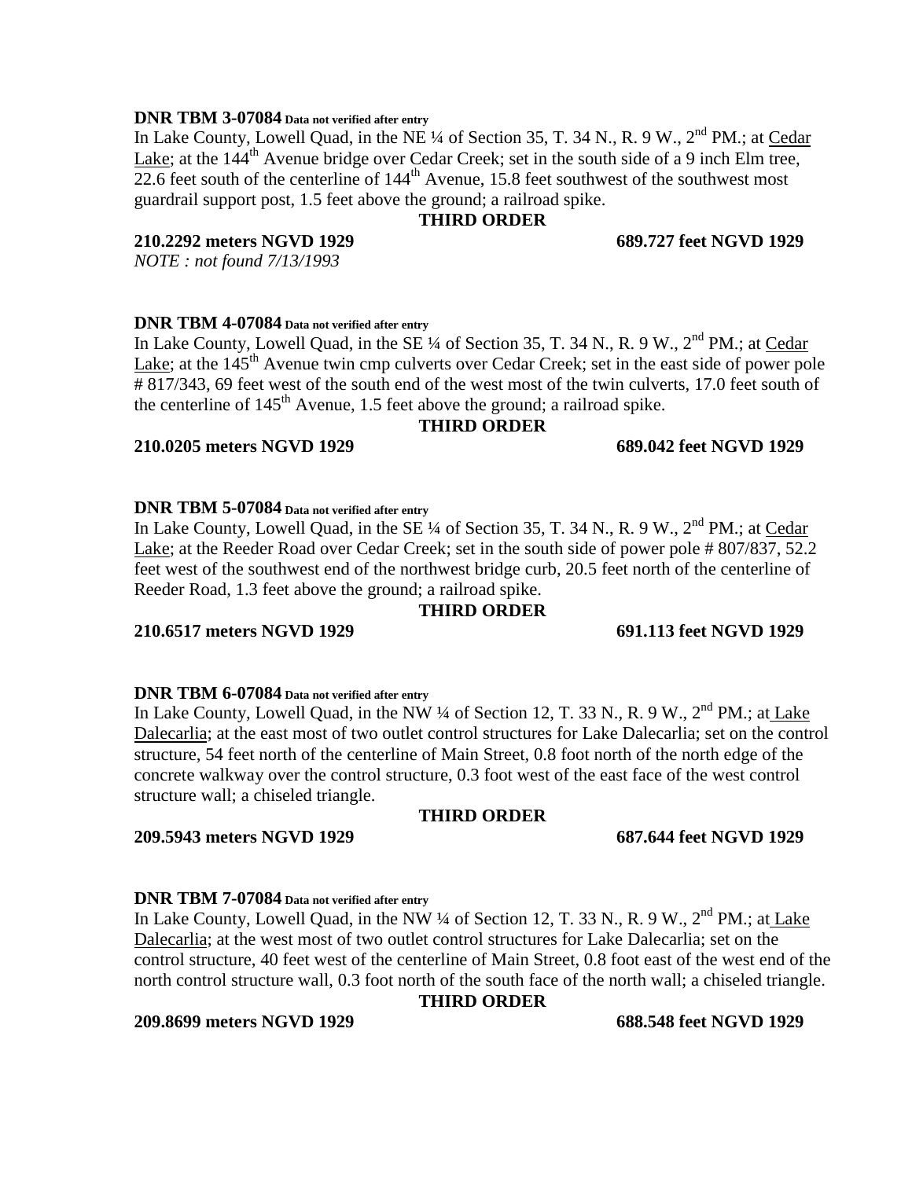**DNR TBM 3-07084** Data not verified after entry

In Lake County, Lowell Quad, in the NE ¼ of Section 35, T. 34 N., R. 9 W., 2nd PM.; at Cedar Lake; at the 144th Avenue bridge over Cedar Creek; set in the south side of a 9 inch Elm tree, 22.6 feet south of the centerline of 144th Avenue, 15.8 feet southwest of the southwest most guardrail support post, 1.5 feet above the ground; a railroad spike.

**THIRD ORDER**

**210.2292 meters NGVD 1929** **689.727 feet NGVD 1929**

*NOTE : not found 7/13/1993*

**DNR TBM 4-07084** Data not verified after entry

In Lake County, Lowell Quad, in the SE ¼ of Section 35, T. 34 N., R. 9 W., 2nd PM.; at Cedar Lake; at the 145th Avenue twin cmp culverts over Cedar Creek; set in the east side of power pole # 817/343, 69 feet west of the south end of the west most of the twin culverts, 17.0 feet south of the centerline of 145th Avenue, 1.5 feet above the ground; a railroad spike.

**THIRD ORDER**

**210.0205 meters NGVD 1929** **689.042 feet NGVD 1929**

**DNR TBM 5-07084** Data not verified after entry

In Lake County, Lowell Quad, in the SE ¼ of Section 35, T. 34 N., R. 9 W., 2nd PM.; at Cedar Lake; at the Reeder Road over Cedar Creek; set in the south side of power pole # 807/837, 52.2 feet west of the southwest end of the northwest bridge curb, 20.5 feet north of the centerline of Reeder Road, 1.3 feet above the ground; a railroad spike.

**THIRD ORDER**

**210.6517 meters NGVD 1929** **691.113 feet NGVD 1929**

**DNR TBM 6-07084** Data not verified after entry

In Lake County, Lowell Quad, in the NW ¼ of Section 12, T. 33 N., R. 9 W., 2nd PM.; at Lake Dalecarlia; at the east most of two outlet control structures for Lake Dalecarlia; set on the control structure, 54 feet north of the centerline of Main Street, 0.8 foot north of the north edge of the concrete walkway over the control structure, 0.3 foot west of the east face of the west control structure wall; a chiseled triangle.

**THIRD ORDER**

**209.5943 meters NGVD 1929** **687.644 feet NGVD 1929**

**DNR TBM 7-07084** Data not verified after entry

In Lake County, Lowell Quad, in the NW ¼ of Section 12, T. 33 N., R. 9 W., 2nd PM.; at Lake Dalecarlia; at the west most of two outlet control structures for Lake Dalecarlia; set on the control structure, 40 feet west of the centerline of Main Street, 0.8 foot east of the west end of the north control structure wall, 0.3 foot north of the south face of the north wall; a chiseled triangle.

**THIRD ORDER**

**209.8699 meters NGVD 1929** **688.548 feet NGVD 1929**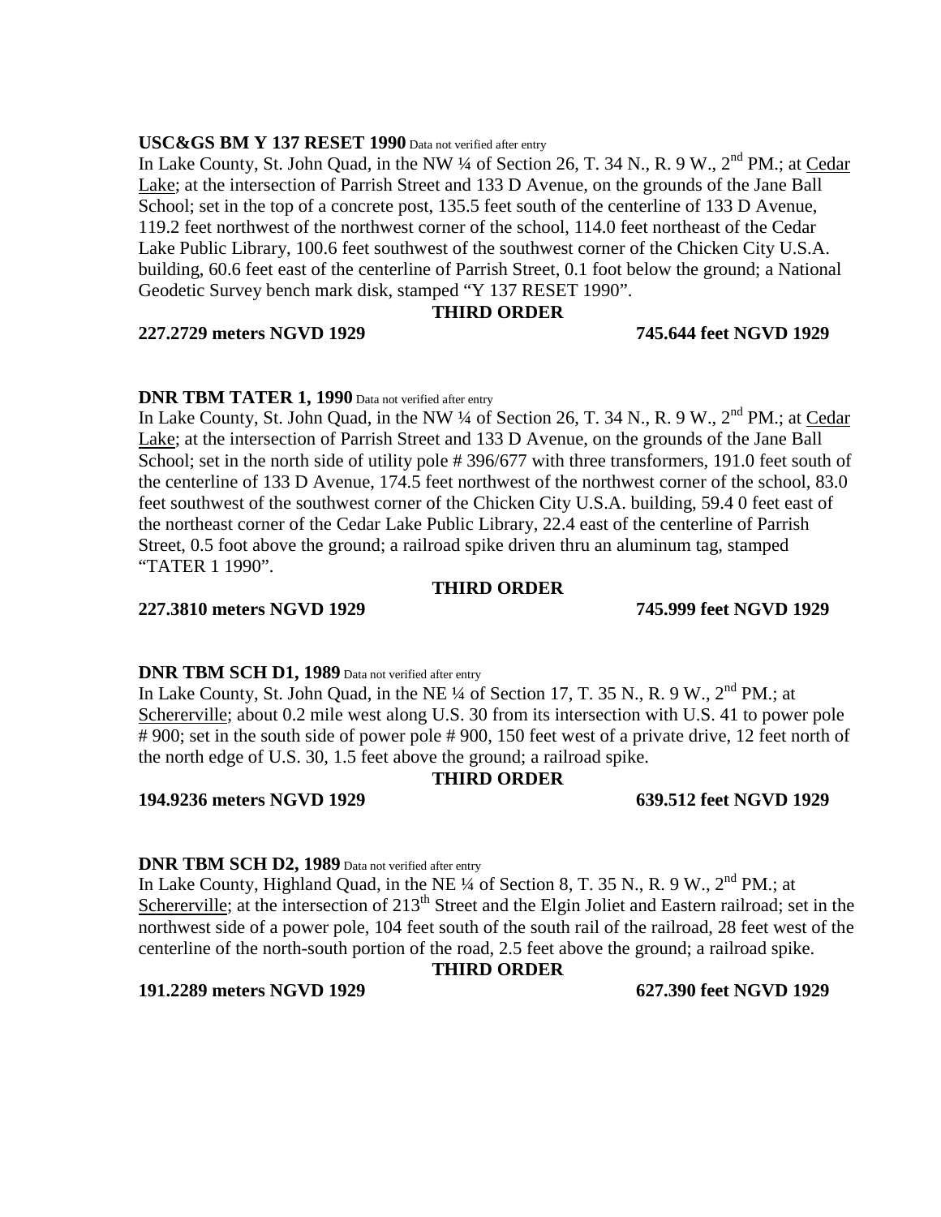**USC&GS BM Y 137 RESET 1990** Data not verified after entry
In Lake County, St. John Quad, in the NW ¼ of Section 26, T. 34 N., R. 9 W., 2nd PM.; at Cedar Lake; at the intersection of Parrish Street and 133 D Avenue, on the grounds of the Jane Ball School; set in the top of a concrete post, 135.5 feet south of the centerline of 133 D Avenue, 119.2 feet northwest of the northwest corner of the school, 114.0 feet northeast of the Cedar Lake Public Library, 100.6 feet southwest of the southwest corner of the Chicken City U.S.A. building, 60.6 feet east of the centerline of Parrish Street, 0.1 foot below the ground; a National Geodetic Survey bench mark disk, stamped "Y 137 RESET 1990".

**THIRD ORDER**

**227.2729 meters NGVD 1929** **745.644 feet NGVD 1929**

**DNR TBM TATER 1, 1990** Data not verified after entry
In Lake County, St. John Quad, in the NW ¼ of Section 26, T. 34 N., R. 9 W., 2nd PM.; at Cedar Lake; at the intersection of Parrish Street and 133 D Avenue, on the grounds of the Jane Ball School; set in the north side of utility pole # 396/677 with three transformers, 191.0 feet south of the centerline of 133 D Avenue, 174.5 feet northwest of the northwest corner of the school, 83.0 feet southwest of the southwest corner of the Chicken City U.S.A. building, 59.4 0 feet east of the northeast corner of the Cedar Lake Public Library, 22.4 east of the centerline of Parrish Street, 0.5 foot above the ground; a railroad spike driven thru an aluminum tag, stamped "TATER 1 1990".

**THIRD ORDER**

**227.3810 meters NGVD 1929** **745.999 feet NGVD 1929**

**DNR TBM SCH D1, 1989** Data not verified after entry
In Lake County, St. John Quad, in the NE ¼ of Section 17, T. 35 N., R. 9 W., 2nd PM.; at Schererville; about 0.2 mile west along U.S. 30 from its intersection with U.S. 41 to power pole # 900; set in the south side of power pole # 900, 150 feet west of a private drive, 12 feet north of the north edge of U.S. 30, 1.5 feet above the ground; a railroad spike.

**THIRD ORDER**

**194.9236 meters NGVD 1929** **639.512 feet NGVD 1929**

**DNR TBM SCH D2, 1989** Data not verified after entry
In Lake County, Highland Quad, in the NE ¼ of Section 8, T. 35 N., R. 9 W., 2nd PM.; at Schererville; at the intersection of 213th Street and the Elgin Joliet and Eastern railroad; set in the northwest side of a power pole, 104 feet south of the south rail of the railroad, 28 feet west of the centerline of the north-south portion of the road, 2.5 feet above the ground; a railroad spike.

**THIRD ORDER**

**191.2289 meters NGVD 1929** **627.390 feet NGVD 1929**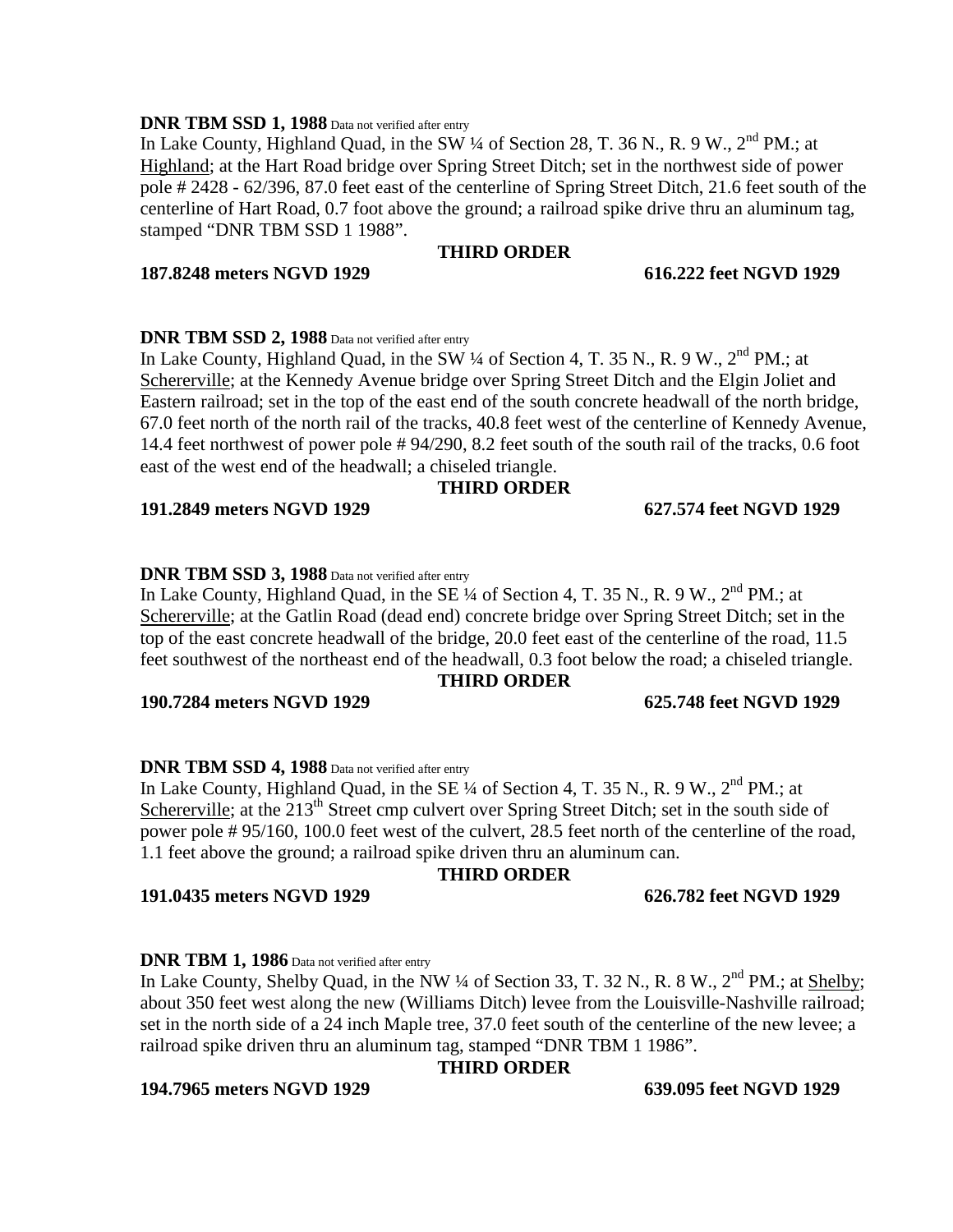**DNR TBM SSD 1, 1988** Data not verified after entry

In Lake County, Highland Quad, in the SW ¼ of Section 28, T. 36 N., R. 9 W., 2nd PM.; at Highland; at the Hart Road bridge over Spring Street Ditch; set in the northwest side of power pole # 2428 - 62/396, 87.0 feet east of the centerline of Spring Street Ditch, 21.6 feet south of the centerline of Hart Road, 0.7 foot above the ground; a railroad spike drive thru an aluminum tag, stamped "DNR TBM SSD 1 1988".

**THIRD ORDER**

**187.8248 meters NGVD 1929** **616.222 feet NGVD 1929**

**DNR TBM SSD 2, 1988** Data not verified after entry

In Lake County, Highland Quad, in the SW ¼ of Section 4, T. 35 N., R. 9 W., 2nd PM.; at Schererville; at the Kennedy Avenue bridge over Spring Street Ditch and the Elgin Joliet and Eastern railroad; set in the top of the east end of the south concrete headwall of the north bridge, 67.0 feet north of the north rail of the tracks, 40.8 feet west of the centerline of Kennedy Avenue, 14.4 feet northwest of power pole # 94/290, 8.2 feet south of the south rail of the tracks, 0.6 foot east of the west end of the headwall; a chiseled triangle.

**THIRD ORDER**

**191.2849 meters NGVD 1929** **627.574 feet NGVD 1929**

**DNR TBM SSD 3, 1988** Data not verified after entry

In Lake County, Highland Quad, in the SE ¼ of Section 4, T. 35 N., R. 9 W., 2nd PM.; at Schererville; at the Gatlin Road (dead end) concrete bridge over Spring Street Ditch; set in the top of the east concrete headwall of the bridge, 20.0 feet east of the centerline of the road, 11.5 feet southwest of the northeast end of the headwall, 0.3 foot below the road; a chiseled triangle.

**THIRD ORDER**

**190.7284 meters NGVD 1929** **625.748 feet NGVD 1929**

**DNR TBM SSD 4, 1988** Data not verified after entry

In Lake County, Highland Quad, in the SE ¼ of Section 4, T. 35 N., R. 9 W., 2nd PM.; at Schererville; at the 213th Street cmp culvert over Spring Street Ditch; set in the south side of power pole # 95/160, 100.0 feet west of the culvert, 28.5 feet north of the centerline of the road, 1.1 feet above the ground; a railroad spike driven thru an aluminum can.

**THIRD ORDER**

**191.0435 meters NGVD 1929** **626.782 feet NGVD 1929**

**DNR TBM 1, 1986** Data not verified after entry

In Lake County, Shelby Quad, in the NW ¼ of Section 33, T. 32 N., R. 8 W., 2nd PM.; at Shelby; about 350 feet west along the new (Williams Ditch) levee from the Louisville-Nashville railroad; set in the north side of a 24 inch Maple tree, 37.0 feet south of the centerline of the new levee; a railroad spike driven thru an aluminum tag, stamped "DNR TBM 1 1986".

**THIRD ORDER**

**194.7965 meters NGVD 1929** **639.095 feet NGVD 1929**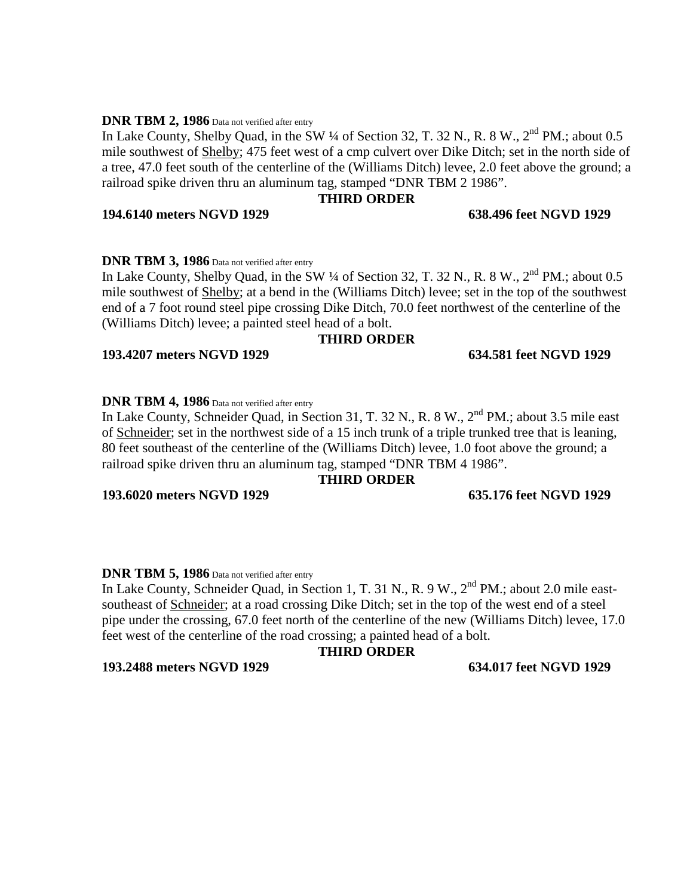**DNR TBM 2, 1986** Data not verified after entry

In Lake County, Shelby Quad, in the SW ¼ of Section 32, T. 32 N., R. 8 W., 2nd PM.; about 0.5 mile southwest of Shelby; 475 feet west of a cmp culvert over Dike Ditch; set in the north side of a tree, 47.0 feet south of the centerline of the (Williams Ditch) levee, 2.0 feet above the ground; a railroad spike driven thru an aluminum tag, stamped "DNR TBM 2 1986".

**THIRD ORDER**

**194.6140 meters NGVD 1929** **638.496 feet NGVD 1929**

**DNR TBM 3, 1986** Data not verified after entry

In Lake County, Shelby Quad, in the SW ¼ of Section 32, T. 32 N., R. 8 W., 2nd PM.; about 0.5 mile southwest of Shelby; at a bend in the (Williams Ditch) levee; set in the top of the southwest end of a 7 foot round steel pipe crossing Dike Ditch, 70.0 feet northwest of the centerline of the (Williams Ditch) levee; a painted steel head of a bolt.

**THIRD ORDER**

**193.4207 meters NGVD 1929** **634.581 feet NGVD 1929**

**DNR TBM 4, 1986** Data not verified after entry

In Lake County, Schneider Quad, in Section 31, T. 32 N., R. 8 W., 2nd PM.; about 3.5 mile east of Schneider; set in the northwest side of a 15 inch trunk of a triple trunked tree that is leaning, 80 feet southeast of the centerline of the (Williams Ditch) levee, 1.0 foot above the ground; a railroad spike driven thru an aluminum tag, stamped "DNR TBM 4 1986".

**THIRD ORDER**

**193.6020 meters NGVD 1929** **635.176 feet NGVD 1929**

**DNR TBM 5, 1986** Data not verified after entry

In Lake County, Schneider Quad, in Section 1, T. 31 N., R. 9 W., 2nd PM.; about 2.0 mile east-southeast of Schneider; at a road crossing Dike Ditch; set in the top of the west end of a steel pipe under the crossing, 67.0 feet north of the centerline of the new (Williams Ditch) levee, 17.0 feet west of the centerline of the road crossing; a painted head of a bolt.

**THIRD ORDER**

**193.2488 meters NGVD 1929** **634.017 feet NGVD 1929**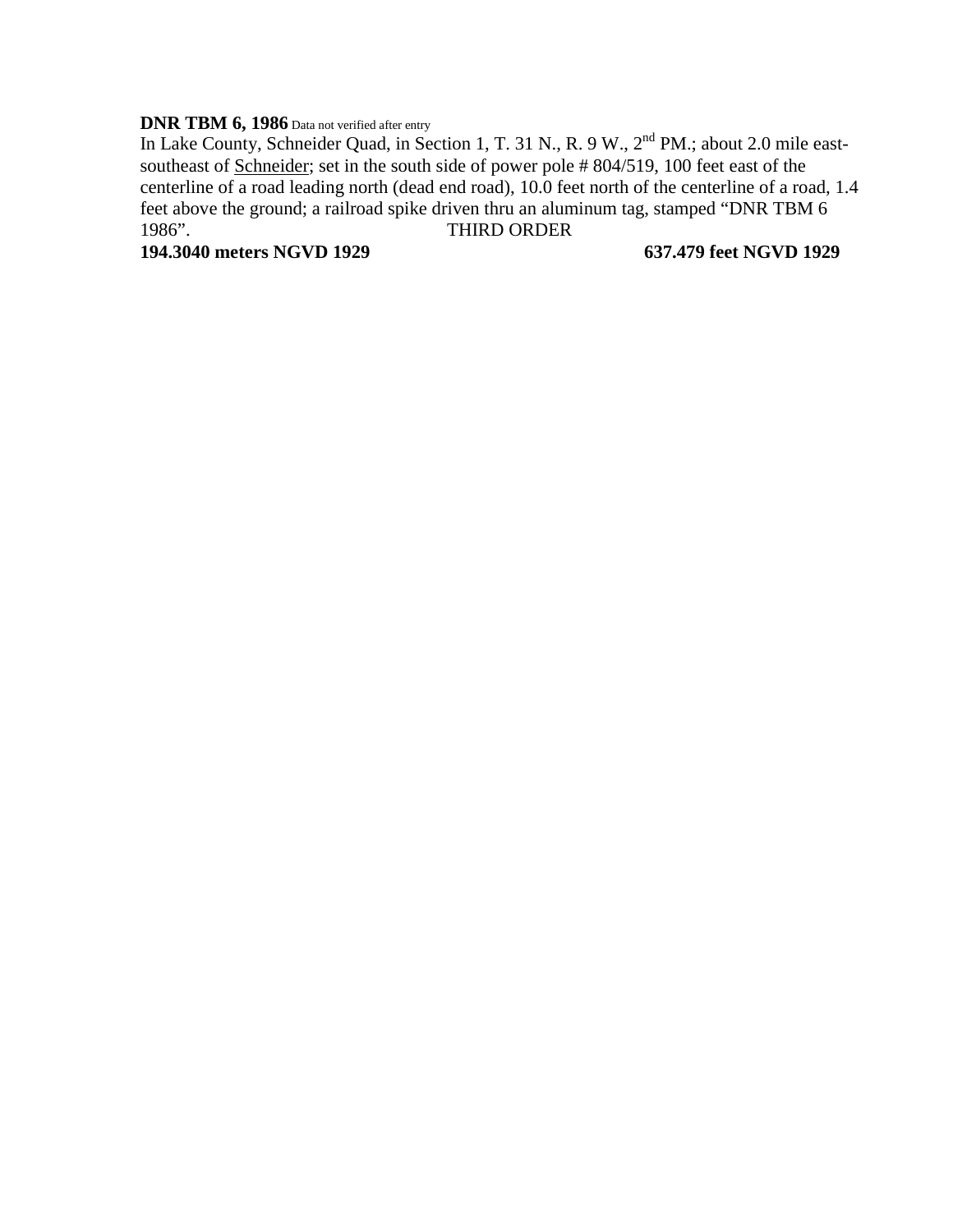**DNR TBM 6, 1986** Data not verified after entry

In Lake County, Schneider Quad, in Section 1, T. 31 N., R. 9 W., 2nd PM.; about 2.0 mile east-southeast of Schneider; set in the south side of power pole # 804/519, 100 feet east of the centerline of a road leading north (dead end road), 10.0 feet north of the centerline of a road, 1.4 feet above the ground; a railroad spike driven thru an aluminum tag, stamped "DNR TBM 6 1986". THIRD ORDER

**194.3040 meters NGVD 1929** **637.479 feet NGVD 1929**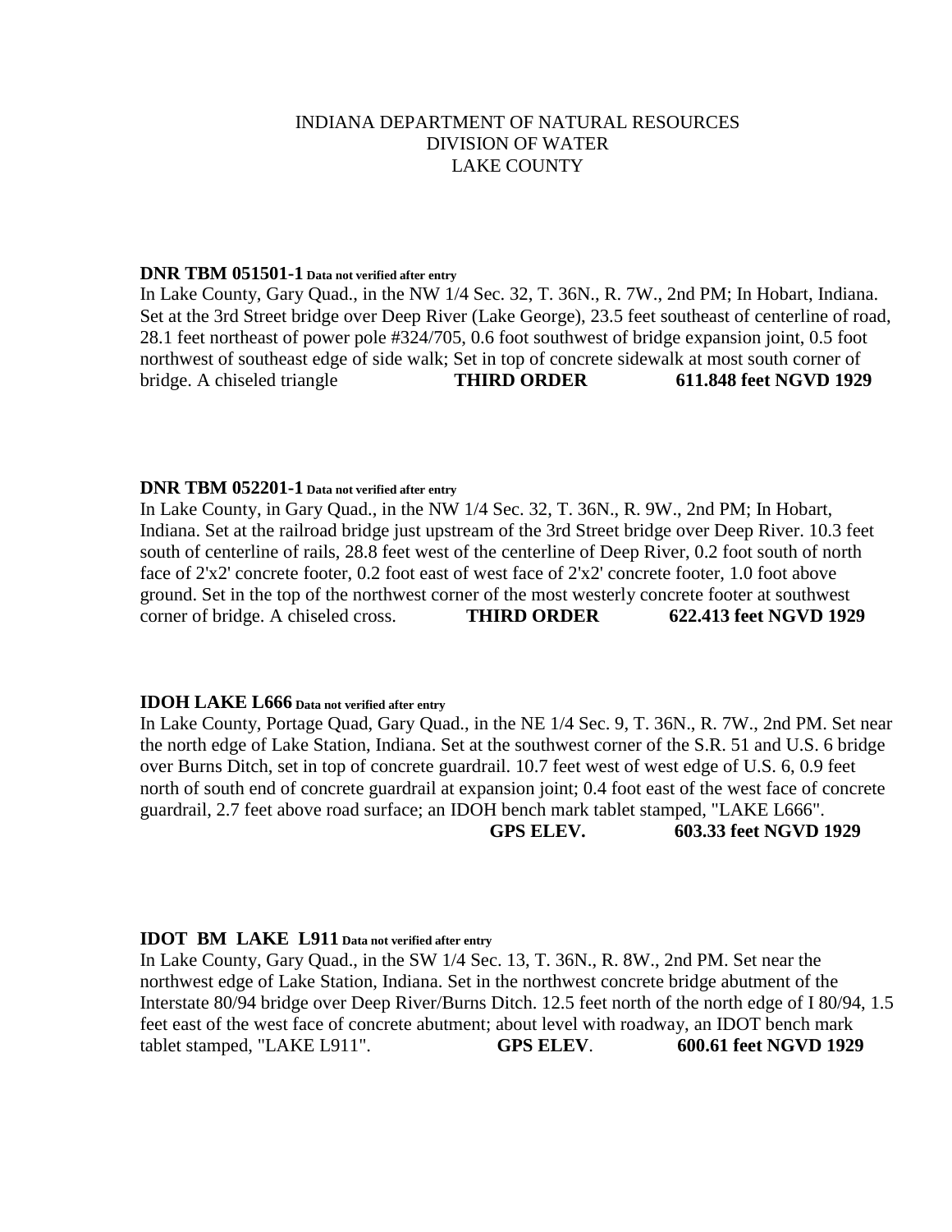INDIANA DEPARTMENT OF NATURAL RESOURCES
DIVISION OF WATER
LAKE COUNTY

**DNR TBM 051501-1** **Data not verified after entry**
In Lake County, Gary Quad., in the NW 1/4 Sec. 32, T. 36N., R. 7W., 2nd PM; In Hobart, Indiana. Set at the 3rd Street bridge over Deep River (Lake George), 23.5 feet southeast of centerline of road, 28.1 feet northeast of power pole #324/705, 0.6 foot southwest of bridge expansion joint, 0.5 foot northwest of southeast edge of side walk; Set in top of concrete sidewalk at most south corner of bridge. A chiseled triangle **THIRD ORDER** **611.848 feet NGVD 1929**

**DNR TBM 052201-1** **Data not verified after entry**
In Lake County, in Gary Quad., in the NW 1/4 Sec. 32, T. 36N., R. 9W., 2nd PM; In Hobart, Indiana. Set at the railroad bridge just upstream of the 3rd Street bridge over Deep River. 10.3 feet south of centerline of rails, 28.8 feet west of the centerline of Deep River, 0.2 foot south of north face of 2'x2' concrete footer, 0.2 foot east of west face of 2'x2' concrete footer, 1.0 foot above ground. Set in the top of the northwest corner of the most westerly concrete footer at southwest corner of bridge. A chiseled cross. **THIRD ORDER** **622.413 feet NGVD 1929**

**IDOH LAKE L666** **Data not verified after entry**
In Lake County, Portage Quad, Gary Quad., in the NE 1/4 Sec. 9, T. 36N., R. 7W., 2nd PM. Set near the north edge of Lake Station, Indiana. Set at the southwest corner of the S.R. 51 and U.S. 6 bridge over Burns Ditch, set in top of concrete guardrail. 10.7 feet west of west edge of U.S. 6, 0.9 feet north of south end of concrete guardrail at expansion joint; 0.4 foot east of the west face of concrete guardrail, 2.7 feet above road surface; an IDOH bench mark tablet stamped, "LAKE L666". **GPS ELEV.** **603.33 feet NGVD 1929**

**IDOT BM LAKE L911** **Data not verified after entry**
In Lake County, Gary Quad., in the SW 1/4 Sec. 13, T. 36N., R. 8W., 2nd PM. Set near the northwest edge of Lake Station, Indiana. Set in the northwest concrete bridge abutment of the Interstate 80/94 bridge over Deep River/Burns Ditch. 12.5 feet north of the north edge of I 80/94, 1.5 feet east of the west face of concrete abutment; about level with roadway, an IDOT bench mark tablet stamped, "LAKE L911". **GPS ELEV**. **600.61 feet NGVD 1929**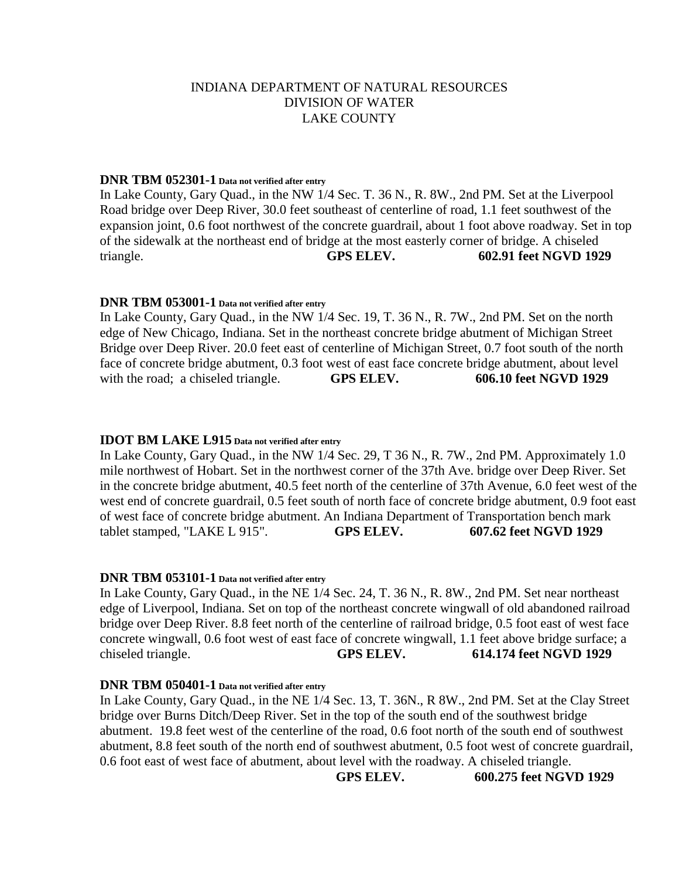INDIANA DEPARTMENT OF NATURAL RESOURCES
DIVISION OF WATER
LAKE COUNTY

**DNR TBM 052301-1** Data not verified after entry

In Lake County, Gary Quad., in the NW 1/4 Sec. T. 36 N., R. 8W., 2nd PM. Set at the Liverpool Road bridge over Deep River, 30.0 feet southeast of centerline of road, 1.1 feet southwest of the expansion joint, 0.6 foot northwest of the concrete guardrail, about 1 foot above roadway. Set in top of the sidewalk at the northeast end of bridge at the most easterly corner of bridge. A chiseled triangle. **GPS ELEV. 602.91 feet NGVD 1929**

**DNR TBM 053001-1** Data not verified after entry

In Lake County, Gary Quad., in the NW 1/4 Sec. 19, T. 36 N., R. 7W., 2nd PM. Set on the north edge of New Chicago, Indiana. Set in the northeast concrete bridge abutment of Michigan Street Bridge over Deep River. 20.0 feet east of centerline of Michigan Street, 0.7 foot south of the north face of concrete bridge abutment, 0.3 foot west of east face concrete bridge abutment, about level with the road; a chiseled triangle. **GPS ELEV. 606.10 feet NGVD 1929**

**IDOT BM LAKE L915** Data not verified after entry

In Lake County, Gary Quad., in the NW 1/4 Sec. 29, T 36 N., R. 7W., 2nd PM. Approximately 1.0 mile northwest of Hobart. Set in the northwest corner of the 37th Ave. bridge over Deep River. Set in the concrete bridge abutment, 40.5 feet north of the centerline of 37th Avenue, 6.0 feet west of the west end of concrete guardrail, 0.5 feet south of north face of concrete bridge abutment, 0.9 foot east of west face of concrete bridge abutment. An Indiana Department of Transportation bench mark tablet stamped, "LAKE L 915". **GPS ELEV. 607.62 feet NGVD 1929**

**DNR TBM 053101-1** Data not verified after entry

In Lake County, Gary Quad., in the NE 1/4 Sec. 24, T. 36 N., R. 8W., 2nd PM. Set near northeast edge of Liverpool, Indiana. Set on top of the northeast concrete wingwall of old abandoned railroad bridge over Deep River. 8.8 feet north of the centerline of railroad bridge, 0.5 foot east of west face concrete wingwall, 0.6 foot west of east face of concrete wingwall, 1.1 feet above bridge surface; a chiseled triangle. **GPS ELEV. 614.174 feet NGVD 1929**

**DNR TBM 050401-1** Data not verified after entry

In Lake County, Gary Quad., in the NE 1/4 Sec. 13, T. 36N., R 8W., 2nd PM. Set at the Clay Street bridge over Burns Ditch/Deep River. Set in the top of the south end of the southwest bridge abutment. 19.8 feet west of the centerline of the road, 0.6 foot north of the south end of southwest abutment, 8.8 feet south of the north end of southwest abutment, 0.5 foot west of concrete guardrail, 0.6 foot east of west face of abutment, about level with the roadway. A chiseled triangle. **GPS ELEV. 600.275 feet NGVD 1929**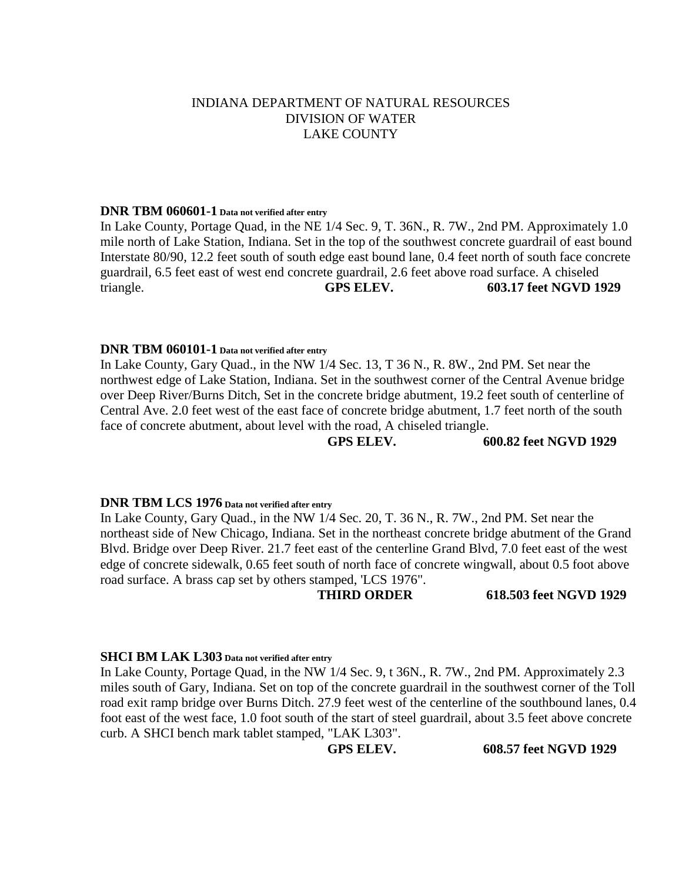INDIANA DEPARTMENT OF NATURAL RESOURCES
DIVISION OF WATER
LAKE COUNTY

**DNR TBM 060601-1** **Data not verified after entry**

In Lake County, Portage Quad, in the NE 1/4 Sec. 9, T. 36N., R. 7W., 2nd PM. Approximately 1.0 mile north of Lake Station, Indiana. Set in the top of the southwest concrete guardrail of east bound Interstate 80/90, 12.2 feet south of south edge east bound lane, 0.4 feet north of south face concrete guardrail, 6.5 feet east of west end concrete guardrail, 2.6 feet above road surface. A chiseled triangle. **GPS ELEV.** **603.17 feet NGVD 1929**

**DNR TBM 060101-1** **Data not verified after entry**

In Lake County, Gary Quad., in the NW 1/4 Sec. 13, T 36 N., R. 8W., 2nd PM. Set near the northwest edge of Lake Station, Indiana. Set in the southwest corner of the Central Avenue bridge over Deep River/Burns Ditch, Set in the concrete bridge abutment, 19.2 feet south of centerline of Central Ave. 2.0 feet west of the east face of concrete bridge abutment, 1.7 feet north of the south face of concrete abutment, about level with the road, A chiseled triangle.

**GPS ELEV.** **600.82 feet NGVD 1929**

**DNR TBM LCS 1976** **Data not verified after entry**

In Lake County, Gary Quad., in the NW 1/4 Sec. 20, T. 36 N., R. 7W., 2nd PM. Set near the northeast side of New Chicago, Indiana. Set in the northeast concrete bridge abutment of the Grand Blvd. Bridge over Deep River. 21.7 feet east of the centerline Grand Blvd, 7.0 feet east of the west edge of concrete sidewalk, 0.65 feet south of north face of concrete wingwall, about 0.5 foot above road surface. A brass cap set by others stamped, 'LCS 1976".

**THIRD ORDER** **618.503 feet NGVD 1929**

**SHCI BM LAK L303** **Data not verified after entry**

In Lake County, Portage Quad, in the NW 1/4 Sec. 9, t 36N., R. 7W., 2nd PM. Approximately 2.3 miles south of Gary, Indiana. Set on top of the concrete guardrail in the southwest corner of the Toll road exit ramp bridge over Burns Ditch. 27.9 feet west of the centerline of the southbound lanes, 0.4 foot east of the west face, 1.0 foot south of the start of steel guardrail, about 3.5 feet above concrete curb. A SHCI bench mark tablet stamped, "LAK L303".

**GPS ELEV.** **608.57 feet NGVD 1929**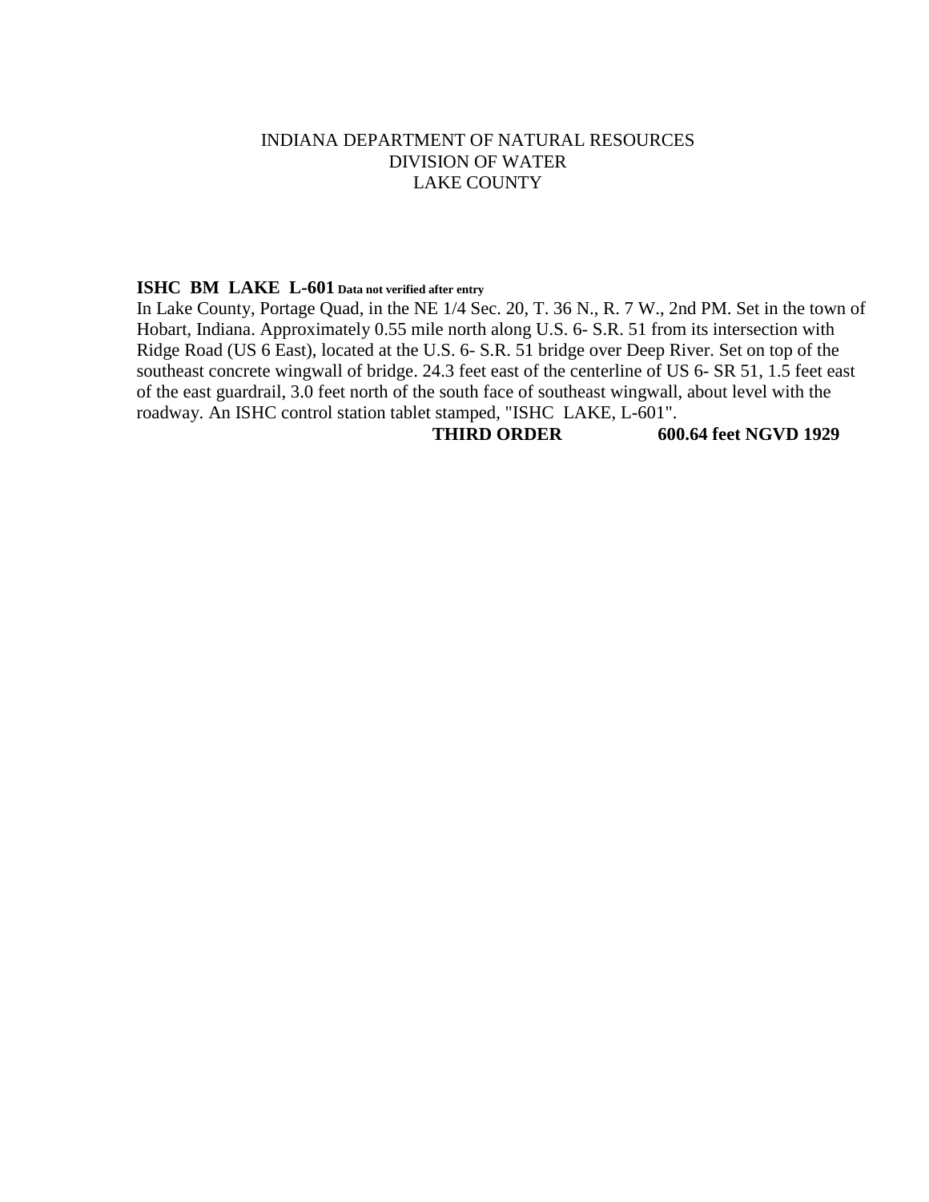INDIANA DEPARTMENT OF NATURAL RESOURCES
DIVISION OF WATER
LAKE COUNTY

**ISHC BM LAKE L-601** **Data not verified after entry**

In Lake County, Portage Quad, in the NE 1/4 Sec. 20, T. 36 N., R. 7 W., 2nd PM. Set in the town of Hobart, Indiana. Approximately 0.55 mile north along U.S. 6- S.R. 51 from its intersection with Ridge Road (US 6 East), located at the U.S. 6- S.R. 51 bridge over Deep River. Set on top of the southeast concrete wingwall of bridge. 24.3 feet east of the centerline of US 6- SR 51, 1.5 feet east of the east guardrail, 3.0 feet north of the south face of southeast wingwall, about level with the roadway. An ISHC control station tablet stamped, "ISHC LAKE, L-601".

**THIRD ORDER** **600.64 feet NGVD 1929**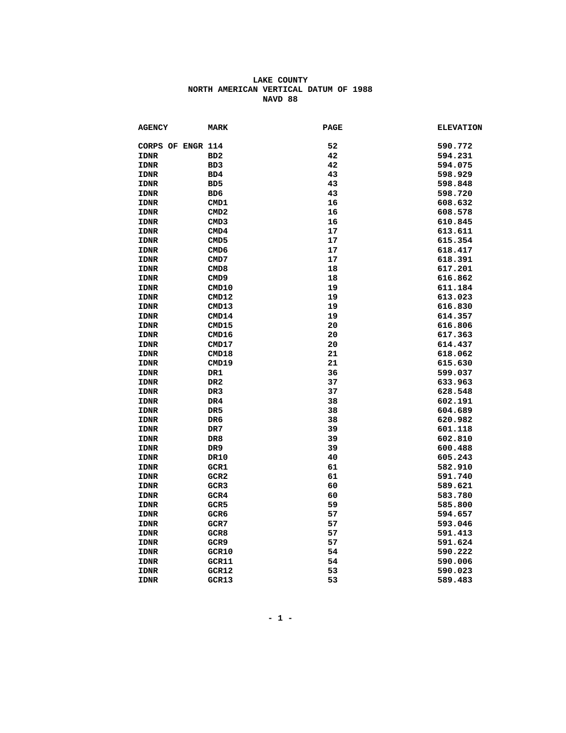# LAKE COUNTY
## NORTH AMERICAN VERTICAL DATUM OF 1988
## NAVD 88

| AGENCY | MARK | PAGE | ELEVATION |
|---|---|---|---|
| CORPS OF ENGR | 114 | 52 | 590.772 |
| IDNR | BD2 | 42 | 594.231 |
| IDNR | BD3 | 42 | 594.075 |
| IDNR | BD4 | 43 | 598.929 |
| IDNR | BD5 | 43 | 598.848 |
| IDNR | BD6 | 43 | 598.720 |
| IDNR | CMD1 | 16 | 608.632 |
| IDNR | CMD2 | 16 | 608.578 |
| IDNR | CMD3 | 16 | 610.845 |
| IDNR | CMD4 | 17 | 613.611 |
| IDNR | CMD5 | 17 | 615.354 |
| IDNR | CMD6 | 17 | 618.417 |
| IDNR | CMD7 | 17 | 618.391 |
| IDNR | CMD8 | 18 | 617.201 |
| IDNR | CMD9 | 18 | 616.862 |
| IDNR | CMD10 | 19 | 611.184 |
| IDNR | CMD12 | 19 | 613.023 |
| IDNR | CMD13 | 19 | 616.830 |
| IDNR | CMD14 | 19 | 614.357 |
| IDNR | CMD15 | 20 | 616.806 |
| IDNR | CMD16 | 20 | 617.363 |
| IDNR | CMD17 | 20 | 614.437 |
| IDNR | CMD18 | 21 | 618.062 |
| IDNR | CMD19 | 21 | 615.630 |
| IDNR | DR1 | 36 | 599.037 |
| IDNR | DR2 | 37 | 633.963 |
| IDNR | DR3 | 37 | 628.548 |
| IDNR | DR4 | 38 | 602.191 |
| IDNR | DR5 | 38 | 604.689 |
| IDNR | DR6 | 38 | 620.982 |
| IDNR | DR7 | 39 | 601.118 |
| IDNR | DR8 | 39 | 602.810 |
| IDNR | DR9 | 39 | 600.488 |
| IDNR | DR10 | 40 | 605.243 |
| IDNR | GCR1 | 61 | 582.910 |
| IDNR | GCR2 | 61 | 591.740 |
| IDNR | GCR3 | 60 | 589.621 |
| IDNR | GCR4 | 60 | 583.780 |
| IDNR | GCR5 | 59 | 585.800 |
| IDNR | GCR6 | 57 | 594.657 |
| IDNR | GCR7 | 57 | 593.046 |
| IDNR | GCR8 | 57 | 591.413 |
| IDNR | GCR9 | 57 | 591.624 |
| IDNR | GCR10 | 54 | 590.222 |
| IDNR | GCR11 | 54 | 590.006 |
| IDNR | GCR12 | 53 | 590.023 |
| IDNR | GCR13 | 53 | 589.483 |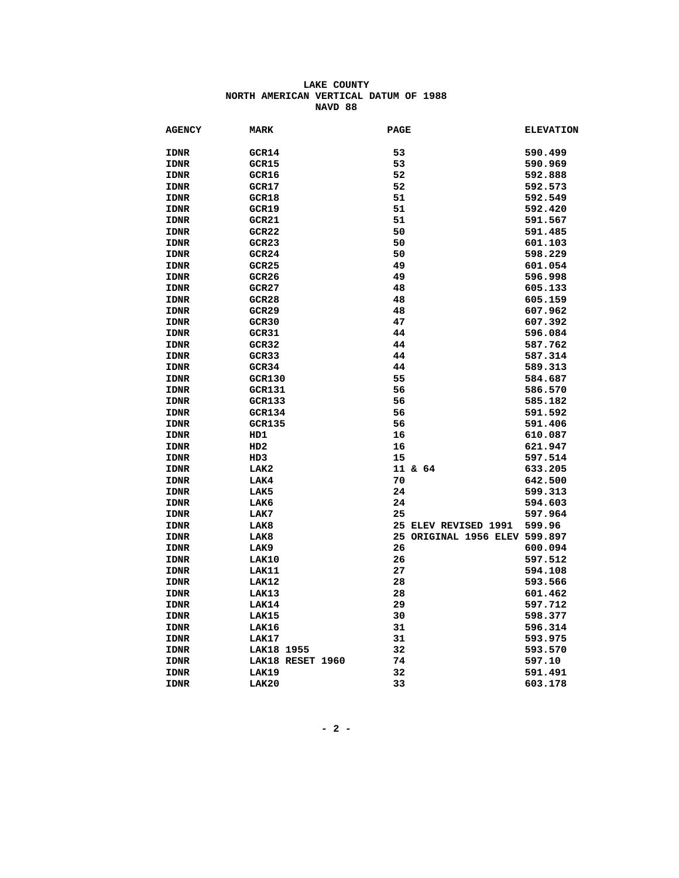**LAKE COUNTY**
**NORTH AMERICAN VERTICAL DATUM OF 1988**
**NAVD 88**

| AGENCY | MARK | PAGE | ELEVATION |
|---|---|---|---|
| IDNR | GCR14 | 53 | 590.499 |
| IDNR | GCR15 | 53 | 590.969 |
| IDNR | GCR16 | 52 | 592.888 |
| IDNR | GCR17 | 52 | 592.573 |
| IDNR | GCR18 | 51 | 592.549 |
| IDNR | GCR19 | 51 | 592.420 |
| IDNR | GCR21 | 51 | 591.567 |
| IDNR | GCR22 | 50 | 591.485 |
| IDNR | GCR23 | 50 | 601.103 |
| IDNR | GCR24 | 50 | 598.229 |
| IDNR | GCR25 | 49 | 601.054 |
| IDNR | GCR26 | 49 | 596.998 |
| IDNR | GCR27 | 48 | 605.133 |
| IDNR | GCR28 | 48 | 605.159 |
| IDNR | GCR29 | 48 | 607.962 |
| IDNR | GCR30 | 47 | 607.392 |
| IDNR | GCR31 | 44 | 596.084 |
| IDNR | GCR32 | 44 | 587.762 |
| IDNR | GCR33 | 44 | 587.314 |
| IDNR | GCR34 | 44 | 589.313 |
| IDNR | GCR130 | 55 | 584.687 |
| IDNR | GCR131 | 56 | 586.570 |
| IDNR | GCR133 | 56 | 585.182 |
| IDNR | GCR134 | 56 | 591.592 |
| IDNR | GCR135 | 56 | 591.406 |
| IDNR | HD1 | 16 | 610.087 |
| IDNR | HD2 | 16 | 621.947 |
| IDNR | HD3 | 15 | 597.514 |
| IDNR | LAK2 | 11 & 64 | 633.205 |
| IDNR | LAK4 | 70 | 642.500 |
| IDNR | LAK5 | 24 | 599.313 |
| IDNR | LAK6 | 24 | 594.603 |
| IDNR | LAK7 | 25 | 597.964 |
| IDNR | LAK8 | 25 ELEV REVISED 1991 | 599.96 |
| IDNR | LAK8 | 25 ORIGINAL 1956 ELEV | 599.897 |
| IDNR | LAK9 | 26 | 600.094 |
| IDNR | LAK10 | 26 | 597.512 |
| IDNR | LAK11 | 27 | 594.108 |
| IDNR | LAK12 | 28 | 593.566 |
| IDNR | LAK13 | 28 | 601.462 |
| IDNR | LAK14 | 29 | 597.712 |
| IDNR | LAK15 | 30 | 598.377 |
| IDNR | LAK16 | 31 | 596.314 |
| IDNR | LAK17 | 31 | 593.975 |
| IDNR | LAK18 1955 | 32 | 593.570 |
| IDNR | LAK18 RESET 1960 | 74 | 597.10 |
| IDNR | LAK19 | 32 | 591.491 |
| IDNR | LAK20 | 33 | 603.178 |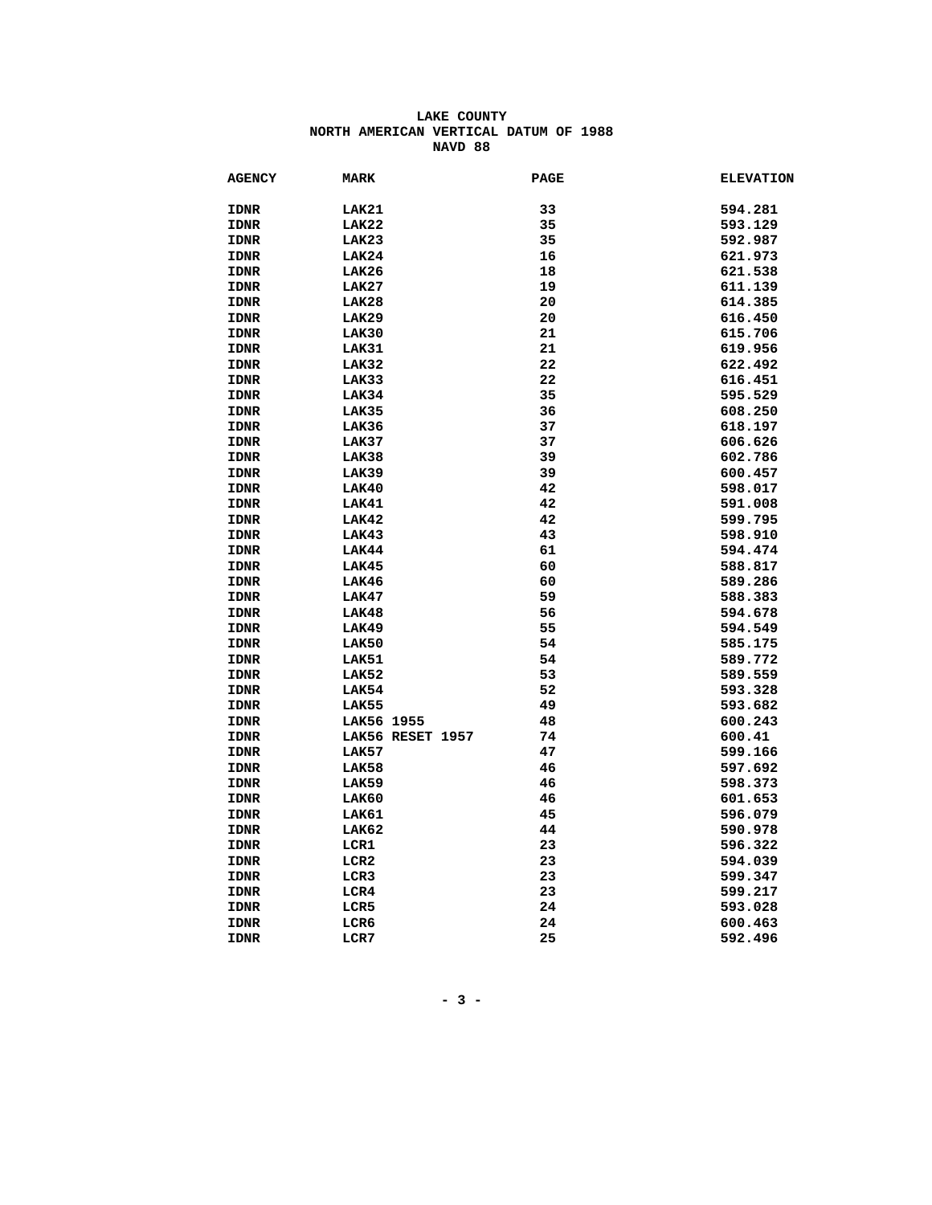# LAKE COUNTY
## NORTH AMERICAN VERTICAL DATUM OF 1988
## NAVD 88

| AGENCY | MARK | PAGE | ELEVATION |
|---|---|---|---|
| IDNR | LAK21 | 33 | 594.281 |
| IDNR | LAK22 | 35 | 593.129 |
| IDNR | LAK23 | 35 | 592.987 |
| IDNR | LAK24 | 16 | 621.973 |
| IDNR | LAK26 | 18 | 621.538 |
| IDNR | LAK27 | 19 | 611.139 |
| IDNR | LAK28 | 20 | 614.385 |
| IDNR | LAK29 | 20 | 616.450 |
| IDNR | LAK30 | 21 | 615.706 |
| IDNR | LAK31 | 21 | 619.956 |
| IDNR | LAK32 | 22 | 622.492 |
| IDNR | LAK33 | 22 | 616.451 |
| IDNR | LAK34 | 35 | 595.529 |
| IDNR | LAK35 | 36 | 608.250 |
| IDNR | LAK36 | 37 | 618.197 |
| IDNR | LAK37 | 37 | 606.626 |
| IDNR | LAK38 | 39 | 602.786 |
| IDNR | LAK39 | 39 | 600.457 |
| IDNR | LAK40 | 42 | 598.017 |
| IDNR | LAK41 | 42 | 591.008 |
| IDNR | LAK42 | 42 | 599.795 |
| IDNR | LAK43 | 43 | 598.910 |
| IDNR | LAK44 | 61 | 594.474 |
| IDNR | LAK45 | 60 | 588.817 |
| IDNR | LAK46 | 60 | 589.286 |
| IDNR | LAK47 | 59 | 588.383 |
| IDNR | LAK48 | 56 | 594.678 |
| IDNR | LAK49 | 55 | 594.549 |
| IDNR | LAK50 | 54 | 585.175 |
| IDNR | LAK51 | 54 | 589.772 |
| IDNR | LAK52 | 53 | 589.559 |
| IDNR | LAK54 | 52 | 593.328 |
| IDNR | LAK55 | 49 | 593.682 |
| IDNR | LAK56 1955 | 48 | 600.243 |
| IDNR | LAK56 RESET 1957 | 74 | 600.41 |
| IDNR | LAK57 | 47 | 599.166 |
| IDNR | LAK58 | 46 | 597.692 |
| IDNR | LAK59 | 46 | 598.373 |
| IDNR | LAK60 | 46 | 601.653 |
| IDNR | LAK61 | 45 | 596.079 |
| IDNR | LAK62 | 44 | 590.978 |
| IDNR | LCR1 | 23 | 596.322 |
| IDNR | LCR2 | 23 | 594.039 |
| IDNR | LCR3 | 23 | 599.347 |
| IDNR | LCR4 | 23 | 599.217 |
| IDNR | LCR5 | 24 | 593.028 |
| IDNR | LCR6 | 24 | 600.463 |
| IDNR | LCR7 | 25 | 592.496 |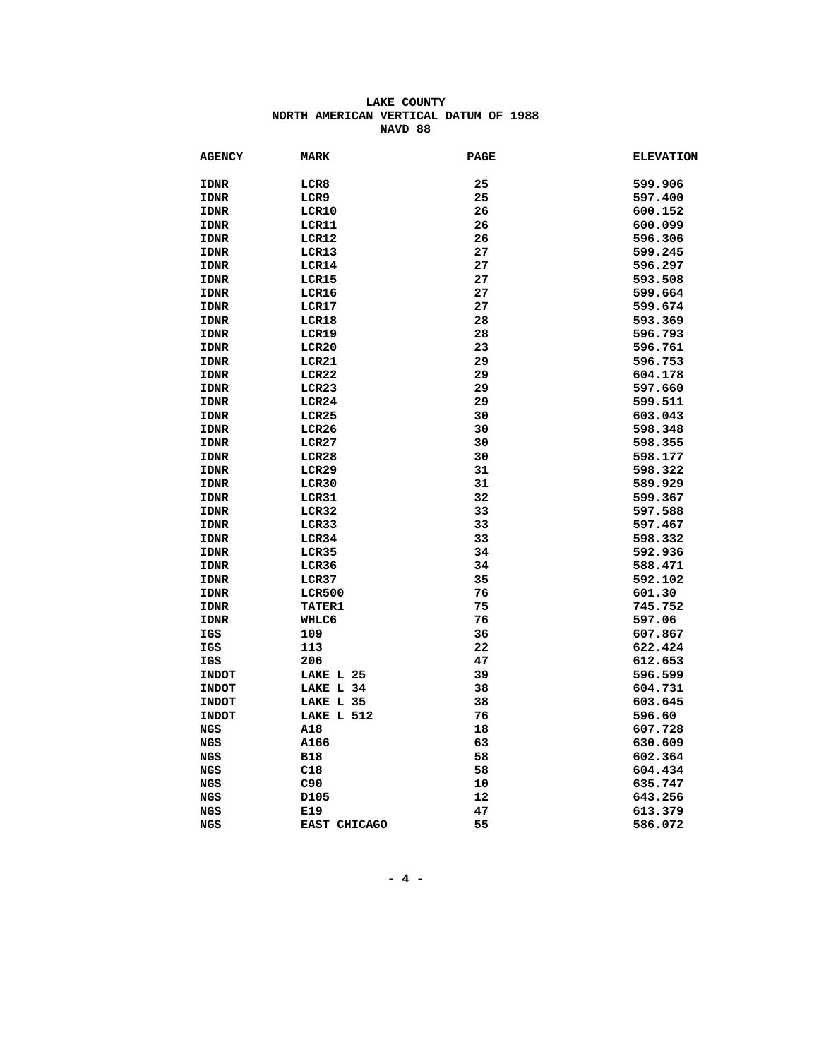**LAKE COUNTY**
**NORTH AMERICAN VERTICAL DATUM OF 1988**
**NAVD 88**

| AGENCY | MARK | PAGE | ELEVATION |
|---|---|---|---|
| IDNR | LCR8 | 25 | 599.906 |
| IDNR | LCR9 | 25 | 597.400 |
| IDNR | LCR10 | 26 | 600.152 |
| IDNR | LCR11 | 26 | 600.099 |
| IDNR | LCR12 | 26 | 596.306 |
| IDNR | LCR13 | 27 | 599.245 |
| IDNR | LCR14 | 27 | 596.297 |
| IDNR | LCR15 | 27 | 593.508 |
| IDNR | LCR16 | 27 | 599.664 |
| IDNR | LCR17 | 27 | 599.674 |
| IDNR | LCR18 | 28 | 593.369 |
| IDNR | LCR19 | 28 | 596.793 |
| IDNR | LCR20 | 23 | 596.761 |
| IDNR | LCR21 | 29 | 596.753 |
| IDNR | LCR22 | 29 | 604.178 |
| IDNR | LCR23 | 29 | 597.660 |
| IDNR | LCR24 | 29 | 599.511 |
| IDNR | LCR25 | 30 | 603.043 |
| IDNR | LCR26 | 30 | 598.348 |
| IDNR | LCR27 | 30 | 598.355 |
| IDNR | LCR28 | 30 | 598.177 |
| IDNR | LCR29 | 31 | 598.322 |
| IDNR | LCR30 | 31 | 589.929 |
| IDNR | LCR31 | 32 | 599.367 |
| IDNR | LCR32 | 33 | 597.588 |
| IDNR | LCR33 | 33 | 597.467 |
| IDNR | LCR34 | 33 | 598.332 |
| IDNR | LCR35 | 34 | 592.936 |
| IDNR | LCR36 | 34 | 588.471 |
| IDNR | LCR37 | 35 | 592.102 |
| IDNR | LCR500 | 76 | 601.30 |
| IDNR | TATER1 | 75 | 745.752 |
| IDNR | WHLC6 | 76 | 597.06 |
| IGS | 109 | 36 | 607.867 |
| IGS | 113 | 22 | 622.424 |
| IGS | 206 | 47 | 612.653 |
| INDOT | LAKE L 25 | 39 | 596.599 |
| INDOT | LAKE L 34 | 38 | 604.731 |
| INDOT | LAKE L 35 | 38 | 603.645 |
| INDOT | LAKE L 512 | 76 | 596.60 |
| NGS | A18 | 18 | 607.728 |
| NGS | A166 | 63 | 630.609 |
| NGS | B18 | 58 | 602.364 |
| NGS | C18 | 58 | 604.434 |
| NGS | C90 | 10 | 635.747 |
| NGS | D105 | 12 | 643.256 |
| NGS | E19 | 47 | 613.379 |
| NGS | EAST CHICAGO | 55 | 586.072 |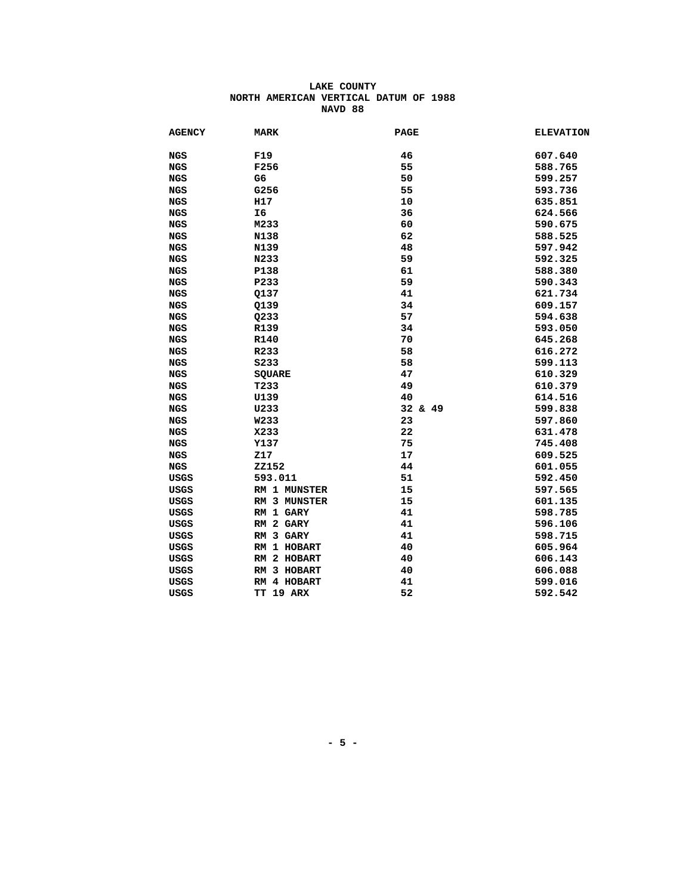# LAKE COUNTY
## NORTH AMERICAN VERTICAL DATUM OF 1988
## NAVD 88

| AGENCY | MARK | PAGE | ELEVATION |
|---|---|---|---|
| NGS | F19 | 46 | 607.640 |
| NGS | F256 | 55 | 588.765 |
| NGS | G6 | 50 | 599.257 |
| NGS | G256 | 55 | 593.736 |
| NGS | H17 | 10 | 635.851 |
| NGS | I6 | 36 | 624.566 |
| NGS | M233 | 60 | 590.675 |
| NGS | N138 | 62 | 588.525 |
| NGS | N139 | 48 | 597.942 |
| NGS | N233 | 59 | 592.325 |
| NGS | P138 | 61 | 588.380 |
| NGS | P233 | 59 | 590.343 |
| NGS | Q137 | 41 | 621.734 |
| NGS | Q139 | 34 | 609.157 |
| NGS | Q233 | 57 | 594.638 |
| NGS | R139 | 34 | 593.050 |
| NGS | R140 | 70 | 645.268 |
| NGS | R233 | 58 | 616.272 |
| NGS | S233 | 58 | 599.113 |
| NGS | SQUARE | 47 | 610.329 |
| NGS | T233 | 49 | 610.379 |
| NGS | U139 | 40 | 614.516 |
| NGS | U233 | 32 & 49 | 599.838 |
| NGS | W233 | 23 | 597.860 |
| NGS | X233 | 22 | 631.478 |
| NGS | Y137 | 75 | 745.408 |
| NGS | Z17 | 17 | 609.525 |
| NGS | ZZ152 | 44 | 601.055 |
| USGS | 593.011 | 51 | 592.450 |
| USGS | RM 1 MUNSTER | 15 | 597.565 |
| USGS | RM 3 MUNSTER | 15 | 601.135 |
| USGS | RM 1 GARY | 41 | 598.785 |
| USGS | RM 2 GARY | 41 | 596.106 |
| USGS | RM 3 GARY | 41 | 598.715 |
| USGS | RM 1 HOBART | 40 | 605.964 |
| USGS | RM 2 HOBART | 40 | 606.143 |
| USGS | RM 3 HOBART | 40 | 606.088 |
| USGS | RM 4 HOBART | 41 | 599.016 |
| USGS | TT 19 ARX | 52 | 592.542 |